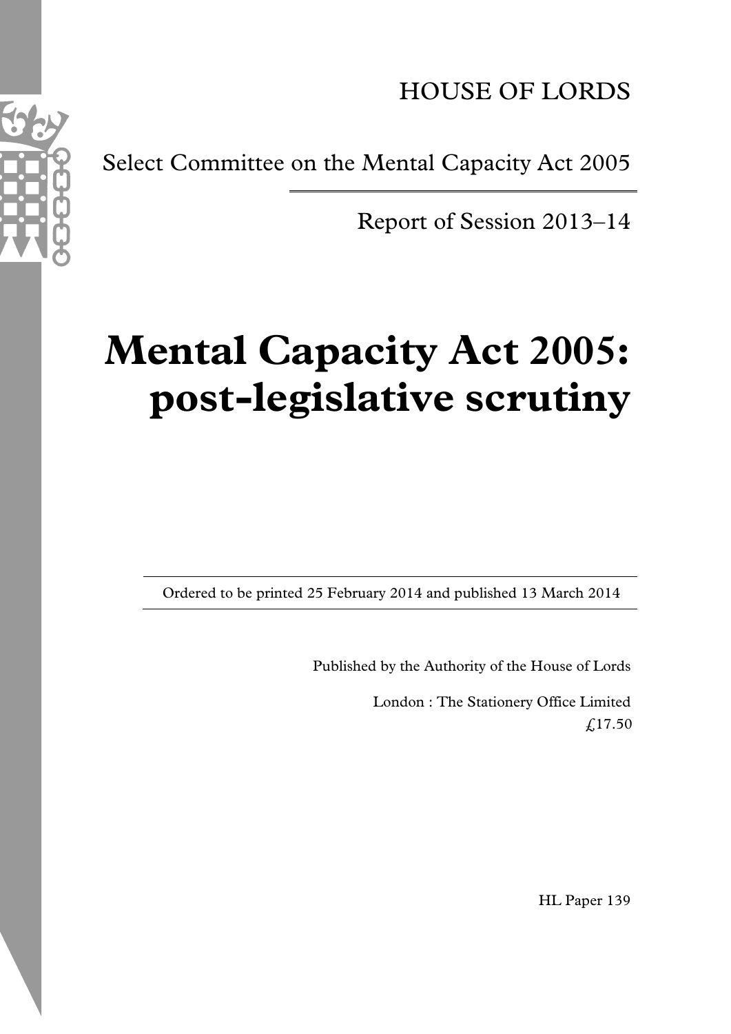HOUSE OF LORDS

Select Committee on the Mental Capacity Act 2005

Report of Session 2013–14

# Mental Capacity Act 2005: post-legislative scrutiny

Ordered to be printed 25 February 2014 and published 13 March 2014

Published by the Authority of the House of Lords

London : The Stationery Office Limited
£17.50

HL Paper 139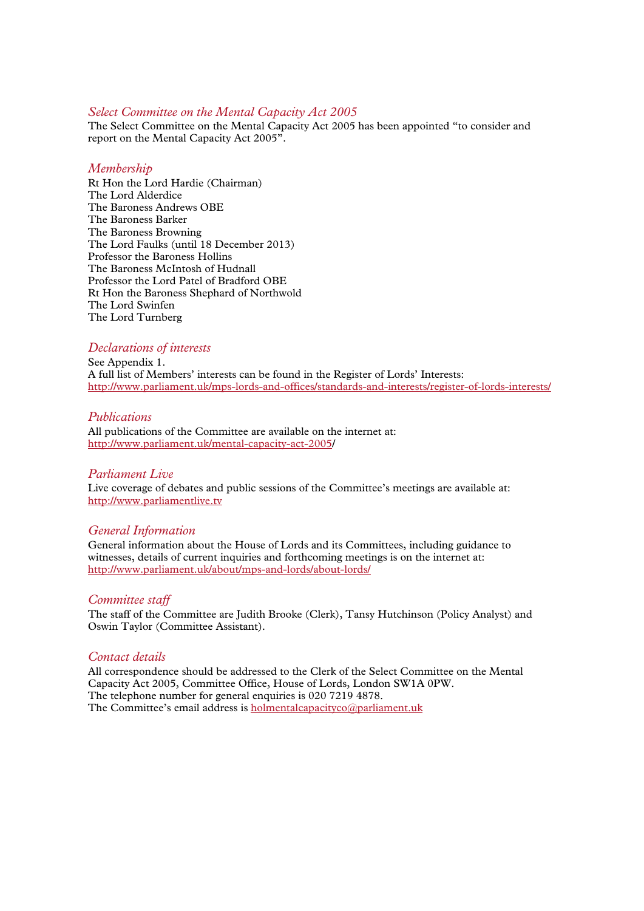## *Select Committee on the Mental Capacity Act 2005*

The Select Committee on the Mental Capacity Act 2005 has been appointed "to consider and report on the Mental Capacity Act 2005".

## *Membership*

Rt Hon the Lord Hardie (Chairman)
The Lord Alderdice
The Baroness Andrews OBE
The Baroness Barker
The Baroness Browning
The Lord Faulks (until 18 December 2013)
Professor the Baroness Hollins
The Baroness McIntosh of Hudnall
Professor the Lord Patel of Bradford OBE
Rt Hon the Baroness Shephard of Northwold
The Lord Swinfen
The Lord Turnberg

## *Declarations of interests*

See Appendix 1.
A full list of Members' interests can be found in the Register of Lords' Interests:
http://www.parliament.uk/mps-lords-and-offices/standards-and-interests/register-of-lords-interests/

## *Publications*

All publications of the Committee are available on the internet at:
http://www.parliament.uk/mental-capacity-act-2005/

## *Parliament Live*

Live coverage of debates and public sessions of the Committee's meetings are available at:
http://www.parliamentlive.tv

## *General Information*

General information about the House of Lords and its Committees, including guidance to witnesses, details of current inquiries and forthcoming meetings is on the internet at:
http://www.parliament.uk/about/mps-and-lords/about-lords/

## *Committee staff*

The staff of the Committee are Judith Brooke (Clerk), Tansy Hutchinson (Policy Analyst) and Oswin Taylor (Committee Assistant).

## *Contact details*

All correspondence should be addressed to the Clerk of the Select Committee on the Mental Capacity Act 2005, Committee Office, House of Lords, London SW1A 0PW.
The telephone number for general enquiries is 020 7219 4878.
The Committee's email address is holmentalcapacityco@parliament.uk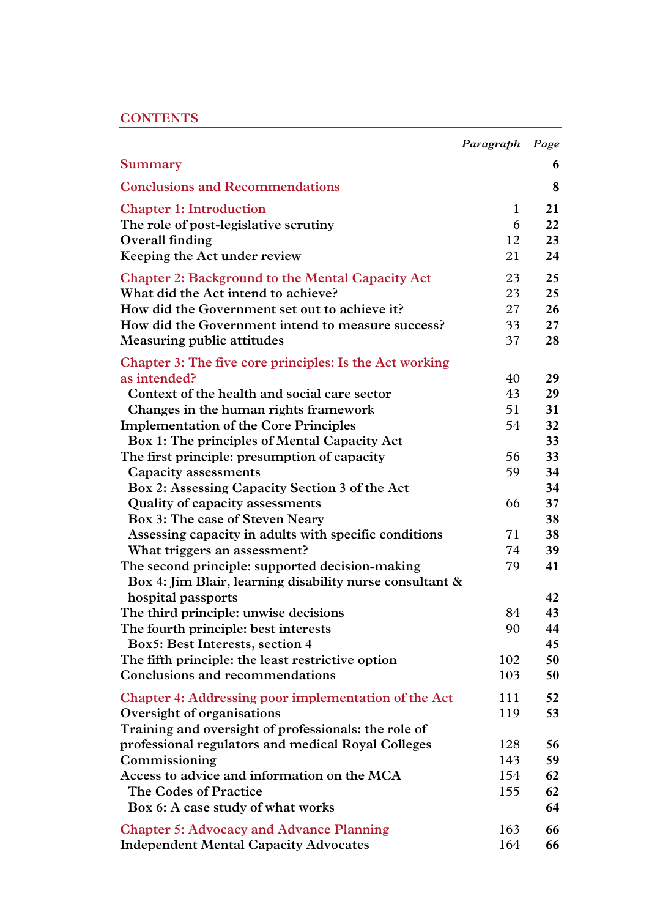## CONTENTS

| | Paragraph | Page |
|---|---|---|
| **Summary** | | **6** |
| **Conclusions and Recommendations** | | **8** |
| **Chapter 1: Introduction** | 1 | **21** |
| The role of post-legislative scrutiny | 6 | **22** |
| Overall finding | 12 | **23** |
| Keeping the Act under review | 21 | **24** |
| **Chapter 2: Background to the Mental Capacity Act** | 23 | **25** |
| What did the Act intend to achieve? | 23 | **25** |
| How did the Government set out to achieve it? | 27 | **26** |
| How did the Government intend to measure success? | 33 | **27** |
| Measuring public attitudes | 37 | **28** |
| **Chapter 3: The five core principles: Is the Act working as intended?** | 40 | **29** |
| Context of the health and social care sector | 43 | **29** |
| Changes in the human rights framework | 51 | **31** |
| Implementation of the Core Principles | 54 | **32** |
| Box 1: The principles of Mental Capacity Act | | **33** |
| The first principle: presumption of capacity | 56 | **33** |
| Capacity assessments | 59 | **34** |
| Box 2: Assessing Capacity Section 3 of the Act | | **34** |
| Quality of capacity assessments | 66 | **37** |
| Box 3: The case of Steven Neary | | **38** |
| Assessing capacity in adults with specific conditions | 71 | **38** |
| What triggers an assessment? | 74 | **39** |
| The second principle: supported decision-making | 79 | **41** |
| Box 4: Jim Blair, learning disability nurse consultant & hospital passports | | **42** |
| The third principle: unwise decisions | 84 | **43** |
| The fourth principle: best interests | 90 | **44** |
| Box5: Best Interests, section 4 | | **45** |
| The fifth principle: the least restrictive option | 102 | **50** |
| Conclusions and recommendations | 103 | **50** |
| **Chapter 4: Addressing poor implementation of the Act** | 111 | **52** |
| Oversight of organisations | 119 | **53** |
| Training and oversight of professionals: the role of professional regulators and medical Royal Colleges | 128 | **56** |
| Commissioning | 143 | **59** |
| Access to advice and information on the MCA | 154 | **62** |
| The Codes of Practice | 155 | **62** |
| Box 6: A case study of what works | | **64** |
| **Chapter 5: Advocacy and Advance Planning** | 163 | **66** |
| Independent Mental Capacity Advocates | 164 | **66** |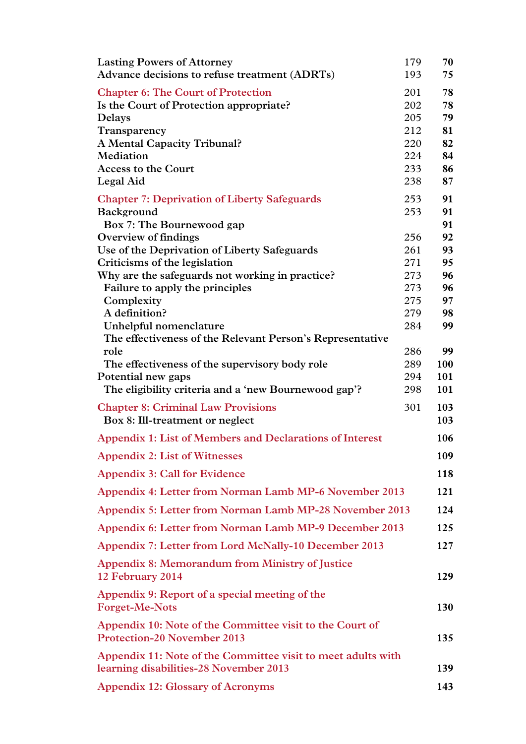| | | |
|---|---|---|
| Lasting Powers of Attorney | 179 | **70** |
| Advance decisions to refuse treatment (ADRTs) | 193 | **75** |
| Chapter 6: The Court of Protection | 201 | **78** |
| Is the Court of Protection appropriate? | 202 | **78** |
| Delays | 205 | **79** |
| Transparency | 212 | **81** |
| A Mental Capacity Tribunal? | 220 | **82** |
| Mediation | 224 | **84** |
| Access to the Court | 233 | **86** |
| Legal Aid | 238 | **87** |
| Chapter 7: Deprivation of Liberty Safeguards | 253 | **91** |
| Background | 253 | **91** |
| Box 7: The Bournewood gap | | **91** |
| Overview of findings | 256 | **92** |
| Use of the Deprivation of Liberty Safeguards | 261 | **93** |
| Criticisms of the legislation | 271 | **95** |
| Why are the safeguards not working in practice? | 273 | **96** |
| Failure to apply the principles | 273 | **96** |
| Complexity | 275 | **97** |
| A definition? | 279 | **98** |
| Unhelpful nomenclature | 284 | **99** |
| The effectiveness of the Relevant Person's Representative role | 286 | **99** |
| The effectiveness of the supervisory body role | 289 | **100** |
| Potential new gaps | 294 | **101** |
| The eligibility criteria and a 'new Bournewood gap'? | 298 | **101** |
| Chapter 8: Criminal Law Provisions | 301 | **103** |
| Box 8: Ill-treatment or neglect | | **103** |
| Appendix 1: List of Members and Declarations of Interest | | **106** |
| Appendix 2: List of Witnesses | | **109** |
| Appendix 3: Call for Evidence | | **118** |
| Appendix 4: Letter from Norman Lamb MP-6 November 2013 | | **121** |
| Appendix 5: Letter from Norman Lamb MP-28 November 2013 | | **124** |
| Appendix 6: Letter from Norman Lamb MP-9 December 2013 | | **125** |
| Appendix 7: Letter from Lord McNally-10 December 2013 | | **127** |
| Appendix 8: Memorandum from Ministry of Justice 12 February 2014 | | **129** |
| Appendix 9: Report of a special meeting of the Forget-Me-Nots | | **130** |
| Appendix 10: Note of the Committee visit to the Court of Protection-20 November 2013 | | **135** |
| Appendix 11: Note of the Committee visit to meet adults with learning disabilities-28 November 2013 | | **139** |
| Appendix 12: Glossary of Acronyms | | **143** |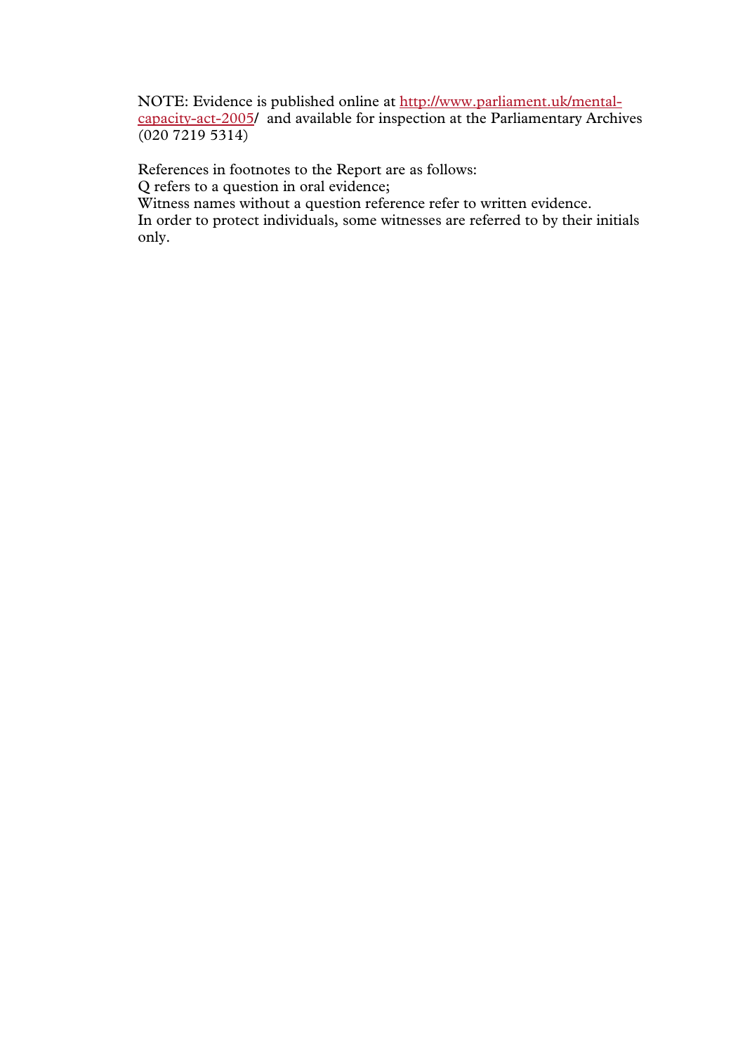NOTE: Evidence is published online at [http://www.parliament.uk/mental-capacity-act-2005](http://www.parliament.uk/mental-capacity-act-2005)/ and available for inspection at the Parliamentary Archives (020 7219 5314)

References in footnotes to the Report are as follows:
Q refers to a question in oral evidence;
Witness names without a question reference refer to written evidence.
In order to protect individuals, some witnesses are referred to by their initials only.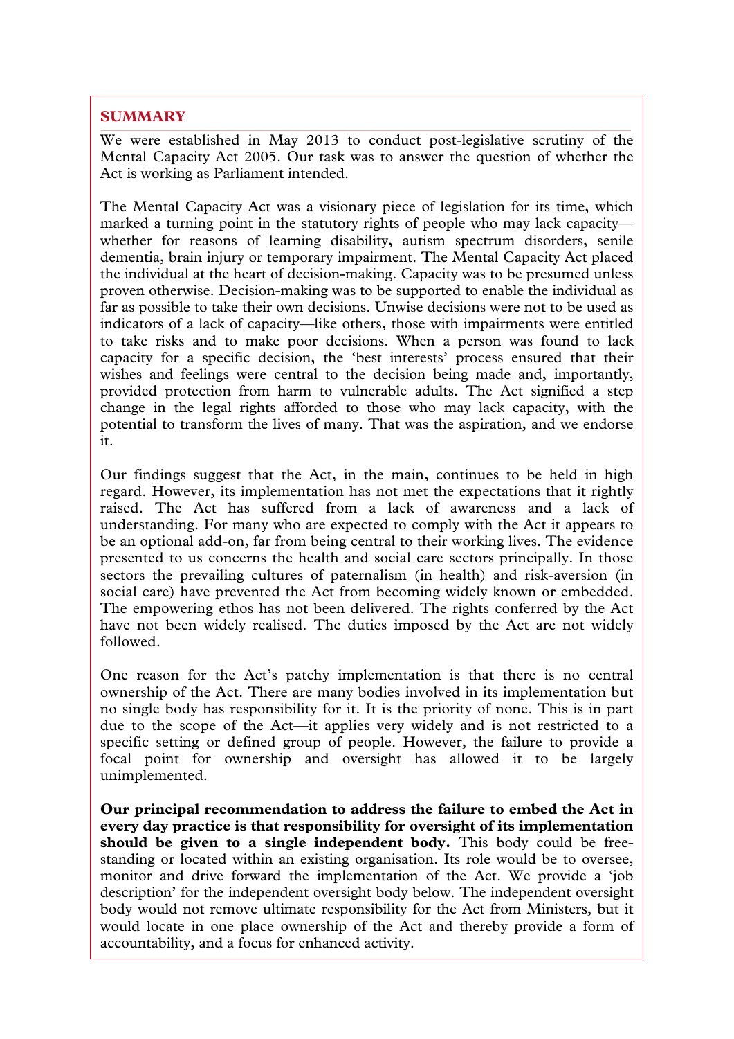## SUMMARY

We were established in May 2013 to conduct post-legislative scrutiny of the Mental Capacity Act 2005. Our task was to answer the question of whether the Act is working as Parliament intended.

The Mental Capacity Act was a visionary piece of legislation for its time, which marked a turning point in the statutory rights of people who may lack capacity—whether for reasons of learning disability, autism spectrum disorders, senile dementia, brain injury or temporary impairment. The Mental Capacity Act placed the individual at the heart of decision-making. Capacity was to be presumed unless proven otherwise. Decision-making was to be supported to enable the individual as far as possible to take their own decisions. Unwise decisions were not to be used as indicators of a lack of capacity—like others, those with impairments were entitled to take risks and to make poor decisions. When a person was found to lack capacity for a specific decision, the 'best interests' process ensured that their wishes and feelings were central to the decision being made and, importantly, provided protection from harm to vulnerable adults. The Act signified a step change in the legal rights afforded to those who may lack capacity, with the potential to transform the lives of many. That was the aspiration, and we endorse it.

Our findings suggest that the Act, in the main, continues to be held in high regard. However, its implementation has not met the expectations that it rightly raised. The Act has suffered from a lack of awareness and a lack of understanding. For many who are expected to comply with the Act it appears to be an optional add-on, far from being central to their working lives. The evidence presented to us concerns the health and social care sectors principally. In those sectors the prevailing cultures of paternalism (in health) and risk-aversion (in social care) have prevented the Act from becoming widely known or embedded. The empowering ethos has not been delivered. The rights conferred by the Act have not been widely realised. The duties imposed by the Act are not widely followed.

One reason for the Act's patchy implementation is that there is no central ownership of the Act. There are many bodies involved in its implementation but no single body has responsibility for it. It is the priority of none. This is in part due to the scope of the Act—it applies very widely and is not restricted to a specific setting or defined group of people. However, the failure to provide a focal point for ownership and oversight has allowed it to be largely unimplemented.

**Our principal recommendation to address the failure to embed the Act in every day practice is that responsibility for oversight of its implementation should be given to a single independent body.** This body could be free-standing or located within an existing organisation. Its role would be to oversee, monitor and drive forward the implementation of the Act. We provide a 'job description' for the independent oversight body below. The independent oversight body would not remove ultimate responsibility for the Act from Ministers, but it would locate in one place ownership of the Act and thereby provide a form of accountability, and a focus for enhanced activity.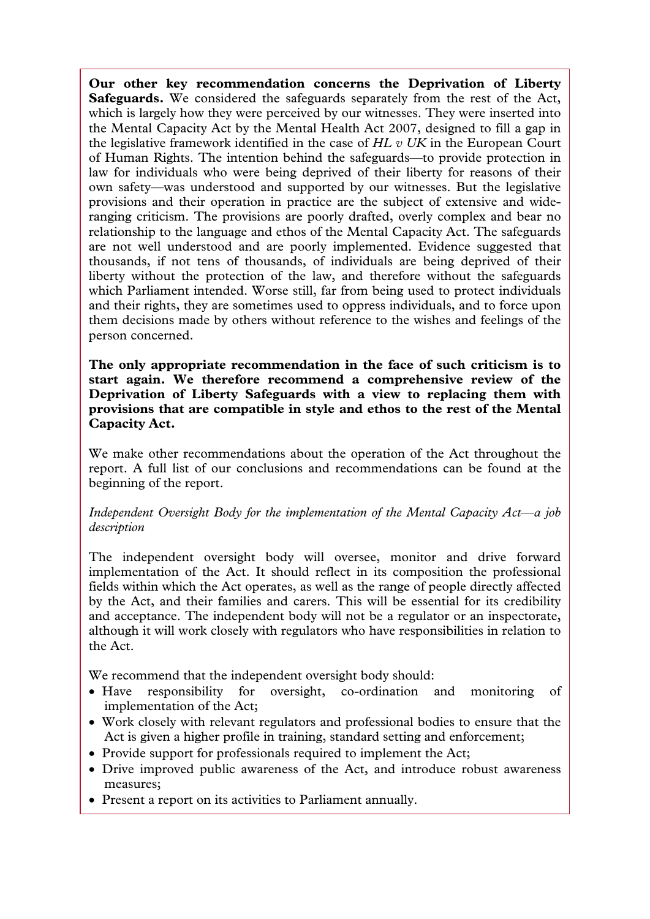**Our other key recommendation concerns the Deprivation of Liberty Safeguards.** We considered the safeguards separately from the rest of the Act, which is largely how they were perceived by our witnesses. They were inserted into the Mental Capacity Act by the Mental Health Act 2007, designed to fill a gap in the legislative framework identified in the case of *HL v UK* in the European Court of Human Rights. The intention behind the safeguards—to provide protection in law for individuals who were being deprived of their liberty for reasons of their own safety—was understood and supported by our witnesses. But the legislative provisions and their operation in practice are the subject of extensive and wide-ranging criticism. The provisions are poorly drafted, overly complex and bear no relationship to the language and ethos of the Mental Capacity Act. The safeguards are not well understood and are poorly implemented. Evidence suggested that thousands, if not tens of thousands, of individuals are being deprived of their liberty without the protection of the law, and therefore without the safeguards which Parliament intended. Worse still, far from being used to protect individuals and their rights, they are sometimes used to oppress individuals, and to force upon them decisions made by others without reference to the wishes and feelings of the person concerned.

**The only appropriate recommendation in the face of such criticism is to start again. We therefore recommend a comprehensive review of the Deprivation of Liberty Safeguards with a view to replacing them with provisions that are compatible in style and ethos to the rest of the Mental Capacity Act.**

We make other recommendations about the operation of the Act throughout the report. A full list of our conclusions and recommendations can be found at the beginning of the report.

*Independent Oversight Body for the implementation of the Mental Capacity Act—a job description*

The independent oversight body will oversee, monitor and drive forward implementation of the Act. It should reflect in its composition the professional fields within which the Act operates, as well as the range of people directly affected by the Act, and their families and carers. This will be essential for its credibility and acceptance. The independent body will not be a regulator or an inspectorate, although it will work closely with regulators who have responsibilities in relation to the Act.

We recommend that the independent oversight body should:

- Have responsibility for oversight, co-ordination and monitoring of implementation of the Act;
- Work closely with relevant regulators and professional bodies to ensure that the Act is given a higher profile in training, standard setting and enforcement;
- Provide support for professionals required to implement the Act;
- Drive improved public awareness of the Act, and introduce robust awareness measures;
- Present a report on its activities to Parliament annually.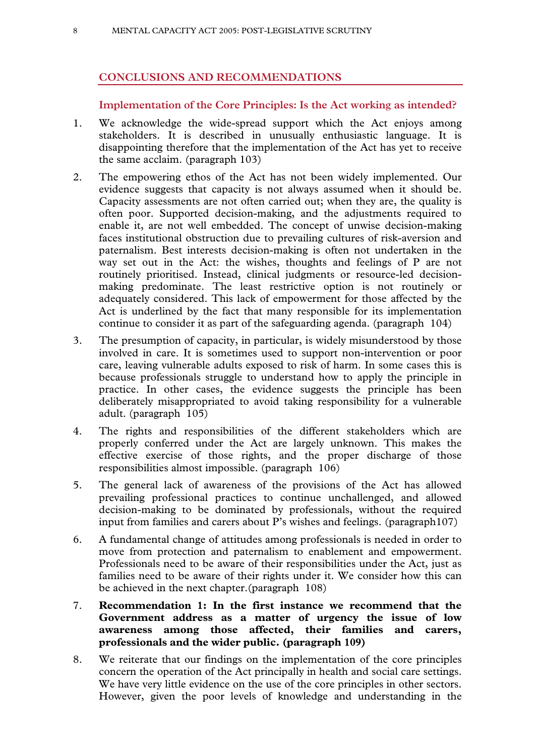## CONCLUSIONS AND RECOMMENDATIONS

### Implementation of the Core Principles: Is the Act working as intended?

1. We acknowledge the wide-spread support which the Act enjoys among stakeholders. It is described in unusually enthusiastic language. It is disappointing therefore that the implementation of the Act has yet to receive the same acclaim. (paragraph 103)

2. The empowering ethos of the Act has not been widely implemented. Our evidence suggests that capacity is not always assumed when it should be. Capacity assessments are not often carried out; when they are, the quality is often poor. Supported decision-making, and the adjustments required to enable it, are not well embedded. The concept of unwise decision-making faces institutional obstruction due to prevailing cultures of risk-aversion and paternalism. Best interests decision-making is often not undertaken in the way set out in the Act: the wishes, thoughts and feelings of P are not routinely prioritised. Instead, clinical judgments or resource-led decision-making predominate. The least restrictive option is not routinely or adequately considered. This lack of empowerment for those affected by the Act is underlined by the fact that many responsible for its implementation continue to consider it as part of the safeguarding agenda. (paragraph 104)

3. The presumption of capacity, in particular, is widely misunderstood by those involved in care. It is sometimes used to support non-intervention or poor care, leaving vulnerable adults exposed to risk of harm. In some cases this is because professionals struggle to understand how to apply the principle in practice. In other cases, the evidence suggests the principle has been deliberately misappropriated to avoid taking responsibility for a vulnerable adult. (paragraph 105)

4. The rights and responsibilities of the different stakeholders which are properly conferred under the Act are largely unknown. This makes the effective exercise of those rights, and the proper discharge of those responsibilities almost impossible. (paragraph 106)

5. The general lack of awareness of the provisions of the Act has allowed prevailing professional practices to continue unchallenged, and allowed decision-making to be dominated by professionals, without the required input from families and carers about P's wishes and feelings. (paragraph107)

6. A fundamental change of attitudes among professionals is needed in order to move from protection and paternalism to enablement and empowerment. Professionals need to be aware of their responsibilities under the Act, just as families need to be aware of their rights under it. We consider how this can be achieved in the next chapter.(paragraph 108)

7. **Recommendation 1: In the first instance we recommend that the Government address as a matter of urgency the issue of low awareness among those affected, their families and carers, professionals and the wider public. (paragraph 109)**

8. We reiterate that our findings on the implementation of the core principles concern the operation of the Act principally in health and social care settings. We have very little evidence on the use of the core principles in other sectors. However, given the poor levels of knowledge and understanding in the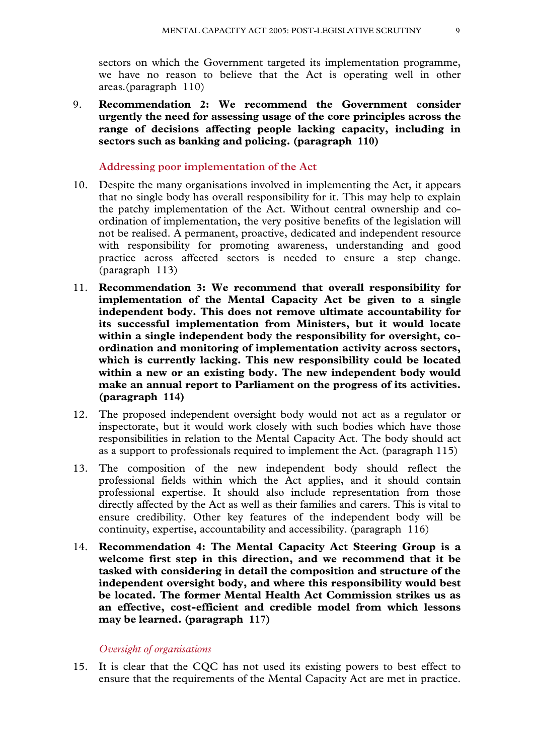sectors on which the Government targeted its implementation programme, we have no reason to believe that the Act is operating well in other areas.(paragraph 110)

9. **Recommendation 2: We recommend the Government consider urgently the need for assessing usage of the core principles across the range of decisions affecting people lacking capacity, including in sectors such as banking and policing. (paragraph 110)**

### Addressing poor implementation of the Act

10. Despite the many organisations involved in implementing the Act, it appears that no single body has overall responsibility for it. This may help to explain the patchy implementation of the Act. Without central ownership and co-ordination of implementation, the very positive benefits of the legislation will not be realised. A permanent, proactive, dedicated and independent resource with responsibility for promoting awareness, understanding and good practice across affected sectors is needed to ensure a step change. (paragraph 113)

11. **Recommendation 3: We recommend that overall responsibility for implementation of the Mental Capacity Act be given to a single independent body. This does not remove ultimate accountability for its successful implementation from Ministers, but it would locate within a single independent body the responsibility for oversight, co-ordination and monitoring of implementation activity across sectors, which is currently lacking. This new responsibility could be located within a new or an existing body. The new independent body would make an annual report to Parliament on the progress of its activities. (paragraph 114)**

12. The proposed independent oversight body would not act as a regulator or inspectorate, but it would work closely with such bodies which have those responsibilities in relation to the Mental Capacity Act. The body should act as a support to professionals required to implement the Act. (paragraph 115)

13. The composition of the new independent body should reflect the professional fields within which the Act applies, and it should contain professional expertise. It should also include representation from those directly affected by the Act as well as their families and carers. This is vital to ensure credibility. Other key features of the independent body will be continuity, expertise, accountability and accessibility. (paragraph 116)

14. **Recommendation 4: The Mental Capacity Act Steering Group is a welcome first step in this direction, and we recommend that it be tasked with considering in detail the composition and structure of the independent oversight body, and where this responsibility would best be located. The former Mental Health Act Commission strikes us as an effective, cost-efficient and credible model from which lessons may be learned. (paragraph 117)**

#### *Oversight of organisations*

15. It is clear that the CQC has not used its existing powers to best effect to ensure that the requirements of the Mental Capacity Act are met in practice.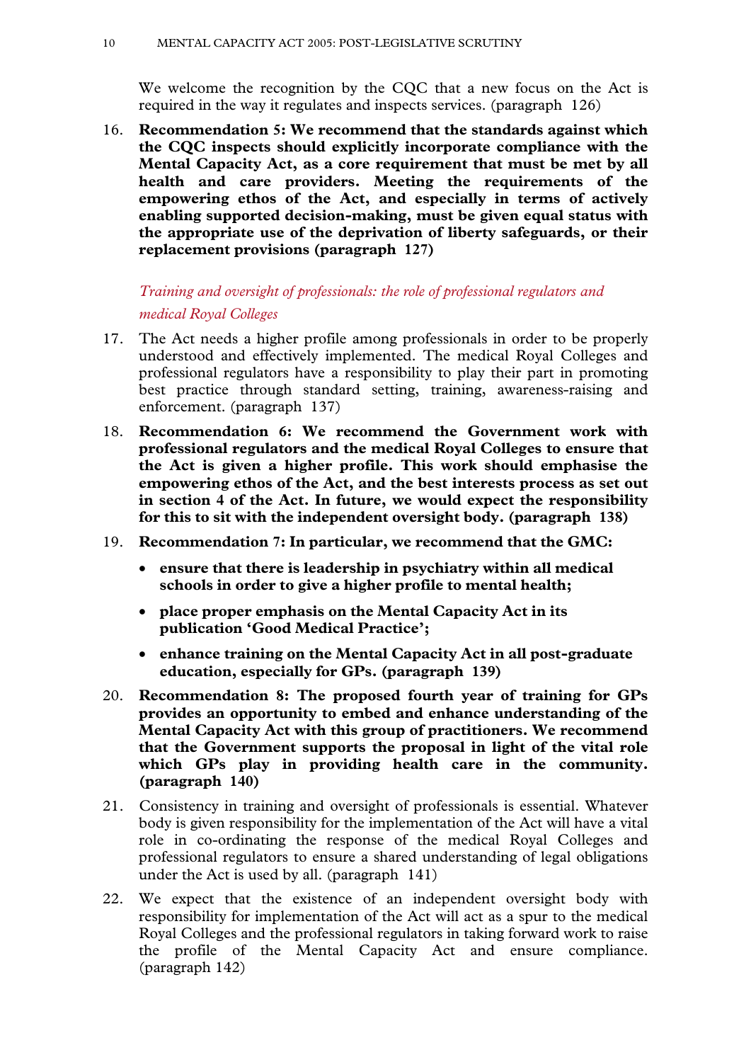We welcome the recognition by the CQC that a new focus on the Act is required in the way it regulates and inspects services. (paragraph 126)

16. **Recommendation 5: We recommend that the standards against which the CQC inspects should explicitly incorporate compliance with the Mental Capacity Act, as a core requirement that must be met by all health and care providers. Meeting the requirements of the empowering ethos of the Act, and especially in terms of actively enabling supported decision-making, must be given equal status with the appropriate use of the deprivation of liberty safeguards, or their replacement provisions (paragraph 127)**

*Training and oversight of professionals: the role of professional regulators and medical Royal Colleges*

17. The Act needs a higher profile among professionals in order to be properly understood and effectively implemented. The medical Royal Colleges and professional regulators have a responsibility to play their part in promoting best practice through standard setting, training, awareness-raising and enforcement. (paragraph 137)

18. **Recommendation 6: We recommend the Government work with professional regulators and the medical Royal Colleges to ensure that the Act is given a higher profile. This work should emphasise the empowering ethos of the Act, and the best interests process as set out in section 4 of the Act. In future, we would expect the responsibility for this to sit with the independent oversight body. (paragraph 138)**

19. **Recommendation 7: In particular, we recommend that the GMC:**

    - **ensure that there is leadership in psychiatry within all medical schools in order to give a higher profile to mental health;**
    - **place proper emphasis on the Mental Capacity Act in its publication 'Good Medical Practice';**
    - **enhance training on the Mental Capacity Act in all post-graduate education, especially for GPs. (paragraph 139)**

20. **Recommendation 8: The proposed fourth year of training for GPs provides an opportunity to embed and enhance understanding of the Mental Capacity Act with this group of practitioners. We recommend that the Government supports the proposal in light of the vital role which GPs play in providing health care in the community. (paragraph 140)**

21. Consistency in training and oversight of professionals is essential. Whatever body is given responsibility for the implementation of the Act will have a vital role in co-ordinating the response of the medical Royal Colleges and professional regulators to ensure a shared understanding of legal obligations under the Act is used by all. (paragraph 141)

22. We expect that the existence of an independent oversight body with responsibility for implementation of the Act will act as a spur to the medical Royal Colleges and the professional regulators in taking forward work to raise the profile of the Mental Capacity Act and ensure compliance. (paragraph 142)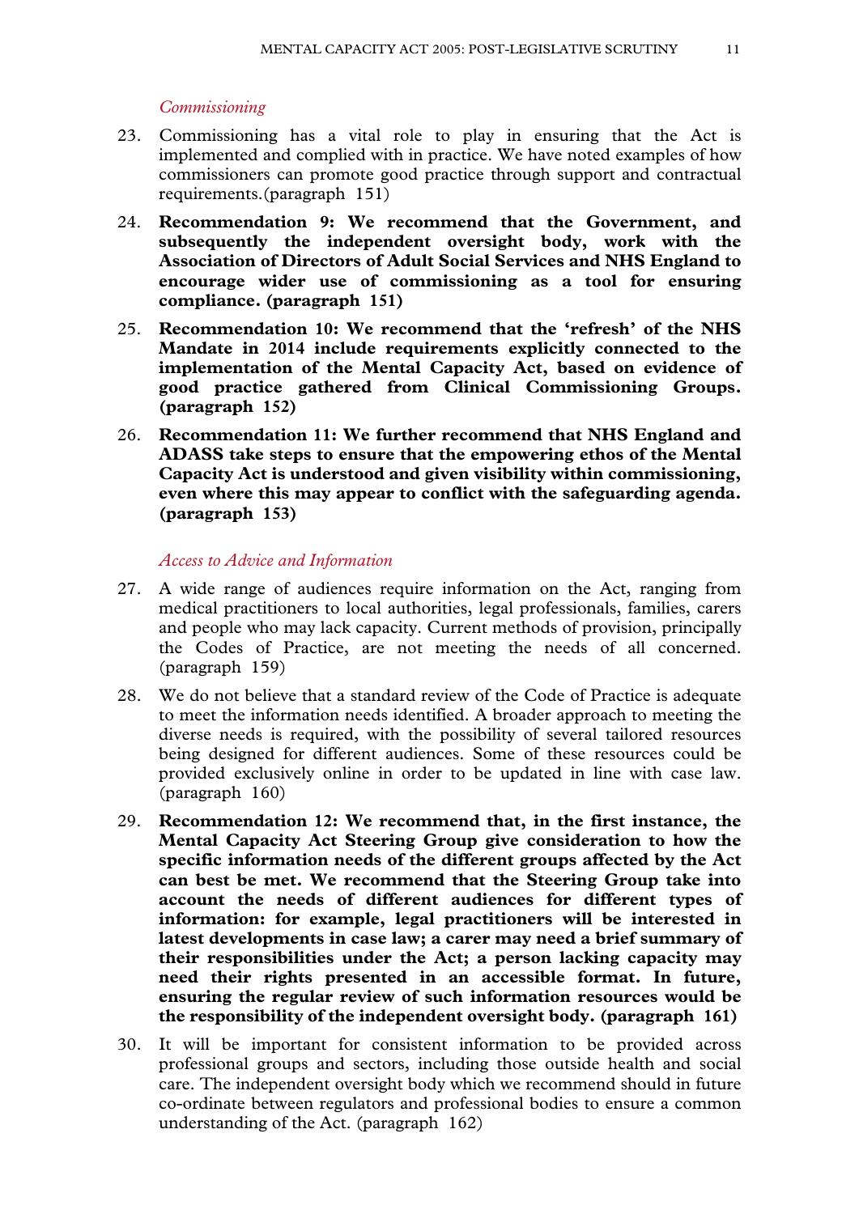*Commissioning*

23. Commissioning has a vital role to play in ensuring that the Act is implemented and complied with in practice. We have noted examples of how commissioners can promote good practice through support and contractual requirements.(paragraph 151)

24. **Recommendation 9: We recommend that the Government, and subsequently the independent oversight body, work with the Association of Directors of Adult Social Services and NHS England to encourage wider use of commissioning as a tool for ensuring compliance. (paragraph 151)**

25. **Recommendation 10: We recommend that the 'refresh' of the NHS Mandate in 2014 include requirements explicitly connected to the implementation of the Mental Capacity Act, based on evidence of good practice gathered from Clinical Commissioning Groups. (paragraph 152)**

26. **Recommendation 11: We further recommend that NHS England and ADASS take steps to ensure that the empowering ethos of the Mental Capacity Act is understood and given visibility within commissioning, even where this may appear to conflict with the safeguarding agenda. (paragraph 153)**

*Access to Advice and Information*

27. A wide range of audiences require information on the Act, ranging from medical practitioners to local authorities, legal professionals, families, carers and people who may lack capacity. Current methods of provision, principally the Codes of Practice, are not meeting the needs of all concerned. (paragraph 159)

28. We do not believe that a standard review of the Code of Practice is adequate to meet the information needs identified. A broader approach to meeting the diverse needs is required, with the possibility of several tailored resources being designed for different audiences. Some of these resources could be provided exclusively online in order to be updated in line with case law. (paragraph 160)

29. **Recommendation 12: We recommend that, in the first instance, the Mental Capacity Act Steering Group give consideration to how the specific information needs of the different groups affected by the Act can best be met. We recommend that the Steering Group take into account the needs of different audiences for different types of information: for example, legal practitioners will be interested in latest developments in case law; a carer may need a brief summary of their responsibilities under the Act; a person lacking capacity may need their rights presented in an accessible format. In future, ensuring the regular review of such information resources would be the responsibility of the independent oversight body. (paragraph 161)**

30. It will be important for consistent information to be provided across professional groups and sectors, including those outside health and social care. The independent oversight body which we recommend should in future co-ordinate between regulators and professional bodies to ensure a common understanding of the Act. (paragraph 162)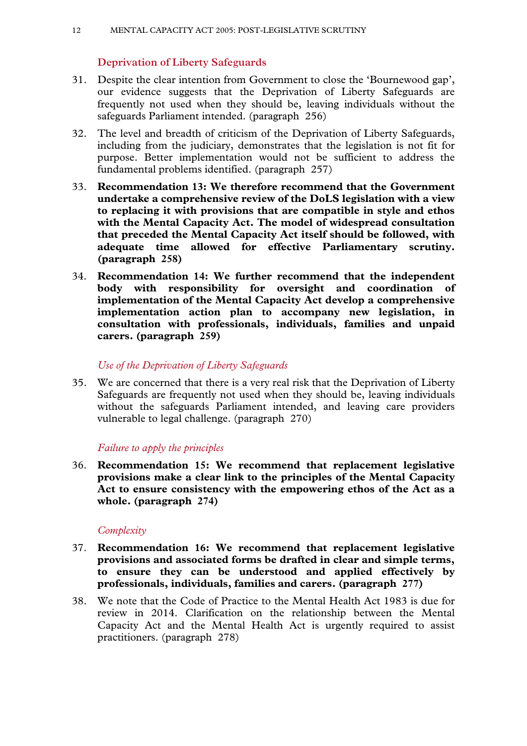## Deprivation of Liberty Safeguards

31. Despite the clear intention from Government to close the 'Bournewood gap', our evidence suggests that the Deprivation of Liberty Safeguards are frequently not used when they should be, leaving individuals without the safeguards Parliament intended. (paragraph 256)

32. The level and breadth of criticism of the Deprivation of Liberty Safeguards, including from the judiciary, demonstrates that the legislation is not fit for purpose. Better implementation would not be sufficient to address the fundamental problems identified. (paragraph 257)

33. **Recommendation 13: We therefore recommend that the Government undertake a comprehensive review of the DoLS legislation with a view to replacing it with provisions that are compatible in style and ethos with the Mental Capacity Act. The model of widespread consultation that preceded the Mental Capacity Act itself should be followed, with adequate time allowed for effective Parliamentary scrutiny. (paragraph 258)**

34. **Recommendation 14: We further recommend that the independent body with responsibility for oversight and coordination of implementation of the Mental Capacity Act develop a comprehensive implementation action plan to accompany new legislation, in consultation with professionals, individuals, families and unpaid carers. (paragraph 259)**

### *Use of the Deprivation of Liberty Safeguards*

35. We are concerned that there is a very real risk that the Deprivation of Liberty Safeguards are frequently not used when they should be, leaving individuals without the safeguards Parliament intended, and leaving care providers vulnerable to legal challenge. (paragraph 270)

### *Failure to apply the principles*

36. **Recommendation 15: We recommend that replacement legislative provisions make a clear link to the principles of the Mental Capacity Act to ensure consistency with the empowering ethos of the Act as a whole. (paragraph 274)**

### *Complexity*

37. **Recommendation 16: We recommend that replacement legislative provisions and associated forms be drafted in clear and simple terms, to ensure they can be understood and applied effectively by professionals, individuals, families and carers. (paragraph 277)**

38. We note that the Code of Practice to the Mental Health Act 1983 is due for review in 2014. Clarification on the relationship between the Mental Capacity Act and the Mental Health Act is urgently required to assist practitioners. (paragraph 278)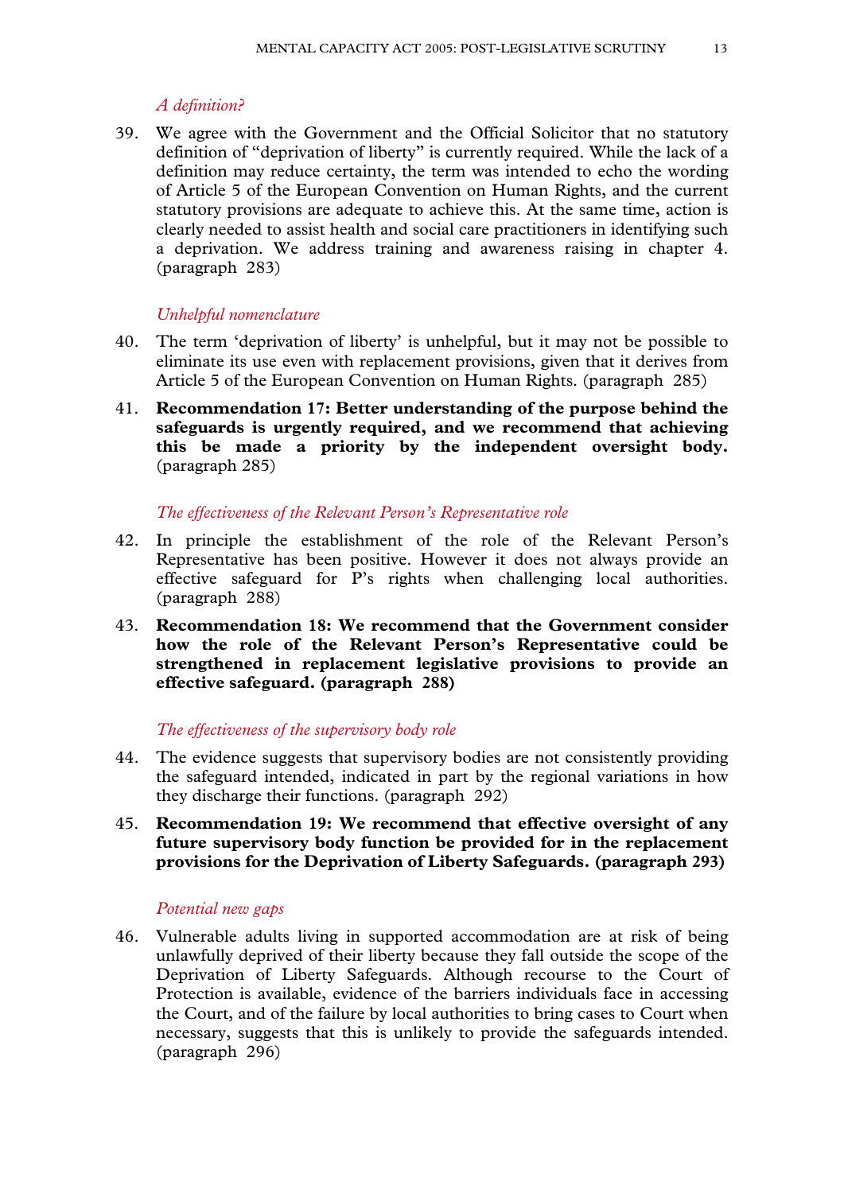*A definition?*

39. We agree with the Government and the Official Solicitor that no statutory definition of "deprivation of liberty" is currently required. While the lack of a definition may reduce certainty, the term was intended to echo the wording of Article 5 of the European Convention on Human Rights, and the current statutory provisions are adequate to achieve this. At the same time, action is clearly needed to assist health and social care practitioners in identifying such a deprivation. We address training and awareness raising in chapter 4. (paragraph 283)

*Unhelpful nomenclature*

40. The term 'deprivation of liberty' is unhelpful, but it may not be possible to eliminate its use even with replacement provisions, given that it derives from Article 5 of the European Convention on Human Rights. (paragraph 285)

41. **Recommendation 17: Better understanding of the purpose behind the safeguards is urgently required, and we recommend that achieving this be made a priority by the independent oversight body.** (paragraph 285)

*The effectiveness of the Relevant Person's Representative role*

42. In principle the establishment of the role of the Relevant Person's Representative has been positive. However it does not always provide an effective safeguard for P's rights when challenging local authorities. (paragraph 288)

43. **Recommendation 18: We recommend that the Government consider how the role of the Relevant Person's Representative could be strengthened in replacement legislative provisions to provide an effective safeguard. (paragraph 288)**

*The effectiveness of the supervisory body role*

44. The evidence suggests that supervisory bodies are not consistently providing the safeguard intended, indicated in part by the regional variations in how they discharge their functions. (paragraph 292)

45. **Recommendation 19: We recommend that effective oversight of any future supervisory body function be provided for in the replacement provisions for the Deprivation of Liberty Safeguards. (paragraph 293)**

*Potential new gaps*

46. Vulnerable adults living in supported accommodation are at risk of being unlawfully deprived of their liberty because they fall outside the scope of the Deprivation of Liberty Safeguards. Although recourse to the Court of Protection is available, evidence of the barriers individuals face in accessing the Court, and of the failure by local authorities to bring cases to Court when necessary, suggests that this is unlikely to provide the safeguards intended. (paragraph 296)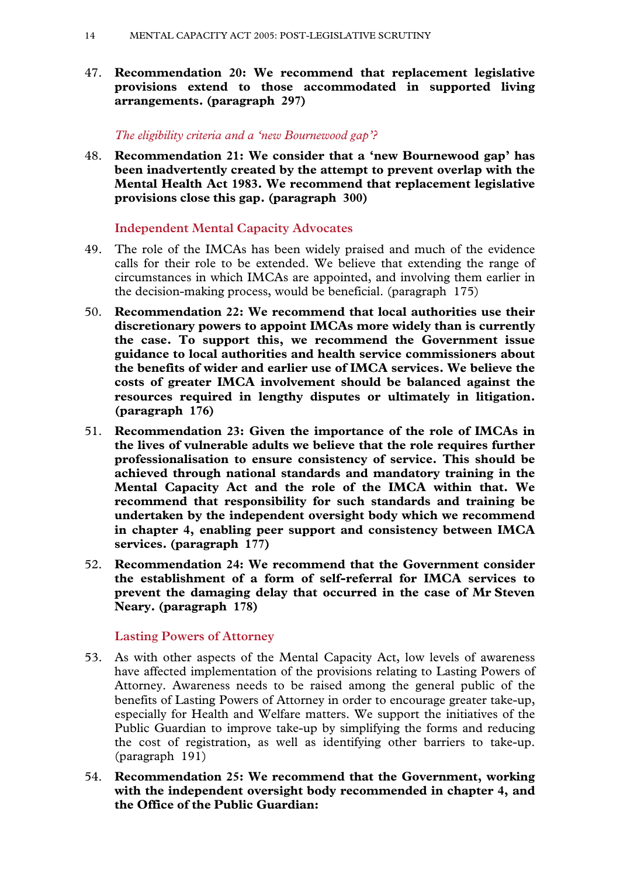47. **Recommendation 20: We recommend that replacement legislative provisions extend to those accommodated in supported living arrangements. (paragraph 297)**

*The eligibility criteria and a 'new Bournewood gap'?*

48. **Recommendation 21: We consider that a 'new Bournewood gap' has been inadvertently created by the attempt to prevent overlap with the Mental Health Act 1983. We recommend that replacement legislative provisions close this gap. (paragraph 300)**

### Independent Mental Capacity Advocates

49. The role of the IMCAs has been widely praised and much of the evidence calls for their role to be extended. We believe that extending the range of circumstances in which IMCAs are appointed, and involving them earlier in the decision-making process, would be beneficial. (paragraph 175)

50. **Recommendation 22: We recommend that local authorities use their discretionary powers to appoint IMCAs more widely than is currently the case. To support this, we recommend the Government issue guidance to local authorities and health service commissioners about the benefits of wider and earlier use of IMCA services. We believe the costs of greater IMCA involvement should be balanced against the resources required in lengthy disputes or ultimately in litigation. (paragraph 176)**

51. **Recommendation 23: Given the importance of the role of IMCAs in the lives of vulnerable adults we believe that the role requires further professionalisation to ensure consistency of service. This should be achieved through national standards and mandatory training in the Mental Capacity Act and the role of the IMCA within that. We recommend that responsibility for such standards and training be undertaken by the independent oversight body which we recommend in chapter 4, enabling peer support and consistency between IMCA services. (paragraph 177)**

52. **Recommendation 24: We recommend that the Government consider the establishment of a form of self-referral for IMCA services to prevent the damaging delay that occurred in the case of Mr Steven Neary. (paragraph 178)**

### Lasting Powers of Attorney

53. As with other aspects of the Mental Capacity Act, low levels of awareness have affected implementation of the provisions relating to Lasting Powers of Attorney. Awareness needs to be raised among the general public of the benefits of Lasting Powers of Attorney in order to encourage greater take-up, especially for Health and Welfare matters. We support the initiatives of the Public Guardian to improve take-up by simplifying the forms and reducing the cost of registration, as well as identifying other barriers to take-up. (paragraph 191)

54. **Recommendation 25: We recommend that the Government, working with the independent oversight body recommended in chapter 4, and the Office of the Public Guardian:**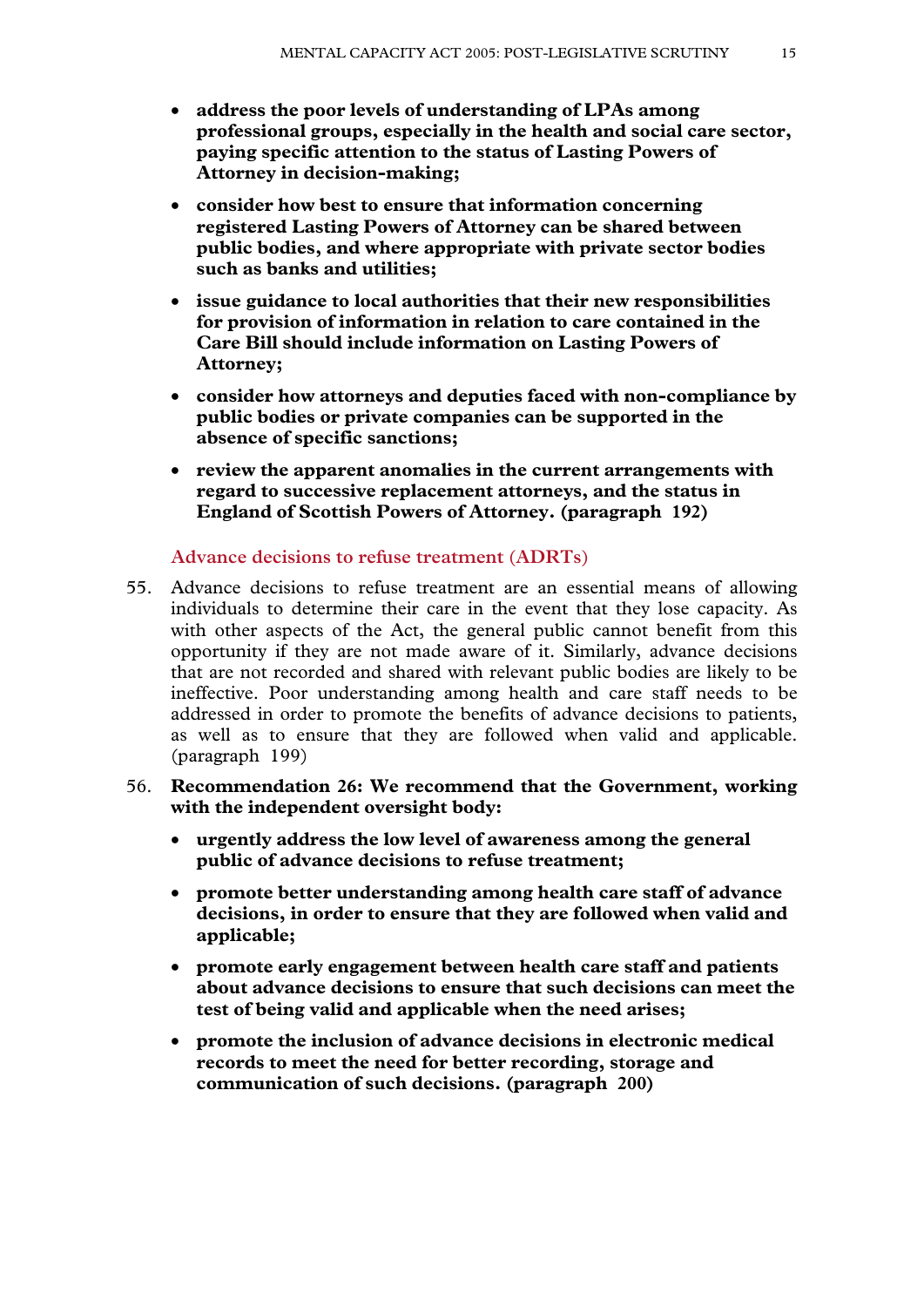- **address the poor levels of understanding of LPAs among professional groups, especially in the health and social care sector, paying specific attention to the status of Lasting Powers of Attorney in decision-making;**
- **consider how best to ensure that information concerning registered Lasting Powers of Attorney can be shared between public bodies, and where appropriate with private sector bodies such as banks and utilities;**
- **issue guidance to local authorities that their new responsibilities for provision of information in relation to care contained in the Care Bill should include information on Lasting Powers of Attorney;**
- **consider how attorneys and deputies faced with non-compliance by public bodies or private companies can be supported in the absence of specific sanctions;**
- **review the apparent anomalies in the current arrangements with regard to successive replacement attorneys, and the status in England of Scottish Powers of Attorney. (paragraph 192)**

### Advance decisions to refuse treatment (ADRTs)

55. Advance decisions to refuse treatment are an essential means of allowing individuals to determine their care in the event that they lose capacity. As with other aspects of the Act, the general public cannot benefit from this opportunity if they are not made aware of it. Similarly, advance decisions that are not recorded and shared with relevant public bodies are likely to be ineffective. Poor understanding among health and care staff needs to be addressed in order to promote the benefits of advance decisions to patients, as well as to ensure that they are followed when valid and applicable. (paragraph 199)

56. **Recommendation 26: We recommend that the Government, working with the independent oversight body:**
    - **urgently address the low level of awareness among the general public of advance decisions to refuse treatment;**
    - **promote better understanding among health care staff of advance decisions, in order to ensure that they are followed when valid and applicable;**
    - **promote early engagement between health care staff and patients about advance decisions to ensure that such decisions can meet the test of being valid and applicable when the need arises;**
    - **promote the inclusion of advance decisions in electronic medical records to meet the need for better recording, storage and communication of such decisions. (paragraph 200)**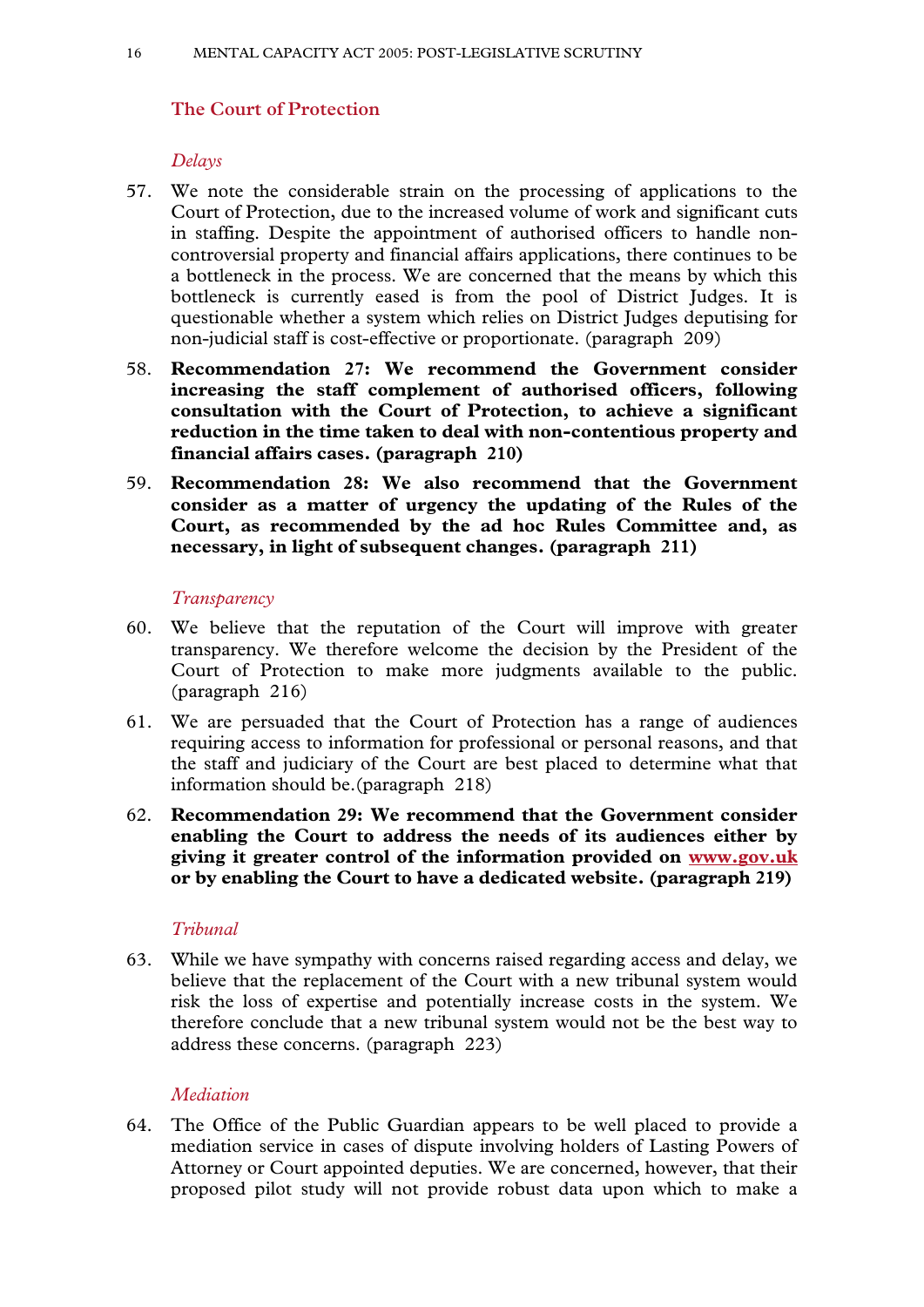## The Court of Protection

### *Delays*

57. We note the considerable strain on the processing of applications to the Court of Protection, due to the increased volume of work and significant cuts in staffing. Despite the appointment of authorised officers to handle non-controversial property and financial affairs applications, there continues to be a bottleneck in the process. We are concerned that the means by which this bottleneck is currently eased is from the pool of District Judges. It is questionable whether a system which relies on District Judges deputising for non-judicial staff is cost-effective or proportionate. (paragraph 209)

58. **Recommendation 27: We recommend the Government consider increasing the staff complement of authorised officers, following consultation with the Court of Protection, to achieve a significant reduction in the time taken to deal with non-contentious property and financial affairs cases. (paragraph 210)**

59. **Recommendation 28: We also recommend that the Government consider as a matter of urgency the updating of the Rules of the Court, as recommended by the ad hoc Rules Committee and, as necessary, in light of subsequent changes. (paragraph 211)**

### *Transparency*

60. We believe that the reputation of the Court will improve with greater transparency. We therefore welcome the decision by the President of the Court of Protection to make more judgments available to the public. (paragraph 216)

61. We are persuaded that the Court of Protection has a range of audiences requiring access to information for professional or personal reasons, and that the staff and judiciary of the Court are best placed to determine what that information should be.(paragraph 218)

62. **Recommendation 29: We recommend that the Government consider enabling the Court to address the needs of its audiences either by giving it greater control of the information provided on www.gov.uk or by enabling the Court to have a dedicated website. (paragraph 219)**

### *Tribunal*

63. While we have sympathy with concerns raised regarding access and delay, we believe that the replacement of the Court with a new tribunal system would risk the loss of expertise and potentially increase costs in the system. We therefore conclude that a new tribunal system would not be the best way to address these concerns. (paragraph 223)

### *Mediation*

64. The Office of the Public Guardian appears to be well placed to provide a mediation service in cases of dispute involving holders of Lasting Powers of Attorney or Court appointed deputies. We are concerned, however, that their proposed pilot study will not provide robust data upon which to make a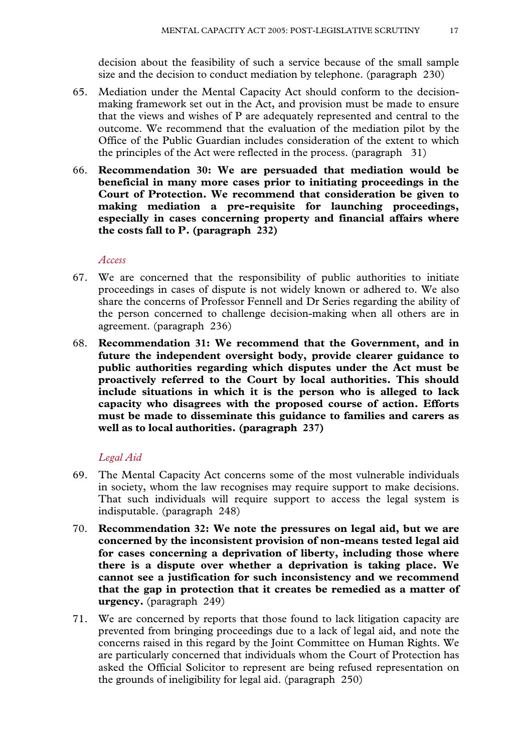decision about the feasibility of such a service because of the small sample size and the decision to conduct mediation by telephone. (paragraph 230)

65. Mediation under the Mental Capacity Act should conform to the decision-making framework set out in the Act, and provision must be made to ensure that the views and wishes of P are adequately represented and central to the outcome. We recommend that the evaluation of the mediation pilot by the Office of the Public Guardian includes consideration of the extent to which the principles of the Act were reflected in the process. (paragraph 31)

66. **Recommendation 30: We are persuaded that mediation would be beneficial in many more cases prior to initiating proceedings in the Court of Protection. We recommend that consideration be given to making mediation a pre-requisite for launching proceedings, especially in cases concerning property and financial affairs where the costs fall to P. (paragraph 232)**

*Access*

67. We are concerned that the responsibility of public authorities to initiate proceedings in cases of dispute is not widely known or adhered to. We also share the concerns of Professor Fennell and Dr Series regarding the ability of the person concerned to challenge decision-making when all others are in agreement. (paragraph 236)

68. **Recommendation 31: We recommend that the Government, and in future the independent oversight body, provide clearer guidance to public authorities regarding which disputes under the Act must be proactively referred to the Court by local authorities. This should include situations in which it is the person who is alleged to lack capacity who disagrees with the proposed course of action. Efforts must be made to disseminate this guidance to families and carers as well as to local authorities. (paragraph 237)**

*Legal Aid*

69. The Mental Capacity Act concerns some of the most vulnerable individuals in society, whom the law recognises may require support to make decisions. That such individuals will require support to access the legal system is indisputable. (paragraph 248)

70. **Recommendation 32: We note the pressures on legal aid, but we are concerned by the inconsistent provision of non-means tested legal aid for cases concerning a deprivation of liberty, including those where there is a dispute over whether a deprivation is taking place. We cannot see a justification for such inconsistency and we recommend that the gap in protection that it creates be remedied as a matter of urgency.** (paragraph 249)

71. We are concerned by reports that those found to lack litigation capacity are prevented from bringing proceedings due to a lack of legal aid, and note the concerns raised in this regard by the Joint Committee on Human Rights. We are particularly concerned that individuals whom the Court of Protection has asked the Official Solicitor to represent are being refused representation on the grounds of ineligibility for legal aid. (paragraph 250)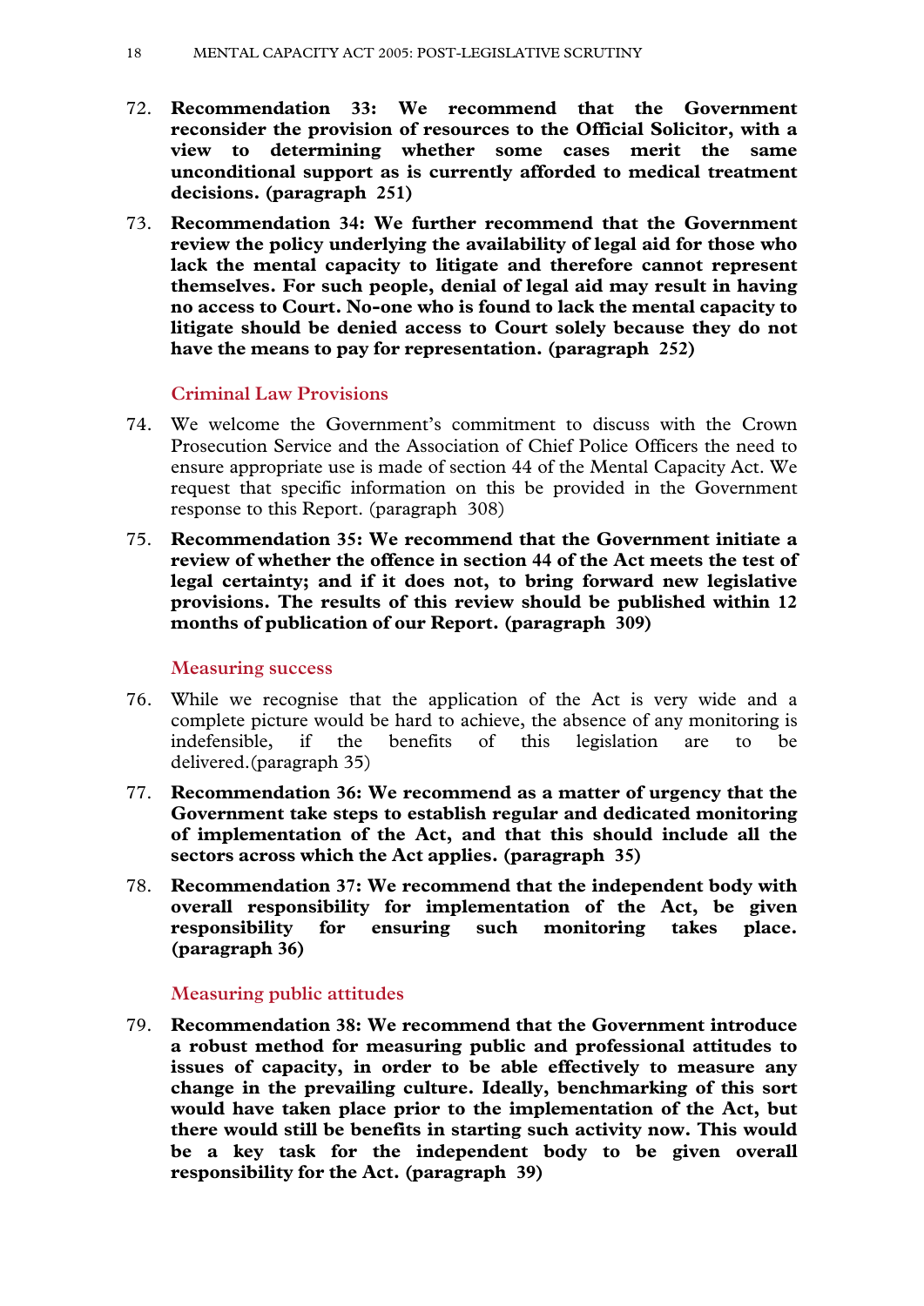72. **Recommendation 33: We recommend that the Government reconsider the provision of resources to the Official Solicitor, with a view to determining whether some cases merit the same unconditional support as is currently afforded to medical treatment decisions. (paragraph 251)**

73. **Recommendation 34: We further recommend that the Government review the policy underlying the availability of legal aid for those who lack the mental capacity to litigate and therefore cannot represent themselves. For such people, denial of legal aid may result in having no access to Court. No-one who is found to lack the mental capacity to litigate should be denied access to Court solely because they do not have the means to pay for representation. (paragraph 252)**

### Criminal Law Provisions

74. We welcome the Government's commitment to discuss with the Crown Prosecution Service and the Association of Chief Police Officers the need to ensure appropriate use is made of section 44 of the Mental Capacity Act. We request that specific information on this be provided in the Government response to this Report. (paragraph 308)

75. **Recommendation 35: We recommend that the Government initiate a review of whether the offence in section 44 of the Act meets the test of legal certainty; and if it does not, to bring forward new legislative provisions. The results of this review should be published within 12 months of publication of our Report. (paragraph 309)**

### Measuring success

76. While we recognise that the application of the Act is very wide and a complete picture would be hard to achieve, the absence of any monitoring is indefensible, if the benefits of this legislation are to be delivered. (paragraph 35)

77. **Recommendation 36: We recommend as a matter of urgency that the Government take steps to establish regular and dedicated monitoring of implementation of the Act, and that this should include all the sectors across which the Act applies. (paragraph 35)**

78. **Recommendation 37: We recommend that the independent body with overall responsibility for implementation of the Act, be given responsibility for ensuring such monitoring takes place. (paragraph 36)**

### Measuring public attitudes

79. **Recommendation 38: We recommend that the Government introduce a robust method for measuring public and professional attitudes to issues of capacity, in order to be able effectively to measure any change in the prevailing culture. Ideally, benchmarking of this sort would have taken place prior to the implementation of the Act, but there would still be benefits in starting such activity now. This would be a key task for the independent body to be given overall responsibility for the Act. (paragraph 39)**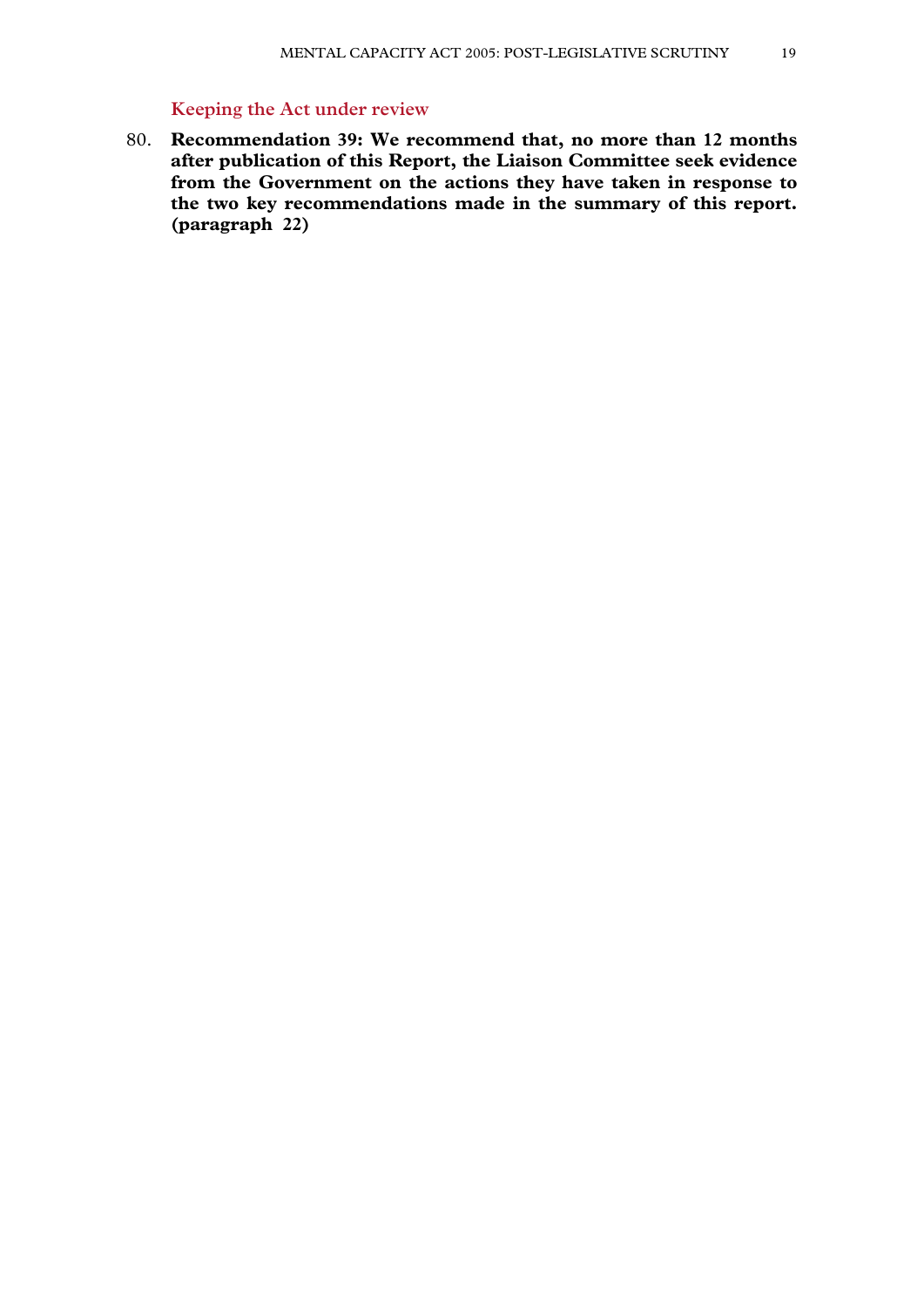### Keeping the Act under review

80. **Recommendation 39: We recommend that, no more than 12 months after publication of this Report, the Liaison Committee seek evidence from the Government on the actions they have taken in response to the two key recommendations made in the summary of this report. (paragraph 22)**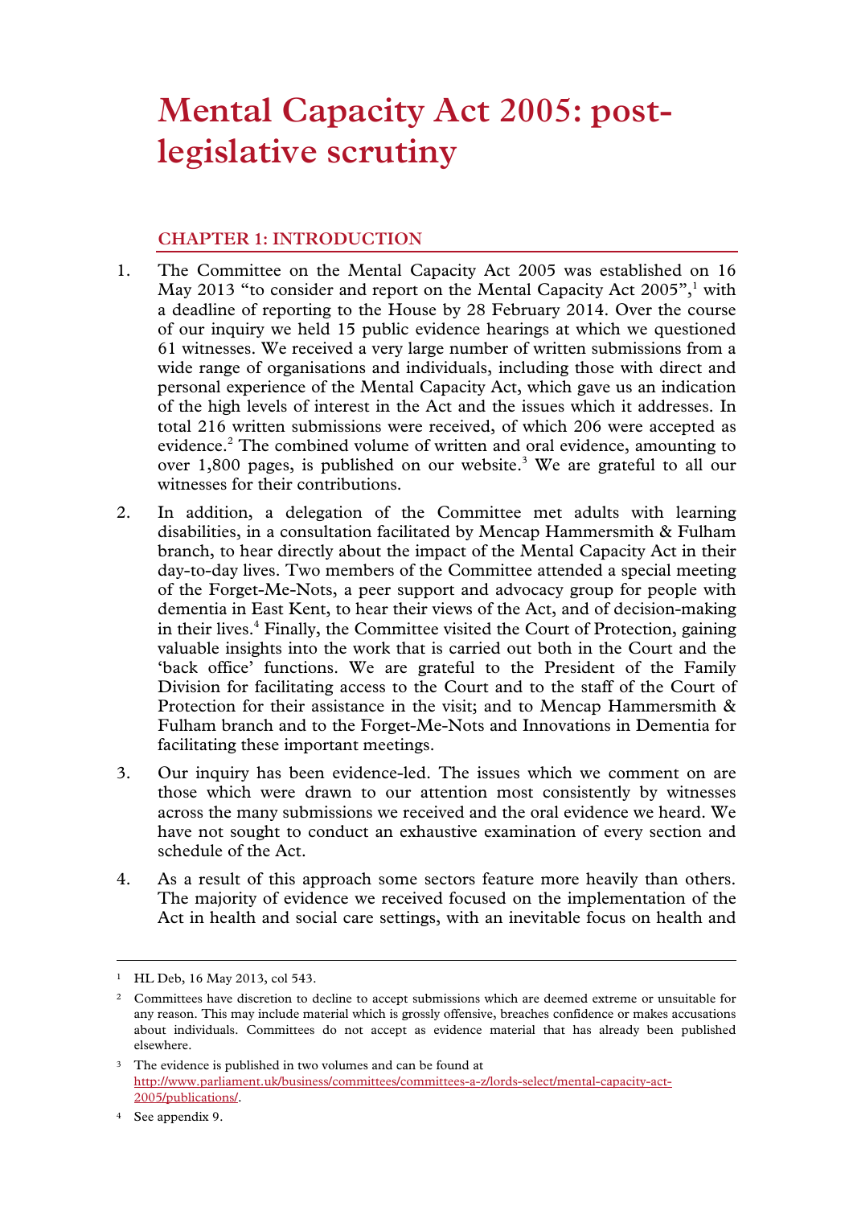# Mental Capacity Act 2005: post-legislative scrutiny

## CHAPTER 1: INTRODUCTION

1. The Committee on the Mental Capacity Act 2005 was established on 16 May 2013 "to consider and report on the Mental Capacity Act 2005",[1] with a deadline of reporting to the House by 28 February 2014. Over the course of our inquiry we held 15 public evidence hearings at which we questioned 61 witnesses. We received a very large number of written submissions from a wide range of organisations and individuals, including those with direct and personal experience of the Mental Capacity Act, which gave us an indication of the high levels of interest in the Act and the issues which it addresses. In total 216 written submissions were received, of which 206 were accepted as evidence.[2] The combined volume of written and oral evidence, amounting to over 1,800 pages, is published on our website.[3] We are grateful to all our witnesses for their contributions.

2. In addition, a delegation of the Committee met adults with learning disabilities, in a consultation facilitated by Mencap Hammersmith & Fulham branch, to hear directly about the impact of the Mental Capacity Act in their day-to-day lives. Two members of the Committee attended a special meeting of the Forget-Me-Nots, a peer support and advocacy group for people with dementia in East Kent, to hear their views of the Act, and of decision-making in their lives.[4] Finally, the Committee visited the Court of Protection, gaining valuable insights into the work that is carried out both in the Court and the 'back office' functions. We are grateful to the President of the Family Division for facilitating access to the Court and to the staff of the Court of Protection for their assistance in the visit; and to Mencap Hammersmith & Fulham branch and to the Forget-Me-Nots and Innovations in Dementia for facilitating these important meetings.

3. Our inquiry has been evidence-led. The issues which we comment on are those which were drawn to our attention most consistently by witnesses across the many submissions we received and the oral evidence we heard. We have not sought to conduct an exhaustive examination of every section and schedule of the Act.

4. As a result of this approach some sectors feature more heavily than others. The majority of evidence we received focused on the implementation of the Act in health and social care settings, with an inevitable focus on health and

---

[1] HL Deb, 16 May 2013, col 543.

[2] Committees have discretion to decline to accept submissions which are deemed extreme or unsuitable for any reason. This may include material which is grossly offensive, breaches confidence or makes accusations about individuals. Committees do not accept as evidence material that has already been published elsewhere.

[3] The evidence is published in two volumes and can be found at http://www.parliament.uk/business/committees/committees-a-z/lords-select/mental-capacity-act-2005/publications/.

[4] See appendix 9.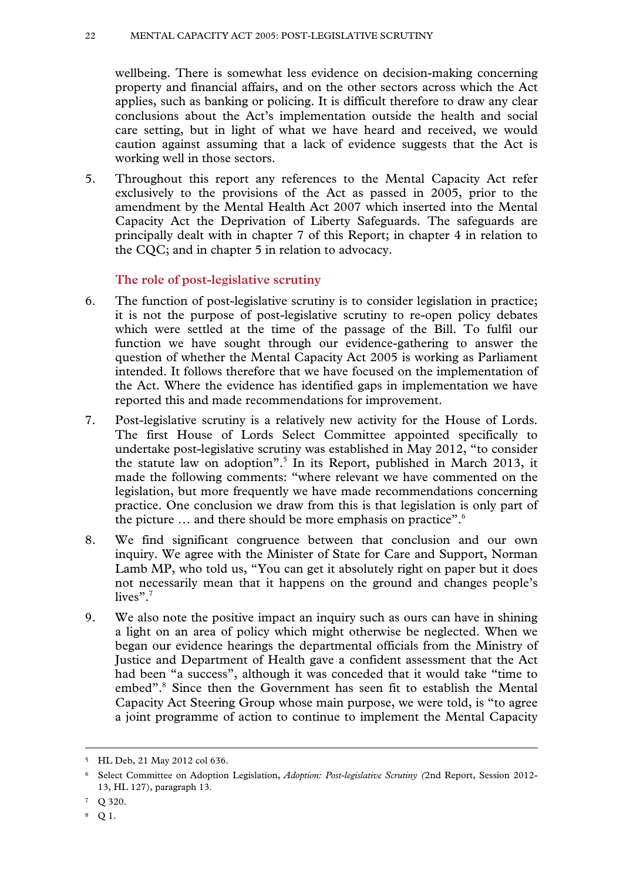wellbeing. There is somewhat less evidence on decision-making concerning property and financial affairs, and on the other sectors across which the Act applies, such as banking or policing. It is difficult therefore to draw any clear conclusions about the Act's implementation outside the health and social care setting, but in light of what we have heard and received, we would caution against assuming that a lack of evidence suggests that the Act is working well in those sectors.

5. Throughout this report any references to the Mental Capacity Act refer exclusively to the provisions of the Act as passed in 2005, prior to the amendment by the Mental Health Act 2007 which inserted into the Mental Capacity Act the Deprivation of Liberty Safeguards. The safeguards are principally dealt with in chapter 7 of this Report; in chapter 4 in relation to the CQC; and in chapter 5 in relation to advocacy.

### The role of post-legislative scrutiny

6. The function of post-legislative scrutiny is to consider legislation in practice; it is not the purpose of post-legislative scrutiny to re-open policy debates which were settled at the time of the passage of the Bill. To fulfil our function we have sought through our evidence-gathering to answer the question of whether the Mental Capacity Act 2005 is working as Parliament intended. It follows therefore that we have focused on the implementation of the Act. Where the evidence has identified gaps in implementation we have reported this and made recommendations for improvement.

7. Post-legislative scrutiny is a relatively new activity for the House of Lords. The first House of Lords Select Committee appointed specifically to undertake post-legislative scrutiny was established in May 2012, "to consider the statute law on adoption".[5] In its Report, published in March 2013, it made the following comments: "where relevant we have commented on the legislation, but more frequently we have made recommendations concerning practice. One conclusion we draw from this is that legislation is only part of the picture … and there should be more emphasis on practice".[6]

8. We find significant congruence between that conclusion and our own inquiry. We agree with the Minister of State for Care and Support, Norman Lamb MP, who told us, "You can get it absolutely right on paper but it does not necessarily mean that it happens on the ground and changes people's lives".[7]

9. We also note the positive impact an inquiry such as ours can have in shining a light on an area of policy which might otherwise be neglected. When we began our evidence hearings the departmental officials from the Ministry of Justice and Department of Health gave a confident assessment that the Act had been "a success", although it was conceded that it would take "time to embed".[8] Since then the Government has seen fit to establish the Mental Capacity Act Steering Group whose main purpose, we were told, is "to agree a joint programme of action to continue to implement the Mental Capacity

---

[5] HL Deb, 21 May 2012 col 636.

[6] Select Committee on Adoption Legislation, *Adoption: Post-legislative Scrutiny (*2nd Report, Session 2012-13, HL 127), paragraph 13.

[7] Q 320.

[8] Q 1.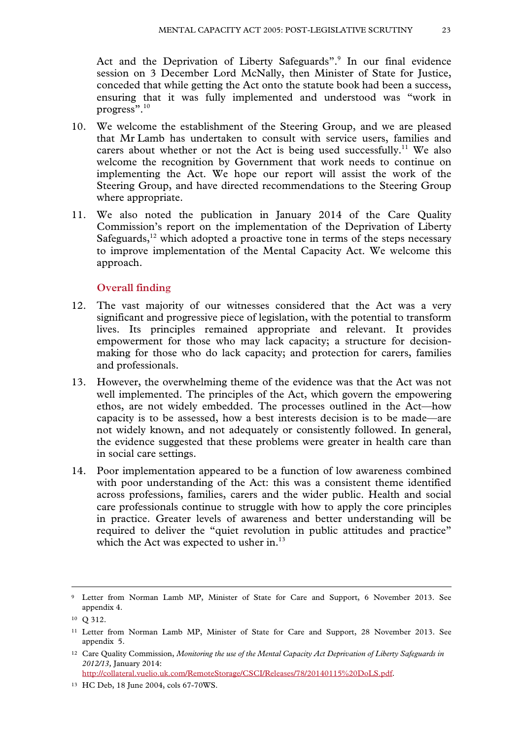Act and the Deprivation of Liberty Safeguards".[9] In our final evidence session on 3 December Lord McNally, then Minister of State for Justice, conceded that while getting the Act onto the statute book had been a success, ensuring that it was fully implemented and understood was "work in progress".[10]

10. We welcome the establishment of the Steering Group, and we are pleased that Mr Lamb has undertaken to consult with service users, families and carers about whether or not the Act is being used successfully.[11] We also welcome the recognition by Government that work needs to continue on implementing the Act. We hope our report will assist the work of the Steering Group, and have directed recommendations to the Steering Group where appropriate.

11. We also noted the publication in January 2014 of the Care Quality Commission's report on the implementation of the Deprivation of Liberty Safeguards,[12] which adopted a proactive tone in terms of the steps necessary to improve implementation of the Mental Capacity Act. We welcome this approach.

### Overall finding

12. The vast majority of our witnesses considered that the Act was a very significant and progressive piece of legislation, with the potential to transform lives. Its principles remained appropriate and relevant. It provides empowerment for those who may lack capacity; a structure for decision-making for those who do lack capacity; and protection for carers, families and professionals.

13. However, the overwhelming theme of the evidence was that the Act was not well implemented. The principles of the Act, which govern the empowering ethos, are not widely embedded. The processes outlined in the Act—how capacity is to be assessed, how a best interests decision is to be made—are not widely known, and not adequately or consistently followed. In general, the evidence suggested that these problems were greater in health care than in social care settings.

14. Poor implementation appeared to be a function of low awareness combined with poor understanding of the Act: this was a consistent theme identified across professions, families, carers and the wider public. Health and social care professionals continue to struggle with how to apply the core principles in practice. Greater levels of awareness and better understanding will be required to deliver the "quiet revolution in public attitudes and practice" which the Act was expected to usher in.[13]

---

[9] Letter from Norman Lamb MP, Minister of State for Care and Support, 6 November 2013. See appendix 4.

[10] Q 312.

[11] Letter from Norman Lamb MP, Minister of State for Care and Support, 28 November 2013. See appendix 5.

[12] Care Quality Commission, *Monitoring the use of the Mental Capacity Act Deprivation of Liberty Safeguards in 2012/13*, January 2014: http://collateral.vuelio.uk.com/RemoteStorage/CSCI/Releases/78/20140115%20DoLS.pdf.

[13] HC Deb, 18 June 2004, cols 67-70WS.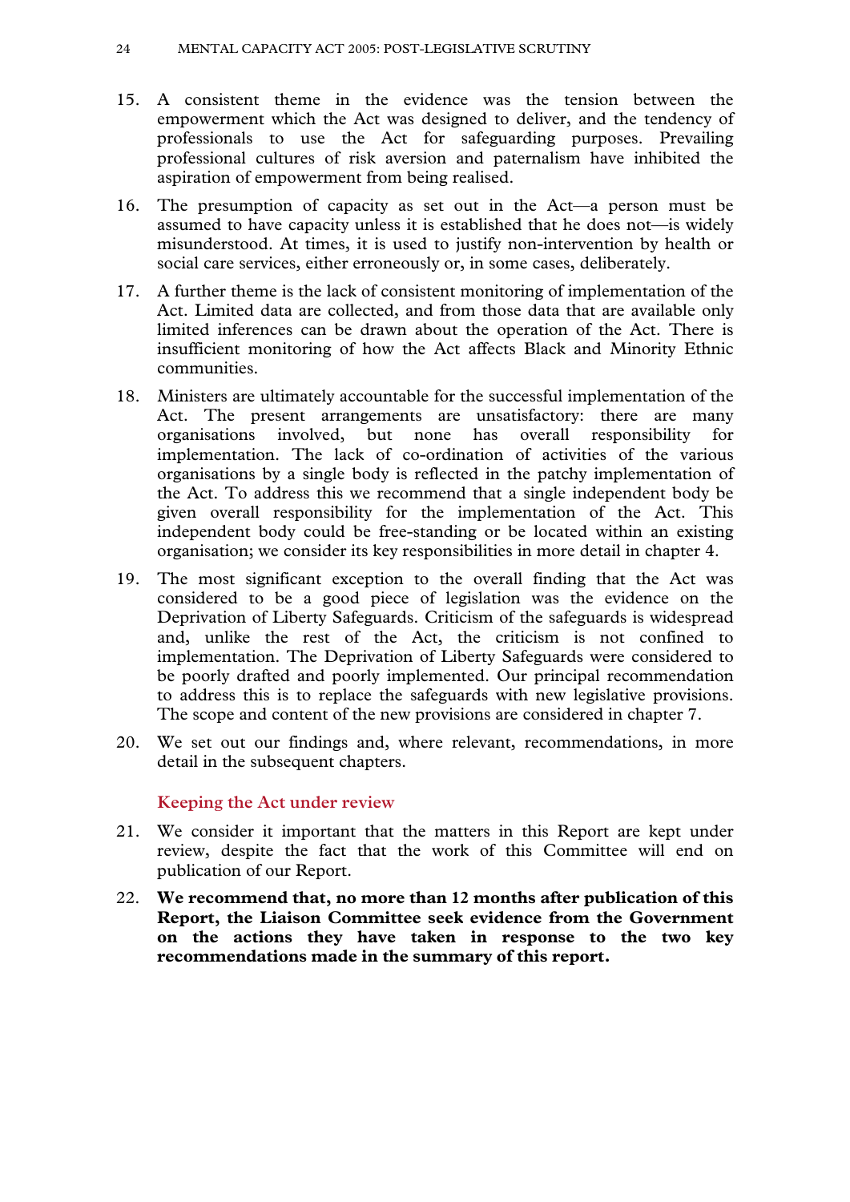15. A consistent theme in the evidence was the tension between the empowerment which the Act was designed to deliver, and the tendency of professionals to use the Act for safeguarding purposes. Prevailing professional cultures of risk aversion and paternalism have inhibited the aspiration of empowerment from being realised.

16. The presumption of capacity as set out in the Act—a person must be assumed to have capacity unless it is established that he does not—is widely misunderstood. At times, it is used to justify non-intervention by health or social care services, either erroneously or, in some cases, deliberately.

17. A further theme is the lack of consistent monitoring of implementation of the Act. Limited data are collected, and from those data that are available only limited inferences can be drawn about the operation of the Act. There is insufficient monitoring of how the Act affects Black and Minority Ethnic communities.

18. Ministers are ultimately accountable for the successful implementation of the Act. The present arrangements are unsatisfactory: there are many organisations involved, but none has overall responsibility for implementation. The lack of co-ordination of activities of the various organisations by a single body is reflected in the patchy implementation of the Act. To address this we recommend that a single independent body be given overall responsibility for the implementation of the Act. This independent body could be free-standing or be located within an existing organisation; we consider its key responsibilities in more detail in chapter 4.

19. The most significant exception to the overall finding that the Act was considered to be a good piece of legislation was the evidence on the Deprivation of Liberty Safeguards. Criticism of the safeguards is widespread and, unlike the rest of the Act, the criticism is not confined to implementation. The Deprivation of Liberty Safeguards were considered to be poorly drafted and poorly implemented. Our principal recommendation to address this is to replace the safeguards with new legislative provisions. The scope and content of the new provisions are considered in chapter 7.

20. We set out our findings and, where relevant, recommendations, in more detail in the subsequent chapters.

### Keeping the Act under review

21. We consider it important that the matters in this Report are kept under review, despite the fact that the work of this Committee will end on publication of our Report.

22. **We recommend that, no more than 12 months after publication of this Report, the Liaison Committee seek evidence from the Government on the actions they have taken in response to the two key recommendations made in the summary of this report.**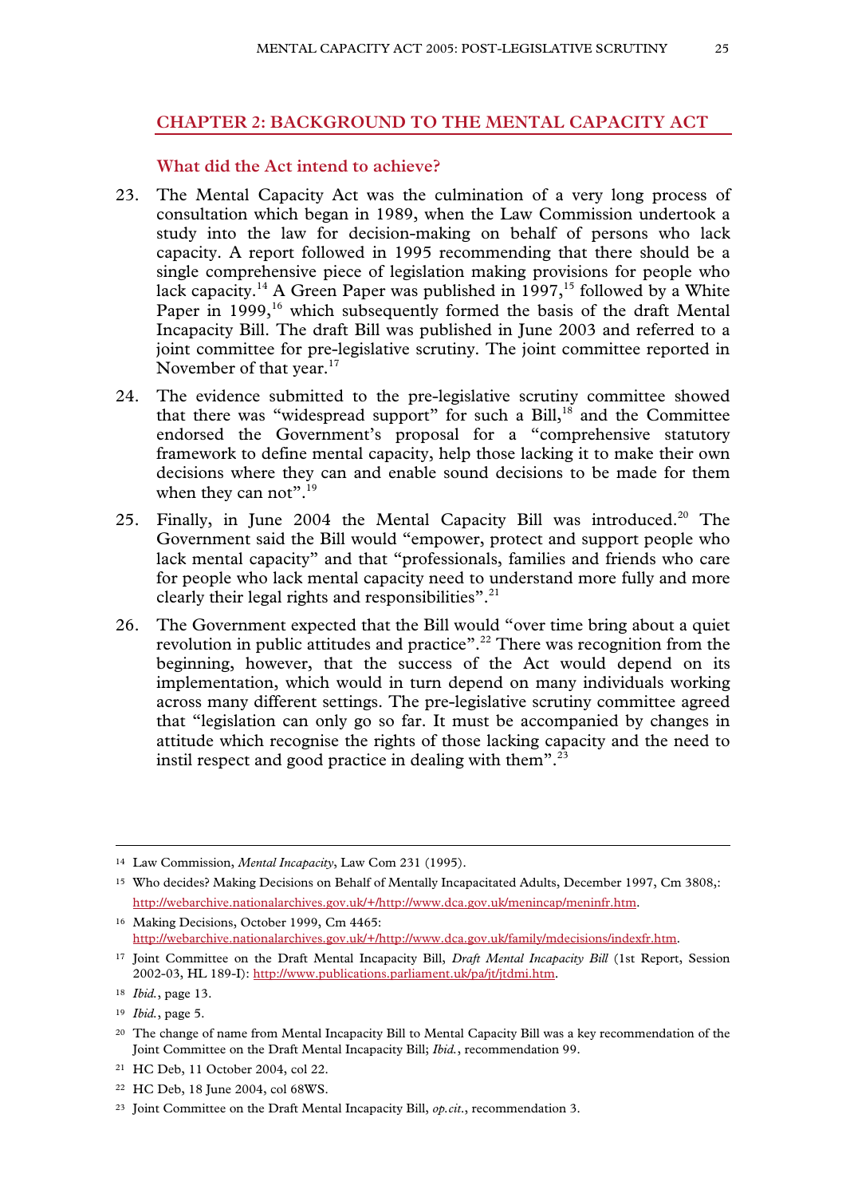## CHAPTER 2: BACKGROUND TO THE MENTAL CAPACITY ACT

### What did the Act intend to achieve?

23. The Mental Capacity Act was the culmination of a very long process of consultation which began in 1989, when the Law Commission undertook a study into the law for decision-making on behalf of persons who lack capacity. A report followed in 1995 recommending that there should be a single comprehensive piece of legislation making provisions for people who lack capacity.[14] A Green Paper was published in 1997,[15] followed by a White Paper in 1999,[16] which subsequently formed the basis of the draft Mental Incapacity Bill. The draft Bill was published in June 2003 and referred to a joint committee for pre-legislative scrutiny. The joint committee reported in November of that year.[17]

24. The evidence submitted to the pre-legislative scrutiny committee showed that there was "widespread support" for such a Bill,[18] and the Committee endorsed the Government's proposal for a "comprehensive statutory framework to define mental capacity, help those lacking it to make their own decisions where they can and enable sound decisions to be made for them when they can not".[19]

25. Finally, in June 2004 the Mental Capacity Bill was introduced.[20] The Government said the Bill would "empower, protect and support people who lack mental capacity" and that "professionals, families and friends who care for people who lack mental capacity need to understand more fully and more clearly their legal rights and responsibilities".[21]

26. The Government expected that the Bill would "over time bring about a quiet revolution in public attitudes and practice".[22] There was recognition from the beginning, however, that the success of the Act would depend on its implementation, which would in turn depend on many individuals working across many different settings. The pre-legislative scrutiny committee agreed that "legislation can only go so far. It must be accompanied by changes in attitude which recognise the rights of those lacking capacity and the need to instil respect and good practice in dealing with them".[23]

---

[14] Law Commission, *Mental Incapacity*, Law Com 231 (1995).

[15] Who decides? Making Decisions on Behalf of Mentally Incapacitated Adults, December 1997, Cm 3808,: http://webarchive.nationalarchives.gov.uk/+/http://www.dca.gov.uk/menincap/meninfr.htm.

[16] Making Decisions, October 1999, Cm 4465: http://webarchive.nationalarchives.gov.uk/+/http://www.dca.gov.uk/family/mdecisions/indexfr.htm.

[17] Joint Committee on the Draft Mental Incapacity Bill, *Draft Mental Incapacity Bill* (1st Report, Session 2002-03, HL 189-I): http://www.publications.parliament.uk/pa/jt/jtdmi.htm.

[18] *Ibid.*, page 13.

[19] *Ibid.*, page 5.

[20] The change of name from Mental Incapacity Bill to Mental Capacity Bill was a key recommendation of the Joint Committee on the Draft Mental Incapacity Bill; *Ibid.*, recommendation 99.

[21] HC Deb, 11 October 2004, col 22.

[22] HC Deb, 18 June 2004, col 68WS.

[23] Joint Committee on the Draft Mental Incapacity Bill, *op.cit.*, recommendation 3.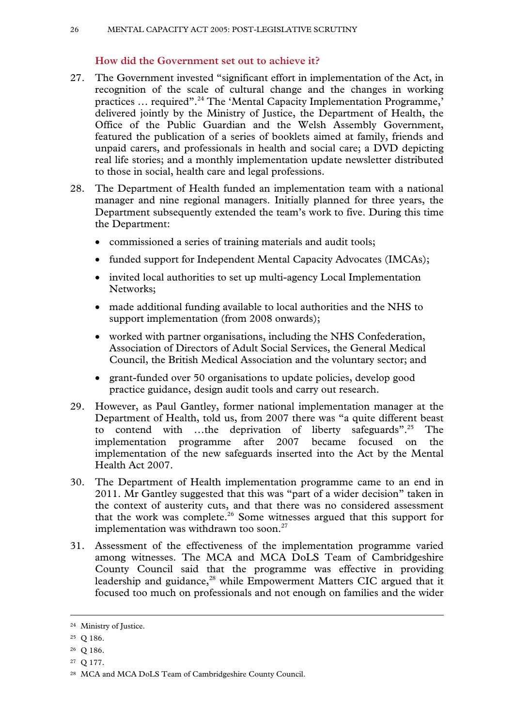### How did the Government set out to achieve it?

27. The Government invested "significant effort in implementation of the Act, in recognition of the scale of cultural change and the changes in working practices … required".[24] The 'Mental Capacity Implementation Programme,' delivered jointly by the Ministry of Justice, the Department of Health, the Office of the Public Guardian and the Welsh Assembly Government, featured the publication of a series of booklets aimed at family, friends and unpaid carers, and professionals in health and social care; a DVD depicting real life stories; and a monthly implementation update newsletter distributed to those in social, health care and legal professions.

28. The Department of Health funded an implementation team with a national manager and nine regional managers. Initially planned for three years, the Department subsequently extended the team's work to five. During this time the Department:

   - commissioned a series of training materials and audit tools;
   - funded support for Independent Mental Capacity Advocates (IMCAs);
   - invited local authorities to set up multi-agency Local Implementation Networks;
   - made additional funding available to local authorities and the NHS to support implementation (from 2008 onwards);
   - worked with partner organisations, including the NHS Confederation, Association of Directors of Adult Social Services, the General Medical Council, the British Medical Association and the voluntary sector; and
   - grant-funded over 50 organisations to update policies, develop good practice guidance, design audit tools and carry out research.

29. However, as Paul Gantley, former national implementation manager at the Department of Health, told us, from 2007 there was "a quite different beast to contend with …the deprivation of liberty safeguards".[25] The implementation programme after 2007 became focused on the implementation of the new safeguards inserted into the Act by the Mental Health Act 2007.

30. The Department of Health implementation programme came to an end in 2011. Mr Gantley suggested that this was "part of a wider decision" taken in the context of austerity cuts, and that there was no considered assessment that the work was complete.[26] Some witnesses argued that this support for implementation was withdrawn too soon.[27]

31. Assessment of the effectiveness of the implementation programme varied among witnesses. The MCA and MCA DoLS Team of Cambridgeshire County Council said that the programme was effective in providing leadership and guidance,[28] while Empowerment Matters CIC argued that it focused too much on professionals and not enough on families and the wider

---

[24] Ministry of Justice.

[25] Q 186.

[26] Q 186.

[27] Q 177.

[28] MCA and MCA DoLS Team of Cambridgeshire County Council.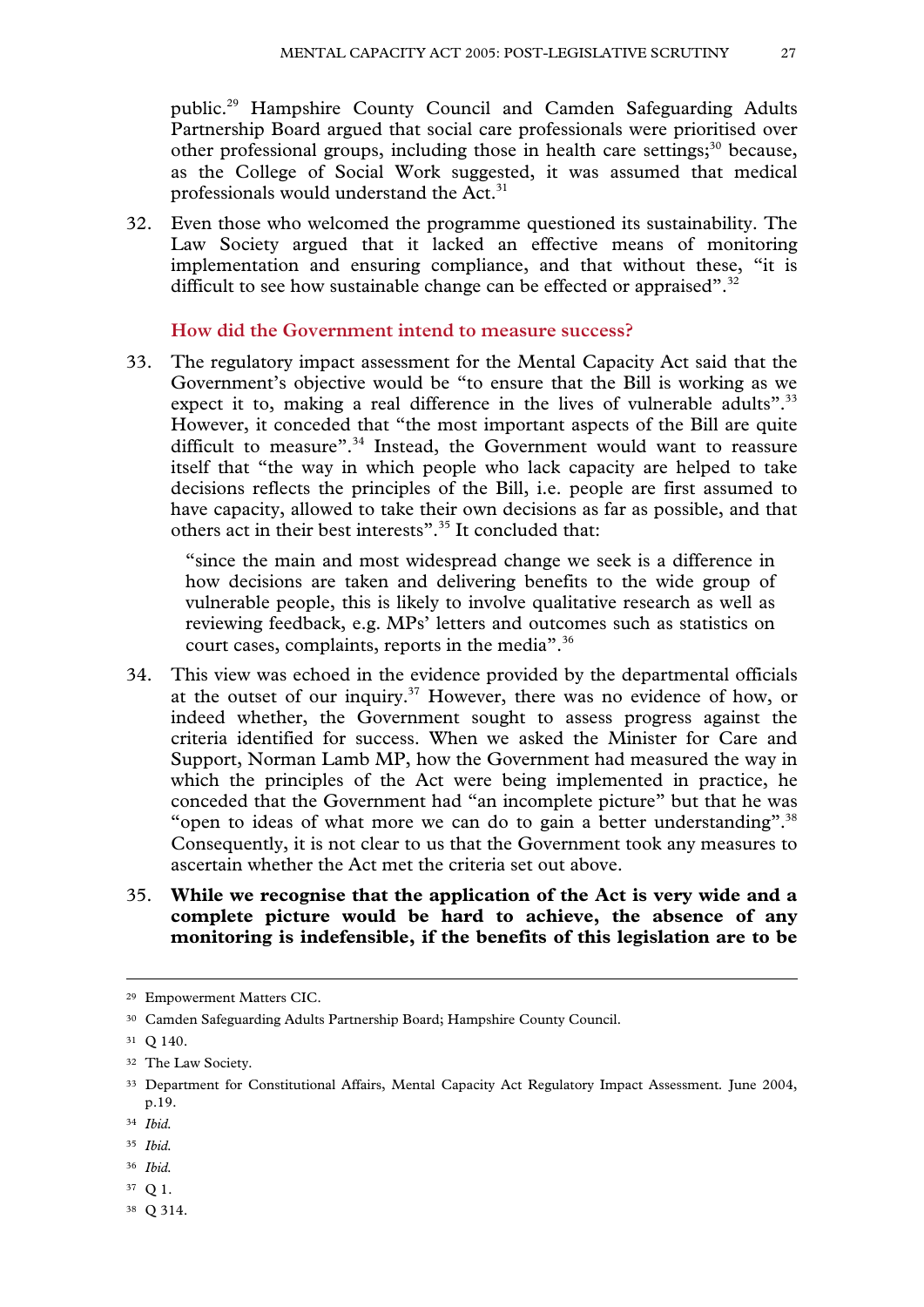public.[29] Hampshire County Council and Camden Safeguarding Adults Partnership Board argued that social care professionals were prioritised over other professional groups, including those in health care settings;[30] because, as the College of Social Work suggested, it was assumed that medical professionals would understand the Act.[31]

32. Even those who welcomed the programme questioned its sustainability. The Law Society argued that it lacked an effective means of monitoring implementation and ensuring compliance, and that without these, "it is difficult to see how sustainable change can be effected or appraised".[32]

### How did the Government intend to measure success?

33. The regulatory impact assessment for the Mental Capacity Act said that the Government's objective would be "to ensure that the Bill is working as we expect it to, making a real difference in the lives of vulnerable adults".[33] However, it conceded that "the most important aspects of the Bill are quite difficult to measure".[34] Instead, the Government would want to reassure itself that "the way in which people who lack capacity are helped to take decisions reflects the principles of the Bill, i.e. people are first assumed to have capacity, allowed to take their own decisions as far as possible, and that others act in their best interests".[35] It concluded that:

> "since the main and most widespread change we seek is a difference in how decisions are taken and delivering benefits to the wide group of vulnerable people, this is likely to involve qualitative research as well as reviewing feedback, e.g. MPs' letters and outcomes such as statistics on court cases, complaints, reports in the media".[36]

34. This view was echoed in the evidence provided by the departmental officials at the outset of our inquiry.[37] However, there was no evidence of how, or indeed whether, the Government sought to assess progress against the criteria identified for success. When we asked the Minister for Care and Support, Norman Lamb MP, how the Government had measured the way in which the principles of the Act were being implemented in practice, he conceded that the Government had "an incomplete picture" but that he was "open to ideas of what more we can do to gain a better understanding".[38] Consequently, it is not clear to us that the Government took any measures to ascertain whether the Act met the criteria set out above.

35. **While we recognise that the application of the Act is very wide and a complete picture would be hard to achieve, the absence of any monitoring is indefensible, if the benefits of this legislation are to be**

---

[29] Empowerment Matters CIC.

[30] Camden Safeguarding Adults Partnership Board; Hampshire County Council.

[31] Q 140.

[32] The Law Society.

[33] Department for Constitutional Affairs, Mental Capacity Act Regulatory Impact Assessment. June 2004, p.19.

[34] *Ibid.*

[35] *Ibid.*

[36] *Ibid.*

[37] Q 1.

[38] Q 314.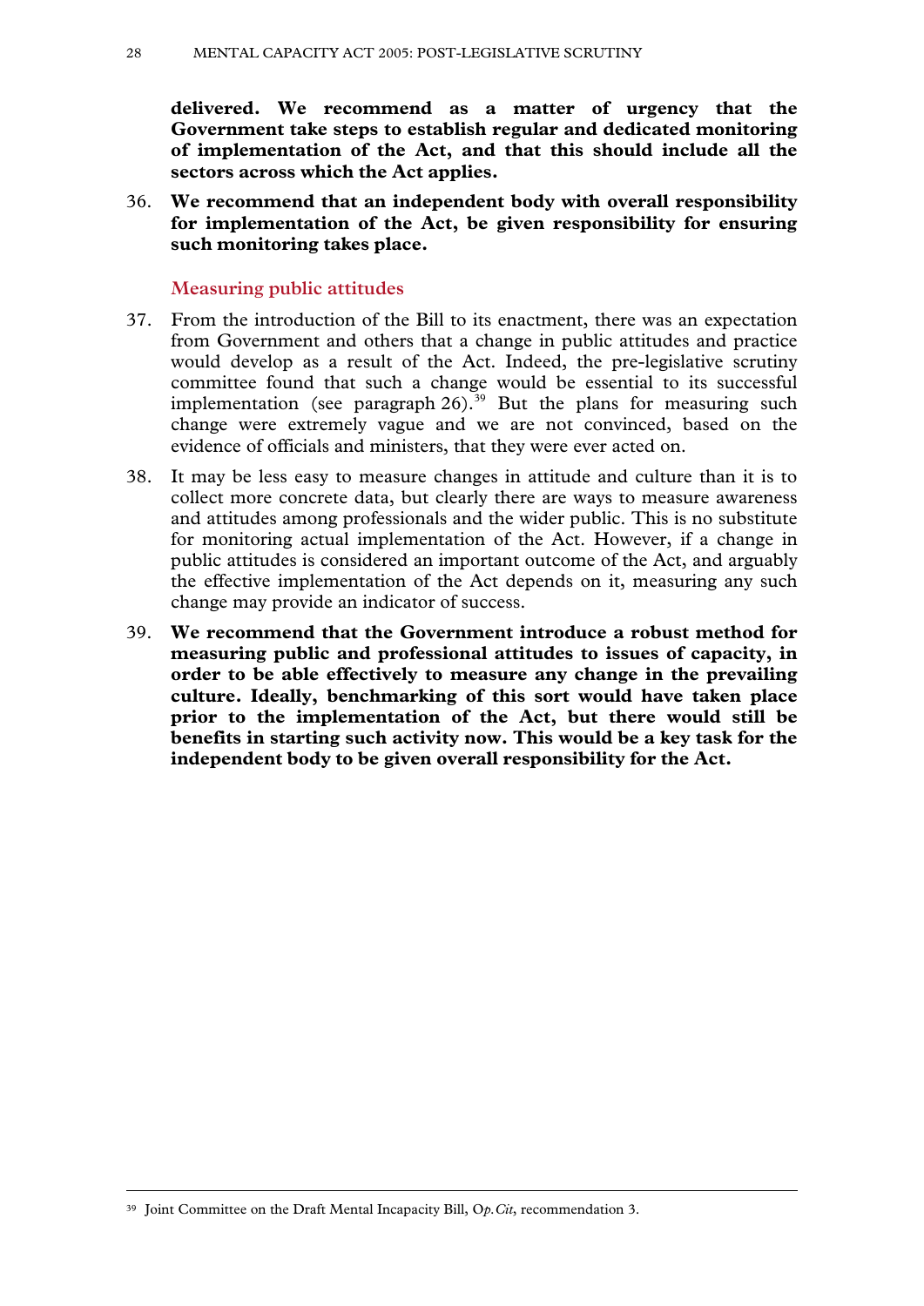**delivered. We recommend as a matter of urgency that the Government take steps to establish regular and dedicated monitoring of implementation of the Act, and that this should include all the sectors across which the Act applies.**

36. **We recommend that an independent body with overall responsibility for implementation of the Act, be given responsibility for ensuring such monitoring takes place.**

### Measuring public attitudes

37. From the introduction of the Bill to its enactment, there was an expectation from Government and others that a change in public attitudes and practice would develop as a result of the Act. Indeed, the pre-legislative scrutiny committee found that such a change would be essential to its successful implementation (see paragraph 26).[39] But the plans for measuring such change were extremely vague and we are not convinced, based on the evidence of officials and ministers, that they were ever acted on.

38. It may be less easy to measure changes in attitude and culture than it is to collect more concrete data, but clearly there are ways to measure awareness and attitudes among professionals and the wider public. This is no substitute for monitoring actual implementation of the Act. However, if a change in public attitudes is considered an important outcome of the Act, and arguably the effective implementation of the Act depends on it, measuring any such change may provide an indicator of success.

39. **We recommend that the Government introduce a robust method for measuring public and professional attitudes to issues of capacity, in order to be able effectively to measure any change in the prevailing culture. Ideally, benchmarking of this sort would have taken place prior to the implementation of the Act, but there would still be benefits in starting such activity now. This would be a key task for the independent body to be given overall responsibility for the Act.**

---

[39] Joint Committee on the Draft Mental Incapacity Bill, O*p. Cit*, recommendation 3.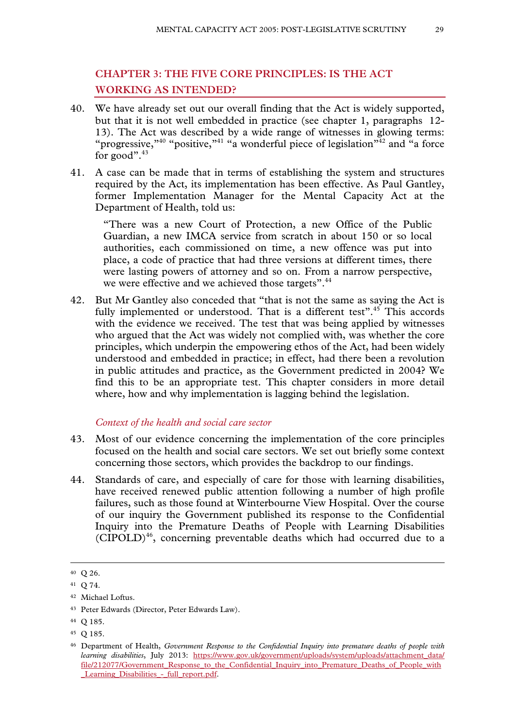## CHAPTER 3: THE FIVE CORE PRINCIPLES: IS THE ACT WORKING AS INTENDED?

40. We have already set out our overall finding that the Act is widely supported, but that it is not well embedded in practice (see chapter 1, paragraphs 12-13). The Act was described by a wide range of witnesses in glowing terms: "progressive,"[40] "positive,"[41] "a wonderful piece of legislation"[42] and "a force for good".[43]

41. A case can be made that in terms of establishing the system and structures required by the Act, its implementation has been effective. As Paul Gantley, former Implementation Manager for the Mental Capacity Act at the Department of Health, told us:

> "There was a new Court of Protection, a new Office of the Public Guardian, a new IMCA service from scratch in about 150 or so local authorities, each commissioned on time, a new offence was put into place, a code of practice that had three versions at different times, there were lasting powers of attorney and so on. From a narrow perspective, we were effective and we achieved those targets".[44]

42. But Mr Gantley also conceded that "that is not the same as saying the Act is fully implemented or understood. That is a different test".[45] This accords with the evidence we received. The test that was being applied by witnesses who argued that the Act was widely not complied with, was whether the core principles, which underpin the empowering ethos of the Act, had been widely understood and embedded in practice; in effect, had there been a revolution in public attitudes and practice, as the Government predicted in 2004? We find this to be an appropriate test. This chapter considers in more detail where, how and why implementation is lagging behind the legislation.

### *Context of the health and social care sector*

43. Most of our evidence concerning the implementation of the core principles focused on the health and social care sectors. We set out briefly some context concerning those sectors, which provides the backdrop to our findings.

44. Standards of care, and especially of care for those with learning disabilities, have received renewed public attention following a number of high profile failures, such as those found at Winterbourne View Hospital. Over the course of our inquiry the Government published its response to the Confidential Inquiry into the Premature Deaths of People with Learning Disabilities (CIPOLD)[46], concerning preventable deaths which had occurred due to a

---

[40] Q 26.

[41] Q 74.

[42] Michael Loftus.

[43] Peter Edwards (Director, Peter Edwards Law).

[44] Q 185.

[45] Q 185.

[46] Department of Health, *Government Response to the Confidential Inquiry into premature deaths of people with learning disabilities*, July 2013: https://www.gov.uk/government/uploads/system/uploads/attachment_data/file/212077/Government_Response_to_the_Confidential_Inquiry_into_Premature_Deaths_of_People_with_Learning_Disabilities_-_full_report.pdf.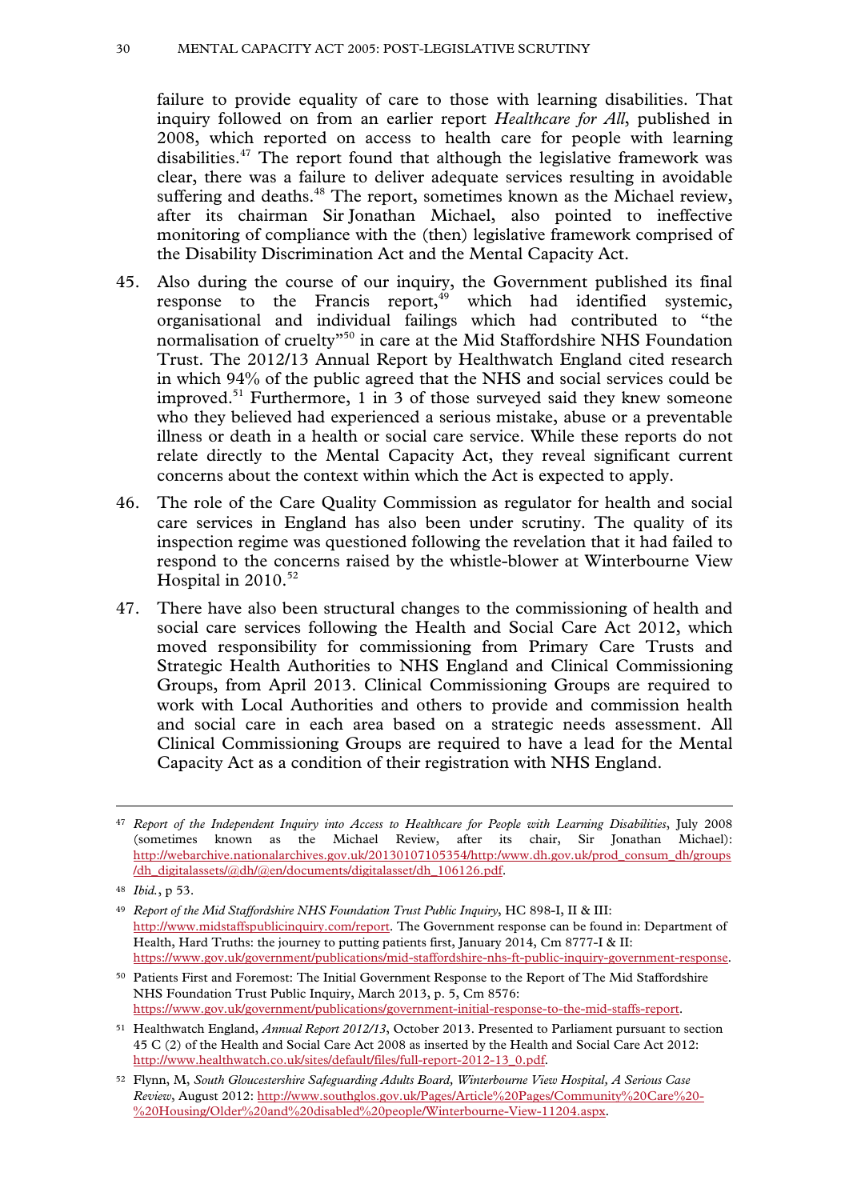failure to provide equality of care to those with learning disabilities. That inquiry followed on from an earlier report *Healthcare for All*, published in 2008, which reported on access to health care for people with learning disabilities.[47] The report found that although the legislative framework was clear, there was a failure to deliver adequate services resulting in avoidable suffering and deaths.[48] The report, sometimes known as the Michael review, after its chairman Sir Jonathan Michael, also pointed to ineffective monitoring of compliance with the (then) legislative framework comprised of the Disability Discrimination Act and the Mental Capacity Act.

45. Also during the course of our inquiry, the Government published its final response to the Francis report,[49] which had identified systemic, organisational and individual failings which had contributed to "the normalisation of cruelty"[50] in care at the Mid Staffordshire NHS Foundation Trust. The 2012/13 Annual Report by Healthwatch England cited research in which 94% of the public agreed that the NHS and social services could be improved.[51] Furthermore, 1 in 3 of those surveyed said they knew someone who they believed had experienced a serious mistake, abuse or a preventable illness or death in a health or social care service. While these reports do not relate directly to the Mental Capacity Act, they reveal significant current concerns about the context within which the Act is expected to apply.

46. The role of the Care Quality Commission as regulator for health and social care services in England has also been under scrutiny. The quality of its inspection regime was questioned following the revelation that it had failed to respond to the concerns raised by the whistle-blower at Winterbourne View Hospital in 2010.[52]

47. There have also been structural changes to the commissioning of health and social care services following the Health and Social Care Act 2012, which moved responsibility for commissioning from Primary Care Trusts and Strategic Health Authorities to NHS England and Clinical Commissioning Groups, from April 2013. Clinical Commissioning Groups are required to work with Local Authorities and others to provide and commission health and social care in each area based on a strategic needs assessment. All Clinical Commissioning Groups are required to have a lead for the Mental Capacity Act as a condition of their registration with NHS England.

---

[47] *Report of the Independent Inquiry into Access to Healthcare for People with Learning Disabilities*, July 2008 (sometimes known as the Michael Review, after its chair, Sir Jonathan Michael): http://webarchive.nationalarchives.gov.uk/20130107105354/http:/www.dh.gov.uk/prod_consum_dh/groups/dh_digitalassets/@dh/@en/documents/digitalasset/dh_106126.pdf.

[48] *Ibid.*, p 53.

[49] *Report of the Mid Staffordshire NHS Foundation Trust Public Inquiry*, HC 898-I, II & III: http://www.midstaffspublicinquiry.com/report. The Government response can be found in: Department of Health, Hard Truths: the journey to putting patients first, January 2014, Cm 8777-I & II: https://www.gov.uk/government/publications/mid-staffordshire-nhs-ft-public-inquiry-government-response.

[50] Patients First and Foremost: The Initial Government Response to the Report of The Mid Staffordshire NHS Foundation Trust Public Inquiry, March 2013, p. 5, Cm 8576: https://www.gov.uk/government/publications/government-initial-response-to-the-mid-staffs-report.

[51] Healthwatch England, *Annual Report 2012/13*, October 2013. Presented to Parliament pursuant to section 45 C (2) of the Health and Social Care Act 2008 as inserted by the Health and Social Care Act 2012: http://www.healthwatch.co.uk/sites/default/files/full-report-2012-13_0.pdf.

[52] Flynn, M, *South Gloucestershire Safeguarding Adults Board, Winterbourne View Hospital, A Serious Case Review*, August 2012: http://www.southglos.gov.uk/Pages/Article%20Pages/Community%20Care%20-%20Housing/Older%20and%20disabled%20people/Winterbourne-View-11204.aspx.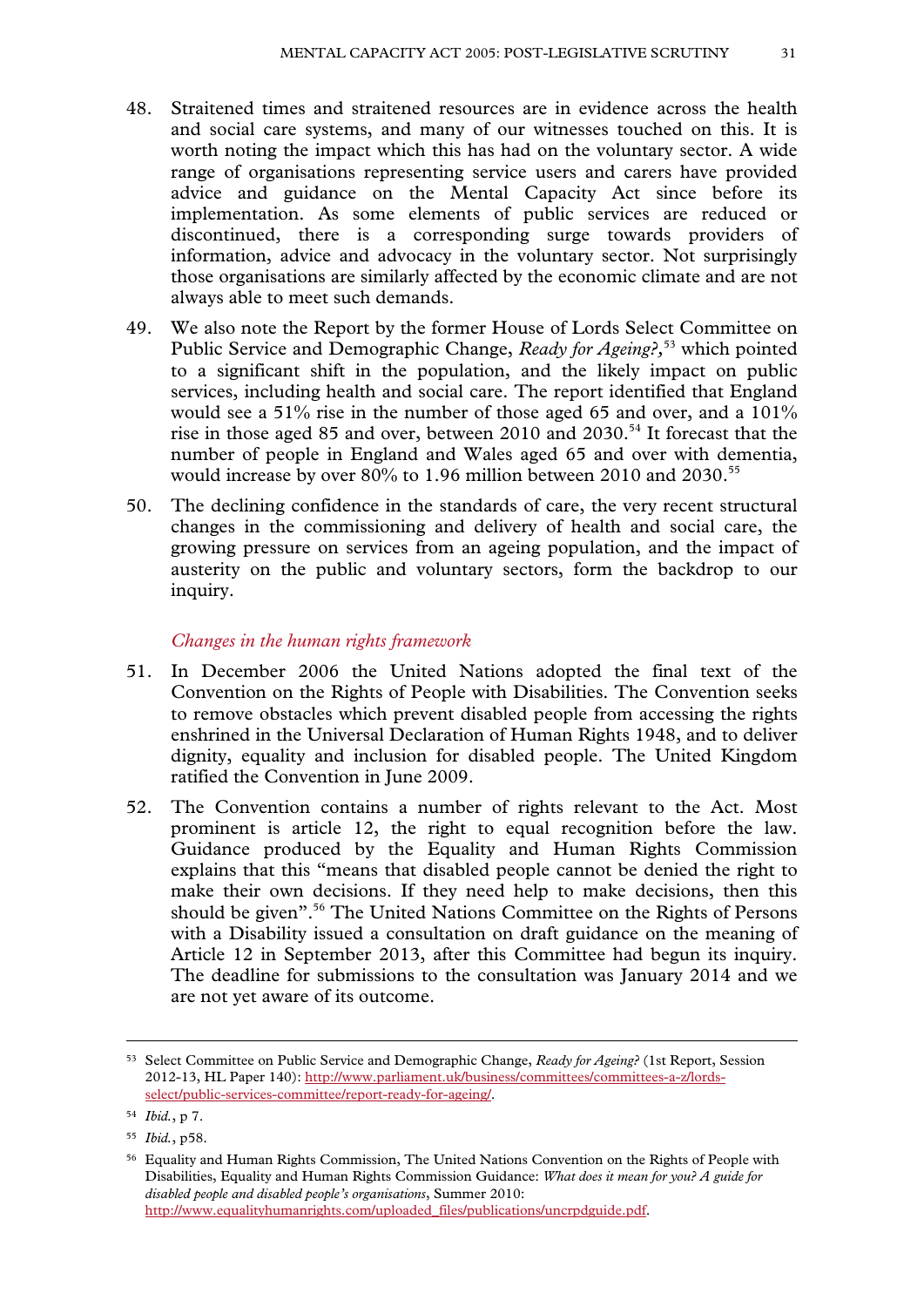48. Straitened times and straitened resources are in evidence across the health and social care systems, and many of our witnesses touched on this. It is worth noting the impact which this has had on the voluntary sector. A wide range of organisations representing service users and carers have provided advice and guidance on the Mental Capacity Act since before its implementation. As some elements of public services are reduced or discontinued, there is a corresponding surge towards providers of information, advice and advocacy in the voluntary sector. Not surprisingly those organisations are similarly affected by the economic climate and are not always able to meet such demands.

49. We also note the Report by the former House of Lords Select Committee on Public Service and Demographic Change, *Ready for Ageing?*,[53] which pointed to a significant shift in the population, and the likely impact on public services, including health and social care. The report identified that England would see a 51% rise in the number of those aged 65 and over, and a 101% rise in those aged 85 and over, between 2010 and 2030.[54] It forecast that the number of people in England and Wales aged 65 and over with dementia, would increase by over 80% to 1.96 million between 2010 and 2030.[55]

50. The declining confidence in the standards of care, the very recent structural changes in the commissioning and delivery of health and social care, the growing pressure on services from an ageing population, and the impact of austerity on the public and voluntary sectors, form the backdrop to our inquiry.

### *Changes in the human rights framework*

51. In December 2006 the United Nations adopted the final text of the Convention on the Rights of People with Disabilities. The Convention seeks to remove obstacles which prevent disabled people from accessing the rights enshrined in the Universal Declaration of Human Rights 1948, and to deliver dignity, equality and inclusion for disabled people. The United Kingdom ratified the Convention in June 2009.

52. The Convention contains a number of rights relevant to the Act. Most prominent is article 12, the right to equal recognition before the law. Guidance produced by the Equality and Human Rights Commission explains that this "means that disabled people cannot be denied the right to make their own decisions. If they need help to make decisions, then this should be given".[56] The United Nations Committee on the Rights of Persons with a Disability issued a consultation on draft guidance on the meaning of Article 12 in September 2013, after this Committee had begun its inquiry. The deadline for submissions to the consultation was January 2014 and we are not yet aware of its outcome.

---

[53] Select Committee on Public Service and Demographic Change, *Ready for Ageing?* (1st Report, Session 2012-13, HL Paper 140): http://www.parliament.uk/business/committees/committees-a-z/lords-select/public-services-committee/report-ready-for-ageing/.

[54] *Ibid.*, p 7.

[55] *Ibid.*, p58.

[56] Equality and Human Rights Commission, The United Nations Convention on the Rights of People with Disabilities, Equality and Human Rights Commission Guidance: *What does it mean for you? A guide for disabled people and disabled people's organisations*, Summer 2010: http://www.equalityhumanrights.com/uploaded_files/publications/uncrpdguide.pdf.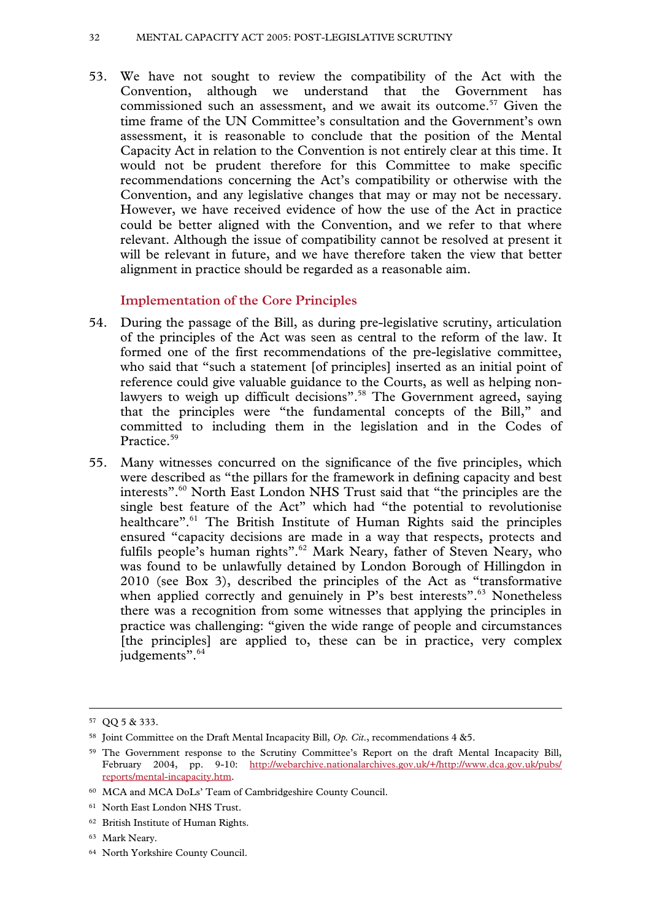53. We have not sought to review the compatibility of the Act with the Convention, although we understand that the Government has commissioned such an assessment, and we await its outcome.[57] Given the time frame of the UN Committee's consultation and the Government's own assessment, it is reasonable to conclude that the position of the Mental Capacity Act in relation to the Convention is not entirely clear at this time. It would not be prudent therefore for this Committee to make specific recommendations concerning the Act's compatibility or otherwise with the Convention, and any legislative changes that may or may not be necessary. However, we have received evidence of how the use of the Act in practice could be better aligned with the Convention, and we refer to that where relevant. Although the issue of compatibility cannot be resolved at present it will be relevant in future, and we have therefore taken the view that better alignment in practice should be regarded as a reasonable aim.

### Implementation of the Core Principles

54. During the passage of the Bill, as during pre-legislative scrutiny, articulation of the principles of the Act was seen as central to the reform of the law. It formed one of the first recommendations of the pre-legislative committee, who said that "such a statement [of principles] inserted as an initial point of reference could give valuable guidance to the Courts, as well as helping non-lawyers to weigh up difficult decisions".[58] The Government agreed, saying that the principles were "the fundamental concepts of the Bill," and committed to including them in the legislation and in the Codes of Practice.[59]

55. Many witnesses concurred on the significance of the five principles, which were described as "the pillars for the framework in defining capacity and best interests".[60] North East London NHS Trust said that "the principles are the single best feature of the Act" which had "the potential to revolutionise healthcare".[61] The British Institute of Human Rights said the principles ensured "capacity decisions are made in a way that respects, protects and fulfils people's human rights".[62] Mark Neary, father of Steven Neary, who was found to be unlawfully detained by London Borough of Hillingdon in 2010 (see Box 3), described the principles of the Act as "transformative when applied correctly and genuinely in P's best interests".[63] Nonetheless there was a recognition from some witnesses that applying the principles in practice was challenging: "given the wide range of people and circumstances [the principles] are applied to, these can be in practice, very complex judgements".[64]

---

[57] QQ 5 & 333.

[58] Joint Committee on the Draft Mental Incapacity Bill, *Op. Cit.*, recommendations 4 &5.

[59] The Government response to the Scrutiny Committee's Report on the draft Mental Incapacity Bill, February 2004, pp. 9-10: http://webarchive.nationalarchives.gov.uk/+/http://www.dca.gov.uk/pubs/reports/mental-incapacity.htm.

[60] MCA and MCA DoLs' Team of Cambridgeshire County Council.

[61] North East London NHS Trust.

[62] British Institute of Human Rights.

[63] Mark Neary.

[64] North Yorkshire County Council.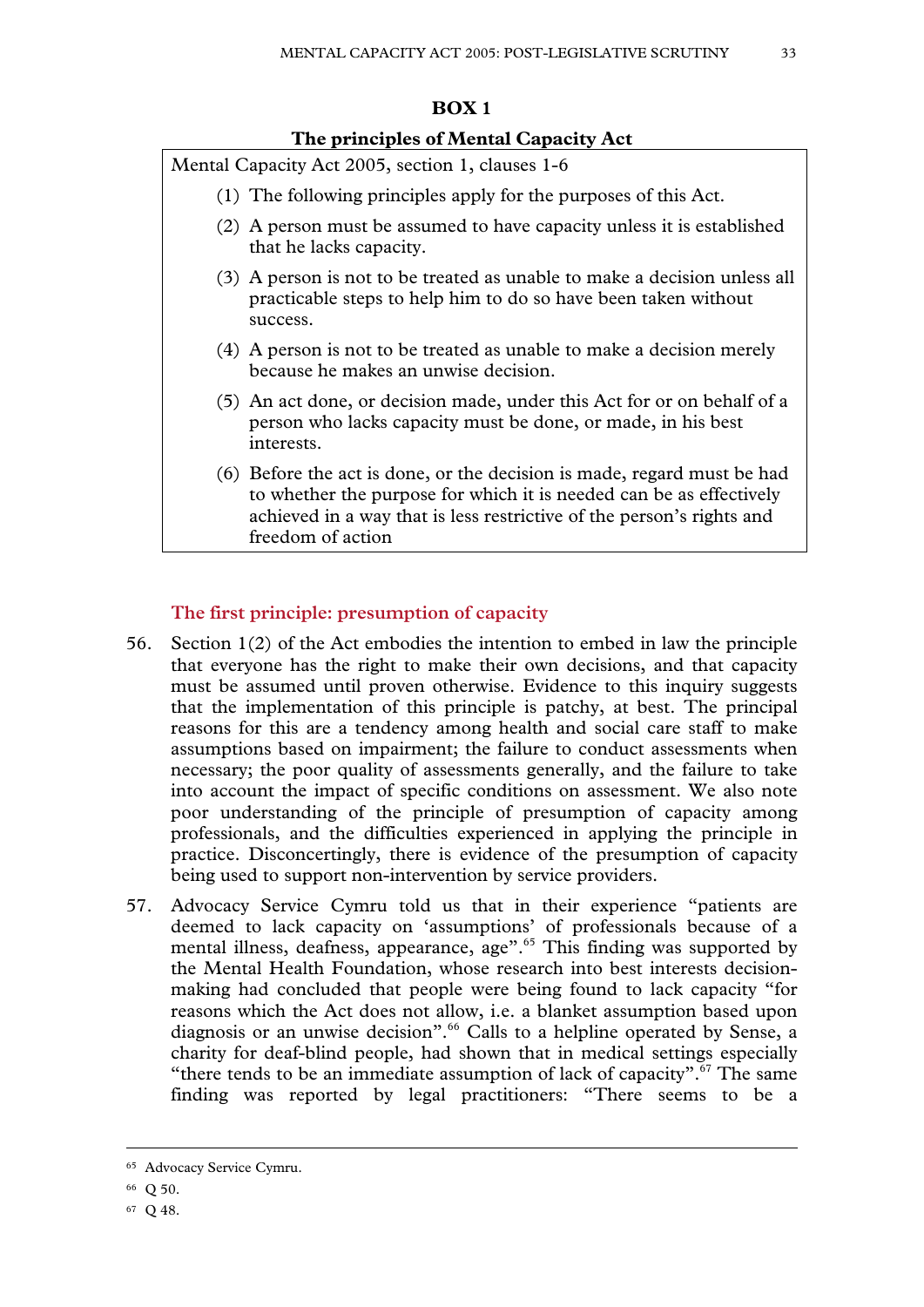**BOX 1**

**The principles of Mental Capacity Act**

Mental Capacity Act 2005, section 1, clauses 1-6

(1) The following principles apply for the purposes of this Act.

(2) A person must be assumed to have capacity unless it is established that he lacks capacity.

(3) A person is not to be treated as unable to make a decision unless all practicable steps to help him to do so have been taken without success.

(4) A person is not to be treated as unable to make a decision merely because he makes an unwise decision.

(5) An act done, or decision made, under this Act for or on behalf of a person who lacks capacity must be done, or made, in his best interests.

(6) Before the act is done, or the decision is made, regard must be had to whether the purpose for which it is needed can be as effectively achieved in a way that is less restrictive of the person's rights and freedom of action

### The first principle: presumption of capacity

56. Section 1(2) of the Act embodies the intention to embed in law the principle that everyone has the right to make their own decisions, and that capacity must be assumed until proven otherwise. Evidence to this inquiry suggests that the implementation of this principle is patchy, at best. The principal reasons for this are a tendency among health and social care staff to make assumptions based on impairment; the failure to conduct assessments when necessary; the poor quality of assessments generally, and the failure to take into account the impact of specific conditions on assessment. We also note poor understanding of the principle of presumption of capacity among professionals, and the difficulties experienced in applying the principle in practice. Disconcertingly, there is evidence of the presumption of capacity being used to support non-intervention by service providers.

57. Advocacy Service Cymru told us that in their experience "patients are deemed to lack capacity on 'assumptions' of professionals because of a mental illness, deafness, appearance, age".[65] This finding was supported by the Mental Health Foundation, whose research into best interests decision-making had concluded that people were being found to lack capacity "for reasons which the Act does not allow, i.e. a blanket assumption based upon diagnosis or an unwise decision".[66] Calls to a helpline operated by Sense, a charity for deaf-blind people, had shown that in medical settings especially "there tends to be an immediate assumption of lack of capacity".[67] The same finding was reported by legal practitioners: "There seems to be a

---

[65] Advocacy Service Cymru.

[66] Q 50.

[67] Q 48.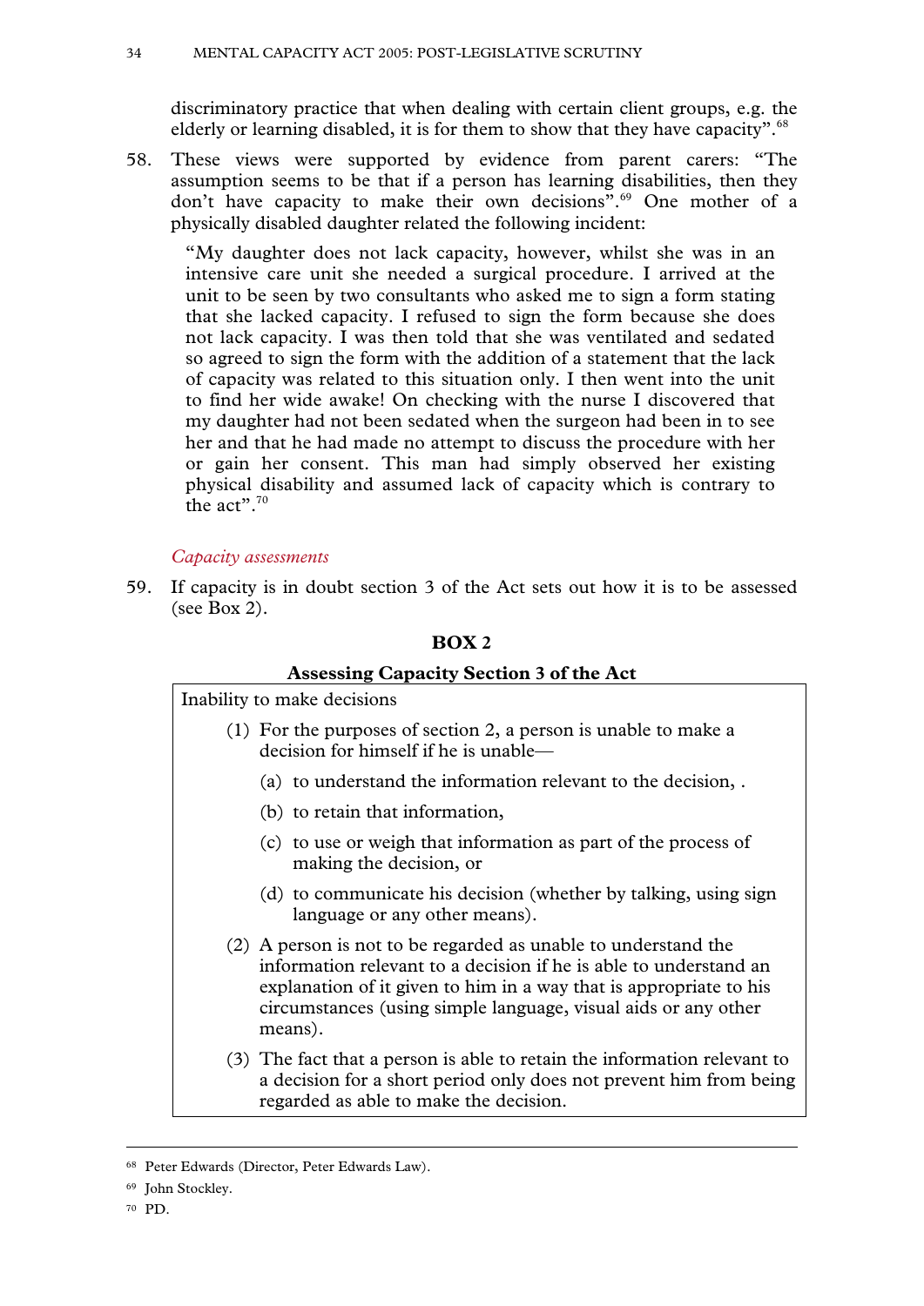discriminatory practice that when dealing with certain client groups, e.g. the elderly or learning disabled, it is for them to show that they have capacity".[68]

58. These views were supported by evidence from parent carers: "The assumption seems to be that if a person has learning disabilities, then they don't have capacity to make their own decisions".[69] One mother of a physically disabled daughter related the following incident:

> "My daughter does not lack capacity, however, whilst she was in an intensive care unit she needed a surgical procedure. I arrived at the unit to be seen by two consultants who asked me to sign a form stating that she lacked capacity. I refused to sign the form because she does not lack capacity. I was then told that she was ventilated and sedated so agreed to sign the form with the addition of a statement that the lack of capacity was related to this situation only. I then went into the unit to find her wide awake! On checking with the nurse I discovered that my daughter had not been sedated when the surgeon had been in to see her and that he had made no attempt to discuss the procedure with her or gain her consent. This man had simply observed her existing physical disability and assumed lack of capacity which is contrary to the act".[70]

*Capacity assessments*

59. If capacity is in doubt section 3 of the Act sets out how it is to be assessed (see Box 2).

**BOX 2**

**Assessing Capacity Section 3 of the Act**

Inability to make decisions

(1) For the purposes of section 2, a person is unable to make a decision for himself if he is unable—

(a) to understand the information relevant to the decision, .

(b) to retain that information,

(c) to use or weigh that information as part of the process of making the decision, or

(d) to communicate his decision (whether by talking, using sign language or any other means).

(2) A person is not to be regarded as unable to understand the information relevant to a decision if he is able to understand an explanation of it given to him in a way that is appropriate to his circumstances (using simple language, visual aids or any other means).

(3) The fact that a person is able to retain the information relevant to a decision for a short period only does not prevent him from being regarded as able to make the decision.

---

[68] Peter Edwards (Director, Peter Edwards Law).

[69] John Stockley.

[70] PD.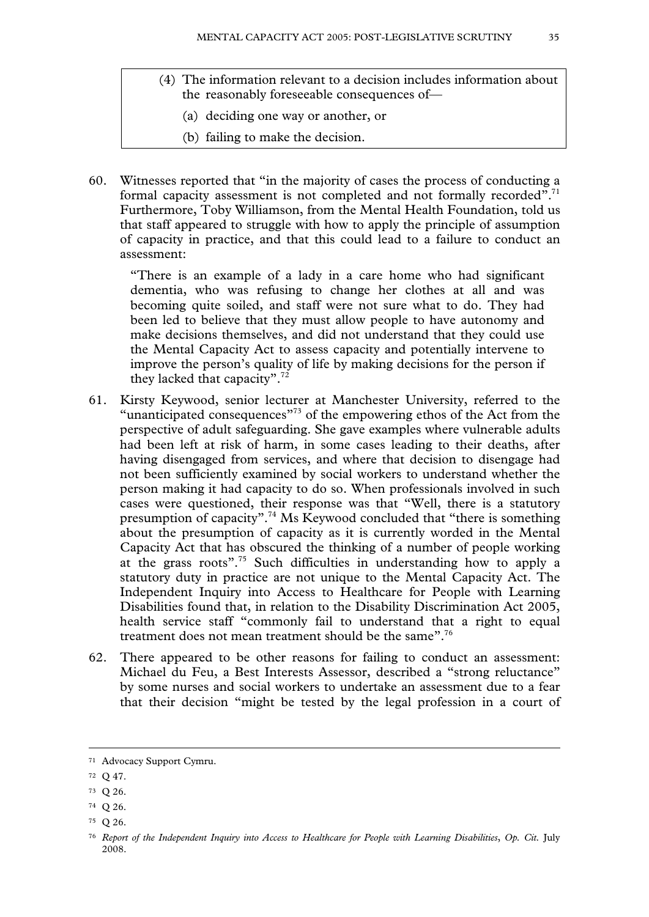> (4) The information relevant to a decision includes information about the reasonably foreseeable consequences of—
>
> (a) deciding one way or another, or
>
> (b) failing to make the decision.

60. Witnesses reported that "in the majority of cases the process of conducting a formal capacity assessment is not completed and not formally recorded".[71] Furthermore, Toby Williamson, from the Mental Health Foundation, told us that staff appeared to struggle with how to apply the principle of assumption of capacity in practice, and that this could lead to a failure to conduct an assessment:

    "There is an example of a lady in a care home who had significant dementia, who was refusing to change her clothes at all and was becoming quite soiled, and staff were not sure what to do. They had been led to believe that they must allow people to have autonomy and make decisions themselves, and did not understand that they could use the Mental Capacity Act to assess capacity and potentially intervene to improve the person's quality of life by making decisions for the person if they lacked that capacity".[72]

61. Kirsty Keywood, senior lecturer at Manchester University, referred to the "unanticipated consequences"[73] of the empowering ethos of the Act from the perspective of adult safeguarding. She gave examples where vulnerable adults had been left at risk of harm, in some cases leading to their deaths, after having disengaged from services, and where that decision to disengage had not been sufficiently examined by social workers to understand whether the person making it had capacity to do so. When professionals involved in such cases were questioned, their response was that "Well, there is a statutory presumption of capacity".[74] Ms Keywood concluded that "there is something about the presumption of capacity as it is currently worded in the Mental Capacity Act that has obscured the thinking of a number of people working at the grass roots".[75] Such difficulties in understanding how to apply a statutory duty in practice are not unique to the Mental Capacity Act. The Independent Inquiry into Access to Healthcare for People with Learning Disabilities found that, in relation to the Disability Discrimination Act 2005, health service staff "commonly fail to understand that a right to equal treatment does not mean treatment should be the same".[76]

62. There appeared to be other reasons for failing to conduct an assessment: Michael du Feu, a Best Interests Assessor, described a "strong reluctance" by some nurses and social workers to undertake an assessment due to a fear that their decision "might be tested by the legal profession in a court of

---

[71] Advocacy Support Cymru.

[72] Q 47.

[73] Q 26.

[74] Q 26.

[75] Q 26.

[76] *Report of the Independent Inquiry into Access to Healthcare for People with Learning Disabilities*, *Op. Cit.* July 2008.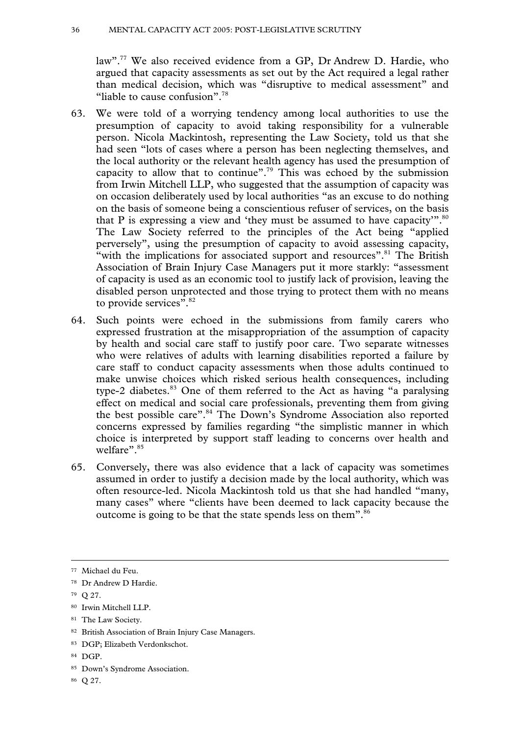law".[77] We also received evidence from a GP, Dr Andrew D. Hardie, who argued that capacity assessments as set out by the Act required a legal rather than medical decision, which was "disruptive to medical assessment" and "liable to cause confusion".[78]

63. We were told of a worrying tendency among local authorities to use the presumption of capacity to avoid taking responsibility for a vulnerable person. Nicola Mackintosh, representing the Law Society, told us that she had seen "lots of cases where a person has been neglecting themselves, and the local authority or the relevant health agency has used the presumption of capacity to allow that to continue".[79] This was echoed by the submission from Irwin Mitchell LLP, who suggested that the assumption of capacity was on occasion deliberately used by local authorities "as an excuse to do nothing on the basis of someone being a conscientious refuser of services, on the basis that P is expressing a view and 'they must be assumed to have capacity'".[80] The Law Society referred to the principles of the Act being "applied perversely", using the presumption of capacity to avoid assessing capacity, "with the implications for associated support and resources".[81] The British Association of Brain Injury Case Managers put it more starkly: "assessment of capacity is used as an economic tool to justify lack of provision, leaving the disabled person unprotected and those trying to protect them with no means to provide services".[82]

64. Such points were echoed in the submissions from family carers who expressed frustration at the misappropriation of the assumption of capacity by health and social care staff to justify poor care. Two separate witnesses who were relatives of adults with learning disabilities reported a failure by care staff to conduct capacity assessments when those adults continued to make unwise choices which risked serious health consequences, including type-2 diabetes.[83] One of them referred to the Act as having "a paralysing effect on medical and social care professionals, preventing them from giving the best possible care".[84] The Down's Syndrome Association also reported concerns expressed by families regarding "the simplistic manner in which choice is interpreted by support staff leading to concerns over health and welfare".[85]

65. Conversely, there was also evidence that a lack of capacity was sometimes assumed in order to justify a decision made by the local authority, which was often resource-led. Nicola Mackintosh told us that she had handled "many, many cases" where "clients have been deemed to lack capacity because the outcome is going to be that the state spends less on them".[86]

---

[77] Michael du Feu.

[78] Dr Andrew D Hardie.

[79] Q 27.

[80] Irwin Mitchell LLP.

[81] The Law Society.

[82] British Association of Brain Injury Case Managers.

[83] DGP; Elizabeth Verdonkschot.

[84] DGP.

[85] Down's Syndrome Association.

[86] Q 27.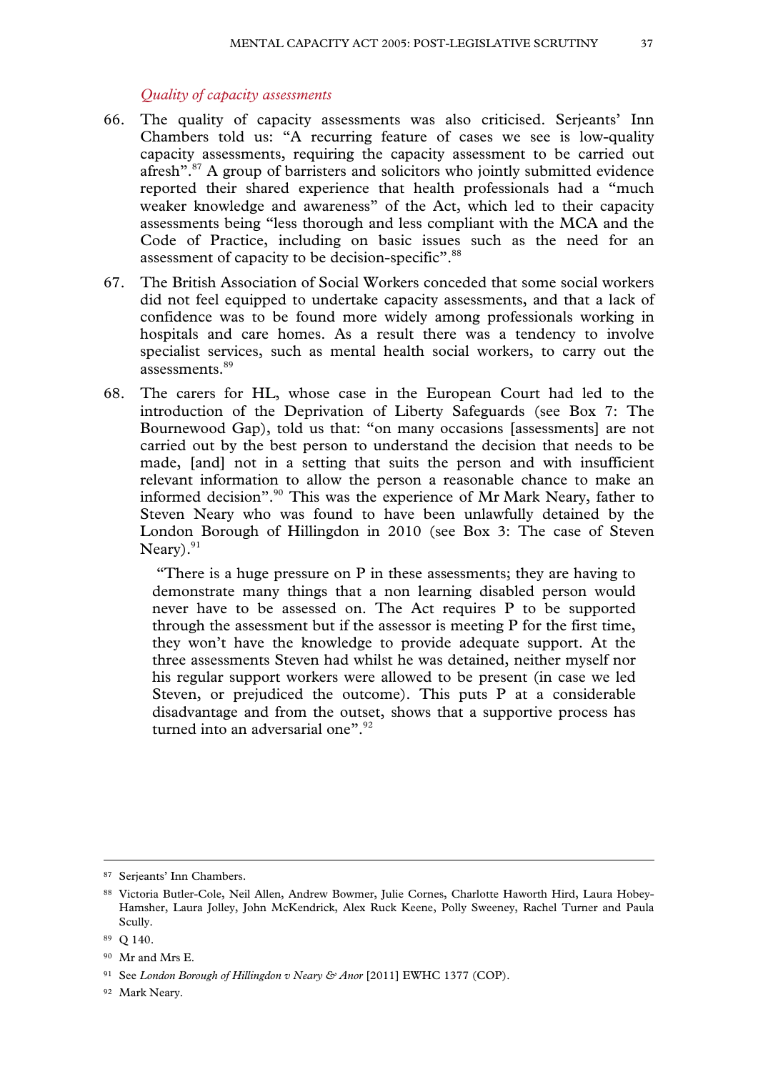*Quality of capacity assessments*

66. The quality of capacity assessments was also criticised. Serjeants' Inn Chambers told us: "A recurring feature of cases we see is low-quality capacity assessments, requiring the capacity assessment to be carried out afresh".[87] A group of barristers and solicitors who jointly submitted evidence reported their shared experience that health professionals had a "much weaker knowledge and awareness" of the Act, which led to their capacity assessments being "less thorough and less compliant with the MCA and the Code of Practice, including on basic issues such as the need for an assessment of capacity to be decision-specific".[88]

67. The British Association of Social Workers conceded that some social workers did not feel equipped to undertake capacity assessments, and that a lack of confidence was to be found more widely among professionals working in hospitals and care homes. As a result there was a tendency to involve specialist services, such as mental health social workers, to carry out the assessments.[89]

68. The carers for HL, whose case in the European Court had led to the introduction of the Deprivation of Liberty Safeguards (see Box 7: The Bournewood Gap), told us that: "on many occasions [assessments] are not carried out by the best person to understand the decision that needs to be made, [and] not in a setting that suits the person and with insufficient relevant information to allow the person a reasonable chance to make an informed decision".[90] This was the experience of Mr Mark Neary, father to Steven Neary who was found to have been unlawfully detained by the London Borough of Hillingdon in 2010 (see Box 3: The case of Steven Neary).[91]

> "There is a huge pressure on P in these assessments; they are having to demonstrate many things that a non learning disabled person would never have to be assessed on. The Act requires P to be supported through the assessment but if the assessor is meeting P for the first time, they won't have the knowledge to provide adequate support. At the three assessments Steven had whilst he was detained, neither myself nor his regular support workers were allowed to be present (in case we led Steven, or prejudiced the outcome). This puts P at a considerable disadvantage and from the outset, shows that a supportive process has turned into an adversarial one".[92]

---

[87] Serjeants' Inn Chambers.

[88] Victoria Butler-Cole, Neil Allen, Andrew Bowmer, Julie Cornes, Charlotte Haworth Hird, Laura Hobey-Hamsher, Laura Jolley, John McKendrick, Alex Ruck Keene, Polly Sweeney, Rachel Turner and Paula Scully.

[89] Q 140.

[90] Mr and Mrs E.

[91] See *London Borough of Hillingdon v Neary & Anor* [2011] EWHC 1377 (COP).

[92] Mark Neary.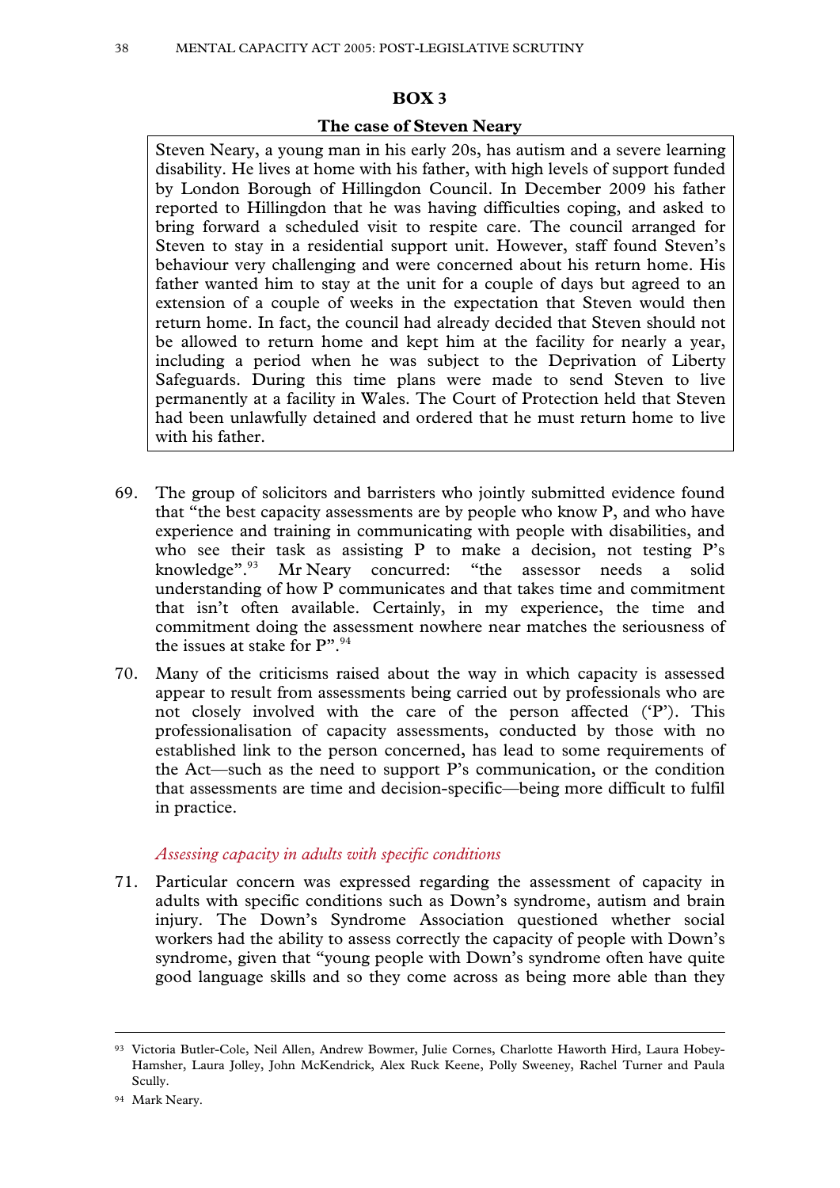### BOX 3

#### The case of Steven Neary

> Steven Neary, a young man in his early 20s, has autism and a severe learning disability. He lives at home with his father, with high levels of support funded by London Borough of Hillingdon Council. In December 2009 his father reported to Hillingdon that he was having difficulties coping, and asked to bring forward a scheduled visit to respite care. The council arranged for Steven to stay in a residential support unit. However, staff found Steven's behaviour very challenging and were concerned about his return home. His father wanted him to stay at the unit for a couple of days but agreed to an extension of a couple of weeks in the expectation that Steven would then return home. In fact, the council had already decided that Steven should not be allowed to return home and kept him at the facility for nearly a year, including a period when he was subject to the Deprivation of Liberty Safeguards. During this time plans were made to send Steven to live permanently at a facility in Wales. The Court of Protection held that Steven had been unlawfully detained and ordered that he must return home to live with his father.

69. The group of solicitors and barristers who jointly submitted evidence found that "the best capacity assessments are by people who know P, and who have experience and training in communicating with people with disabilities, and who see their task as assisting P to make a decision, not testing P's knowledge".[93] Mr Neary concurred: "the assessor needs a solid understanding of how P communicates and that takes time and commitment that isn't often available. Certainly, in my experience, the time and commitment doing the assessment nowhere near matches the seriousness of the issues at stake for P".[94]

70. Many of the criticisms raised about the way in which capacity is assessed appear to result from assessments being carried out by professionals who are not closely involved with the care of the person affected ('P'). This professionalisation of capacity assessments, conducted by those with no established link to the person concerned, has lead to some requirements of the Act—such as the need to support P's communication, or the condition that assessments are time and decision-specific—being more difficult to fulfil in practice.

#### *Assessing capacity in adults with specific conditions*

71. Particular concern was expressed regarding the assessment of capacity in adults with specific conditions such as Down's syndrome, autism and brain injury. The Down's Syndrome Association questioned whether social workers had the ability to assess correctly the capacity of people with Down's syndrome, given that "young people with Down's syndrome often have quite good language skills and so they come across as being more able than they

---

[93] Victoria Butler-Cole, Neil Allen, Andrew Bowmer, Julie Cornes, Charlotte Haworth Hird, Laura Hobey-Hamsher, Laura Jolley, John McKendrick, Alex Ruck Keene, Polly Sweeney, Rachel Turner and Paula Scully.

[94] Mark Neary.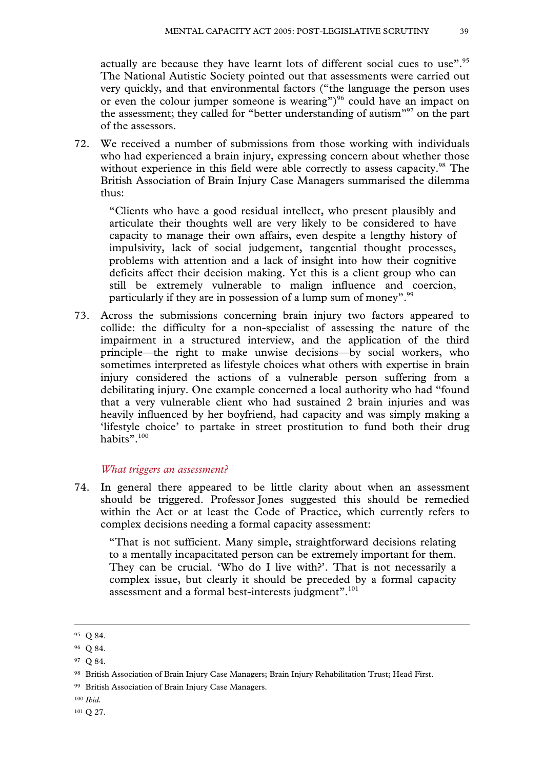actually are because they have learnt lots of different social cues to use".[95] The National Autistic Society pointed out that assessments were carried out very quickly, and that environmental factors ("the language the person uses or even the colour jumper someone is wearing")[96] could have an impact on the assessment; they called for "better understanding of autism"[97] on the part of the assessors.

72. We received a number of submissions from those working with individuals who had experienced a brain injury, expressing concern about whether those without experience in this field were able correctly to assess capacity.[98] The British Association of Brain Injury Case Managers summarised the dilemma thus:

> "Clients who have a good residual intellect, who present plausibly and articulate their thoughts well are very likely to be considered to have capacity to manage their own affairs, even despite a lengthy history of impulsivity, lack of social judgement, tangential thought processes, problems with attention and a lack of insight into how their cognitive deficits affect their decision making. Yet this is a client group who can still be extremely vulnerable to malign influence and coercion, particularly if they are in possession of a lump sum of money".[99]

73. Across the submissions concerning brain injury two factors appeared to collide: the difficulty for a non-specialist of assessing the nature of the impairment in a structured interview, and the application of the third principle—the right to make unwise decisions—by social workers, who sometimes interpreted as lifestyle choices what others with expertise in brain injury considered the actions of a vulnerable person suffering from a debilitating injury. One example concerned a local authority who had "found that a very vulnerable client who had sustained 2 brain injuries and was heavily influenced by her boyfriend, had capacity and was simply making a 'lifestyle choice' to partake in street prostitution to fund both their drug habits".[100]

### *What triggers an assessment?*

74. In general there appeared to be little clarity about when an assessment should be triggered. Professor Jones suggested this should be remedied within the Act or at least the Code of Practice, which currently refers to complex decisions needing a formal capacity assessment:

> "That is not sufficient. Many simple, straightforward decisions relating to a mentally incapacitated person can be extremely important for them. They can be crucial. 'Who do I live with?'. That is not necessarily a complex issue, but clearly it should be preceded by a formal capacity assessment and a formal best-interests judgment".[101]

---

[95] Q 84.

[96] Q 84.

[97] Q 84.

[98] British Association of Brain Injury Case Managers; Brain Injury Rehabilitation Trust; Head First.

[99] British Association of Brain Injury Case Managers.

[100] *Ibid.*

[101] Q 27.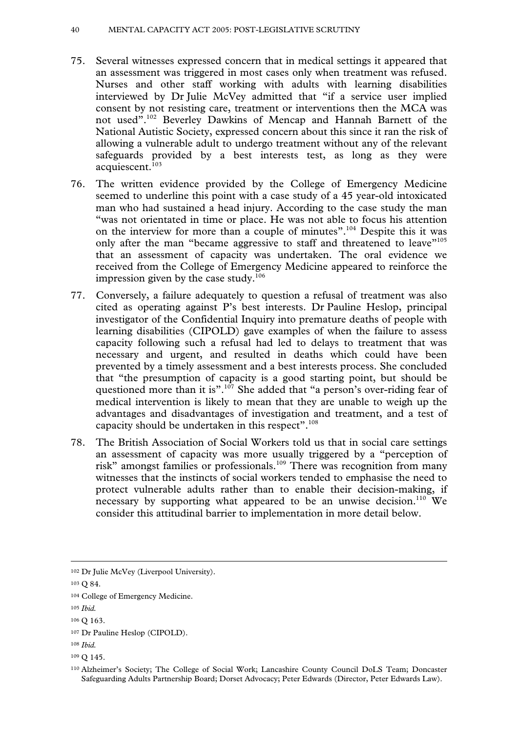75. Several witnesses expressed concern that in medical settings it appeared that an assessment was triggered in most cases only when treatment was refused. Nurses and other staff working with adults with learning disabilities interviewed by Dr Julie McVey admitted that "if a service user implied consent by not resisting care, treatment or interventions then the MCA was not used".[102] Beverley Dawkins of Mencap and Hannah Barnett of the National Autistic Society, expressed concern about this since it ran the risk of allowing a vulnerable adult to undergo treatment without any of the relevant safeguards provided by a best interests test, as long as they were acquiescent.[103]

76. The written evidence provided by the College of Emergency Medicine seemed to underline this point with a case study of a 45 year-old intoxicated man who had sustained a head injury. According to the case study the man "was not orientated in time or place. He was not able to focus his attention on the interview for more than a couple of minutes".[104] Despite this it was only after the man "became aggressive to staff and threatened to leave"[105] that an assessment of capacity was undertaken. The oral evidence we received from the College of Emergency Medicine appeared to reinforce the impression given by the case study.[106]

77. Conversely, a failure adequately to question a refusal of treatment was also cited as operating against P's best interests. Dr Pauline Heslop, principal investigator of the Confidential Inquiry into premature deaths of people with learning disabilities (CIPOLD) gave examples of when the failure to assess capacity following such a refusal had led to delays to treatment that was necessary and urgent, and resulted in deaths which could have been prevented by a timely assessment and a best interests process. She concluded that "the presumption of capacity is a good starting point, but should be questioned more than it is".[107] She added that "a person's over-riding fear of medical intervention is likely to mean that they are unable to weigh up the advantages and disadvantages of investigation and treatment, and a test of capacity should be undertaken in this respect".[108]

78. The British Association of Social Workers told us that in social care settings an assessment of capacity was more usually triggered by a "perception of risk" amongst families or professionals.[109] There was recognition from many witnesses that the instincts of social workers tended to emphasise the need to protect vulnerable adults rather than to enable their decision-making, if necessary by supporting what appeared to be an unwise decision.[110] We consider this attitudinal barrier to implementation in more detail below.

---

[102] Dr Julie McVey (Liverpool University).

[103] Q 84.

[104] College of Emergency Medicine.

[105] *Ibid.*

[106] Q 163.

[107] Dr Pauline Heslop (CIPOLD).

[108] *Ibid.*

[109] Q 145.

[110] Alzheimer's Society; The College of Social Work; Lancashire County Council DoLS Team; Doncaster Safeguarding Adults Partnership Board; Dorset Advocacy; Peter Edwards (Director, Peter Edwards Law).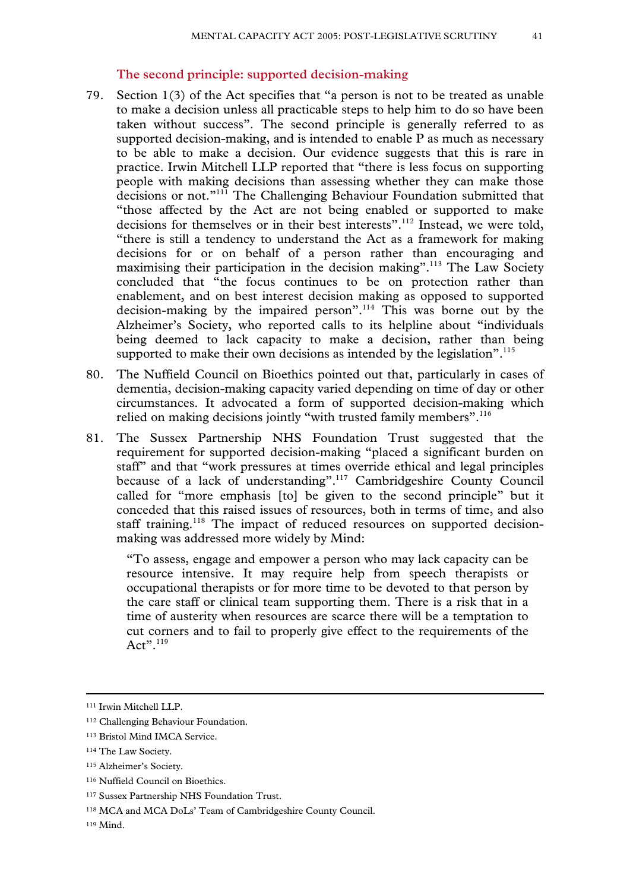### The second principle: supported decision-making

79. Section 1(3) of the Act specifies that "a person is not to be treated as unable to make a decision unless all practicable steps to help him to do so have been taken without success". The second principle is generally referred to as supported decision-making, and is intended to enable P as much as necessary to be able to make a decision. Our evidence suggests that this is rare in practice. Irwin Mitchell LLP reported that "there is less focus on supporting people with making decisions than assessing whether they can make those decisions or not."[111] The Challenging Behaviour Foundation submitted that "those affected by the Act are not being enabled or supported to make decisions for themselves or in their best interests".[112] Instead, we were told, "there is still a tendency to understand the Act as a framework for making decisions for or on behalf of a person rather than encouraging and maximising their participation in the decision making".[113] The Law Society concluded that "the focus continues to be on protection rather than enablement, and on best interest decision making as opposed to supported decision-making by the impaired person".[114] This was borne out by the Alzheimer's Society, who reported calls to its helpline about "individuals being deemed to lack capacity to make a decision, rather than being supported to make their own decisions as intended by the legislation".[115]

80. The Nuffield Council on Bioethics pointed out that, particularly in cases of dementia, decision-making capacity varied depending on time of day or other circumstances. It advocated a form of supported decision-making which relied on making decisions jointly "with trusted family members".[116]

81. The Sussex Partnership NHS Foundation Trust suggested that the requirement for supported decision-making "placed a significant burden on staff" and that "work pressures at times override ethical and legal principles because of a lack of understanding".[117] Cambridgeshire County Council called for "more emphasis [to] be given to the second principle" but it conceded that this raised issues of resources, both in terms of time, and also staff training.[118] The impact of reduced resources on supported decision-making was addressed more widely by Mind:

> "To assess, engage and empower a person who may lack capacity can be resource intensive. It may require help from speech therapists or occupational therapists or for more time to be devoted to that person by the care staff or clinical team supporting them. There is a risk that in a time of austerity when resources are scarce there will be a temptation to cut corners and to fail to properly give effect to the requirements of the Act".[119]

---

[111] Irwin Mitchell LLP.

[112] Challenging Behaviour Foundation.

[113] Bristol Mind IMCA Service.

[114] The Law Society.

[115] Alzheimer's Society.

[116] Nuffield Council on Bioethics.

[117] Sussex Partnership NHS Foundation Trust.

[118] MCA and MCA DoLs' Team of Cambridgeshire County Council.

[119] Mind.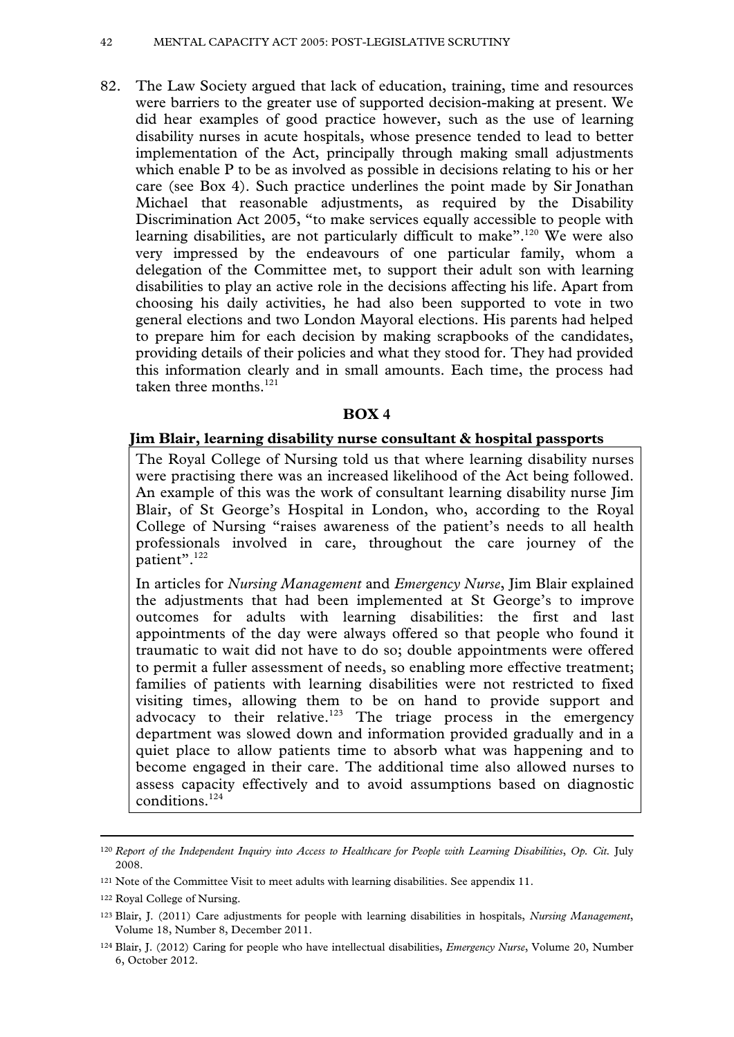82. The Law Society argued that lack of education, training, time and resources were barriers to the greater use of supported decision-making at present. We did hear examples of good practice however, such as the use of learning disability nurses in acute hospitals, whose presence tended to lead to better implementation of the Act, principally through making small adjustments which enable P to be as involved as possible in decisions relating to his or her care (see Box 4). Such practice underlines the point made by Sir Jonathan Michael that reasonable adjustments, as required by the Disability Discrimination Act 2005, "to make services equally accessible to people with learning disabilities, are not particularly difficult to make".[120] We were also very impressed by the endeavours of one particular family, whom a delegation of the Committee met, to support their adult son with learning disabilities to play an active role in the decisions affecting his life. Apart from choosing his daily activities, he had also been supported to vote in two general elections and two London Mayoral elections. His parents had helped to prepare him for each decision by making scrapbooks of the candidates, providing details of their policies and what they stood for. They had provided this information clearly and in small amounts. Each time, the process had taken three months.[121]

**BOX 4**

**Jim Blair, learning disability nurse consultant & hospital passports**

The Royal College of Nursing told us that where learning disability nurses were practising there was an increased likelihood of the Act being followed. An example of this was the work of consultant learning disability nurse Jim Blair, of St George's Hospital in London, who, according to the Royal College of Nursing "raises awareness of the patient's needs to all health professionals involved in care, throughout the care journey of the patient".[122]

In articles for *Nursing Management* and *Emergency Nurse*, Jim Blair explained the adjustments that had been implemented at St George's to improve outcomes for adults with learning disabilities: the first and last appointments of the day were always offered so that people who found it traumatic to wait did not have to do so; double appointments were offered to permit a fuller assessment of needs, so enabling more effective treatment; families of patients with learning disabilities were not restricted to fixed visiting times, allowing them to be on hand to provide support and advocacy to their relative.[123] The triage process in the emergency department was slowed down and information provided gradually and in a quiet place to allow patients time to absorb what was happening and to become engaged in their care. The additional time also allowed nurses to assess capacity effectively and to avoid assumptions based on diagnostic conditions.[124]

---

[120] *Report of the Independent Inquiry into Access to Healthcare for People with Learning Disabilities*, *Op. Cit.* July 2008.

[121] Note of the Committee Visit to meet adults with learning disabilities. See appendix 11.

[122] Royal College of Nursing.

[123] Blair, J. (2011) Care adjustments for people with learning disabilities in hospitals, *Nursing Management*, Volume 18, Number 8, December 2011.

[124] Blair, J. (2012) Caring for people who have intellectual disabilities, *Emergency Nurse*, Volume 20, Number 6, October 2012.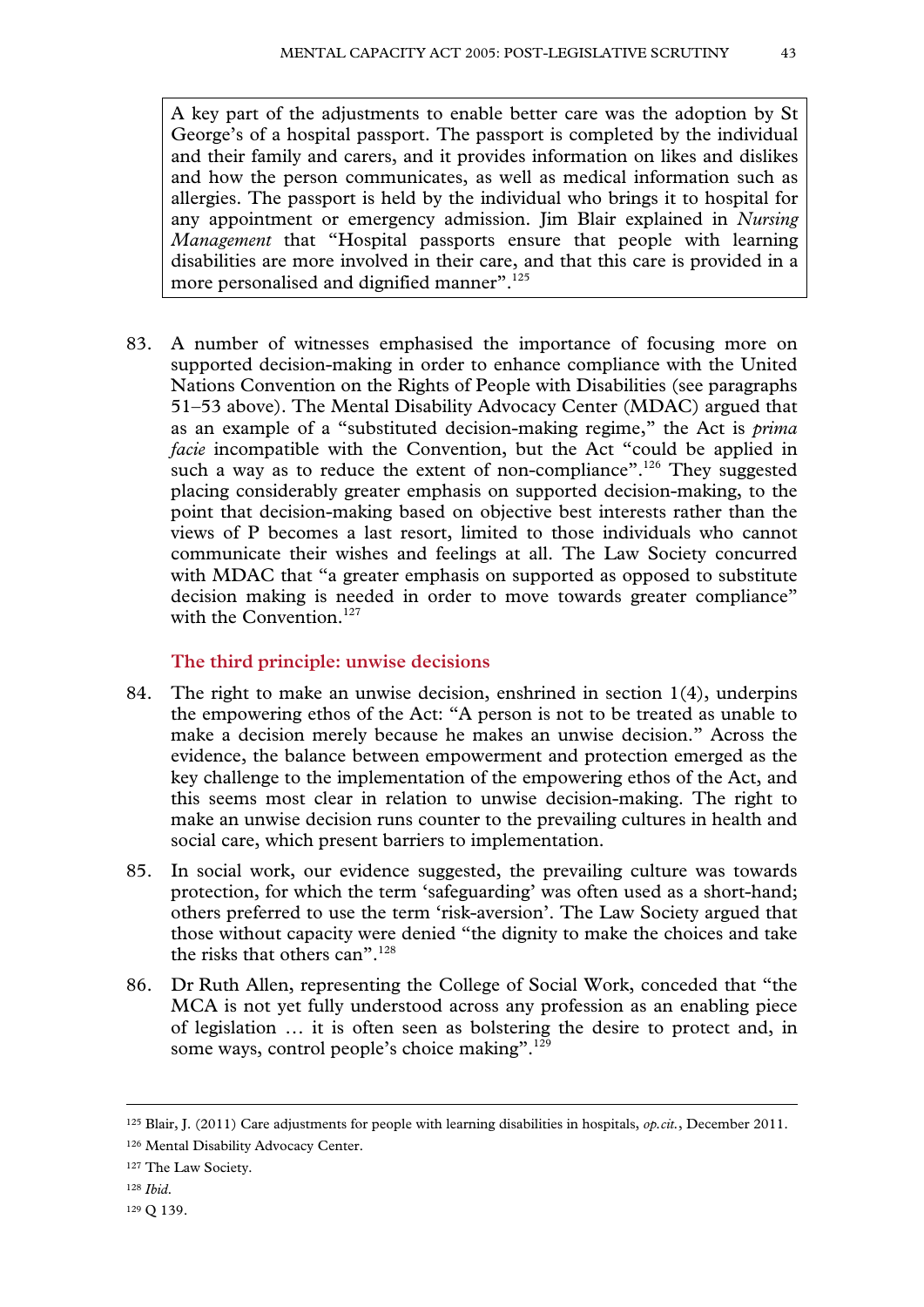A key part of the adjustments to enable better care was the adoption by St George's of a hospital passport. The passport is completed by the individual and their family and carers, and it provides information on likes and dislikes and how the person communicates, as well as medical information such as allergies. The passport is held by the individual who brings it to hospital for any appointment or emergency admission. Jim Blair explained in *Nursing Management* that "Hospital passports ensure that people with learning disabilities are more involved in their care, and that this care is provided in a more personalised and dignified manner".[125]

83. A number of witnesses emphasised the importance of focusing more on supported decision-making in order to enhance compliance with the United Nations Convention on the Rights of People with Disabilities (see paragraphs 51–53 above). The Mental Disability Advocacy Center (MDAC) argued that as an example of a "substituted decision-making regime," the Act is *prima facie* incompatible with the Convention, but the Act "could be applied in such a way as to reduce the extent of non-compliance".[126] They suggested placing considerably greater emphasis on supported decision-making, to the point that decision-making based on objective best interests rather than the views of P becomes a last resort, limited to those individuals who cannot communicate their wishes and feelings at all. The Law Society concurred with MDAC that "a greater emphasis on supported as opposed to substitute decision making is needed in order to move towards greater compliance" with the Convention.[127]

### The third principle: unwise decisions

84. The right to make an unwise decision, enshrined in section 1(4), underpins the empowering ethos of the Act: "A person is not to be treated as unable to make a decision merely because he makes an unwise decision." Across the evidence, the balance between empowerment and protection emerged as the key challenge to the implementation of the empowering ethos of the Act, and this seems most clear in relation to unwise decision-making. The right to make an unwise decision runs counter to the prevailing cultures in health and social care, which present barriers to implementation.

85. In social work, our evidence suggested, the prevailing culture was towards protection, for which the term 'safeguarding' was often used as a short-hand; others preferred to use the term 'risk-aversion'. The Law Society argued that those without capacity were denied "the dignity to make the choices and take the risks that others can".[128]

86. Dr Ruth Allen, representing the College of Social Work, conceded that "the MCA is not yet fully understood across any profession as an enabling piece of legislation … it is often seen as bolstering the desire to protect and, in some ways, control people's choice making".[129]

---

[125] Blair, J. (2011) Care adjustments for people with learning disabilities in hospitals, *op.cit.*, December 2011.

[126] Mental Disability Advocacy Center.

[127] The Law Society.

[128] *Ibid*.

[129] Q 139.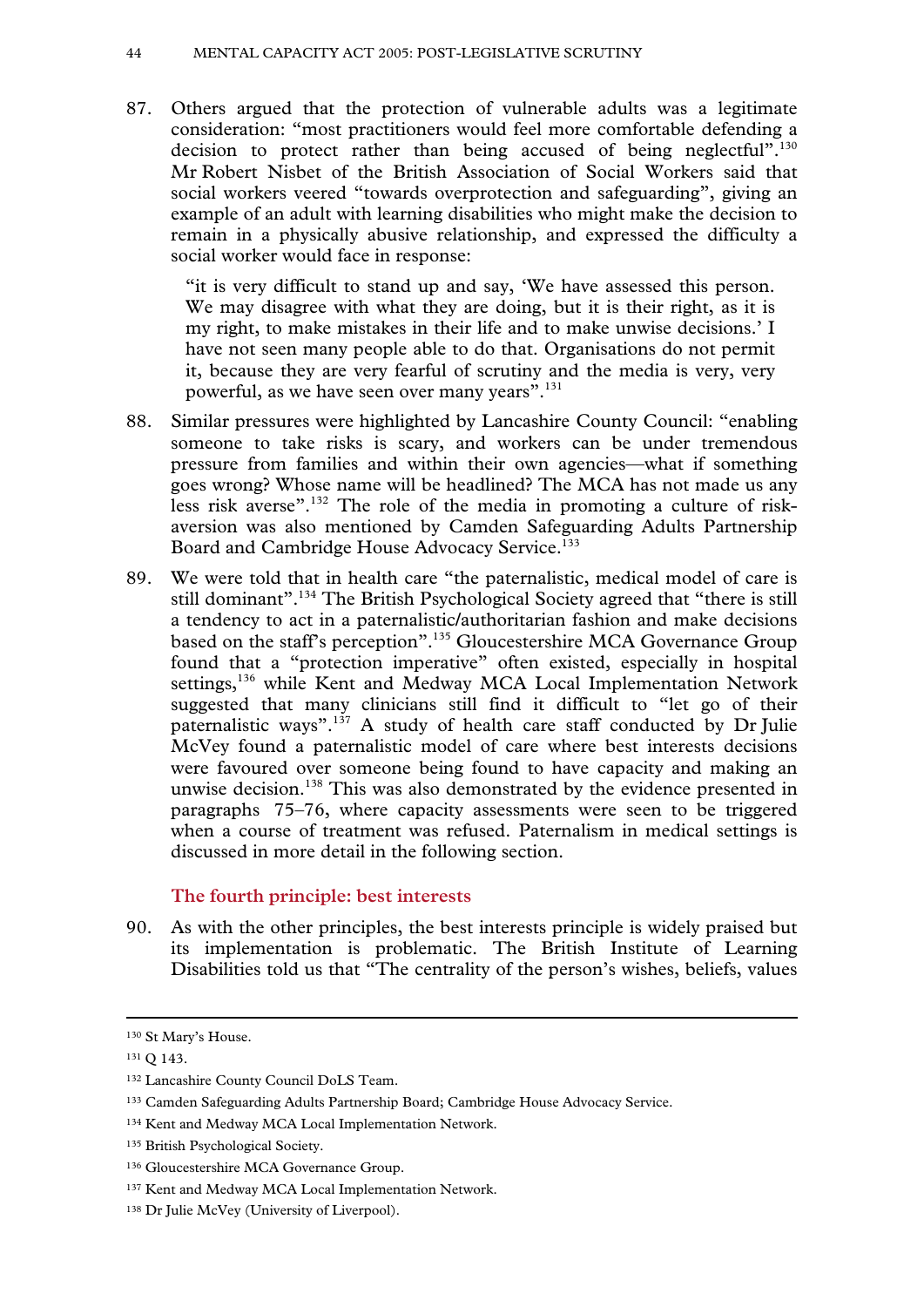87. Others argued that the protection of vulnerable adults was a legitimate consideration: "most practitioners would feel more comfortable defending a decision to protect rather than being accused of being neglectful".[130] Mr Robert Nisbet of the British Association of Social Workers said that social workers veered "towards overprotection and safeguarding", giving an example of an adult with learning disabilities who might make the decision to remain in a physically abusive relationship, and expressed the difficulty a social worker would face in response:

> "it is very difficult to stand up and say, 'We have assessed this person. We may disagree with what they are doing, but it is their right, as it is my right, to make mistakes in their life and to make unwise decisions.' I have not seen many people able to do that. Organisations do not permit it, because they are very fearful of scrutiny and the media is very, very powerful, as we have seen over many years".[131]

88. Similar pressures were highlighted by Lancashire County Council: "enabling someone to take risks is scary, and workers can be under tremendous pressure from families and within their own agencies—what if something goes wrong? Whose name will be headlined? The MCA has not made us any less risk averse".[132] The role of the media in promoting a culture of risk-aversion was also mentioned by Camden Safeguarding Adults Partnership Board and Cambridge House Advocacy Service.[133]

89. We were told that in health care "the paternalistic, medical model of care is still dominant".[134] The British Psychological Society agreed that "there is still a tendency to act in a paternalistic/authoritarian fashion and make decisions based on the staff's perception".[135] Gloucestershire MCA Governance Group found that a "protection imperative" often existed, especially in hospital settings,[136] while Kent and Medway MCA Local Implementation Network suggested that many clinicians still find it difficult to "let go of their paternalistic ways".[137] A study of health care staff conducted by Dr Julie McVey found a paternalistic model of care where best interests decisions were favoured over someone being found to have capacity and making an unwise decision.[138] This was also demonstrated by the evidence presented in paragraphs 75–76, where capacity assessments were seen to be triggered when a course of treatment was refused. Paternalism in medical settings is discussed in more detail in the following section.

### The fourth principle: best interests

90. As with the other principles, the best interests principle is widely praised but its implementation is problematic. The British Institute of Learning Disabilities told us that "The centrality of the person's wishes, beliefs, values

---

130 St Mary's House.

131 Q 143.

132 Lancashire County Council DoLS Team.

133 Camden Safeguarding Adults Partnership Board; Cambridge House Advocacy Service.

134 Kent and Medway MCA Local Implementation Network.

135 British Psychological Society.

136 Gloucestershire MCA Governance Group.

137 Kent and Medway MCA Local Implementation Network.

138 Dr Julie McVey (University of Liverpool).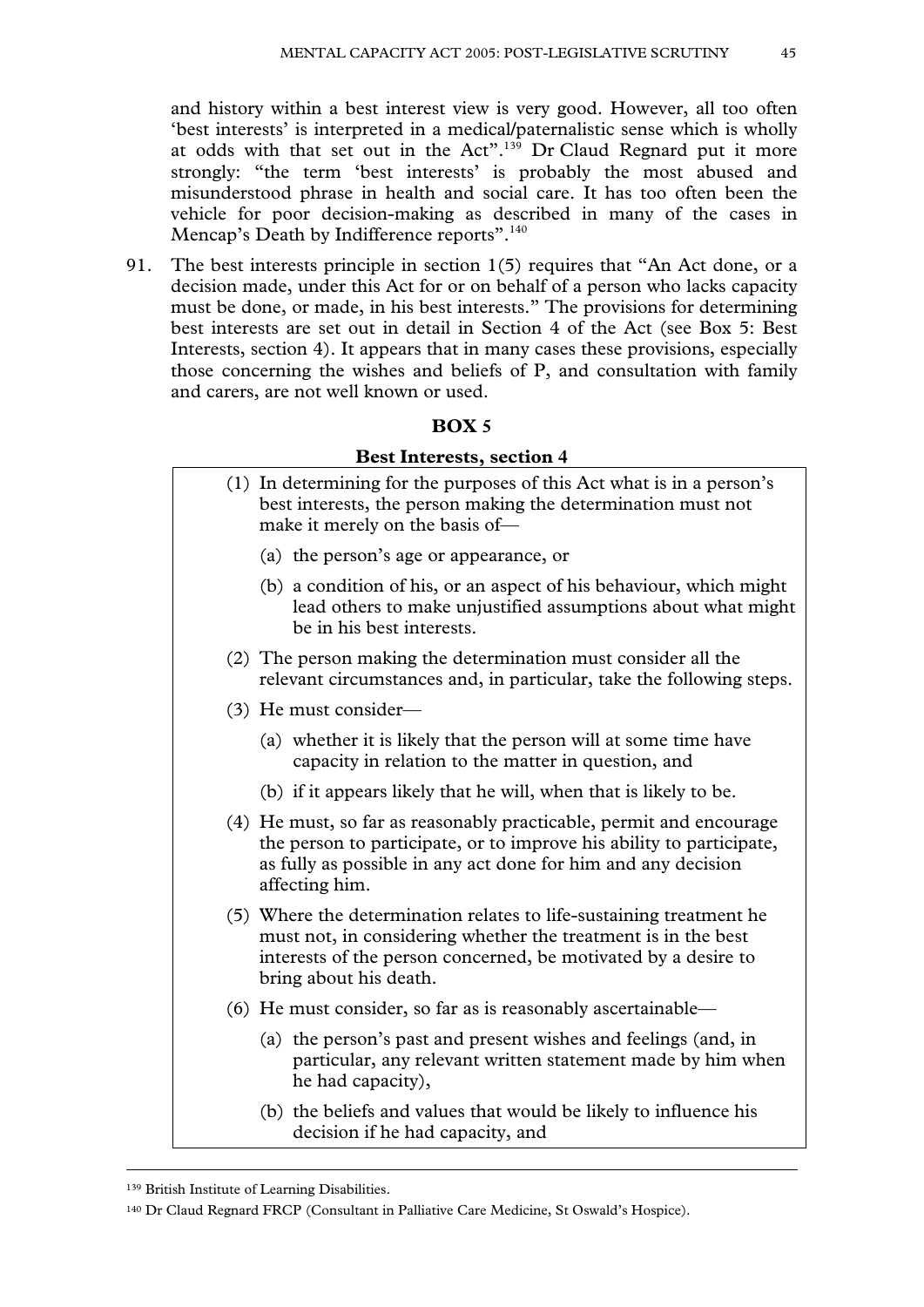and history within a best interest view is very good. However, all too often 'best interests' is interpreted in a medical/paternalistic sense which is wholly at odds with that set out in the Act".[139] Dr Claud Regnard put it more strongly: "the term 'best interests' is probably the most abused and misunderstood phrase in health and social care. It has too often been the vehicle for poor decision-making as described in many of the cases in Mencap's Death by Indifference reports".[140]

91. The best interests principle in section 1(5) requires that "An Act done, or a decision made, under this Act for or on behalf of a person who lacks capacity must be done, or made, in his best interests." The provisions for determining best interests are set out in detail in Section 4 of the Act (see Box 5: Best Interests, section 4). It appears that in many cases these provisions, especially those concerning the wishes and beliefs of P, and consultation with family and carers, are not well known or used.

**BOX 5**

**Best Interests, section 4**

(1) In determining for the purposes of this Act what is in a person's best interests, the person making the determination must not make it merely on the basis of—

  (a) the person's age or appearance, or

  (b) a condition of his, or an aspect of his behaviour, which might lead others to make unjustified assumptions about what might be in his best interests.

(2) The person making the determination must consider all the relevant circumstances and, in particular, take the following steps.

(3) He must consider—

  (a) whether it is likely that the person will at some time have capacity in relation to the matter in question, and

  (b) if it appears likely that he will, when that is likely to be.

(4) He must, so far as reasonably practicable, permit and encourage the person to participate, or to improve his ability to participate, as fully as possible in any act done for him and any decision affecting him.

(5) Where the determination relates to life-sustaining treatment he must not, in considering whether the treatment is in the best interests of the person concerned, be motivated by a desire to bring about his death.

(6) He must consider, so far as is reasonably ascertainable—

  (a) the person's past and present wishes and feelings (and, in particular, any relevant written statement made by him when he had capacity),

  (b) the beliefs and values that would be likely to influence his decision if he had capacity, and

---

[139] British Institute of Learning Disabilities.

[140] Dr Claud Regnard FRCP (Consultant in Palliative Care Medicine, St Oswald's Hospice).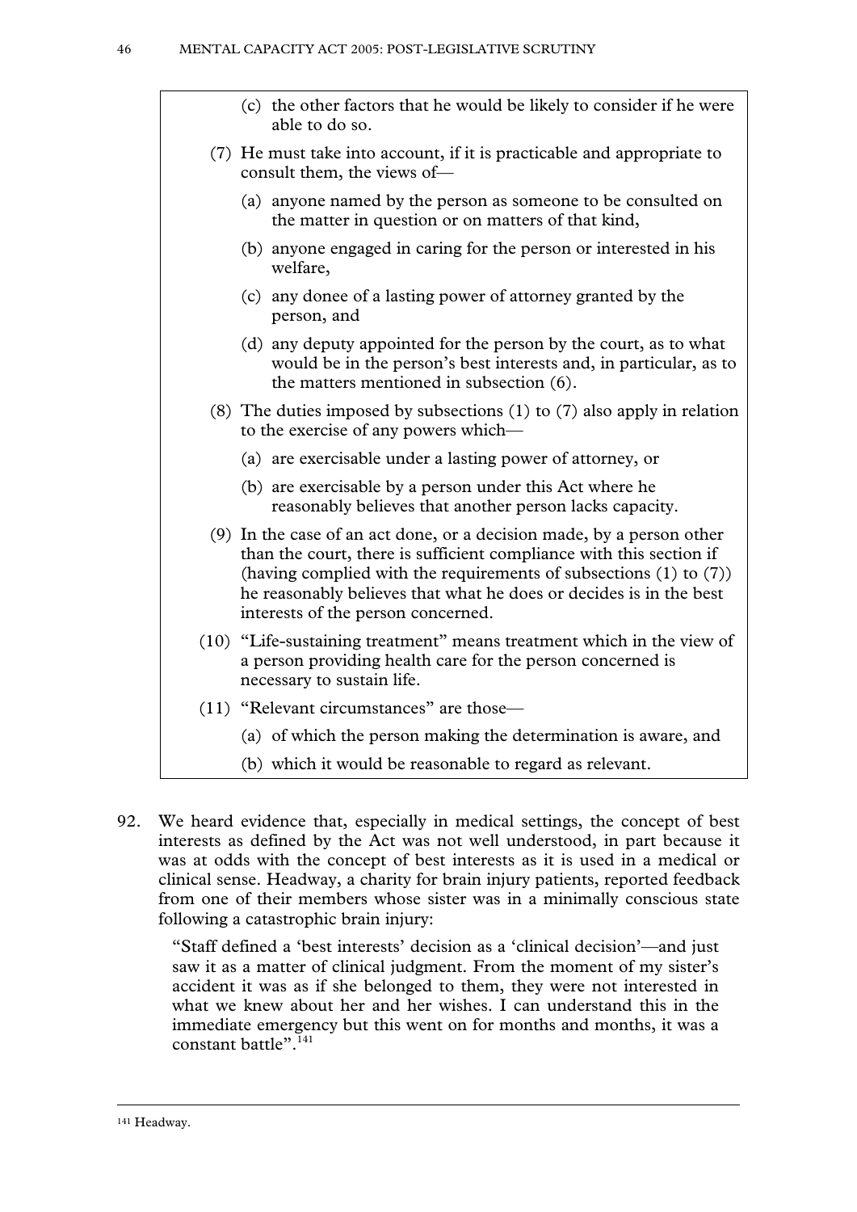(c) the other factors that he would be likely to consider if he were able to do so.

(7) He must take into account, if it is practicable and appropriate to consult them, the views of—

(a) anyone named by the person as someone to be consulted on the matter in question or on matters of that kind,

(b) anyone engaged in caring for the person or interested in his welfare,

(c) any donee of a lasting power of attorney granted by the person, and

(d) any deputy appointed for the person by the court, as to what would be in the person's best interests and, in particular, as to the matters mentioned in subsection (6).

(8) The duties imposed by subsections (1) to (7) also apply in relation to the exercise of any powers which—

(a) are exercisable under a lasting power of attorney, or

(b) are exercisable by a person under this Act where he reasonably believes that another person lacks capacity.

(9) In the case of an act done, or a decision made, by a person other than the court, there is sufficient compliance with this section if (having complied with the requirements of subsections (1) to (7)) he reasonably believes that what he does or decides is in the best interests of the person concerned.

(10) "Life-sustaining treatment" means treatment which in the view of a person providing health care for the person concerned is necessary to sustain life.

(11) "Relevant circumstances" are those—

(a) of which the person making the determination is aware, and

(b) which it would be reasonable to regard as relevant.

92. We heard evidence that, especially in medical settings, the concept of best interests as defined by the Act was not well understood, in part because it was at odds with the concept of best interests as it is used in a medical or clinical sense. Headway, a charity for brain injury patients, reported feedback from one of their members whose sister was in a minimally conscious state following a catastrophic brain injury:

> "Staff defined a 'best interests' decision as a 'clinical decision'—and just saw it as a matter of clinical judgment. From the moment of my sister's accident it was as if she belonged to them, they were not interested in what we knew about her and her wishes. I can understand this in the immediate emergency but this went on for months and months, it was a constant battle".[141]

[141] Headway.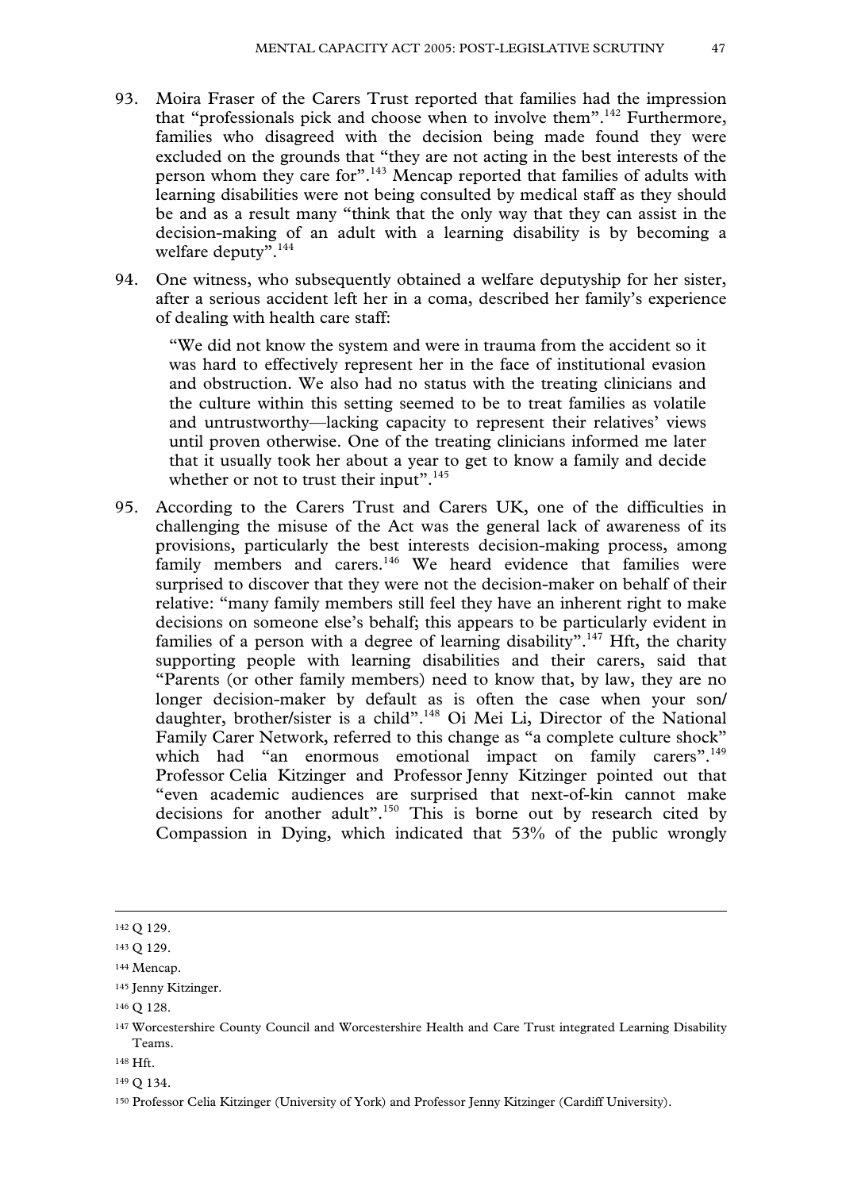93. Moira Fraser of the Carers Trust reported that families had the impression that "professionals pick and choose when to involve them".[142] Furthermore, families who disagreed with the decision being made found they were excluded on the grounds that "they are not acting in the best interests of the person whom they care for".[143] Mencap reported that families of adults with learning disabilities were not being consulted by medical staff as they should be and as a result many "think that the only way that they can assist in the decision-making of an adult with a learning disability is by becoming a welfare deputy".[144]

94. One witness, who subsequently obtained a welfare deputyship for her sister, after a serious accident left her in a coma, described her family's experience of dealing with health care staff:

> "We did not know the system and were in trauma from the accident so it was hard to effectively represent her in the face of institutional evasion and obstruction. We also had no status with the treating clinicians and the culture within this setting seemed to be to treat families as volatile and untrustworthy—lacking capacity to represent their relatives' views until proven otherwise. One of the treating clinicians informed me later that it usually took her about a year to get to know a family and decide whether or not to trust their input".[145]

95. According to the Carers Trust and Carers UK, one of the difficulties in challenging the misuse of the Act was the general lack of awareness of its provisions, particularly the best interests decision-making process, among family members and carers.[146] We heard evidence that families were surprised to discover that they were not the decision-maker on behalf of their relative: "many family members still feel they have an inherent right to make decisions on someone else's behalf; this appears to be particularly evident in families of a person with a degree of learning disability".[147] Hft, the charity supporting people with learning disabilities and their carers, said that "Parents (or other family members) need to know that, by law, they are no longer decision-maker by default as is often the case when your son/daughter, brother/sister is a child".[148] Oi Mei Li, Director of the National Family Carer Network, referred to this change as "a complete culture shock" which had "an enormous emotional impact on family carers".[149] Professor Celia Kitzinger and Professor Jenny Kitzinger pointed out that "even academic audiences are surprised that next-of-kin cannot make decisions for another adult".[150] This is borne out by research cited by Compassion in Dying, which indicated that 53% of the public wrongly

---

[142] Q 129.

[143] Q 129.

[144] Mencap.

[145] Jenny Kitzinger.

[146] Q 128.

[147] Worcestershire County Council and Worcestershire Health and Care Trust integrated Learning Disability Teams.

[148] Hft.

[149] Q 134.

[150] Professor Celia Kitzinger (University of York) and Professor Jenny Kitzinger (Cardiff University).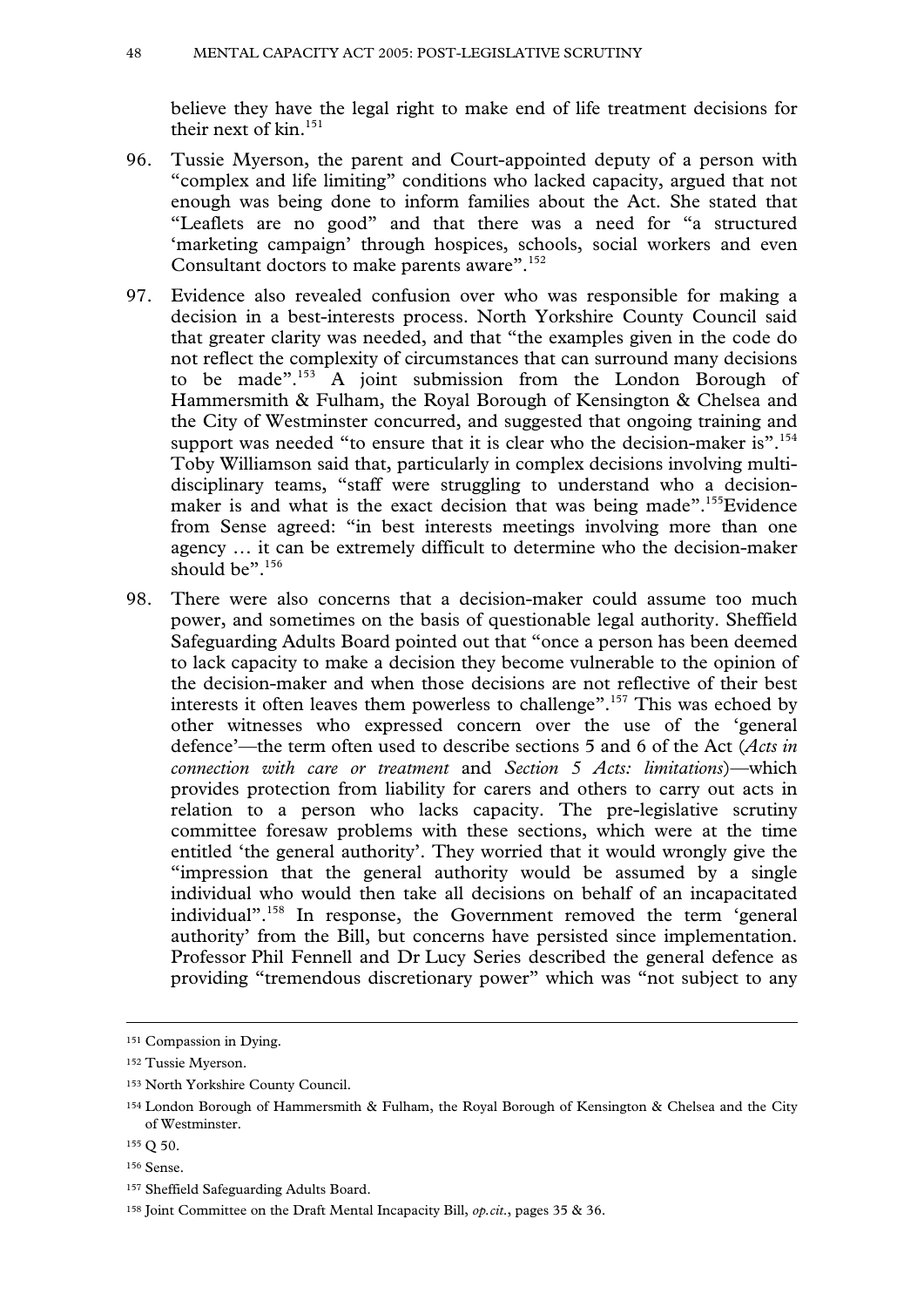believe they have the legal right to make end of life treatment decisions for their next of kin.[151]

96. Tussie Myerson, the parent and Court-appointed deputy of a person with "complex and life limiting" conditions who lacked capacity, argued that not enough was being done to inform families about the Act. She stated that "Leaflets are no good" and that there was a need for "a structured 'marketing campaign' through hospices, schools, social workers and even Consultant doctors to make parents aware".[152]

97. Evidence also revealed confusion over who was responsible for making a decision in a best-interests process. North Yorkshire County Council said that greater clarity was needed, and that "the examples given in the code do not reflect the complexity of circumstances that can surround many decisions to be made".[153] A joint submission from the London Borough of Hammersmith & Fulham, the Royal Borough of Kensington & Chelsea and the City of Westminster concurred, and suggested that ongoing training and support was needed "to ensure that it is clear who the decision-maker is".[154] Toby Williamson said that, particularly in complex decisions involving multi-disciplinary teams, "staff were struggling to understand who a decision-maker is and what is the exact decision that was being made".[155] Evidence from Sense agreed: "in best interests meetings involving more than one agency … it can be extremely difficult to determine who the decision-maker should be".[156]

98. There were also concerns that a decision-maker could assume too much power, and sometimes on the basis of questionable legal authority. Sheffield Safeguarding Adults Board pointed out that "once a person has been deemed to lack capacity to make a decision they become vulnerable to the opinion of the decision-maker and when those decisions are not reflective of their best interests it often leaves them powerless to challenge".[157] This was echoed by other witnesses who expressed concern over the use of the 'general defence'—the term often used to describe sections 5 and 6 of the Act (*Acts in connection with care or treatment* and *Section 5 Acts: limitations*)—which provides protection from liability for carers and others to carry out acts in relation to a person who lacks capacity. The pre-legislative scrutiny committee foresaw problems with these sections, which were at the time entitled 'the general authority'. They worried that it would wrongly give the "impression that the general authority would be assumed by a single individual who would then take all decisions on behalf of an incapacitated individual".[158] In response, the Government removed the term 'general authority' from the Bill, but concerns have persisted since implementation. Professor Phil Fennell and Dr Lucy Series described the general defence as providing "tremendous discretionary power" which was "not subject to any

---

151 Compassion in Dying.

152 Tussie Myerson.

153 North Yorkshire County Council.

154 London Borough of Hammersmith & Fulham, the Royal Borough of Kensington & Chelsea and the City of Westminster.

155 Q 50.

156 Sense.

157 Sheffield Safeguarding Adults Board.

158 Joint Committee on the Draft Mental Incapacity Bill, *op.cit.*, pages 35 & 36.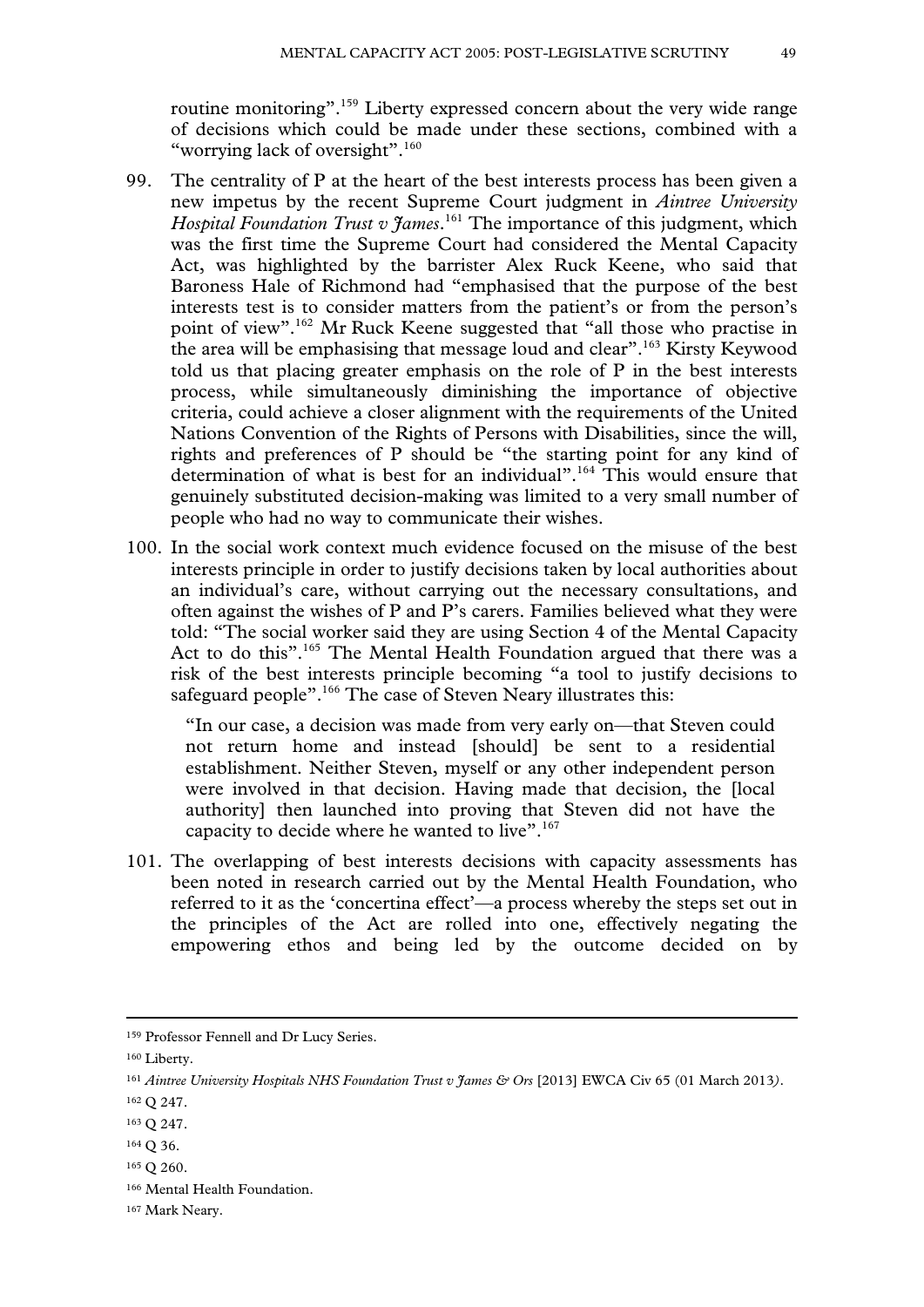routine monitoring".[159] Liberty expressed concern about the very wide range of decisions which could be made under these sections, combined with a "worrying lack of oversight".[160]

99. The centrality of P at the heart of the best interests process has been given a new impetus by the recent Supreme Court judgment in *Aintree University Hospital Foundation Trust v James*.[161] The importance of this judgment, which was the first time the Supreme Court had considered the Mental Capacity Act, was highlighted by the barrister Alex Ruck Keene, who said that Baroness Hale of Richmond had "emphasised that the purpose of the best interests test is to consider matters from the patient's or from the person's point of view".[162] Mr Ruck Keene suggested that "all those who practise in the area will be emphasising that message loud and clear".[163] Kirsty Keywood told us that placing greater emphasis on the role of P in the best interests process, while simultaneously diminishing the importance of objective criteria, could achieve a closer alignment with the requirements of the United Nations Convention of the Rights of Persons with Disabilities, since the will, rights and preferences of P should be "the starting point for any kind of determination of what is best for an individual".[164] This would ensure that genuinely substituted decision-making was limited to a very small number of people who had no way to communicate their wishes.

100. In the social work context much evidence focused on the misuse of the best interests principle in order to justify decisions taken by local authorities about an individual's care, without carrying out the necessary consultations, and often against the wishes of P and P's carers. Families believed what they were told: "The social worker said they are using Section 4 of the Mental Capacity Act to do this".[165] The Mental Health Foundation argued that there was a risk of the best interests principle becoming "a tool to justify decisions to safeguard people".[166] The case of Steven Neary illustrates this:

> "In our case, a decision was made from very early on—that Steven could not return home and instead [should] be sent to a residential establishment. Neither Steven, myself or any other independent person were involved in that decision. Having made that decision, the [local authority] then launched into proving that Steven did not have the capacity to decide where he wanted to live".[167]

101. The overlapping of best interests decisions with capacity assessments has been noted in research carried out by the Mental Health Foundation, who referred to it as the 'concertina effect'—a process whereby the steps set out in the principles of the Act are rolled into one, effectively negating the empowering ethos and being led by the outcome decided on by

---

159 Professor Fennell and Dr Lucy Series.

160 Liberty.

161 *Aintree University Hospitals NHS Foundation Trust v James & Ors* [2013] EWCA Civ 65 (01 March 2013).

162 Q 247.

163 Q 247.

164 Q 36.

165 Q 260.

166 Mental Health Foundation.

167 Mark Neary.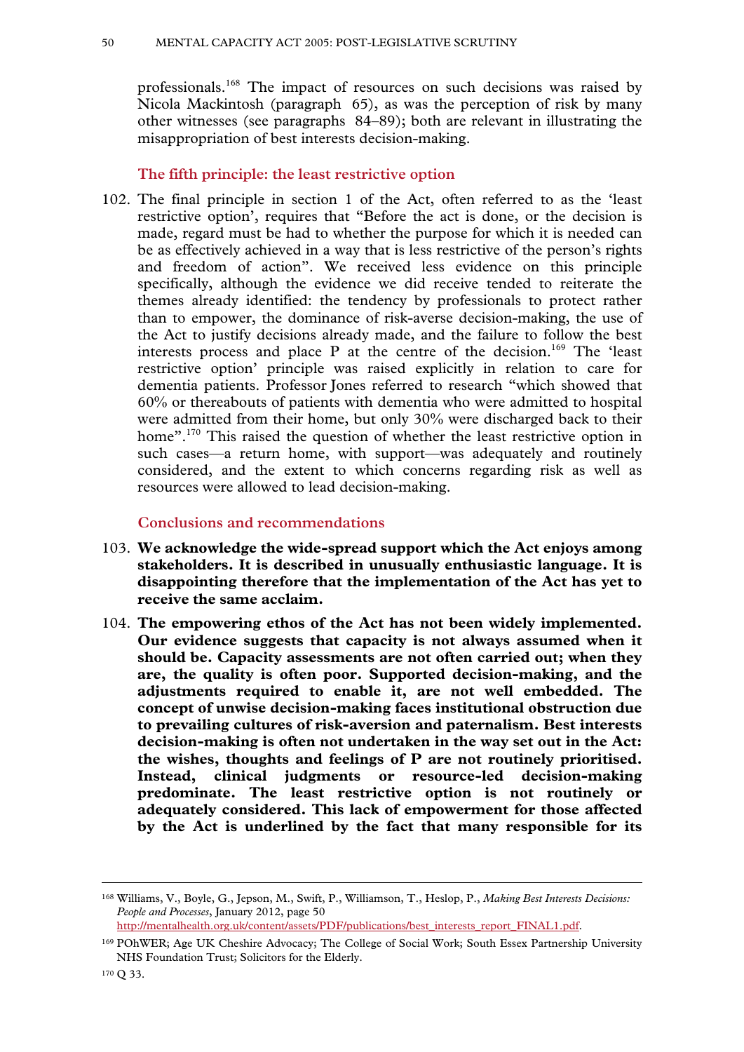professionals.[168] The impact of resources on such decisions was raised by Nicola Mackintosh (paragraph 65), as was the perception of risk by many other witnesses (see paragraphs 84–89); both are relevant in illustrating the misappropriation of best interests decision-making.

### The fifth principle: the least restrictive option

102. The final principle in section 1 of the Act, often referred to as the 'least restrictive option', requires that "Before the act is done, or the decision is made, regard must be had to whether the purpose for which it is needed can be as effectively achieved in a way that is less restrictive of the person's rights and freedom of action". We received less evidence on this principle specifically, although the evidence we did receive tended to reiterate the themes already identified: the tendency by professionals to protect rather than to empower, the dominance of risk-averse decision-making, the use of the Act to justify decisions already made, and the failure to follow the best interests process and place P at the centre of the decision.[169] The 'least restrictive option' principle was raised explicitly in relation to care for dementia patients. Professor Jones referred to research "which showed that 60% or thereabouts of patients with dementia who were admitted to hospital were admitted from their home, but only 30% were discharged back to their home".[170] This raised the question of whether the least restrictive option in such cases—a return home, with support—was adequately and routinely considered, and the extent to which concerns regarding risk as well as resources were allowed to lead decision-making.

### Conclusions and recommendations

103. **We acknowledge the wide-spread support which the Act enjoys among stakeholders. It is described in unusually enthusiastic language. It is disappointing therefore that the implementation of the Act has yet to receive the same acclaim.**

104. **The empowering ethos of the Act has not been widely implemented. Our evidence suggests that capacity is not always assumed when it should be. Capacity assessments are not often carried out; when they are, the quality is often poor. Supported decision-making, and the adjustments required to enable it, are not well embedded. The concept of unwise decision-making faces institutional obstruction due to prevailing cultures of risk-aversion and paternalism. Best interests decision-making is often not undertaken in the way set out in the Act: the wishes, thoughts and feelings of P are not routinely prioritised. Instead, clinical judgments or resource-led decision-making predominate. The least restrictive option is not routinely or adequately considered. This lack of empowerment for those affected by the Act is underlined by the fact that many responsible for its**

---

[168] Williams, V., Boyle, G., Jepson, M., Swift, P., Williamson, T., Heslop, P., *Making Best Interests Decisions: People and Processes*, January 2012, page 50 http://mentalhealth.org.uk/content/assets/PDF/publications/best_interests_report_FINAL1.pdf.

[169] POhWER; Age UK Cheshire Advocacy; The College of Social Work; South Essex Partnership University NHS Foundation Trust; Solicitors for the Elderly.

[170] Q 33.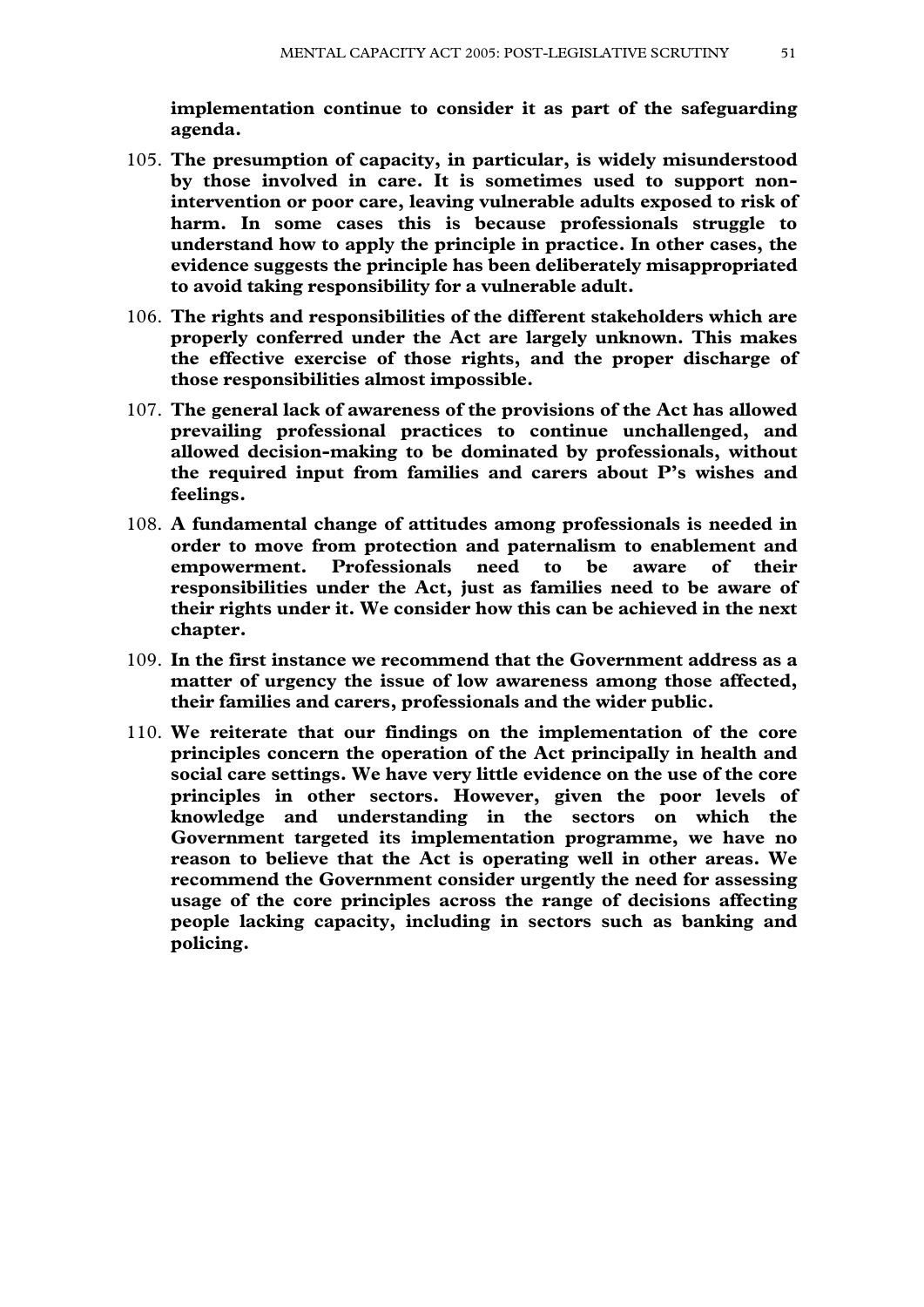**implementation continue to consider it as part of the safeguarding agenda.**

105. **The presumption of capacity, in particular, is widely misunderstood by those involved in care. It is sometimes used to support non-intervention or poor care, leaving vulnerable adults exposed to risk of harm. In some cases this is because professionals struggle to understand how to apply the principle in practice. In other cases, the evidence suggests the principle has been deliberately misappropriated to avoid taking responsibility for a vulnerable adult.**

106. **The rights and responsibilities of the different stakeholders which are properly conferred under the Act are largely unknown. This makes the effective exercise of those rights, and the proper discharge of those responsibilities almost impossible.**

107. **The general lack of awareness of the provisions of the Act has allowed prevailing professional practices to continue unchallenged, and allowed decision-making to be dominated by professionals, without the required input from families and carers about P's wishes and feelings.**

108. **A fundamental change of attitudes among professionals is needed in order to move from protection and paternalism to enablement and empowerment. Professionals need to be aware of their responsibilities under the Act, just as families need to be aware of their rights under it. We consider how this can be achieved in the next chapter.**

109. **In the first instance we recommend that the Government address as a matter of urgency the issue of low awareness among those affected, their families and carers, professionals and the wider public.**

110. **We reiterate that our findings on the implementation of the core principles concern the operation of the Act principally in health and social care settings. We have very little evidence on the use of the core principles in other sectors. However, given the poor levels of knowledge and understanding in the sectors on which the Government targeted its implementation programme, we have no reason to believe that the Act is operating well in other areas. We recommend the Government consider urgently the need for assessing usage of the core principles across the range of decisions affecting people lacking capacity, including in sectors such as banking and policing.**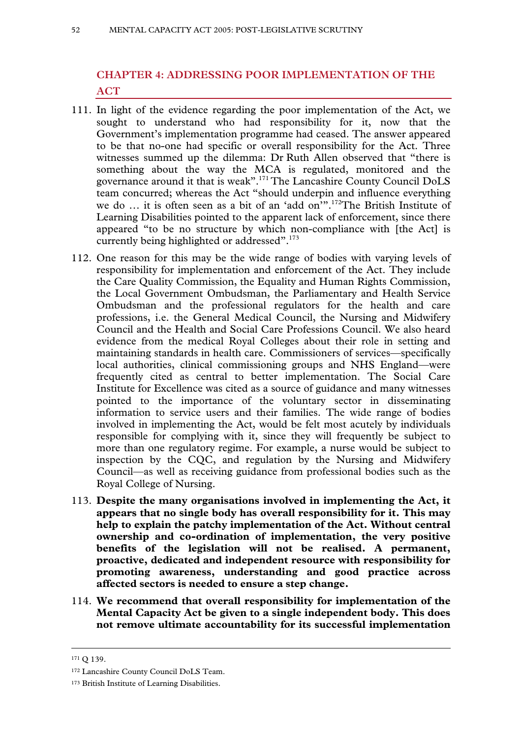## CHAPTER 4: ADDRESSING POOR IMPLEMENTATION OF THE ACT

111. In light of the evidence regarding the poor implementation of the Act, we sought to understand who had responsibility for it, now that the Government's implementation programme had ceased. The answer appeared to be that no-one had specific or overall responsibility for the Act. Three witnesses summed up the dilemma: Dr Ruth Allen observed that "there is something about the way the MCA is regulated, monitored and the governance around it that is weak".[171] The Lancashire County Council DoLS team concurred; whereas the Act "should underpin and influence everything we do … it is often seen as a bit of an 'add on'".[172] The British Institute of Learning Disabilities pointed to the apparent lack of enforcement, since there appeared "to be no structure by which non-compliance with [the Act] is currently being highlighted or addressed".[173]

112. One reason for this may be the wide range of bodies with varying levels of responsibility for implementation and enforcement of the Act. They include the Care Quality Commission, the Equality and Human Rights Commission, the Local Government Ombudsman, the Parliamentary and Health Service Ombudsman and the professional regulators for the health and care professions, i.e. the General Medical Council, the Nursing and Midwifery Council and the Health and Social Care Professions Council. We also heard evidence from the medical Royal Colleges about their role in setting and maintaining standards in health care. Commissioners of services—specifically local authorities, clinical commissioning groups and NHS England—were frequently cited as central to better implementation. The Social Care Institute for Excellence was cited as a source of guidance and many witnesses pointed to the importance of the voluntary sector in disseminating information to service users and their families. The wide range of bodies involved in implementing the Act, would be felt most acutely by individuals responsible for complying with it, since they will frequently be subject to more than one regulatory regime. For example, a nurse would be subject to inspection by the CQC, and regulation by the Nursing and Midwifery Council—as well as receiving guidance from professional bodies such as the Royal College of Nursing.

113. **Despite the many organisations involved in implementing the Act, it appears that no single body has overall responsibility for it. This may help to explain the patchy implementation of the Act. Without central ownership and co-ordination of implementation, the very positive benefits of the legislation will not be realised. A permanent, proactive, dedicated and independent resource with responsibility for promoting awareness, understanding and good practice across affected sectors is needed to ensure a step change.**

114. **We recommend that overall responsibility for implementation of the Mental Capacity Act be given to a single independent body. This does not remove ultimate accountability for its successful implementation**

---

[171] Q 139.

[172] Lancashire County Council DoLS Team.

[173] British Institute of Learning Disabilities.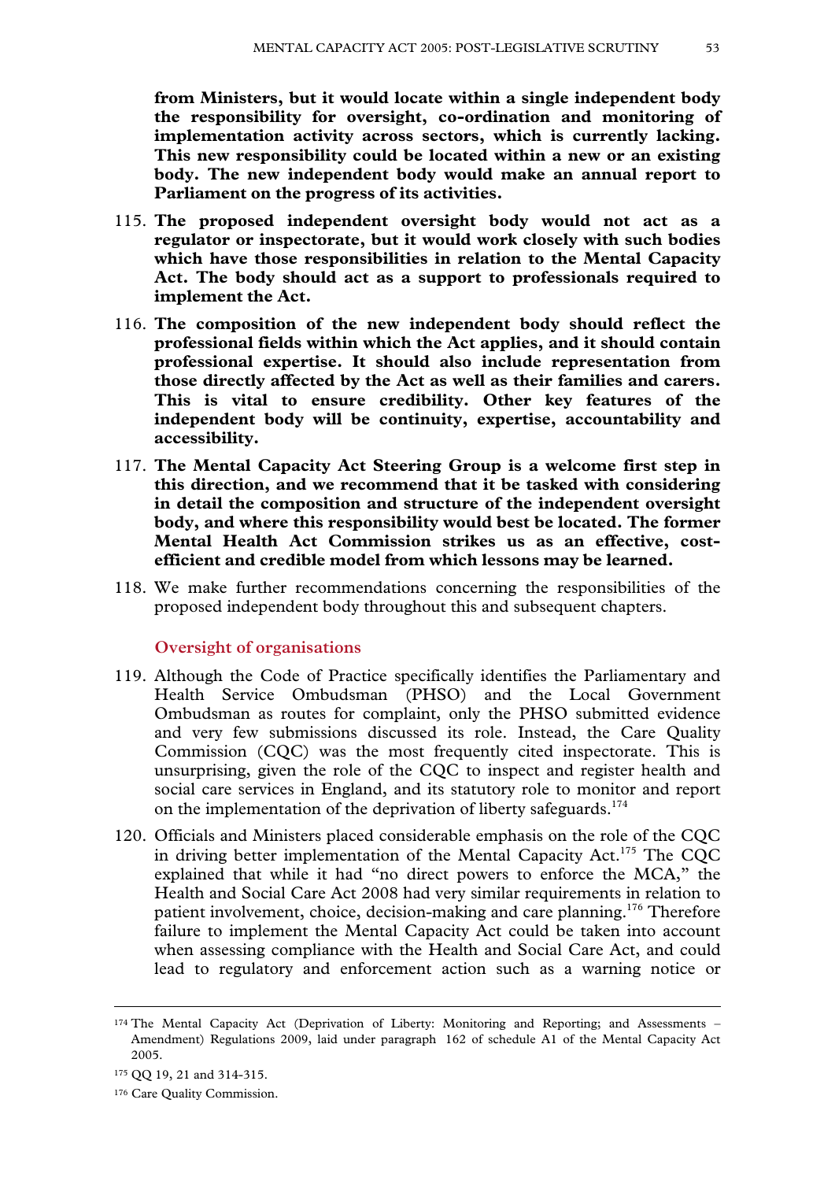**from Ministers, but it would locate within a single independent body the responsibility for oversight, co-ordination and monitoring of implementation activity across sectors, which is currently lacking. This new responsibility could be located within a new or an existing body. The new independent body would make an annual report to Parliament on the progress of its activities.**

115. **The proposed independent oversight body would not act as a regulator or inspectorate, but it would work closely with such bodies which have those responsibilities in relation to the Mental Capacity Act. The body should act as a support to professionals required to implement the Act.**

116. **The composition of the new independent body should reflect the professional fields within which the Act applies, and it should contain professional expertise. It should also include representation from those directly affected by the Act as well as their families and carers. This is vital to ensure credibility. Other key features of the independent body will be continuity, expertise, accountability and accessibility.**

117. **The Mental Capacity Act Steering Group is a welcome first step in this direction, and we recommend that it be tasked with considering in detail the composition and structure of the independent oversight body, and where this responsibility would best be located. The former Mental Health Act Commission strikes us as an effective, cost-efficient and credible model from which lessons may be learned.**

118. We make further recommendations concerning the responsibilities of the proposed independent body throughout this and subsequent chapters.

### Oversight of organisations

119. Although the Code of Practice specifically identifies the Parliamentary and Health Service Ombudsman (PHSO) and the Local Government Ombudsman as routes for complaint, only the PHSO submitted evidence and very few submissions discussed its role. Instead, the Care Quality Commission (CQC) was the most frequently cited inspectorate. This is unsurprising, given the role of the CQC to inspect and register health and social care services in England, and its statutory role to monitor and report on the implementation of the deprivation of liberty safeguards.[174]

120. Officials and Ministers placed considerable emphasis on the role of the CQC in driving better implementation of the Mental Capacity Act.[175] The CQC explained that while it had "no direct powers to enforce the MCA," the Health and Social Care Act 2008 had very similar requirements in relation to patient involvement, choice, decision-making and care planning.[176] Therefore failure to implement the Mental Capacity Act could be taken into account when assessing compliance with the Health and Social Care Act, and could lead to regulatory and enforcement action such as a warning notice or

---

[174] The Mental Capacity Act (Deprivation of Liberty: Monitoring and Reporting; and Assessments – Amendment) Regulations 2009, laid under paragraph 162 of schedule A1 of the Mental Capacity Act 2005.

[175] QQ 19, 21 and 314-315.

[176] Care Quality Commission.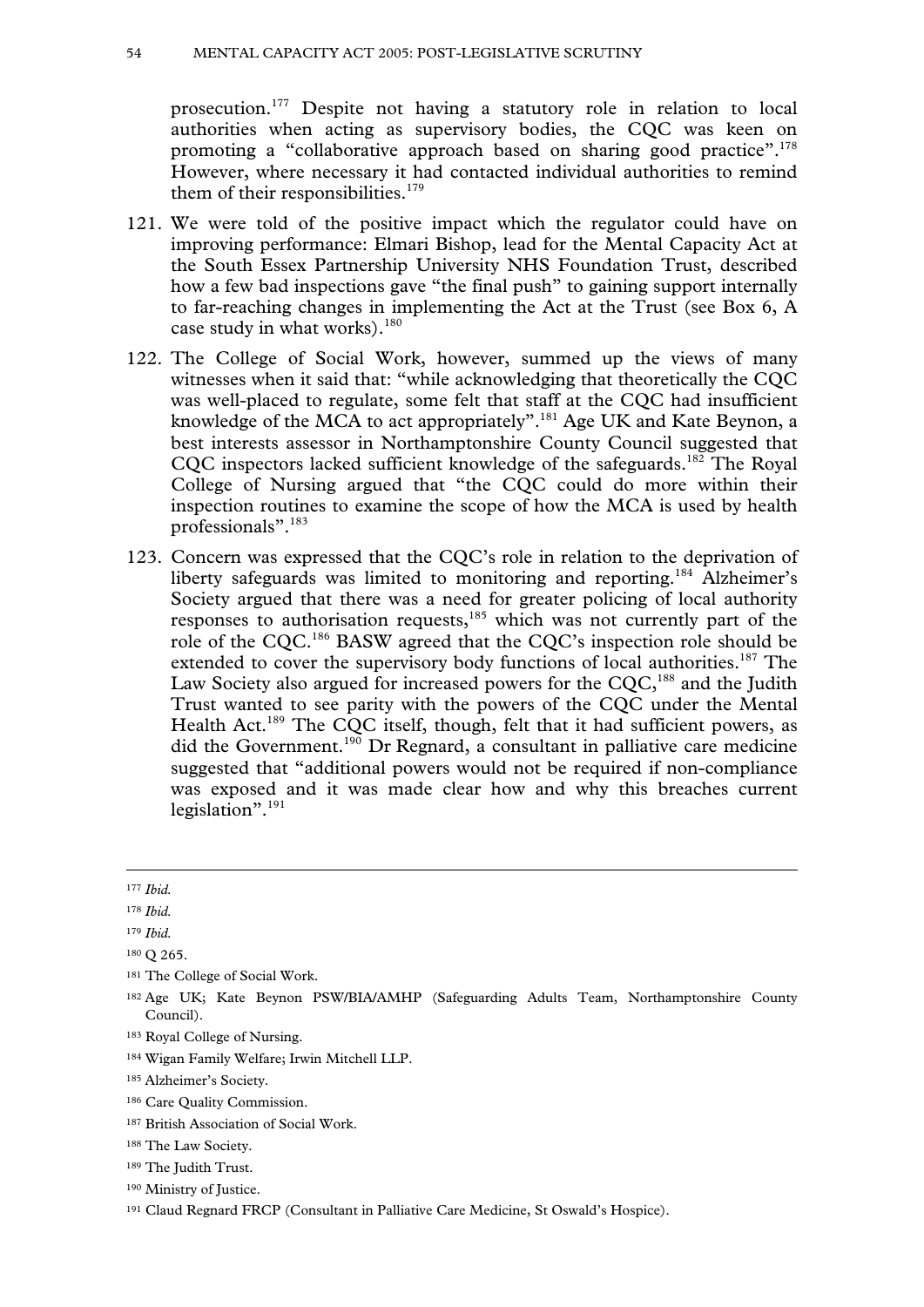prosecution.[177] Despite not having a statutory role in relation to local authorities when acting as supervisory bodies, the CQC was keen on promoting a "collaborative approach based on sharing good practice".[178] However, where necessary it had contacted individual authorities to remind them of their responsibilities.[179]

121. We were told of the positive impact which the regulator could have on improving performance: Elmari Bishop, lead for the Mental Capacity Act at the South Essex Partnership University NHS Foundation Trust, described how a few bad inspections gave "the final push" to gaining support internally to far-reaching changes in implementing the Act at the Trust (see Box 6, A case study in what works).[180]

122. The College of Social Work, however, summed up the views of many witnesses when it said that: "while acknowledging that theoretically the CQC was well-placed to regulate, some felt that staff at the CQC had insufficient knowledge of the MCA to act appropriately".[181] Age UK and Kate Beynon, a best interests assessor in Northamptonshire County Council suggested that CQC inspectors lacked sufficient knowledge of the safeguards.[182] The Royal College of Nursing argued that "the CQC could do more within their inspection routines to examine the scope of how the MCA is used by health professionals".[183]

123. Concern was expressed that the CQC's role in relation to the deprivation of liberty safeguards was limited to monitoring and reporting.[184] Alzheimer's Society argued that there was a need for greater policing of local authority responses to authorisation requests,[185] which was not currently part of the role of the CQC.[186] BASW agreed that the CQC's inspection role should be extended to cover the supervisory body functions of local authorities.[187] The Law Society also argued for increased powers for the CQC,[188] and the Judith Trust wanted to see parity with the powers of the CQC under the Mental Health Act.[189] The CQC itself, though, felt that it had sufficient powers, as did the Government.[190] Dr Regnard, a consultant in palliative care medicine suggested that "additional powers would not be required if non-compliance was exposed and it was made clear how and why this breaches current legislation".[191]

---

[177] *Ibid.*

[178] *Ibid.*

[179] *Ibid.*

[180] Q 265.

[181] The College of Social Work.

[182] Age UK; Kate Beynon PSW/BIA/AMHP (Safeguarding Adults Team, Northamptonshire County Council).

[183] Royal College of Nursing.

[184] Wigan Family Welfare; Irwin Mitchell LLP.

[185] Alzheimer's Society.

[186] Care Quality Commission.

[187] British Association of Social Work.

[188] The Law Society.

[189] The Judith Trust.

[190] Ministry of Justice.

[191] Claud Regnard FRCP (Consultant in Palliative Care Medicine, St Oswald's Hospice).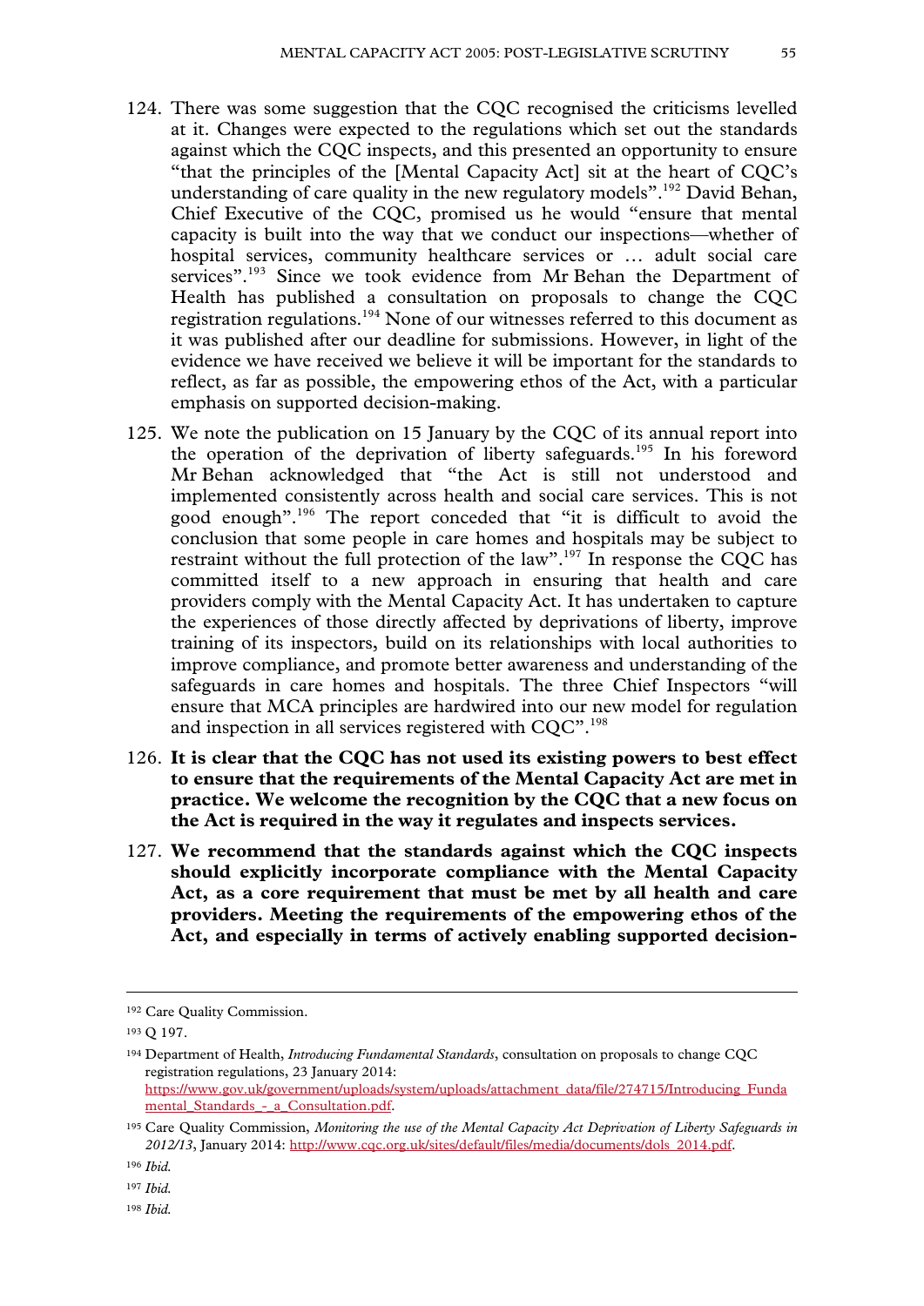124. There was some suggestion that the CQC recognised the criticisms levelled at it. Changes were expected to the regulations which set out the standards against which the CQC inspects, and this presented an opportunity to ensure "that the principles of the [Mental Capacity Act] sit at the heart of CQC's understanding of care quality in the new regulatory models".[192] David Behan, Chief Executive of the CQC, promised us he would "ensure that mental capacity is built into the way that we conduct our inspections—whether of hospital services, community healthcare services or … adult social care services".[193] Since we took evidence from Mr Behan the Department of Health has published a consultation on proposals to change the CQC registration regulations.[194] None of our witnesses referred to this document as it was published after our deadline for submissions. However, in light of the evidence we have received we believe it will be important for the standards to reflect, as far as possible, the empowering ethos of the Act, with a particular emphasis on supported decision-making.

125. We note the publication on 15 January by the CQC of its annual report into the operation of the deprivation of liberty safeguards.[195] In his foreword Mr Behan acknowledged that "the Act is still not understood and implemented consistently across health and social care services. This is not good enough".[196] The report conceded that "it is difficult to avoid the conclusion that some people in care homes and hospitals may be subject to restraint without the full protection of the law".[197] In response the CQC has committed itself to a new approach in ensuring that health and care providers comply with the Mental Capacity Act. It has undertaken to capture the experiences of those directly affected by deprivations of liberty, improve training of its inspectors, build on its relationships with local authorities to improve compliance, and promote better awareness and understanding of the safeguards in care homes and hospitals. The three Chief Inspectors "will ensure that MCA principles are hardwired into our new model for regulation and inspection in all services registered with CQC".[198]

126. **It is clear that the CQC has not used its existing powers to best effect to ensure that the requirements of the Mental Capacity Act are met in practice. We welcome the recognition by the CQC that a new focus on the Act is required in the way it regulates and inspects services.**

127. **We recommend that the standards against which the CQC inspects should explicitly incorporate compliance with the Mental Capacity Act, as a core requirement that must be met by all health and care providers. Meeting the requirements of the empowering ethos of the Act, and especially in terms of actively enabling supported decision-**

---

192 Care Quality Commission.

193 Q 197.

194 Department of Health, *Introducing Fundamental Standards*, consultation on proposals to change CQC registration regulations, 23 January 2014: https://www.gov.uk/government/uploads/system/uploads/attachment_data/file/274715/Introducing_Fundamental_Standards_-_a_Consultation.pdf.

195 Care Quality Commission, *Monitoring the use of the Mental Capacity Act Deprivation of Liberty Safeguards in 2012/13*, January 2014: http://www.cqc.org.uk/sites/default/files/media/documents/dols_2014.pdf.

196 *Ibid.*

197 *Ibid.*

198 *Ibid.*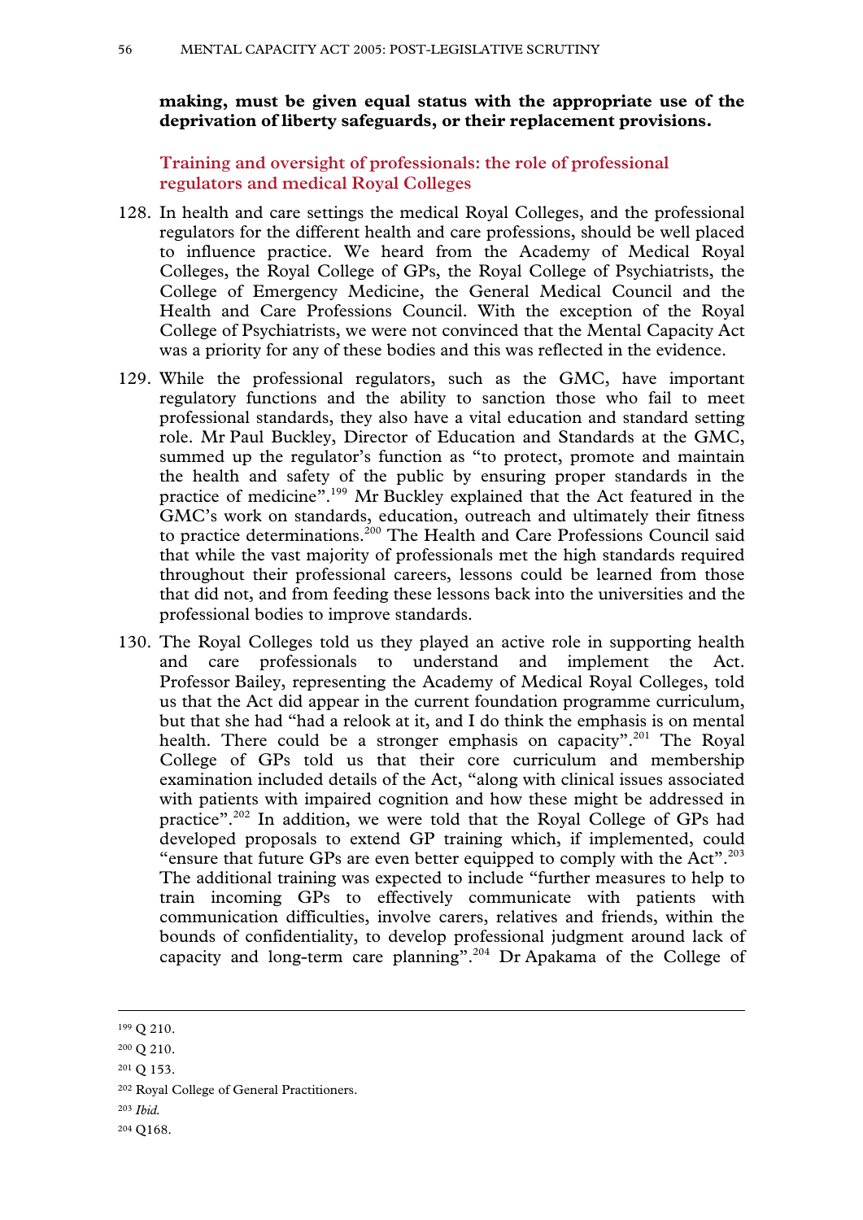**making, must be given equal status with the appropriate use of the deprivation of liberty safeguards, or their replacement provisions.**

### Training and oversight of professionals: the role of professional regulators and medical Royal Colleges

128. In health and care settings the medical Royal Colleges, and the professional regulators for the different health and care professions, should be well placed to influence practice. We heard from the Academy of Medical Royal Colleges, the Royal College of GPs, the Royal College of Psychiatrists, the College of Emergency Medicine, the General Medical Council and the Health and Care Professions Council. With the exception of the Royal College of Psychiatrists, we were not convinced that the Mental Capacity Act was a priority for any of these bodies and this was reflected in the evidence.

129. While the professional regulators, such as the GMC, have important regulatory functions and the ability to sanction those who fail to meet professional standards, they also have a vital education and standard setting role. Mr Paul Buckley, Director of Education and Standards at the GMC, summed up the regulator's function as "to protect, promote and maintain the health and safety of the public by ensuring proper standards in the practice of medicine".[199] Mr Buckley explained that the Act featured in the GMC's work on standards, education, outreach and ultimately their fitness to practice determinations.[200] The Health and Care Professions Council said that while the vast majority of professionals met the high standards required throughout their professional careers, lessons could be learned from those that did not, and from feeding these lessons back into the universities and the professional bodies to improve standards.

130. The Royal Colleges told us they played an active role in supporting health and care professionals to understand and implement the Act. Professor Bailey, representing the Academy of Medical Royal Colleges, told us that the Act did appear in the current foundation programme curriculum, but that she had "had a relook at it, and I do think the emphasis is on mental health. There could be a stronger emphasis on capacity".[201] The Royal College of GPs told us that their core curriculum and membership examination included details of the Act, "along with clinical issues associated with patients with impaired cognition and how these might be addressed in practice".[202] In addition, we were told that the Royal College of GPs had developed proposals to extend GP training which, if implemented, could "ensure that future GPs are even better equipped to comply with the Act".[203] The additional training was expected to include "further measures to help to train incoming GPs to effectively communicate with patients with communication difficulties, involve carers, relatives and friends, within the bounds of confidentiality, to develop professional judgment around lack of capacity and long-term care planning".[204] Dr Apakama of the College of

---

[199] Q 210.

[200] Q 210.

[201] Q 153.

[202] Royal College of General Practitioners.

[203] *Ibid.*

[204] Q168.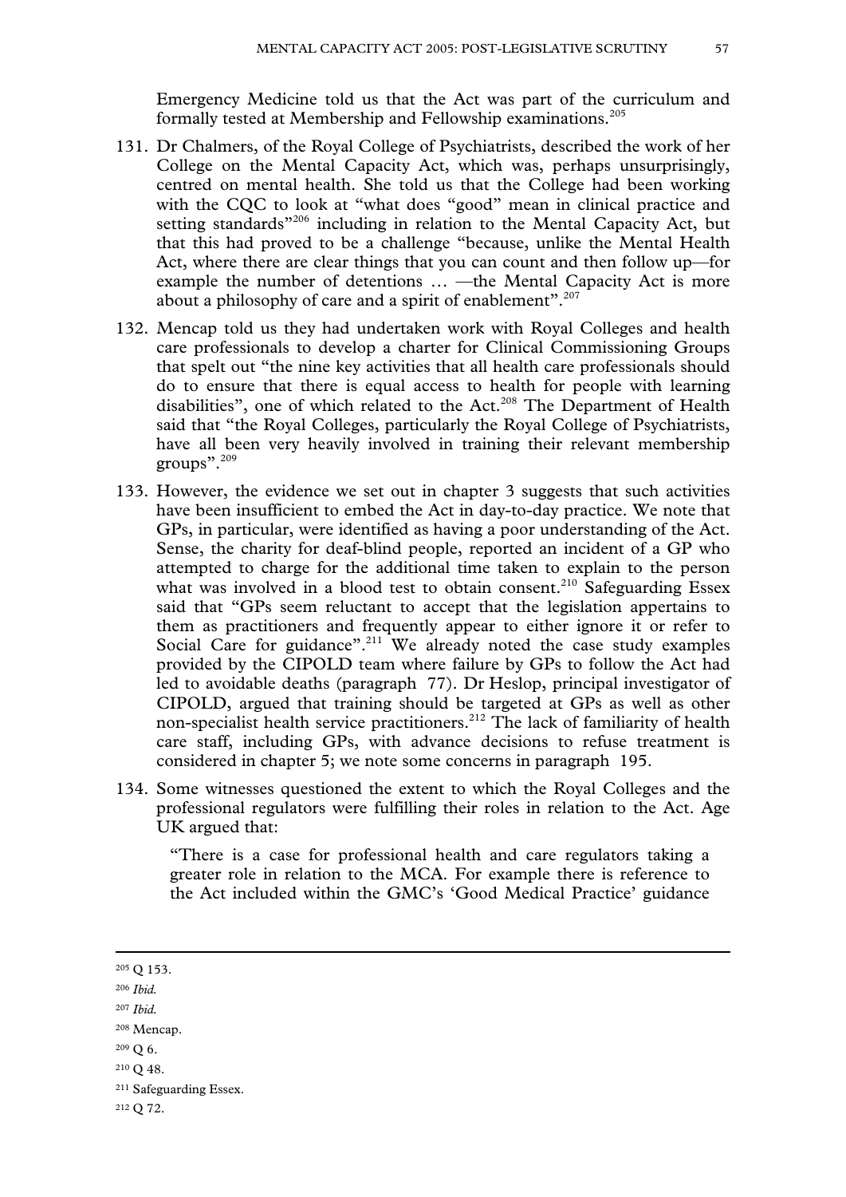Emergency Medicine told us that the Act was part of the curriculum and formally tested at Membership and Fellowship examinations.[205]

131. Dr Chalmers, of the Royal College of Psychiatrists, described the work of her College on the Mental Capacity Act, which was, perhaps unsurprisingly, centred on mental health. She told us that the College had been working with the CQC to look at "what does "good" mean in clinical practice and setting standards"[206] including in relation to the Mental Capacity Act, but that this had proved to be a challenge "because, unlike the Mental Health Act, where there are clear things that you can count and then follow up—for example the number of detentions … —the Mental Capacity Act is more about a philosophy of care and a spirit of enablement".[207]

132. Mencap told us they had undertaken work with Royal Colleges and health care professionals to develop a charter for Clinical Commissioning Groups that spelt out "the nine key activities that all health care professionals should do to ensure that there is equal access to health for people with learning disabilities", one of which related to the Act.[208] The Department of Health said that "the Royal Colleges, particularly the Royal College of Psychiatrists, have all been very heavily involved in training their relevant membership groups".[209]

133. However, the evidence we set out in chapter 3 suggests that such activities have been insufficient to embed the Act in day-to-day practice. We note that GPs, in particular, were identified as having a poor understanding of the Act. Sense, the charity for deaf-blind people, reported an incident of a GP who attempted to charge for the additional time taken to explain to the person what was involved in a blood test to obtain consent.[210] Safeguarding Essex said that "GPs seem reluctant to accept that the legislation appertains to them as practitioners and frequently appear to either ignore it or refer to Social Care for guidance".[211] We already noted the case study examples provided by the CIPOLD team where failure by GPs to follow the Act had led to avoidable deaths (paragraph 77). Dr Heslop, principal investigator of CIPOLD, argued that training should be targeted at GPs as well as other non-specialist health service practitioners.[212] The lack of familiarity of health care staff, including GPs, with advance decisions to refuse treatment is considered in chapter 5; we note some concerns in paragraph 195.

134. Some witnesses questioned the extent to which the Royal Colleges and the professional regulators were fulfilling their roles in relation to the Act. Age UK argued that:

> "There is a case for professional health and care regulators taking a greater role in relation to the MCA. For example there is reference to the Act included within the GMC's 'Good Medical Practice' guidance

---

[205] Q 153.

[206] *Ibid.*

[207] *Ibid.*

[208] Mencap.

[209] Q 6.

[210] Q 48.

[211] Safeguarding Essex.

[212] Q 72.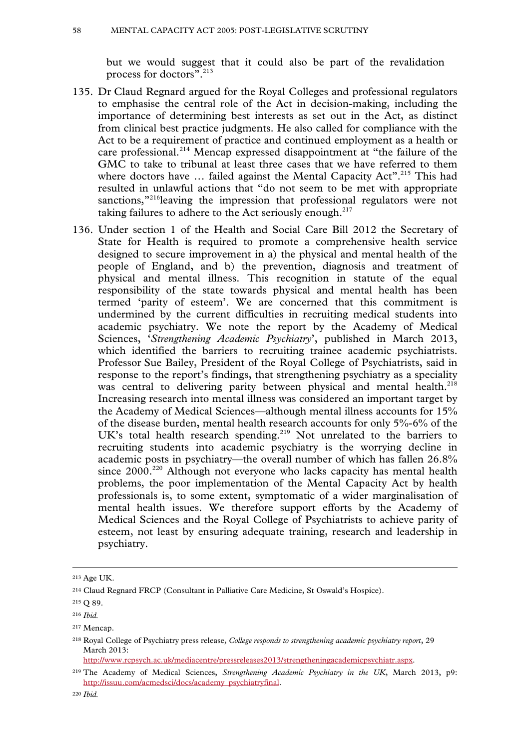but we would suggest that it could also be part of the revalidation process for doctors".[213]

135. Dr Claud Regnard argued for the Royal Colleges and professional regulators to emphasise the central role of the Act in decision-making, including the importance of determining best interests as set out in the Act, as distinct from clinical best practice judgments. He also called for compliance with the Act to be a requirement of practice and continued employment as a health or care professional.[214] Mencap expressed disappointment at "the failure of the GMC to take to tribunal at least three cases that we have referred to them where doctors have … failed against the Mental Capacity Act".[215] This had resulted in unlawful actions that "do not seem to be met with appropriate sanctions,"[216]leaving the impression that professional regulators were not taking failures to adhere to the Act seriously enough.[217]

136. Under section 1 of the Health and Social Care Bill 2012 the Secretary of State for Health is required to promote a comprehensive health service designed to secure improvement in a) the physical and mental health of the people of England, and b) the prevention, diagnosis and treatment of physical and mental illness. This recognition in statute of the equal responsibility of the state towards physical and mental health has been termed 'parity of esteem'. We are concerned that this commitment is undermined by the current difficulties in recruiting medical students into academic psychiatry. We note the report by the Academy of Medical Sciences, '*Strengthening Academic Psychiatry*', published in March 2013, which identified the barriers to recruiting trainee academic psychiatrists. Professor Sue Bailey, President of the Royal College of Psychiatrists, said in response to the report's findings, that strengthening psychiatry as a speciality was central to delivering parity between physical and mental health.[218] Increasing research into mental illness was considered an important target by the Academy of Medical Sciences—although mental illness accounts for 15% of the disease burden, mental health research accounts for only 5%-6% of the UK's total health research spending.[219] Not unrelated to the barriers to recruiting students into academic psychiatry is the worrying decline in academic posts in psychiatry—the overall number of which has fallen 26.8% since 2000.[220] Although not everyone who lacks capacity has mental health problems, the poor implementation of the Mental Capacity Act by health professionals is, to some extent, symptomatic of a wider marginalisation of mental health issues. We therefore support efforts by the Academy of Medical Sciences and the Royal College of Psychiatrists to achieve parity of esteem, not least by ensuring adequate training, research and leadership in psychiatry.

---

[213] Age UK.

[214] Claud Regnard FRCP (Consultant in Palliative Care Medicine, St Oswald's Hospice).

[215] Q 89.

[216] *Ibid.*

[217] Mencap.

[218] Royal College of Psychiatry press release, *College responds to strengthening academic psychiatry report*, 29 March 2013: http://www.rcpsych.ac.uk/mediacentre/pressreleases2013/strengtheningacademicpsychiatr.aspx.

[219] The Academy of Medical Sciences, *Strengthening Academic Psychiatry in the UK*, March 2013, p9: http://issuu.com/acmedsci/docs/academy_psychiatryfinal.

[220] *Ibid.*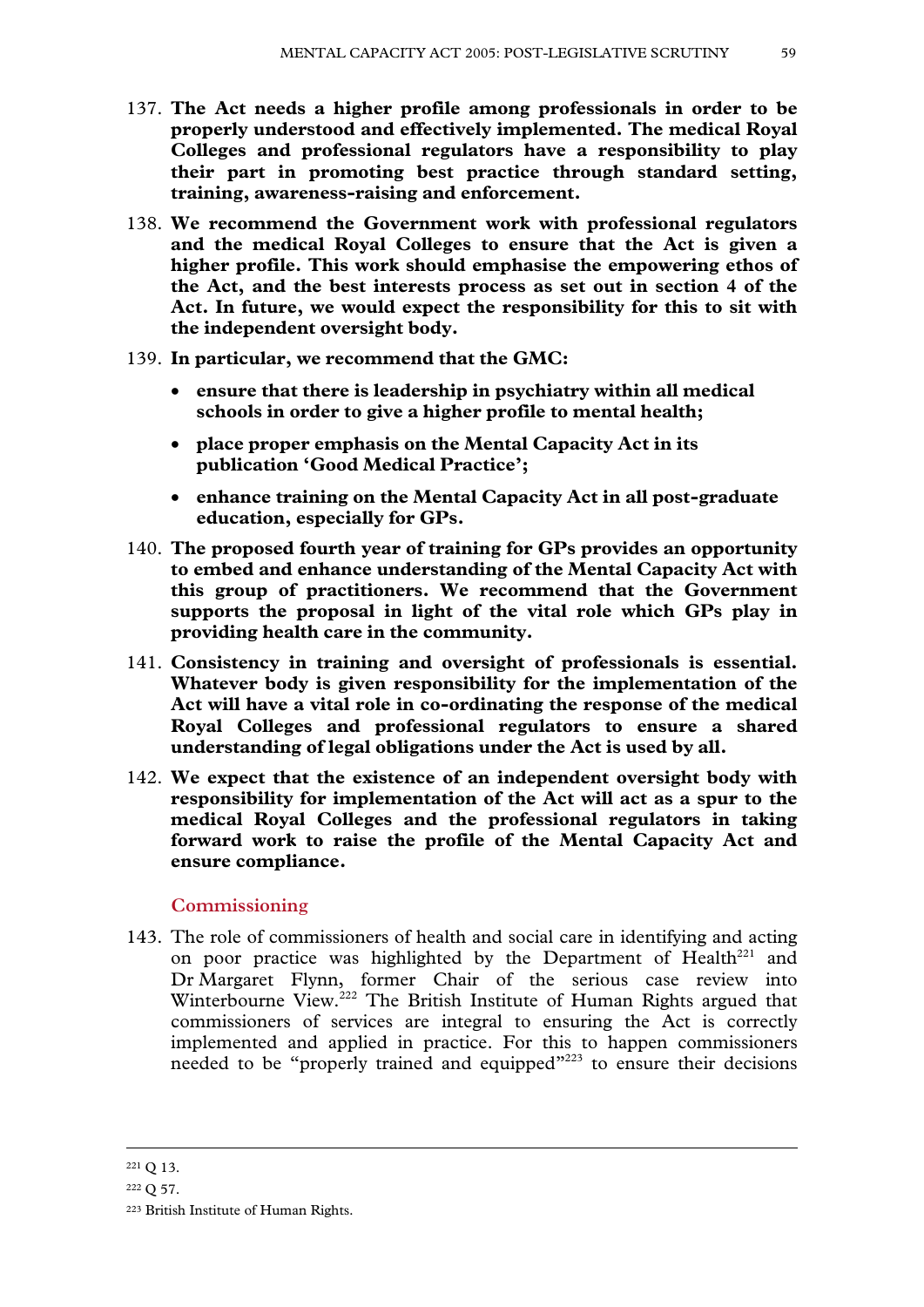137. **The Act needs a higher profile among professionals in order to be properly understood and effectively implemented. The medical Royal Colleges and professional regulators have a responsibility to play their part in promoting best practice through standard setting, training, awareness-raising and enforcement.**

138. **We recommend the Government work with professional regulators and the medical Royal Colleges to ensure that the Act is given a higher profile. This work should emphasise the empowering ethos of the Act, and the best interests process as set out in section 4 of the Act. In future, we would expect the responsibility for this to sit with the independent oversight body.**

139. **In particular, we recommend that the GMC:**

   - **ensure that there is leadership in psychiatry within all medical schools in order to give a higher profile to mental health;**
   - **place proper emphasis on the Mental Capacity Act in its publication 'Good Medical Practice';**
   - **enhance training on the Mental Capacity Act in all post-graduate education, especially for GPs.**

140. **The proposed fourth year of training for GPs provides an opportunity to embed and enhance understanding of the Mental Capacity Act with this group of practitioners. We recommend that the Government supports the proposal in light of the vital role which GPs play in providing health care in the community.**

141. **Consistency in training and oversight of professionals is essential. Whatever body is given responsibility for the implementation of the Act will have a vital role in co-ordinating the response of the medical Royal Colleges and professional regulators to ensure a shared understanding of legal obligations under the Act is used by all.**

142. **We expect that the existence of an independent oversight body with responsibility for implementation of the Act will act as a spur to the medical Royal Colleges and the professional regulators in taking forward work to raise the profile of the Mental Capacity Act and ensure compliance.**

### Commissioning

143. The role of commissioners of health and social care in identifying and acting on poor practice was highlighted by the Department of Health[221] and Dr Margaret Flynn, former Chair of the serious case review into Winterbourne View.[222] The British Institute of Human Rights argued that commissioners of services are integral to ensuring the Act is correctly implemented and applied in practice. For this to happen commissioners needed to be "properly trained and equipped"[223] to ensure their decisions

---

[221] Q 13.

[222] Q 57.

[223] British Institute of Human Rights.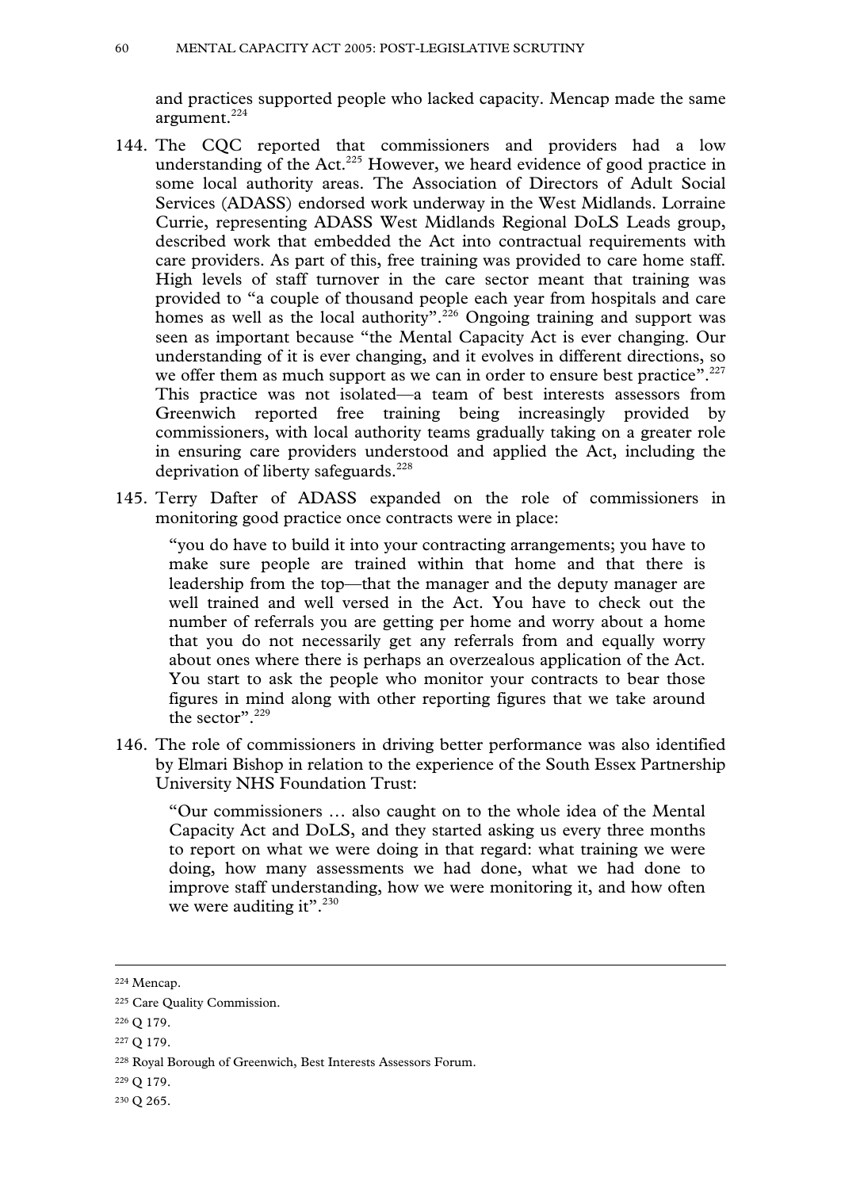and practices supported people who lacked capacity. Mencap made the same argument.[224]

144. The CQC reported that commissioners and providers had a low understanding of the Act.[225] However, we heard evidence of good practice in some local authority areas. The Association of Directors of Adult Social Services (ADASS) endorsed work underway in the West Midlands. Lorraine Currie, representing ADASS West Midlands Regional DoLS Leads group, described work that embedded the Act into contractual requirements with care providers. As part of this, free training was provided to care home staff. High levels of staff turnover in the care sector meant that training was provided to "a couple of thousand people each year from hospitals and care homes as well as the local authority".[226] Ongoing training and support was seen as important because "the Mental Capacity Act is ever changing. Our understanding of it is ever changing, and it evolves in different directions, so we offer them as much support as we can in order to ensure best practice".[227] This practice was not isolated—a team of best interests assessors from Greenwich reported free training being increasingly provided by commissioners, with local authority teams gradually taking on a greater role in ensuring care providers understood and applied the Act, including the deprivation of liberty safeguards.[228]

145. Terry Dafter of ADASS expanded on the role of commissioners in monitoring good practice once contracts were in place:

> "you do have to build it into your contracting arrangements; you have to make sure people are trained within that home and that there is leadership from the top—that the manager and the deputy manager are well trained and well versed in the Act. You have to check out the number of referrals you are getting per home and worry about a home that you do not necessarily get any referrals from and equally worry about ones where there is perhaps an overzealous application of the Act. You start to ask the people who monitor your contracts to bear those figures in mind along with other reporting figures that we take around the sector".[229]

146. The role of commissioners in driving better performance was also identified by Elmari Bishop in relation to the experience of the South Essex Partnership University NHS Foundation Trust:

> "Our commissioners … also caught on to the whole idea of the Mental Capacity Act and DoLS, and they started asking us every three months to report on what we were doing in that regard: what training we were doing, how many assessments we had done, what we had done to improve staff understanding, how we were monitoring it, and how often we were auditing it".[230]

---

[224] Mencap.

[225] Care Quality Commission.

[226] Q 179.

[227] Q 179.

[228] Royal Borough of Greenwich, Best Interests Assessors Forum.

[229] Q 179.

[230] Q 265.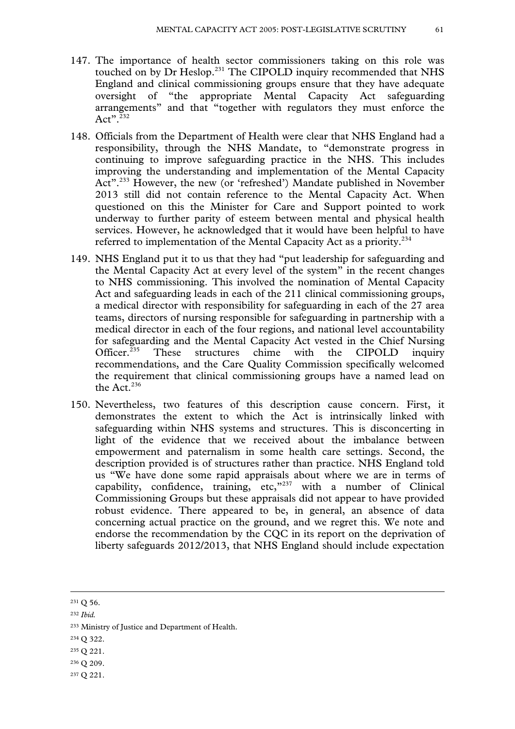147. The importance of health sector commissioners taking on this role was touched on by Dr Heslop.[231] The CIPOLD inquiry recommended that NHS England and clinical commissioning groups ensure that they have adequate oversight of "the appropriate Mental Capacity Act safeguarding arrangements" and that "together with regulators they must enforce the Act".[232]

148. Officials from the Department of Health were clear that NHS England had a responsibility, through the NHS Mandate, to "demonstrate progress in continuing to improve safeguarding practice in the NHS. This includes improving the understanding and implementation of the Mental Capacity Act".[233] However, the new (or 'refreshed') Mandate published in November 2013 still did not contain reference to the Mental Capacity Act. When questioned on this the Minister for Care and Support pointed to work underway to further parity of esteem between mental and physical health services. However, he acknowledged that it would have been helpful to have referred to implementation of the Mental Capacity Act as a priority.[234]

149. NHS England put it to us that they had "put leadership for safeguarding and the Mental Capacity Act at every level of the system" in the recent changes to NHS commissioning. This involved the nomination of Mental Capacity Act and safeguarding leads in each of the 211 clinical commissioning groups, a medical director with responsibility for safeguarding in each of the 27 area teams, directors of nursing responsible for safeguarding in partnership with a medical director in each of the four regions, and national level accountability for safeguarding and the Mental Capacity Act vested in the Chief Nursing Officer.[235] These structures chime with the CIPOLD inquiry recommendations, and the Care Quality Commission specifically welcomed the requirement that clinical commissioning groups have a named lead on the Act.[236]

150. Nevertheless, two features of this description cause concern. First, it demonstrates the extent to which the Act is intrinsically linked with safeguarding within NHS systems and structures. This is disconcerting in light of the evidence that we received about the imbalance between empowerment and paternalism in some health care settings. Second, the description provided is of structures rather than practice. NHS England told us "We have done some rapid appraisals about where we are in terms of capability, confidence, training, etc,"[237] with a number of Clinical Commissioning Groups but these appraisals did not appear to have provided robust evidence. There appeared to be, in general, an absence of data concerning actual practice on the ground, and we regret this. We note and endorse the recommendation by the CQC in its report on the deprivation of liberty safeguards 2012/2013, that NHS England should include expectation

---

[231] Q 56.

[232] *Ibid.*

[233] Ministry of Justice and Department of Health.

[234] Q 322.

[235] Q 221.

[236] Q 209.

[237] Q 221.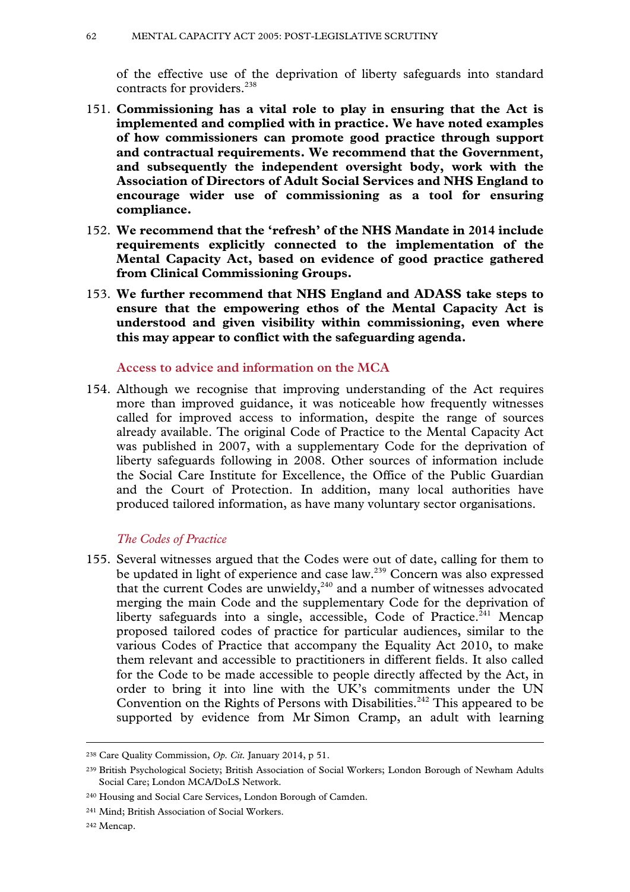of the effective use of the deprivation of liberty safeguards into standard contracts for providers.[238]

151. **Commissioning has a vital role to play in ensuring that the Act is implemented and complied with in practice. We have noted examples of how commissioners can promote good practice through support and contractual requirements. We recommend that the Government, and subsequently the independent oversight body, work with the Association of Directors of Adult Social Services and NHS England to encourage wider use of commissioning as a tool for ensuring compliance.**

152. **We recommend that the 'refresh' of the NHS Mandate in 2014 include requirements explicitly connected to the implementation of the Mental Capacity Act, based on evidence of good practice gathered from Clinical Commissioning Groups.**

153. **We further recommend that NHS England and ADASS take steps to ensure that the empowering ethos of the Mental Capacity Act is understood and given visibility within commissioning, even where this may appear to conflict with the safeguarding agenda.**

### Access to advice and information on the MCA

154. Although we recognise that improving understanding of the Act requires more than improved guidance, it was noticeable how frequently witnesses called for improved access to information, despite the range of sources already available. The original Code of Practice to the Mental Capacity Act was published in 2007, with a supplementary Code for the deprivation of liberty safeguards following in 2008. Other sources of information include the Social Care Institute for Excellence, the Office of the Public Guardian and the Court of Protection. In addition, many local authorities have produced tailored information, as have many voluntary sector organisations.

#### *The Codes of Practice*

155. Several witnesses argued that the Codes were out of date, calling for them to be updated in light of experience and case law.[239] Concern was also expressed that the current Codes are unwieldy,[240] and a number of witnesses advocated merging the main Code and the supplementary Code for the deprivation of liberty safeguards into a single, accessible, Code of Practice.[241] Mencap proposed tailored codes of practice for particular audiences, similar to the various Codes of Practice that accompany the Equality Act 2010, to make them relevant and accessible to practitioners in different fields. It also called for the Code to be made accessible to people directly affected by the Act, in order to bring it into line with the UK's commitments under the UN Convention on the Rights of Persons with Disabilities.[242] This appeared to be supported by evidence from Mr Simon Cramp, an adult with learning

---

[238] Care Quality Commission, *Op. Cit.* January 2014, p 51.

[239] British Psychological Society; British Association of Social Workers; London Borough of Newham Adults Social Care; London MCA/DoLS Network.

[240] Housing and Social Care Services, London Borough of Camden.

[241] Mind; British Association of Social Workers.

[242] Mencap.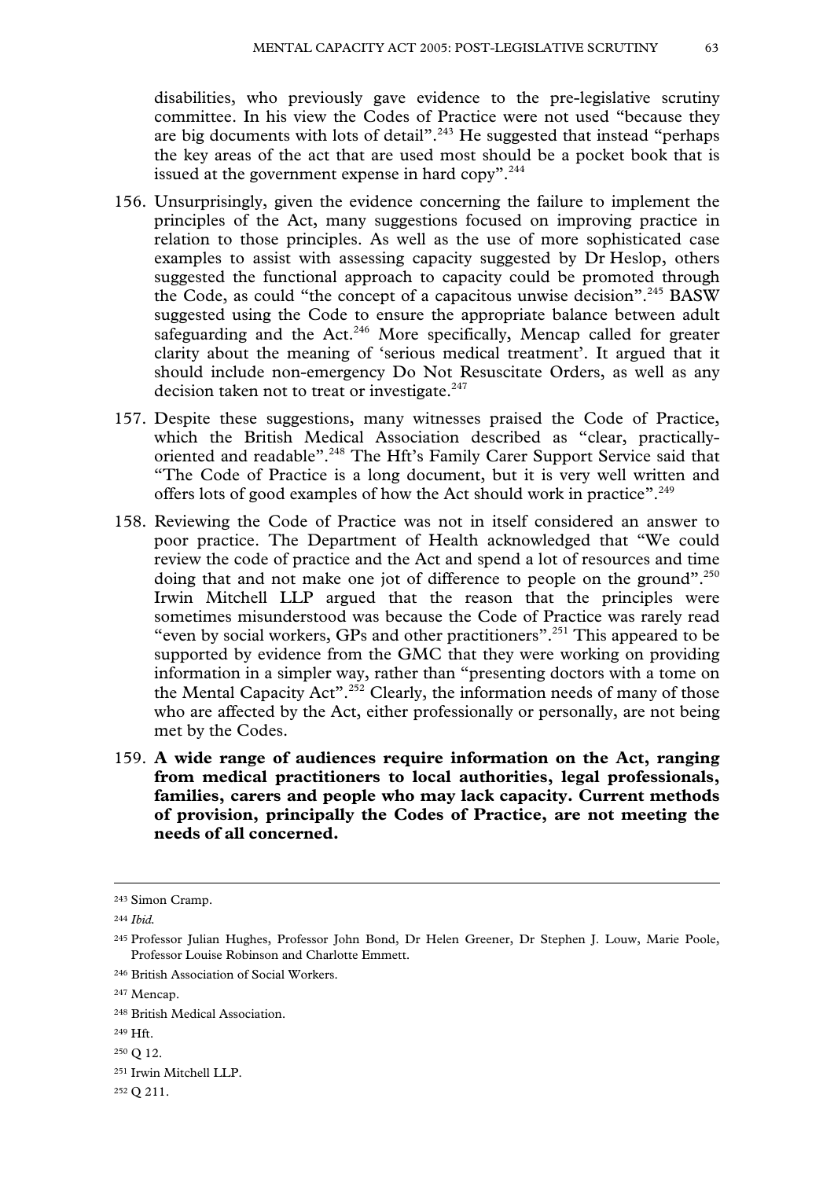disabilities, who previously gave evidence to the pre-legislative scrutiny committee. In his view the Codes of Practice were not used "because they are big documents with lots of detail".[243] He suggested that instead "perhaps the key areas of the act that are used most should be a pocket book that is issued at the government expense in hard copy".[244]

156. Unsurprisingly, given the evidence concerning the failure to implement the principles of the Act, many suggestions focused on improving practice in relation to those principles. As well as the use of more sophisticated case examples to assist with assessing capacity suggested by Dr Heslop, others suggested the functional approach to capacity could be promoted through the Code, as could "the concept of a capacitous unwise decision".[245] BASW suggested using the Code to ensure the appropriate balance between adult safeguarding and the Act.[246] More specifically, Mencap called for greater clarity about the meaning of 'serious medical treatment'. It argued that it should include non-emergency Do Not Resuscitate Orders, as well as any decision taken not to treat or investigate.[247]

157. Despite these suggestions, many witnesses praised the Code of Practice, which the British Medical Association described as "clear, practically-oriented and readable".[248] The Hft's Family Carer Support Service said that "The Code of Practice is a long document, but it is very well written and offers lots of good examples of how the Act should work in practice".[249]

158. Reviewing the Code of Practice was not in itself considered an answer to poor practice. The Department of Health acknowledged that "We could review the code of practice and the Act and spend a lot of resources and time doing that and not make one jot of difference to people on the ground".[250] Irwin Mitchell LLP argued that the reason that the principles were sometimes misunderstood was because the Code of Practice was rarely read "even by social workers, GPs and other practitioners".[251] This appeared to be supported by evidence from the GMC that they were working on providing information in a simpler way, rather than "presenting doctors with a tome on the Mental Capacity Act".[252] Clearly, the information needs of many of those who are affected by the Act, either professionally or personally, are not being met by the Codes.

159. **A wide range of audiences require information on the Act, ranging from medical practitioners to local authorities, legal professionals, families, carers and people who may lack capacity. Current methods of provision, principally the Codes of Practice, are not meeting the needs of all concerned.**

---

243 Simon Cramp.

244 *Ibid.*

245 Professor Julian Hughes, Professor John Bond, Dr Helen Greener, Dr Stephen J. Louw, Marie Poole, Professor Louise Robinson and Charlotte Emmett.

246 British Association of Social Workers.

247 Mencap.

248 British Medical Association.

249 Hft.

250 Q 12.

251 Irwin Mitchell LLP.

252 Q 211.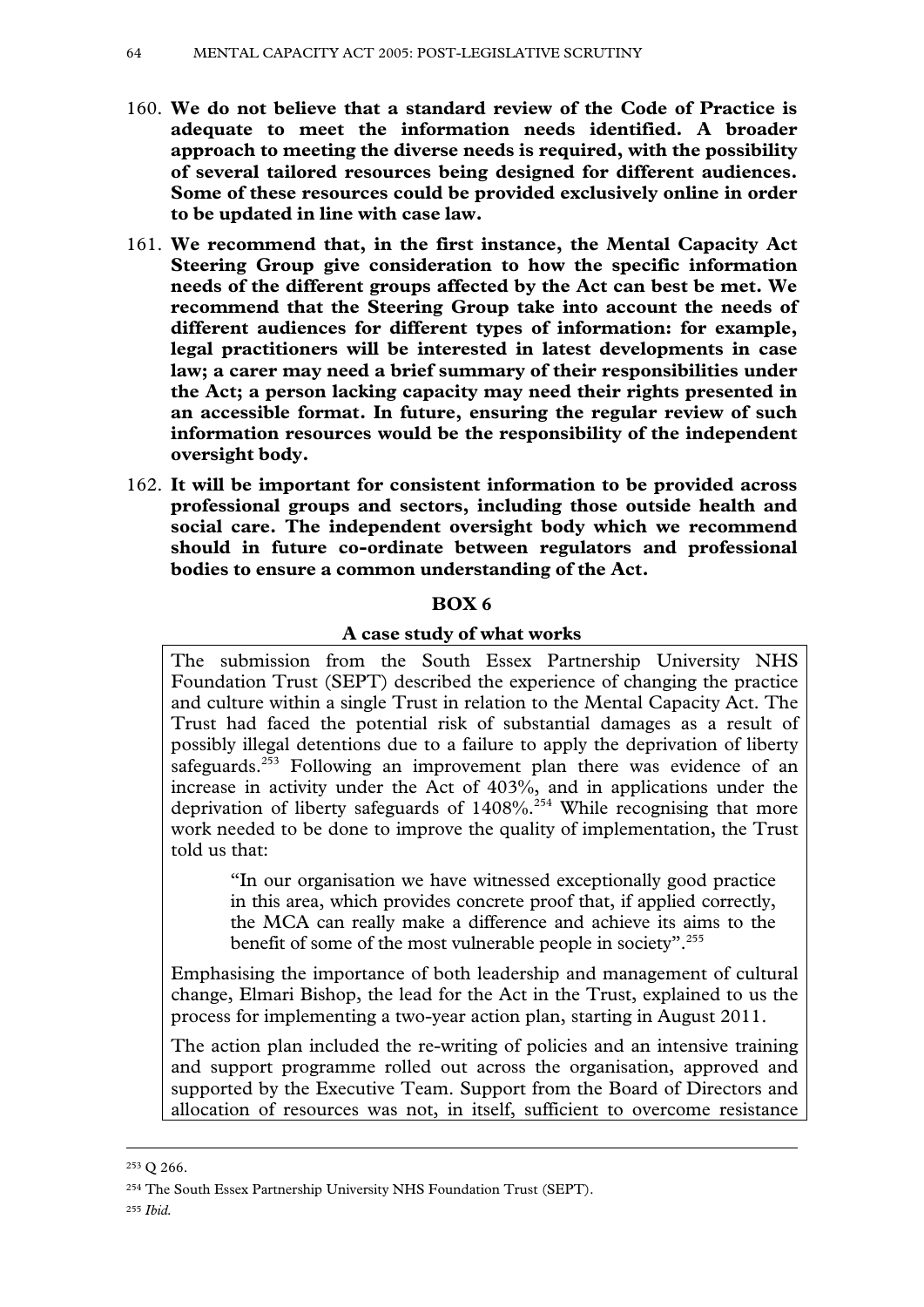160. **We do not believe that a standard review of the Code of Practice is adequate to meet the information needs identified. A broader approach to meeting the diverse needs is required, with the possibility of several tailored resources being designed for different audiences. Some of these resources could be provided exclusively online in order to be updated in line with case law.**

161. **We recommend that, in the first instance, the Mental Capacity Act Steering Group give consideration to how the specific information needs of the different groups affected by the Act can best be met. We recommend that the Steering Group take into account the needs of different audiences for different types of information: for example, legal practitioners will be interested in latest developments in case law; a carer may need a brief summary of their responsibilities under the Act; a person lacking capacity may need their rights presented in an accessible format. In future, ensuring the regular review of such information resources would be the responsibility of the independent oversight body.**

162. **It will be important for consistent information to be provided across professional groups and sectors, including those outside health and social care. The independent oversight body which we recommend should in future co-ordinate between regulators and professional bodies to ensure a common understanding of the Act.**

**BOX 6**

**A case study of what works**

The submission from the South Essex Partnership University NHS Foundation Trust (SEPT) described the experience of changing the practice and culture within a single Trust in relation to the Mental Capacity Act. The Trust had faced the potential risk of substantial damages as a result of possibly illegal detentions due to a failure to apply the deprivation of liberty safeguards.[253] Following an improvement plan there was evidence of an increase in activity under the Act of 403%, and in applications under the deprivation of liberty safeguards of 1408%.[254] While recognising that more work needed to be done to improve the quality of implementation, the Trust told us that:

> "In our organisation we have witnessed exceptionally good practice in this area, which provides concrete proof that, if applied correctly, the MCA can really make a difference and achieve its aims to the benefit of some of the most vulnerable people in society".[255]

Emphasising the importance of both leadership and management of cultural change, Elmari Bishop, the lead for the Act in the Trust, explained to us the process for implementing a two-year action plan, starting in August 2011.

The action plan included the re-writing of policies and an intensive training and support programme rolled out across the organisation, approved and supported by the Executive Team. Support from the Board of Directors and allocation of resources was not, in itself, sufficient to overcome resistance

---

[253] Q 266.

[254] The South Essex Partnership University NHS Foundation Trust (SEPT).

[255] *Ibid.*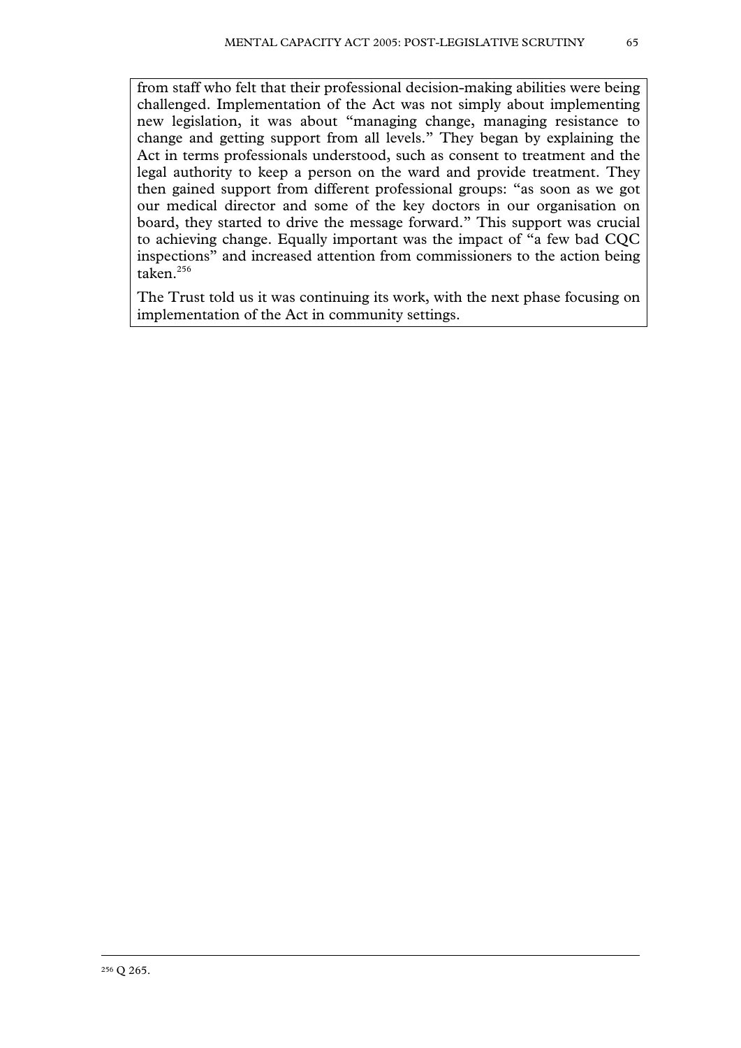from staff who felt that their professional decision-making abilities were being challenged. Implementation of the Act was not simply about implementing new legislation, it was about "managing change, managing resistance to change and getting support from all levels." They began by explaining the Act in terms professionals understood, such as consent to treatment and the legal authority to keep a person on the ward and provide treatment. They then gained support from different professional groups: "as soon as we got our medical director and some of the key doctors in our organisation on board, they started to drive the message forward." This support was crucial to achieving change. Equally important was the impact of "a few bad CQC inspections" and increased attention from commissioners to the action being taken.[256]

The Trust told us it was continuing its work, with the next phase focusing on implementation of the Act in community settings.

[256] Q 265.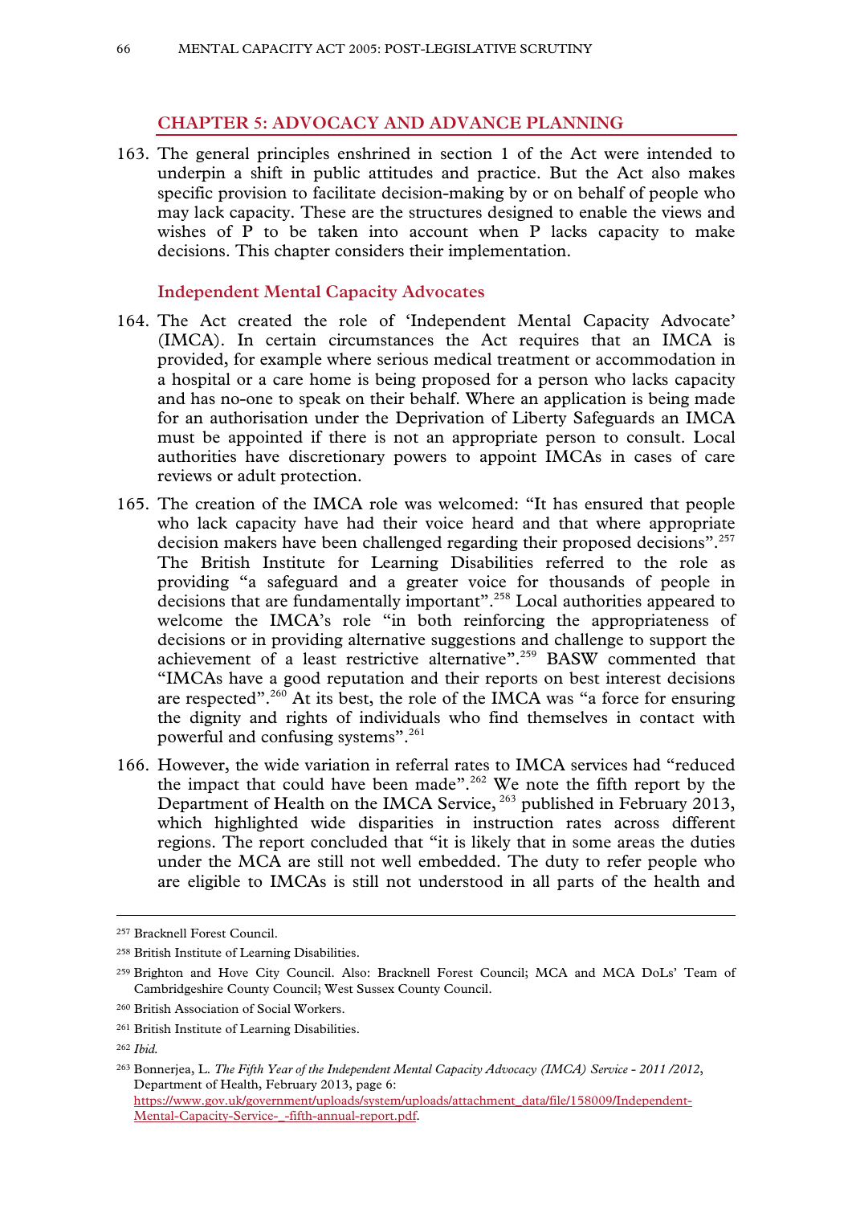## CHAPTER 5: ADVOCACY AND ADVANCE PLANNING

163. The general principles enshrined in section 1 of the Act were intended to underpin a shift in public attitudes and practice. But the Act also makes specific provision to facilitate decision-making by or on behalf of people who may lack capacity. These are the structures designed to enable the views and wishes of P to be taken into account when P lacks capacity to make decisions. This chapter considers their implementation.

### Independent Mental Capacity Advocates

164. The Act created the role of 'Independent Mental Capacity Advocate' (IMCA). In certain circumstances the Act requires that an IMCA is provided, for example where serious medical treatment or accommodation in a hospital or a care home is being proposed for a person who lacks capacity and has no-one to speak on their behalf. Where an application is being made for an authorisation under the Deprivation of Liberty Safeguards an IMCA must be appointed if there is not an appropriate person to consult. Local authorities have discretionary powers to appoint IMCAs in cases of care reviews or adult protection.

165. The creation of the IMCA role was welcomed: "It has ensured that people who lack capacity have had their voice heard and that where appropriate decision makers have been challenged regarding their proposed decisions".[257] The British Institute for Learning Disabilities referred to the role as providing "a safeguard and a greater voice for thousands of people in decisions that are fundamentally important".[258] Local authorities appeared to welcome the IMCA's role "in both reinforcing the appropriateness of decisions or in providing alternative suggestions and challenge to support the achievement of a least restrictive alternative".[259] BASW commented that "IMCAs have a good reputation and their reports on best interest decisions are respected".[260] At its best, the role of the IMCA was "a force for ensuring the dignity and rights of individuals who find themselves in contact with powerful and confusing systems".[261]

166. However, the wide variation in referral rates to IMCA services had "reduced the impact that could have been made".[262] We note the fifth report by the Department of Health on the IMCA Service, [263] published in February 2013, which highlighted wide disparities in instruction rates across different regions. The report concluded that "it is likely that in some areas the duties under the MCA are still not well embedded. The duty to refer people who are eligible to IMCAs is still not understood in all parts of the health and

---

[257] Bracknell Forest Council.

[258] British Institute of Learning Disabilities.

[259] Brighton and Hove City Council. Also: Bracknell Forest Council; MCA and MCA DoLs' Team of Cambridgeshire County Council; West Sussex County Council.

[260] British Association of Social Workers.

[261] British Institute of Learning Disabilities.

[262] *Ibid.*

[263] Bonnerjea, L. *The Fifth Year of the Independent Mental Capacity Advocacy (IMCA) Service - 2011 /2012*, Department of Health, February 2013, page 6: https://www.gov.uk/government/uploads/system/uploads/attachment_data/file/158009/Independent-Mental-Capacity-Service-_-fifth-annual-report.pdf.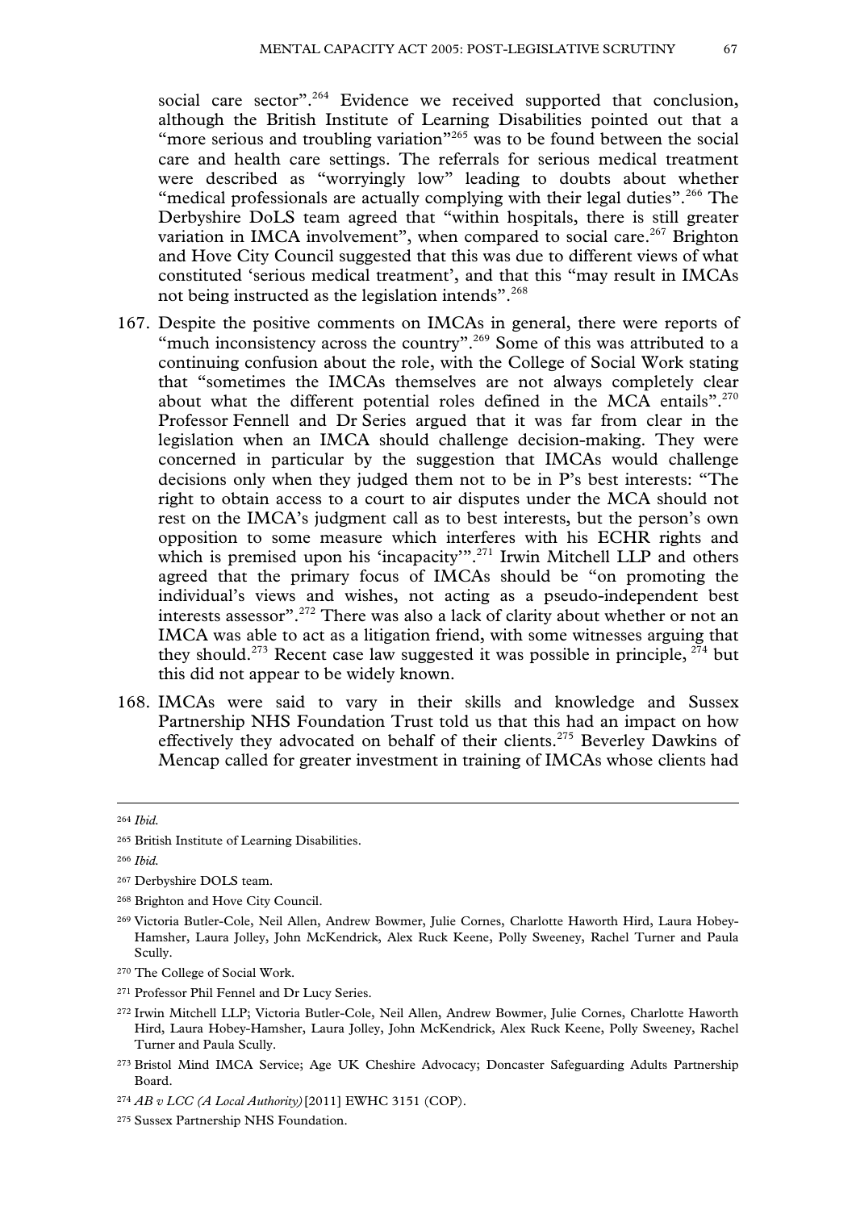social care sector".[264] Evidence we received supported that conclusion, although the British Institute of Learning Disabilities pointed out that a "more serious and troubling variation"[265] was to be found between the social care and health care settings. The referrals for serious medical treatment were described as "worryingly low" leading to doubts about whether "medical professionals are actually complying with their legal duties".[266] The Derbyshire DoLS team agreed that "within hospitals, there is still greater variation in IMCA involvement", when compared to social care.[267] Brighton and Hove City Council suggested that this was due to different views of what constituted 'serious medical treatment', and that this "may result in IMCAs not being instructed as the legislation intends".[268]

167. Despite the positive comments on IMCAs in general, there were reports of "much inconsistency across the country".[269] Some of this was attributed to a continuing confusion about the role, with the College of Social Work stating that "sometimes the IMCAs themselves are not always completely clear about what the different potential roles defined in the MCA entails".[270] Professor Fennell and Dr Series argued that it was far from clear in the legislation when an IMCA should challenge decision-making. They were concerned in particular by the suggestion that IMCAs would challenge decisions only when they judged them not to be in P's best interests: "The right to obtain access to a court to air disputes under the MCA should not rest on the IMCA's judgment call as to best interests, but the person's own opposition to some measure which interferes with his ECHR rights and which is premised upon his 'incapacity'".[271] Irwin Mitchell LLP and others agreed that the primary focus of IMCAs should be "on promoting the individual's views and wishes, not acting as a pseudo-independent best interests assessor".[272] There was also a lack of clarity about whether or not an IMCA was able to act as a litigation friend, with some witnesses arguing that they should.[273] Recent case law suggested it was possible in principle, [274] but this did not appear to be widely known.

168. IMCAs were said to vary in their skills and knowledge and Sussex Partnership NHS Foundation Trust told us that this had an impact on how effectively they advocated on behalf of their clients.[275] Beverley Dawkins of Mencap called for greater investment in training of IMCAs whose clients had

---

[264] *Ibid.*

[265] British Institute of Learning Disabilities.

[266] *Ibid.*

[267] Derbyshire DOLS team.

[268] Brighton and Hove City Council.

[269] Victoria Butler-Cole, Neil Allen, Andrew Bowmer, Julie Cornes, Charlotte Haworth Hird, Laura Hobey-Hamsher, Laura Jolley, John McKendrick, Alex Ruck Keene, Polly Sweeney, Rachel Turner and Paula Scully.

[270] The College of Social Work.

[271] Professor Phil Fennell and Dr Lucy Series.

[272] Irwin Mitchell LLP; Victoria Butler-Cole, Neil Allen, Andrew Bowmer, Julie Cornes, Charlotte Haworth Hird, Laura Hobey-Hamsher, Laura Jolley, John McKendrick, Alex Ruck Keene, Polly Sweeney, Rachel Turner and Paula Scully.

[273] Bristol Mind IMCA Service; Age UK Cheshire Advocacy; Doncaster Safeguarding Adults Partnership Board.

[274] *AB v LCC (A Local Authority)* [2011] EWHC 3151 (COP).

[275] Sussex Partnership NHS Foundation.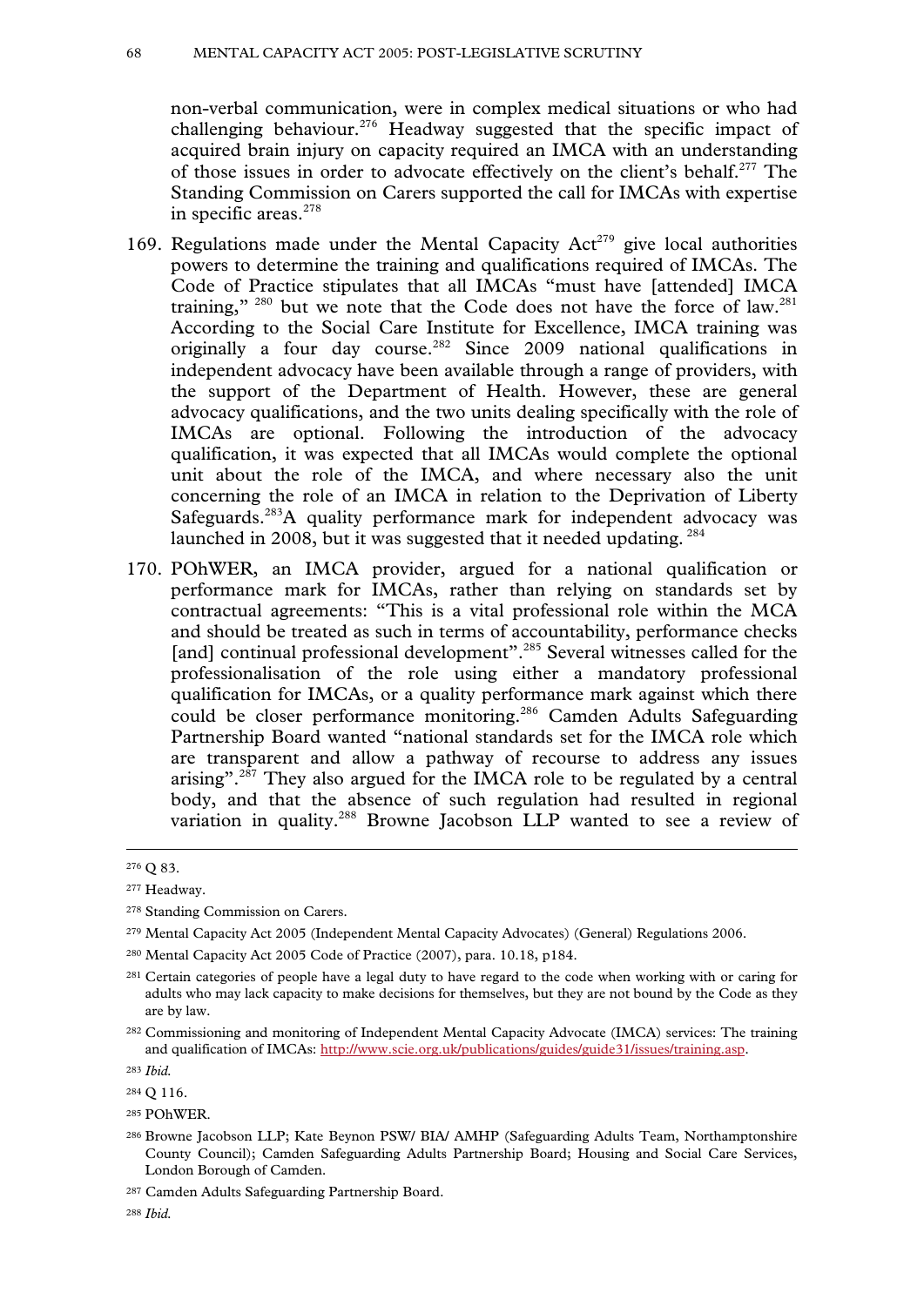non-verbal communication, were in complex medical situations or who had challenging behaviour.[276] Headway suggested that the specific impact of acquired brain injury on capacity required an IMCA with an understanding of those issues in order to advocate effectively on the client's behalf.[277] The Standing Commission on Carers supported the call for IMCAs with expertise in specific areas.[278]

169. Regulations made under the Mental Capacity Act[279] give local authorities powers to determine the training and qualifications required of IMCAs. The Code of Practice stipulates that all IMCAs "must have [attended] IMCA training," [280] but we note that the Code does not have the force of law.[281] According to the Social Care Institute for Excellence, IMCA training was originally a four day course.[282] Since 2009 national qualifications in independent advocacy have been available through a range of providers, with the support of the Department of Health. However, these are general advocacy qualifications, and the two units dealing specifically with the role of IMCAs are optional. Following the introduction of the advocacy qualification, it was expected that all IMCAs would complete the optional unit about the role of the IMCA, and where necessary also the unit concerning the role of an IMCA in relation to the Deprivation of Liberty Safeguards.[283]A quality performance mark for independent advocacy was launched in 2008, but it was suggested that it needed updating. [284]

170. POhWER, an IMCA provider, argued for a national qualification or performance mark for IMCAs, rather than relying on standards set by contractual agreements: "This is a vital professional role within the MCA and should be treated as such in terms of accountability, performance checks [and] continual professional development".[285] Several witnesses called for the professionalisation of the role using either a mandatory professional qualification for IMCAs, or a quality performance mark against which there could be closer performance monitoring.[286] Camden Adults Safeguarding Partnership Board wanted "national standards set for the IMCA role which are transparent and allow a pathway of recourse to address any issues arising".[287] They also argued for the IMCA role to be regulated by a central body, and that the absence of such regulation had resulted in regional variation in quality.[288] Browne Jacobson LLP wanted to see a review of

---

[276] Q 83.

[277] Headway.

[278] Standing Commission on Carers.

[279] Mental Capacity Act 2005 (Independent Mental Capacity Advocates) (General) Regulations 2006.

[280] Mental Capacity Act 2005 Code of Practice (2007), para. 10.18, p184.

[281] Certain categories of people have a legal duty to have regard to the code when working with or caring for adults who may lack capacity to make decisions for themselves, but they are not bound by the Code as they are by law.

[282] Commissioning and monitoring of Independent Mental Capacity Advocate (IMCA) services: The training and qualification of IMCAs: http://www.scie.org.uk/publications/guides/guide31/issues/training.asp.

[283] *Ibid.*

[284] Q 116.

[285] POhWER.

[286] Browne Jacobson LLP; Kate Beynon PSW/ BIA/ AMHP (Safeguarding Adults Team, Northamptonshire County Council); Camden Safeguarding Adults Partnership Board; Housing and Social Care Services, London Borough of Camden.

[287] Camden Adults Safeguarding Partnership Board.

[288] *Ibid.*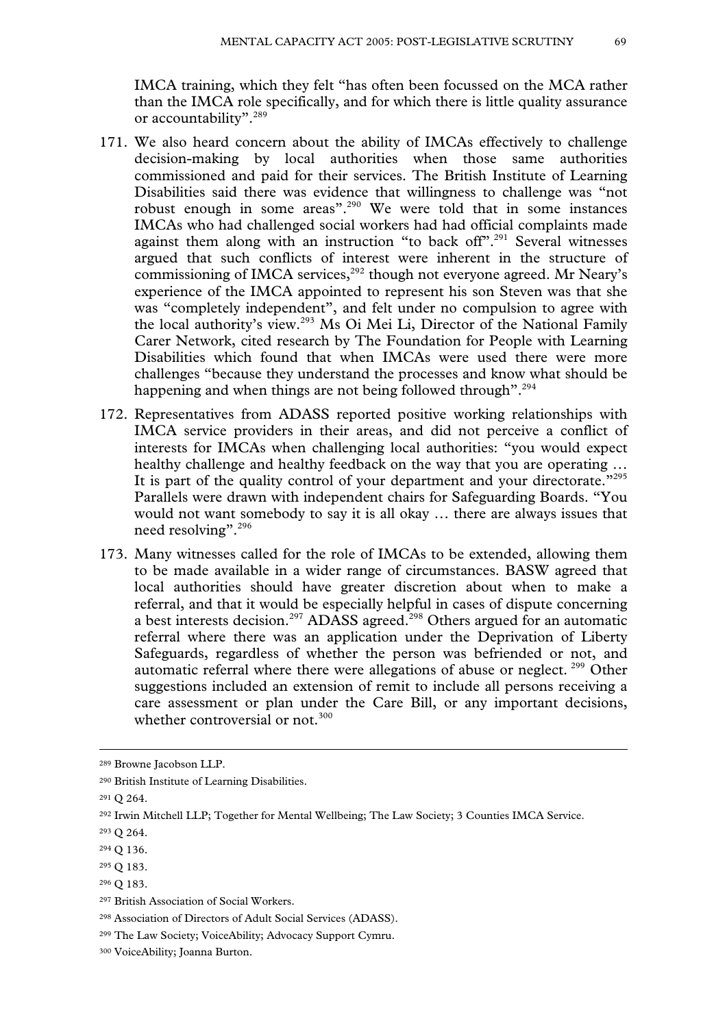IMCA training, which they felt "has often been focussed on the MCA rather than the IMCA role specifically, and for which there is little quality assurance or accountability".[289]

171. We also heard concern about the ability of IMCAs effectively to challenge decision-making by local authorities when those same authorities commissioned and paid for their services. The British Institute of Learning Disabilities said there was evidence that willingness to challenge was "not robust enough in some areas".[290] We were told that in some instances IMCAs who had challenged social workers had had official complaints made against them along with an instruction "to back off".[291] Several witnesses argued that such conflicts of interest were inherent in the structure of commissioning of IMCA services,[292] though not everyone agreed. Mr Neary's experience of the IMCA appointed to represent his son Steven was that she was "completely independent", and felt under no compulsion to agree with the local authority's view.[293] Ms Oi Mei Li, Director of the National Family Carer Network, cited research by The Foundation for People with Learning Disabilities which found that when IMCAs were used there were more challenges "because they understand the processes and know what should be happening and when things are not being followed through".[294]

172. Representatives from ADASS reported positive working relationships with IMCA service providers in their areas, and did not perceive a conflict of interests for IMCAs when challenging local authorities: "you would expect healthy challenge and healthy feedback on the way that you are operating … It is part of the quality control of your department and your directorate."[295] Parallels were drawn with independent chairs for Safeguarding Boards. "You would not want somebody to say it is all okay … there are always issues that need resolving".[296]

173. Many witnesses called for the role of IMCAs to be extended, allowing them to be made available in a wider range of circumstances. BASW agreed that local authorities should have greater discretion about when to make a referral, and that it would be especially helpful in cases of dispute concerning a best interests decision.[297] ADASS agreed.[298] Others argued for an automatic referral where there was an application under the Deprivation of Liberty Safeguards, regardless of whether the person was befriended or not, and automatic referral where there were allegations of abuse or neglect.[299] Other suggestions included an extension of remit to include all persons receiving a care assessment or plan under the Care Bill, or any important decisions, whether controversial or not.[300]

---

[289] Browne Jacobson LLP.

[290] British Institute of Learning Disabilities.

[291] Q 264.

[292] Irwin Mitchell LLP; Together for Mental Wellbeing; The Law Society; 3 Counties IMCA Service.

[293] Q 264.

[294] Q 136.

[295] Q 183.

[296] Q 183.

[297] British Association of Social Workers.

[298] Association of Directors of Adult Social Services (ADASS).

[299] The Law Society; VoiceAbility; Advocacy Support Cymru.

[300] VoiceAbility; Joanna Burton.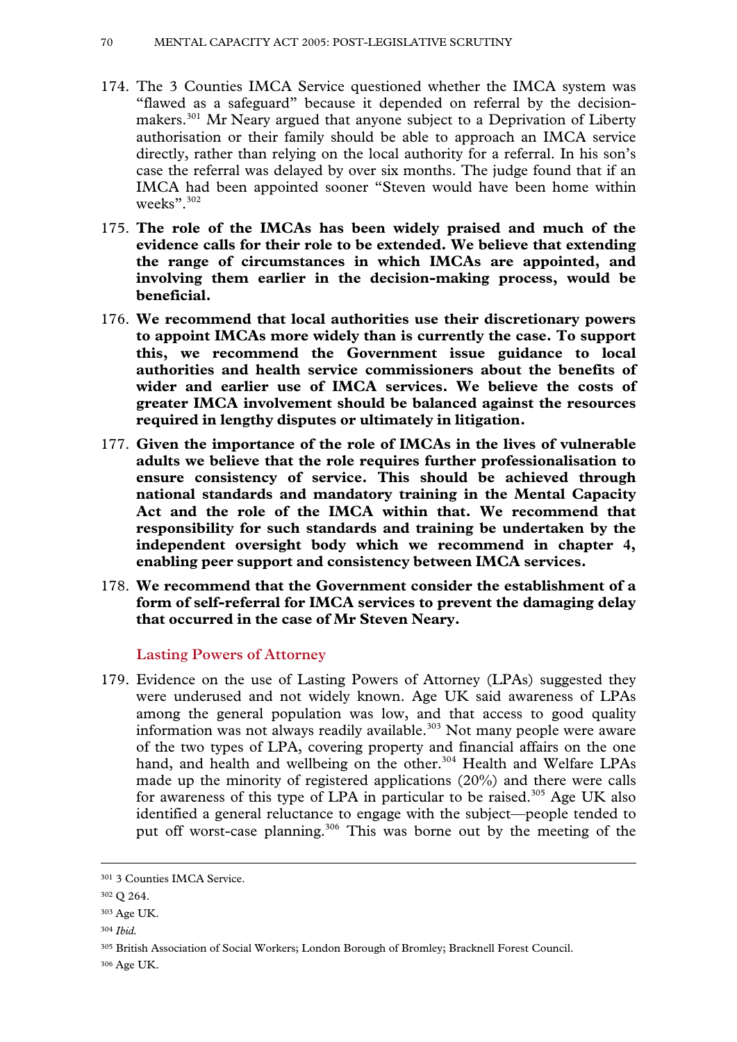174. The 3 Counties IMCA Service questioned whether the IMCA system was "flawed as a safeguard" because it depended on referral by the decision-makers.[301] Mr Neary argued that anyone subject to a Deprivation of Liberty authorisation or their family should be able to approach an IMCA service directly, rather than relying on the local authority for a referral. In his son's case the referral was delayed by over six months. The judge found that if an IMCA had been appointed sooner "Steven would have been home within weeks".[302]

175. **The role of the IMCAs has been widely praised and much of the evidence calls for their role to be extended. We believe that extending the range of circumstances in which IMCAs are appointed, and involving them earlier in the decision-making process, would be beneficial.**

176. **We recommend that local authorities use their discretionary powers to appoint IMCAs more widely than is currently the case. To support this, we recommend the Government issue guidance to local authorities and health service commissioners about the benefits of wider and earlier use of IMCA services. We believe the costs of greater IMCA involvement should be balanced against the resources required in lengthy disputes or ultimately in litigation.**

177. **Given the importance of the role of IMCAs in the lives of vulnerable adults we believe that the role requires further professionalisation to ensure consistency of service. This should be achieved through national standards and mandatory training in the Mental Capacity Act and the role of the IMCA within that. We recommend that responsibility for such standards and training be undertaken by the independent oversight body which we recommend in chapter 4, enabling peer support and consistency between IMCA services.**

178. **We recommend that the Government consider the establishment of a form of self-referral for IMCA services to prevent the damaging delay that occurred in the case of Mr Steven Neary.**

### Lasting Powers of Attorney

179. Evidence on the use of Lasting Powers of Attorney (LPAs) suggested they were underused and not widely known. Age UK said awareness of LPAs among the general population was low, and that access to good quality information was not always readily available.[303] Not many people were aware of the two types of LPA, covering property and financial affairs on the one hand, and health and wellbeing on the other.[304] Health and Welfare LPAs made up the minority of registered applications (20%) and there were calls for awareness of this type of LPA in particular to be raised.[305] Age UK also identified a general reluctance to engage with the subject—people tended to put off worst-case planning.[306] This was borne out by the meeting of the

---

[301] 3 Counties IMCA Service.

[302] Q 264.

[303] Age UK.

[304] *Ibid.*

[305] British Association of Social Workers; London Borough of Bromley; Bracknell Forest Council.

[306] Age UK.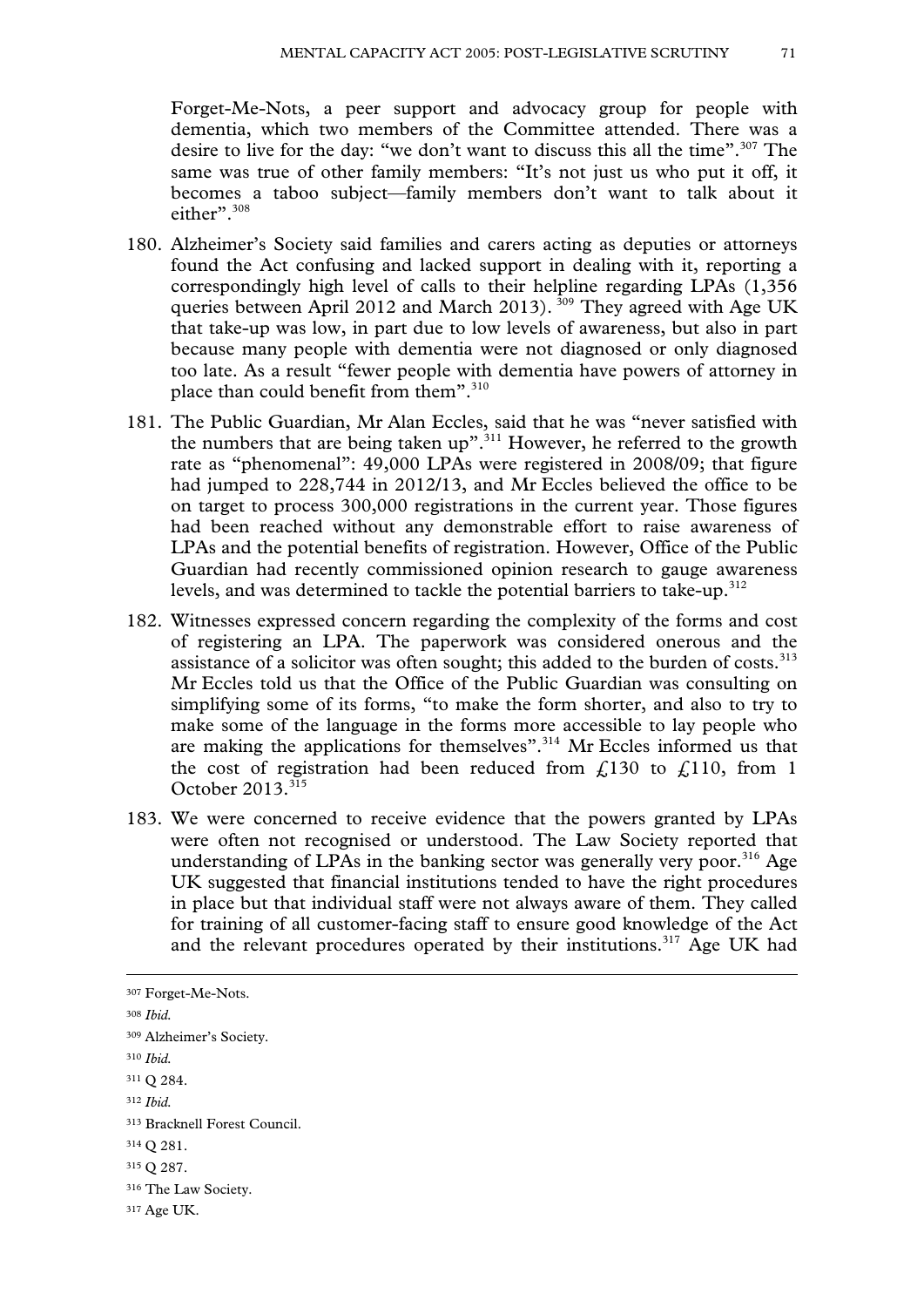Forget-Me-Nots, a peer support and advocacy group for people with dementia, which two members of the Committee attended. There was a desire to live for the day: "we don't want to discuss this all the time".[307] The same was true of other family members: "It's not just us who put it off, it becomes a taboo subject—family members don't want to talk about it either".[308]

180. Alzheimer's Society said families and carers acting as deputies or attorneys found the Act confusing and lacked support in dealing with it, reporting a correspondingly high level of calls to their helpline regarding LPAs (1,356 queries between April 2012 and March 2013).[309] They agreed with Age UK that take-up was low, in part due to low levels of awareness, but also in part because many people with dementia were not diagnosed or only diagnosed too late. As a result "fewer people with dementia have powers of attorney in place than could benefit from them".[310]

181. The Public Guardian, Mr Alan Eccles, said that he was "never satisfied with the numbers that are being taken up".[311] However, he referred to the growth rate as "phenomenal": 49,000 LPAs were registered in 2008/09; that figure had jumped to 228,744 in 2012/13, and Mr Eccles believed the office to be on target to process 300,000 registrations in the current year. Those figures had been reached without any demonstrable effort to raise awareness of LPAs and the potential benefits of registration. However, Office of the Public Guardian had recently commissioned opinion research to gauge awareness levels, and was determined to tackle the potential barriers to take-up.[312]

182. Witnesses expressed concern regarding the complexity of the forms and cost of registering an LPA. The paperwork was considered onerous and the assistance of a solicitor was often sought; this added to the burden of costs.[313] Mr Eccles told us that the Office of the Public Guardian was consulting on simplifying some of its forms, "to make the form shorter, and also to try to make some of the language in the forms more accessible to lay people who are making the applications for themselves".[314] Mr Eccles informed us that the cost of registration had been reduced from £130 to £110, from 1 October 2013.[315]

183. We were concerned to receive evidence that the powers granted by LPAs were often not recognised or understood. The Law Society reported that understanding of LPAs in the banking sector was generally very poor.[316] Age UK suggested that financial institutions tended to have the right procedures in place but that individual staff were not always aware of them. They called for training of all customer-facing staff to ensure good knowledge of the Act and the relevant procedures operated by their institutions.[317] Age UK had

---

[307] Forget-Me-Nots.

[308] *Ibid.*

[309] Alzheimer's Society.

[310] *Ibid.*

[311] Q 284.

[312] *Ibid.*

[313] Bracknell Forest Council.

[314] Q 281.

[315] Q 287.

[316] The Law Society.

[317] Age UK.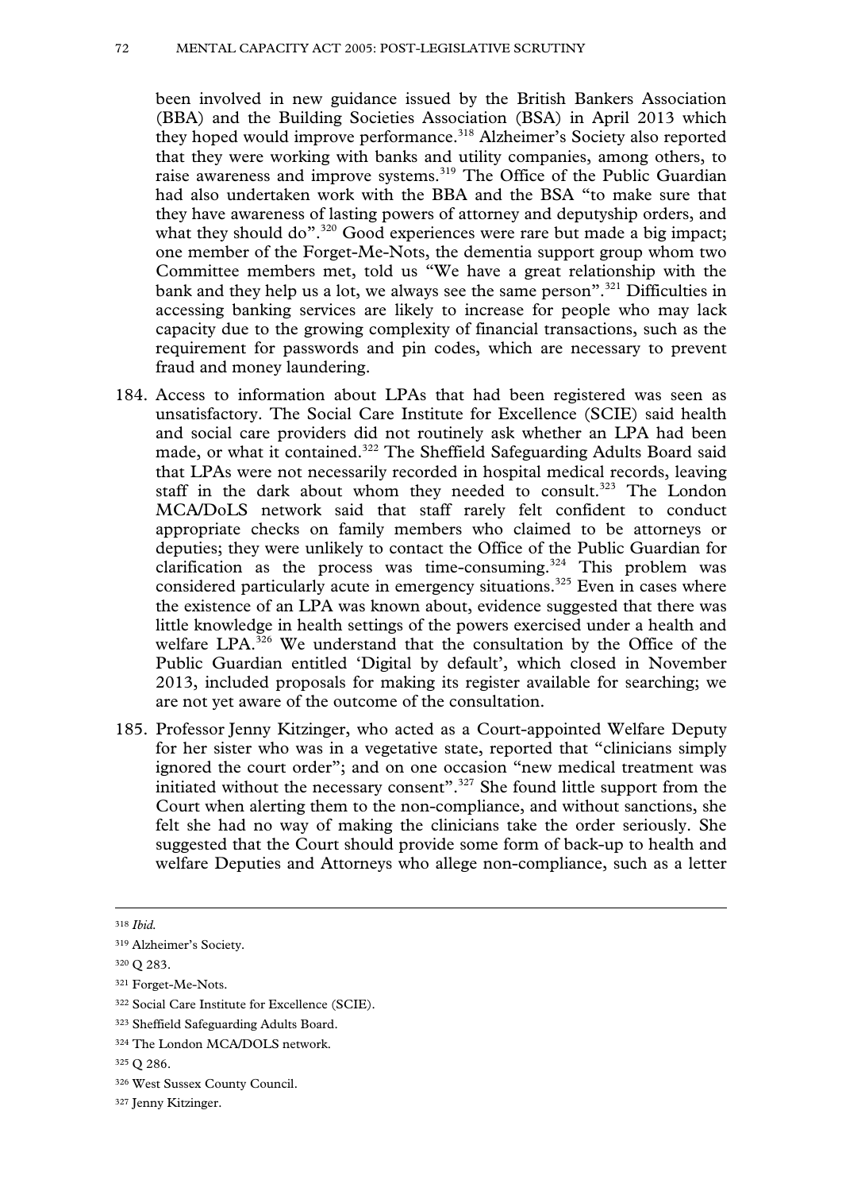been involved in new guidance issued by the British Bankers Association (BBA) and the Building Societies Association (BSA) in April 2013 which they hoped would improve performance.[318] Alzheimer's Society also reported that they were working with banks and utility companies, among others, to raise awareness and improve systems.[319] The Office of the Public Guardian had also undertaken work with the BBA and the BSA "to make sure that they have awareness of lasting powers of attorney and deputyship orders, and what they should do".[320] Good experiences were rare but made a big impact; one member of the Forget-Me-Nots, the dementia support group whom two Committee members met, told us "We have a great relationship with the bank and they help us a lot, we always see the same person".[321] Difficulties in accessing banking services are likely to increase for people who may lack capacity due to the growing complexity of financial transactions, such as the requirement for passwords and pin codes, which are necessary to prevent fraud and money laundering.

184. Access to information about LPAs that had been registered was seen as unsatisfactory. The Social Care Institute for Excellence (SCIE) said health and social care providers did not routinely ask whether an LPA had been made, or what it contained.[322] The Sheffield Safeguarding Adults Board said that LPAs were not necessarily recorded in hospital medical records, leaving staff in the dark about whom they needed to consult.[323] The London MCA/DoLS network said that staff rarely felt confident to conduct appropriate checks on family members who claimed to be attorneys or deputies; they were unlikely to contact the Office of the Public Guardian for clarification as the process was time-consuming.[324] This problem was considered particularly acute in emergency situations.[325] Even in cases where the existence of an LPA was known about, evidence suggested that there was little knowledge in health settings of the powers exercised under a health and welfare LPA.[326] We understand that the consultation by the Office of the Public Guardian entitled 'Digital by default', which closed in November 2013, included proposals for making its register available for searching; we are not yet aware of the outcome of the consultation.

185. Professor Jenny Kitzinger, who acted as a Court-appointed Welfare Deputy for her sister who was in a vegetative state, reported that "clinicians simply ignored the court order"; and on one occasion "new medical treatment was initiated without the necessary consent".[327] She found little support from the Court when alerting them to the non-compliance, and without sanctions, she felt she had no way of making the clinicians take the order seriously. She suggested that the Court should provide some form of back-up to health and welfare Deputies and Attorneys who allege non-compliance, such as a letter

---

[318] *Ibid.*

[319] Alzheimer's Society.

[320] Q 283.

[321] Forget-Me-Nots.

[322] Social Care Institute for Excellence (SCIE).

[323] Sheffield Safeguarding Adults Board.

[324] The London MCA/DOLS network.

[325] Q 286.

[326] West Sussex County Council.

[327] Jenny Kitzinger.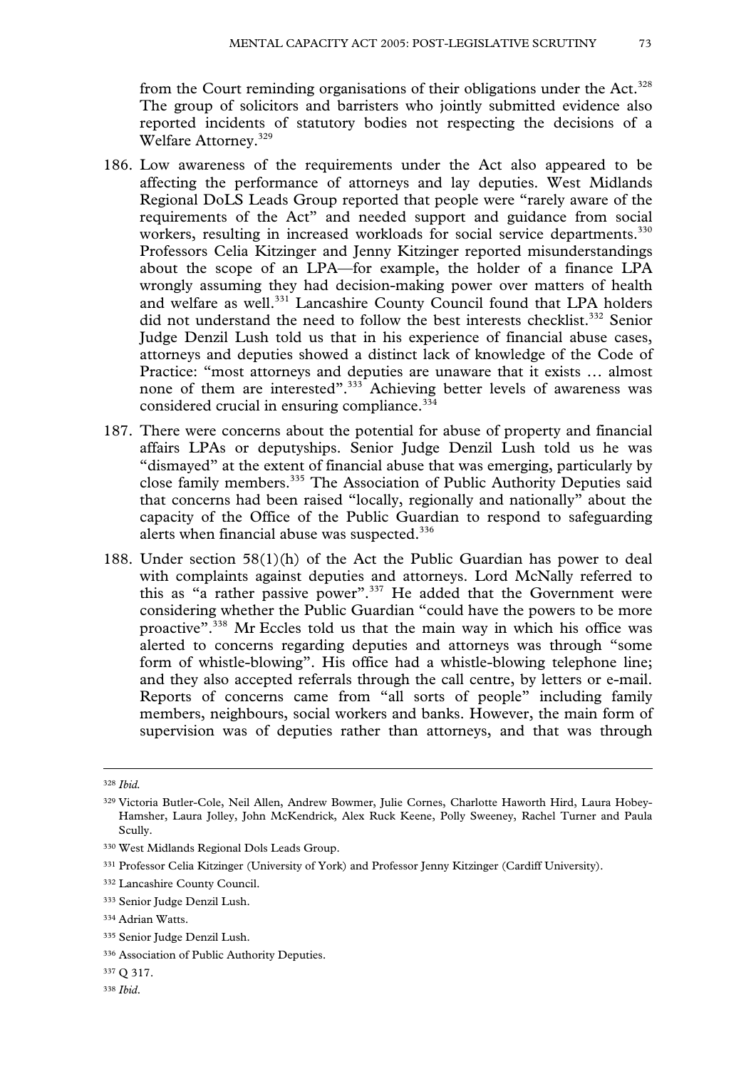from the Court reminding organisations of their obligations under the Act.[328] The group of solicitors and barristers who jointly submitted evidence also reported incidents of statutory bodies not respecting the decisions of a Welfare Attorney.[329]

186. Low awareness of the requirements under the Act also appeared to be affecting the performance of attorneys and lay deputies. West Midlands Regional DoLS Leads Group reported that people were "rarely aware of the requirements of the Act" and needed support and guidance from social workers, resulting in increased workloads for social service departments.[330] Professors Celia Kitzinger and Jenny Kitzinger reported misunderstandings about the scope of an LPA—for example, the holder of a finance LPA wrongly assuming they had decision-making power over matters of health and welfare as well.[331] Lancashire County Council found that LPA holders did not understand the need to follow the best interests checklist.[332] Senior Judge Denzil Lush told us that in his experience of financial abuse cases, attorneys and deputies showed a distinct lack of knowledge of the Code of Practice: "most attorneys and deputies are unaware that it exists … almost none of them are interested".[333] Achieving better levels of awareness was considered crucial in ensuring compliance.[334]

187. There were concerns about the potential for abuse of property and financial affairs LPAs or deputyships. Senior Judge Denzil Lush told us he was "dismayed" at the extent of financial abuse that was emerging, particularly by close family members.[335] The Association of Public Authority Deputies said that concerns had been raised "locally, regionally and nationally" about the capacity of the Office of the Public Guardian to respond to safeguarding alerts when financial abuse was suspected.[336]

188. Under section 58(1)(h) of the Act the Public Guardian has power to deal with complaints against deputies and attorneys. Lord McNally referred to this as "a rather passive power".[337] He added that the Government were considering whether the Public Guardian "could have the powers to be more proactive".[338] Mr Eccles told us that the main way in which his office was alerted to concerns regarding deputies and attorneys was through "some form of whistle-blowing". His office had a whistle-blowing telephone line; and they also accepted referrals through the call centre, by letters or e-mail. Reports of concerns came from "all sorts of people" including family members, neighbours, social workers and banks. However, the main form of supervision was of deputies rather than attorneys, and that was through

---

[328] *Ibid.*

[329] Victoria Butler-Cole, Neil Allen, Andrew Bowmer, Julie Cornes, Charlotte Haworth Hird, Laura Hobey-Hamsher, Laura Jolley, John McKendrick, Alex Ruck Keene, Polly Sweeney, Rachel Turner and Paula Scully.

[330] West Midlands Regional Dols Leads Group.

[331] Professor Celia Kitzinger (University of York) and Professor Jenny Kitzinger (Cardiff University).

[332] Lancashire County Council.

[333] Senior Judge Denzil Lush.

[334] Adrian Watts.

[335] Senior Judge Denzil Lush.

[336] Association of Public Authority Deputies.

[337] Q 317.

[338] *Ibid.*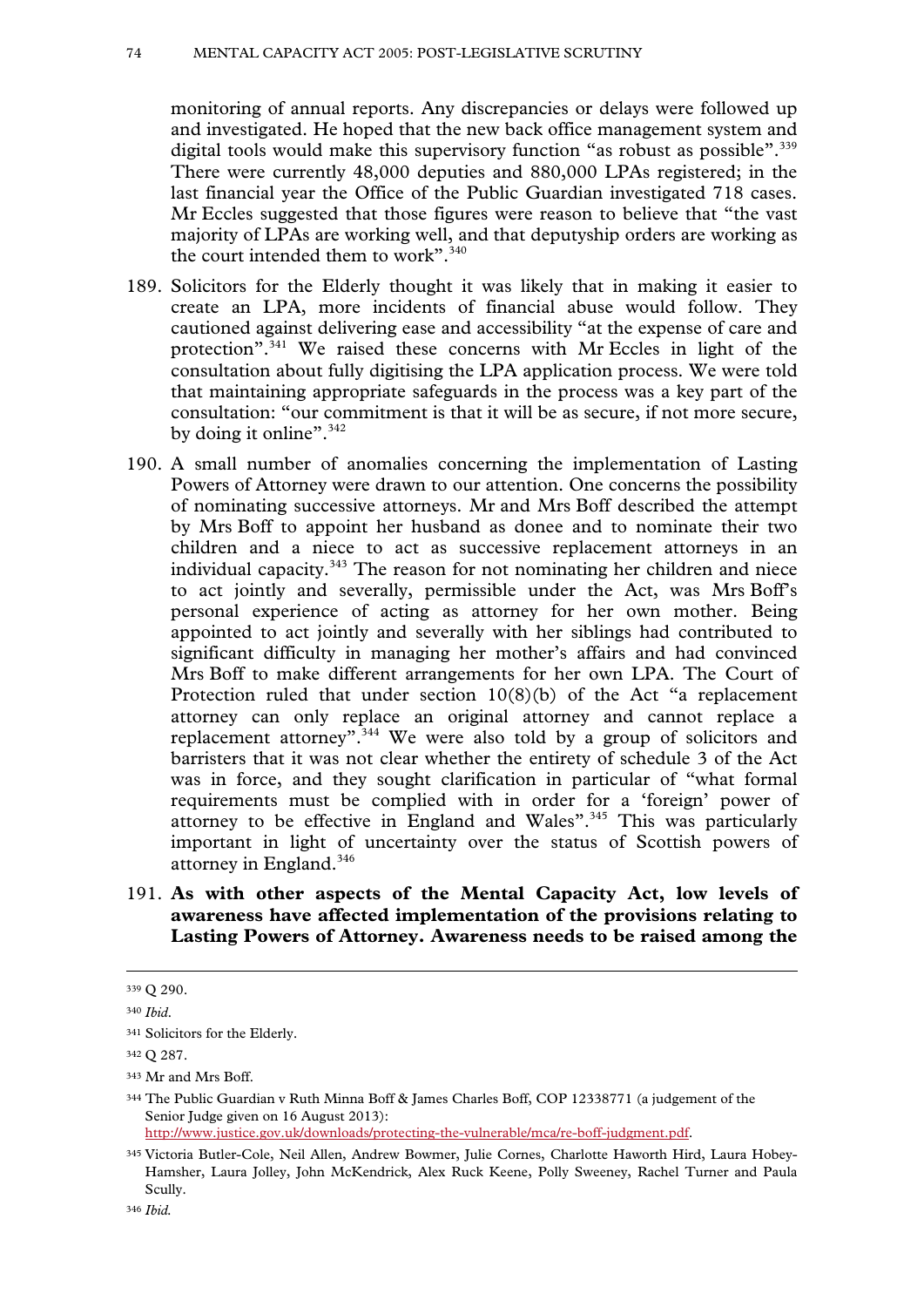monitoring of annual reports. Any discrepancies or delays were followed up and investigated. He hoped that the new back office management system and digital tools would make this supervisory function "as robust as possible".[339] There were currently 48,000 deputies and 880,000 LPAs registered; in the last financial year the Office of the Public Guardian investigated 718 cases. Mr Eccles suggested that those figures were reason to believe that "the vast majority of LPAs are working well, and that deputyship orders are working as the court intended them to work".[340]

189. Solicitors for the Elderly thought it was likely that in making it easier to create an LPA, more incidents of financial abuse would follow. They cautioned against delivering ease and accessibility "at the expense of care and protection".[341] We raised these concerns with Mr Eccles in light of the consultation about fully digitising the LPA application process. We were told that maintaining appropriate safeguards in the process was a key part of the consultation: "our commitment is that it will be as secure, if not more secure, by doing it online".[342]

190. A small number of anomalies concerning the implementation of Lasting Powers of Attorney were drawn to our attention. One concerns the possibility of nominating successive attorneys. Mr and Mrs Boff described the attempt by Mrs Boff to appoint her husband as donee and to nominate their two children and a niece to act as successive replacement attorneys in an individual capacity.[343] The reason for not nominating her children and niece to act jointly and severally, permissible under the Act, was Mrs Boff's personal experience of acting as attorney for her own mother. Being appointed to act jointly and severally with her siblings had contributed to significant difficulty in managing her mother's affairs and had convinced Mrs Boff to make different arrangements for her own LPA. The Court of Protection ruled that under section 10(8)(b) of the Act "a replacement attorney can only replace an original attorney and cannot replace a replacement attorney".[344] We were also told by a group of solicitors and barristers that it was not clear whether the entirety of schedule 3 of the Act was in force, and they sought clarification in particular of "what formal requirements must be complied with in order for a 'foreign' power of attorney to be effective in England and Wales".[345] This was particularly important in light of uncertainty over the status of Scottish powers of attorney in England.[346]

191. **As with other aspects of the Mental Capacity Act, low levels of awareness have affected implementation of the provisions relating to Lasting Powers of Attorney. Awareness needs to be raised among the**

---

[339] Q 290.

[340] *Ibid.*

[341] Solicitors for the Elderly.

[342] Q 287.

[343] Mr and Mrs Boff.

[344] The Public Guardian v Ruth Minna Boff & James Charles Boff, COP 12338771 (a judgement of the Senior Judge given on 16 August 2013): http://www.justice.gov.uk/downloads/protecting-the-vulnerable/mca/re-boff-judgment.pdf.

[345] Victoria Butler-Cole, Neil Allen, Andrew Bowmer, Julie Cornes, Charlotte Haworth Hird, Laura Hobey-Hamsher, Laura Jolley, John McKendrick, Alex Ruck Keene, Polly Sweeney, Rachel Turner and Paula Scully.

[346] *Ibid.*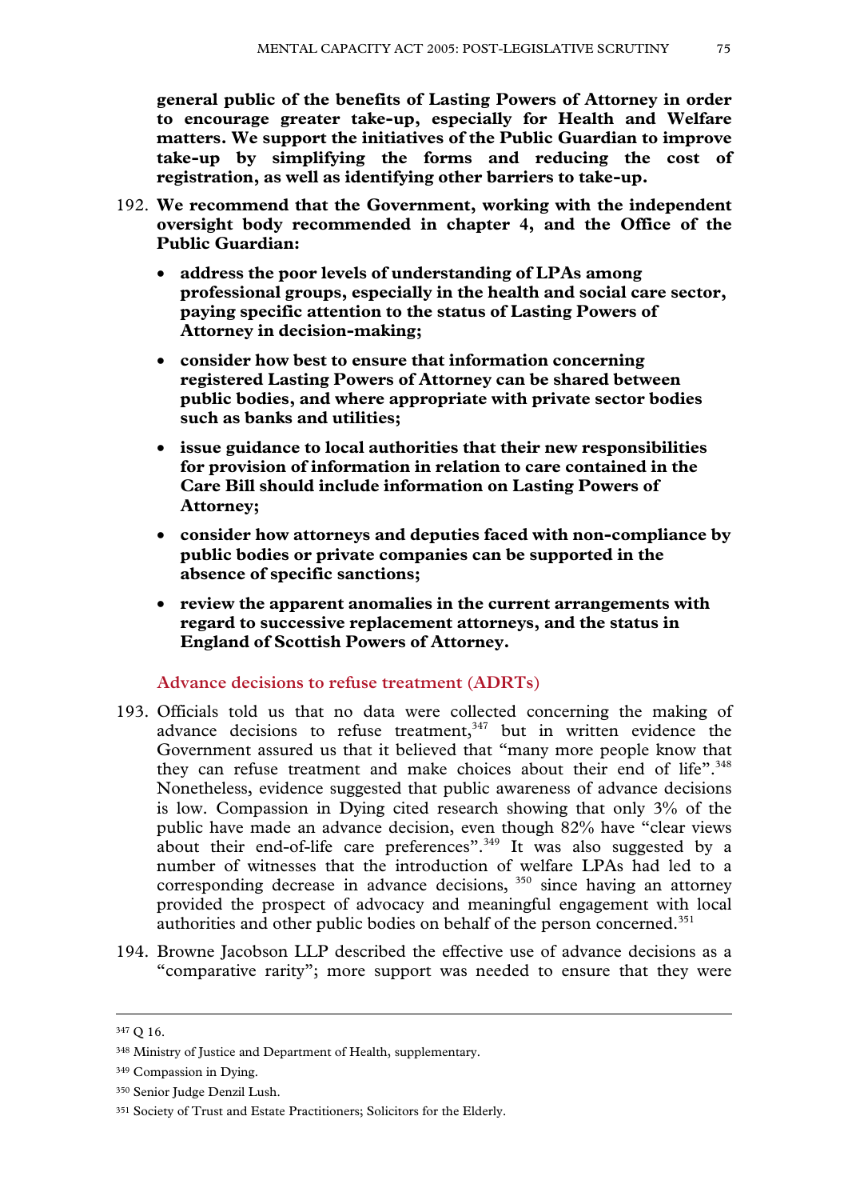**general public of the benefits of Lasting Powers of Attorney in order to encourage greater take-up, especially for Health and Welfare matters. We support the initiatives of the Public Guardian to improve take-up by simplifying the forms and reducing the cost of registration, as well as identifying other barriers to take-up.**

192. **We recommend that the Government, working with the independent oversight body recommended in chapter 4, and the Office of the Public Guardian:**

   - **address the poor levels of understanding of LPAs among professional groups, especially in the health and social care sector, paying specific attention to the status of Lasting Powers of Attorney in decision-making;**
   - **consider how best to ensure that information concerning registered Lasting Powers of Attorney can be shared between public bodies, and where appropriate with private sector bodies such as banks and utilities;**
   - **issue guidance to local authorities that their new responsibilities for provision of information in relation to care contained in the Care Bill should include information on Lasting Powers of Attorney;**
   - **consider how attorneys and deputies faced with non-compliance by public bodies or private companies can be supported in the absence of specific sanctions;**
   - **review the apparent anomalies in the current arrangements with regard to successive replacement attorneys, and the status in England of Scottish Powers of Attorney.**

### Advance decisions to refuse treatment (ADRTs)

193. Officials told us that no data were collected concerning the making of advance decisions to refuse treatment,[347] but in written evidence the Government assured us that it believed that "many more people know that they can refuse treatment and make choices about their end of life".[348] Nonetheless, evidence suggested that public awareness of advance decisions is low. Compassion in Dying cited research showing that only 3% of the public have made an advance decision, even though 82% have "clear views about their end-of-life care preferences".[349] It was also suggested by a number of witnesses that the introduction of welfare LPAs had led to a corresponding decrease in advance decisions, [350] since having an attorney provided the prospect of advocacy and meaningful engagement with local authorities and other public bodies on behalf of the person concerned.[351]

194. Browne Jacobson LLP described the effective use of advance decisions as a "comparative rarity"; more support was needed to ensure that they were

---

[347] Q 16.

[348] Ministry of Justice and Department of Health, supplementary.

[349] Compassion in Dying.

[350] Senior Judge Denzil Lush.

[351] Society of Trust and Estate Practitioners; Solicitors for the Elderly.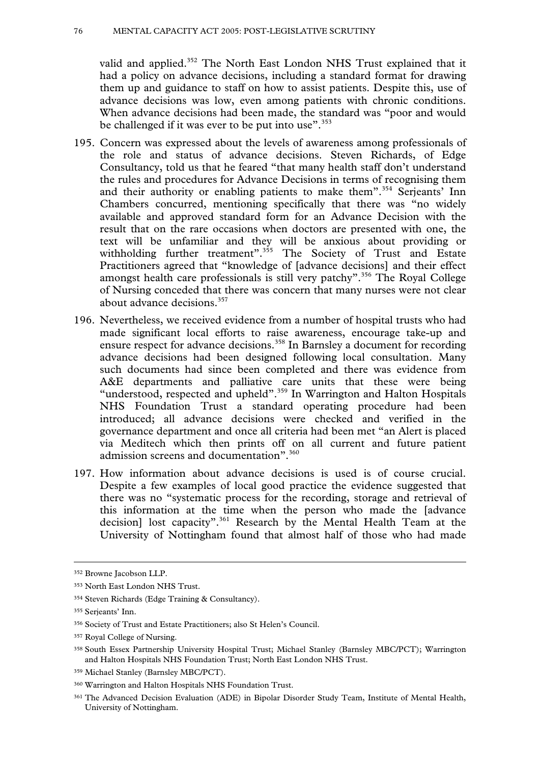valid and applied.[352] The North East London NHS Trust explained that it had a policy on advance decisions, including a standard format for drawing them up and guidance to staff on how to assist patients. Despite this, use of advance decisions was low, even among patients with chronic conditions. When advance decisions had been made, the standard was "poor and would be challenged if it was ever to be put into use".[353]

195. Concern was expressed about the levels of awareness among professionals of the role and status of advance decisions. Steven Richards, of Edge Consultancy, told us that he feared "that many health staff don't understand the rules and procedures for Advance Decisions in terms of recognising them and their authority or enabling patients to make them".[354] Serjeants' Inn Chambers concurred, mentioning specifically that there was "no widely available and approved standard form for an Advance Decision with the result that on the rare occasions when doctors are presented with one, the text will be unfamiliar and they will be anxious about providing or withholding further treatment".[355] The Society of Trust and Estate Practitioners agreed that "knowledge of [advance decisions] and their effect amongst health care professionals is still very patchy".[356] The Royal College of Nursing conceded that there was concern that many nurses were not clear about advance decisions.[357]

196. Nevertheless, we received evidence from a number of hospital trusts who had made significant local efforts to raise awareness, encourage take-up and ensure respect for advance decisions.[358] In Barnsley a document for recording advance decisions had been designed following local consultation. Many such documents had since been completed and there was evidence from A&E departments and palliative care units that these were being "understood, respected and upheld".[359] In Warrington and Halton Hospitals NHS Foundation Trust a standard operating procedure had been introduced; all advance decisions were checked and verified in the governance department and once all criteria had been met "an Alert is placed via Meditech which then prints off on all current and future patient admission screens and documentation".[360]

197. How information about advance decisions is used is of course crucial. Despite a few examples of local good practice the evidence suggested that there was no "systematic process for the recording, storage and retrieval of this information at the time when the person who made the [advance decision] lost capacity".[361] Research by the Mental Health Team at the University of Nottingham found that almost half of those who had made

---

352 Browne Jacobson LLP.

353 North East London NHS Trust.

354 Steven Richards (Edge Training & Consultancy).

355 Serjeants' Inn.

356 Society of Trust and Estate Practitioners; also St Helen's Council.

357 Royal College of Nursing.

358 South Essex Partnership University Hospital Trust; Michael Stanley (Barnsley MBC/PCT); Warrington and Halton Hospitals NHS Foundation Trust; North East London NHS Trust.

359 Michael Stanley (Barnsley MBC/PCT).

360 Warrington and Halton Hospitals NHS Foundation Trust.

361 The Advanced Decision Evaluation (ADE) in Bipolar Disorder Study Team, Institute of Mental Health, University of Nottingham.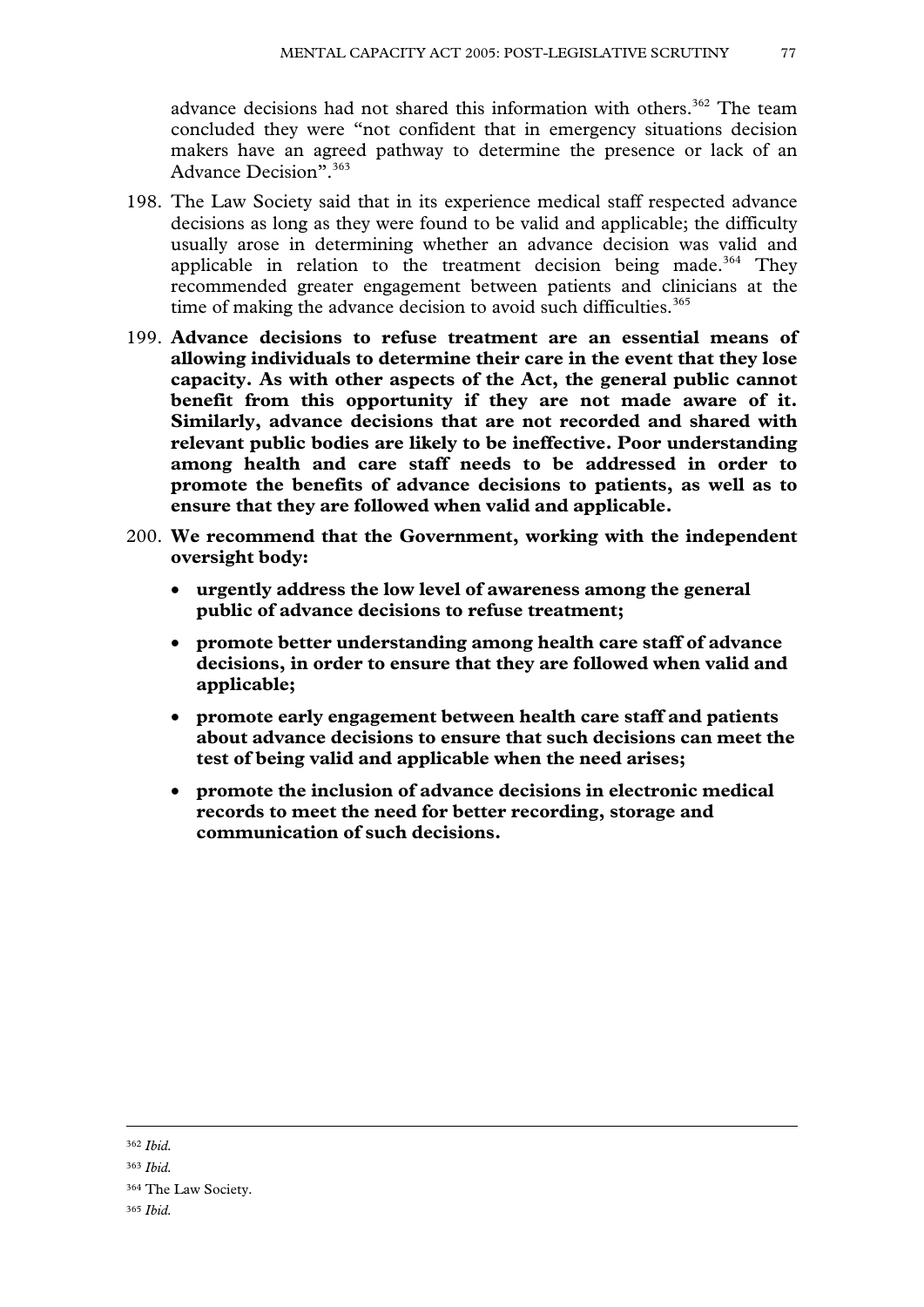advance decisions had not shared this information with others.[362] The team concluded they were "not confident that in emergency situations decision makers have an agreed pathway to determine the presence or lack of an Advance Decision".[363]

198. The Law Society said that in its experience medical staff respected advance decisions as long as they were found to be valid and applicable; the difficulty usually arose in determining whether an advance decision was valid and applicable in relation to the treatment decision being made.[364] They recommended greater engagement between patients and clinicians at the time of making the advance decision to avoid such difficulties.[365]

199. **Advance decisions to refuse treatment are an essential means of allowing individuals to determine their care in the event that they lose capacity. As with other aspects of the Act, the general public cannot benefit from this opportunity if they are not made aware of it. Similarly, advance decisions that are not recorded and shared with relevant public bodies are likely to be ineffective. Poor understanding among health and care staff needs to be addressed in order to promote the benefits of advance decisions to patients, as well as to ensure that they are followed when valid and applicable.**

200. **We recommend that the Government, working with the independent oversight body:**

    - **urgently address the low level of awareness among the general public of advance decisions to refuse treatment;**
    - **promote better understanding among health care staff of advance decisions, in order to ensure that they are followed when valid and applicable;**
    - **promote early engagement between health care staff and patients about advance decisions to ensure that such decisions can meet the test of being valid and applicable when the need arises;**
    - **promote the inclusion of advance decisions in electronic medical records to meet the need for better recording, storage and communication of such decisions.**

---

[362] *Ibid.*

[363] *Ibid.*

[364] The Law Society.

[365] *Ibid.*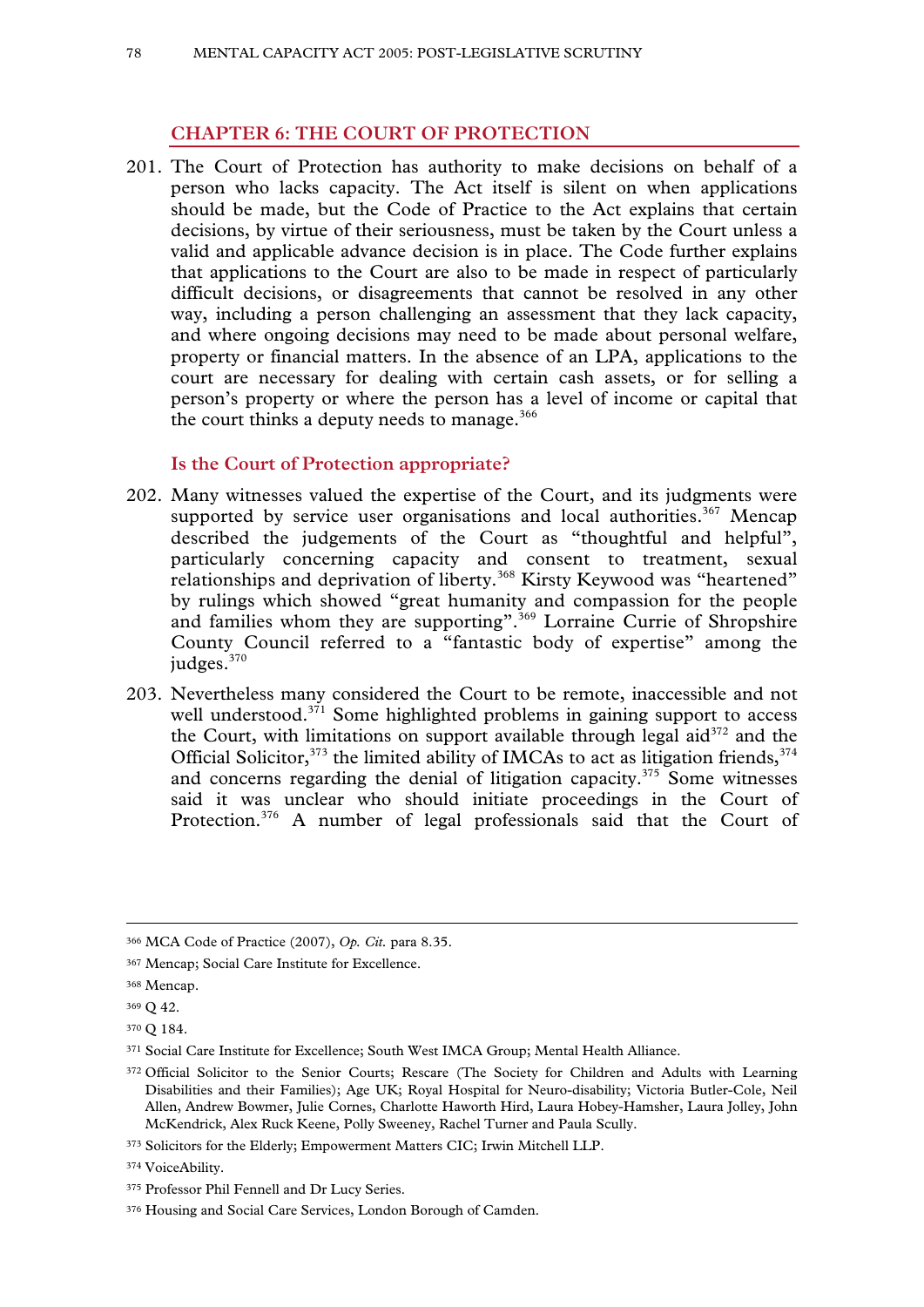## CHAPTER 6: THE COURT OF PROTECTION

201. The Court of Protection has authority to make decisions on behalf of a person who lacks capacity. The Act itself is silent on when applications should be made, but the Code of Practice to the Act explains that certain decisions, by virtue of their seriousness, must be taken by the Court unless a valid and applicable advance decision is in place. The Code further explains that applications to the Court are also to be made in respect of particularly difficult decisions, or disagreements that cannot be resolved in any other way, including a person challenging an assessment that they lack capacity, and where ongoing decisions may need to be made about personal welfare, property or financial matters. In the absence of an LPA, applications to the court are necessary for dealing with certain cash assets, or for selling a person's property or where the person has a level of income or capital that the court thinks a deputy needs to manage.[366]

### Is the Court of Protection appropriate?

202. Many witnesses valued the expertise of the Court, and its judgments were supported by service user organisations and local authorities.[367] Mencap described the judgements of the Court as "thoughtful and helpful", particularly concerning capacity and consent to treatment, sexual relationships and deprivation of liberty.[368] Kirsty Keywood was "heartened" by rulings which showed "great humanity and compassion for the people and families whom they are supporting".[369] Lorraine Currie of Shropshire County Council referred to a "fantastic body of expertise" among the judges.[370]

203. Nevertheless many considered the Court to be remote, inaccessible and not well understood.[371] Some highlighted problems in gaining support to access the Court, with limitations on support available through legal aid[372] and the Official Solicitor,[373] the limited ability of IMCAs to act as litigation friends,[374] and concerns regarding the denial of litigation capacity.[375] Some witnesses said it was unclear who should initiate proceedings in the Court of Protection.[376] A number of legal professionals said that the Court of

---

366 MCA Code of Practice (2007), *Op. Cit.* para 8.35.

367 Mencap; Social Care Institute for Excellence.

368 Mencap.

369 Q 42.

370 Q 184.

371 Social Care Institute for Excellence; South West IMCA Group; Mental Health Alliance.

372 Official Solicitor to the Senior Courts; Rescare (The Society for Children and Adults with Learning Disabilities and their Families); Age UK; Royal Hospital for Neuro-disability; Victoria Butler-Cole, Neil Allen, Andrew Bowmer, Julie Cornes, Charlotte Haworth Hird, Laura Hobey-Hamsher, Laura Jolley, John McKendrick, Alex Ruck Keene, Polly Sweeney, Rachel Turner and Paula Scully.

373 Solicitors for the Elderly; Empowerment Matters CIC; Irwin Mitchell LLP.

374 VoiceAbility.

375 Professor Phil Fennell and Dr Lucy Series.

376 Housing and Social Care Services, London Borough of Camden.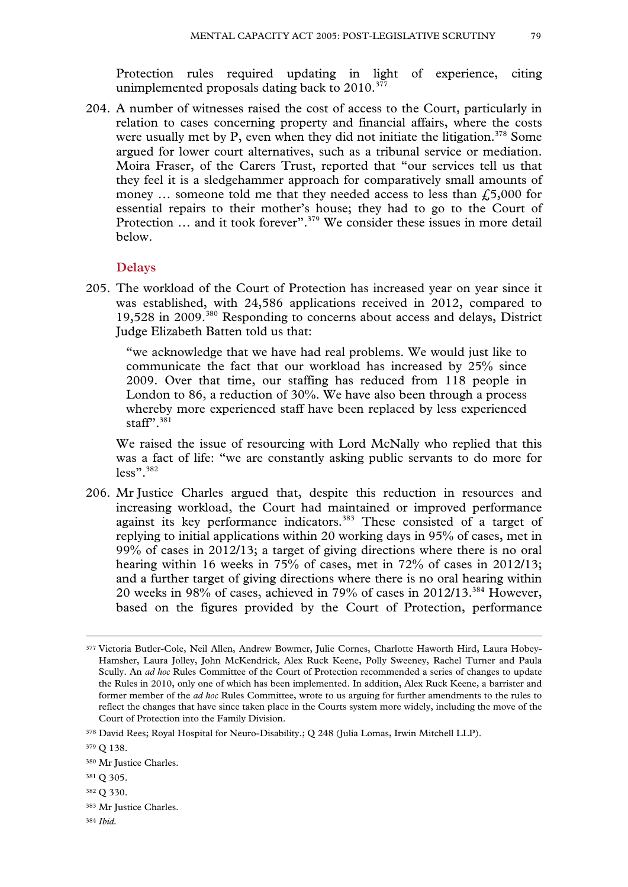Protection rules required updating in light of experience, citing unimplemented proposals dating back to 2010.[377]

204. A number of witnesses raised the cost of access to the Court, particularly in relation to cases concerning property and financial affairs, where the costs were usually met by P, even when they did not initiate the litigation.[378] Some argued for lower court alternatives, such as a tribunal service or mediation. Moira Fraser, of the Carers Trust, reported that "our services tell us that they feel it is a sledgehammer approach for comparatively small amounts of money … someone told me that they needed access to less than £5,000 for essential repairs to their mother's house; they had to go to the Court of Protection … and it took forever".[379] We consider these issues in more detail below.

### Delays

205. The workload of the Court of Protection has increased year on year since it was established, with 24,586 applications received in 2012, compared to 19,528 in 2009.[380] Responding to concerns about access and delays, District Judge Elizabeth Batten told us that:

> "we acknowledge that we have had real problems. We would just like to communicate the fact that our workload has increased by 25% since 2009. Over that time, our staffing has reduced from 118 people in London to 86, a reduction of 30%. We have also been through a process whereby more experienced staff have been replaced by less experienced staff".[381]

We raised the issue of resourcing with Lord McNally who replied that this was a fact of life: "we are constantly asking public servants to do more for less".[382]

206. Mr Justice Charles argued that, despite this reduction in resources and increasing workload, the Court had maintained or improved performance against its key performance indicators.[383] These consisted of a target of replying to initial applications within 20 working days in 95% of cases, met in 99% of cases in 2012/13; a target of giving directions where there is no oral hearing within 16 weeks in 75% of cases, met in 72% of cases in 2012/13; and a further target of giving directions where there is no oral hearing within 20 weeks in 98% of cases, achieved in 79% of cases in 2012/13.[384] However, based on the figures provided by the Court of Protection, performance

---

[377] Victoria Butler-Cole, Neil Allen, Andrew Bowmer, Julie Cornes, Charlotte Haworth Hird, Laura Hobey-Hamsher, Laura Jolley, John McKendrick, Alex Ruck Keene, Polly Sweeney, Rachel Turner and Paula Scully. An *ad hoc* Rules Committee of the Court of Protection recommended a series of changes to update the Rules in 2010, only one of which has been implemented. In addition, Alex Ruck Keene, a barrister and former member of the *ad hoc* Rules Committee, wrote to us arguing for further amendments to the rules to reflect the changes that have since taken place in the Courts system more widely, including the move of the Court of Protection into the Family Division.

[378] David Rees; Royal Hospital for Neuro-Disability.; Q 248 (Julia Lomas, Irwin Mitchell LLP).

[379] Q 138.

[380] Mr Justice Charles.

[381] Q 305.

[382] Q 330.

[383] Mr Justice Charles.

[384] *Ibid.*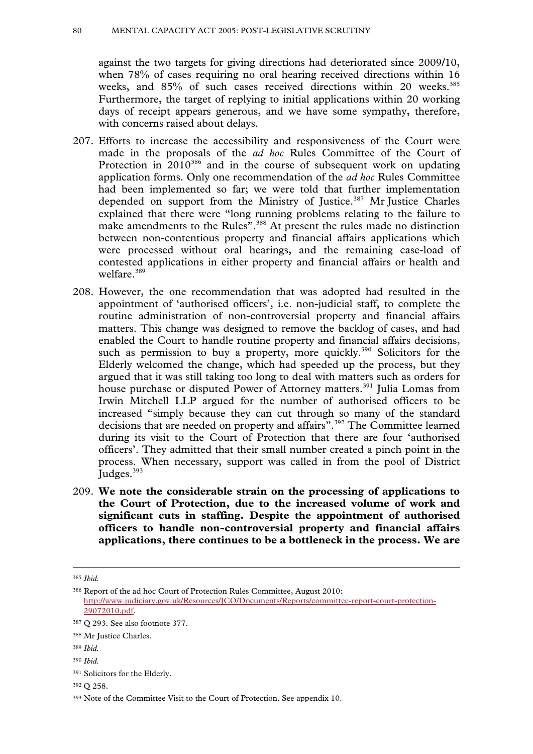against the two targets for giving directions had deteriorated since 2009/10, when 78% of cases requiring no oral hearing received directions within 16 weeks, and 85% of such cases received directions within 20 weeks.[385] Furthermore, the target of replying to initial applications within 20 working days of receipt appears generous, and we have some sympathy, therefore, with concerns raised about delays.

207. Efforts to increase the accessibility and responsiveness of the Court were made in the proposals of the *ad hoc* Rules Committee of the Court of Protection in 2010[386] and in the course of subsequent work on updating application forms. Only one recommendation of the *ad hoc* Rules Committee had been implemented so far; we were told that further implementation depended on support from the Ministry of Justice.[387] Mr Justice Charles explained that there were "long running problems relating to the failure to make amendments to the Rules".[388] At present the rules made no distinction between non-contentious property and financial affairs applications which were processed without oral hearings, and the remaining case-load of contested applications in either property and financial affairs or health and welfare.[389]

208. However, the one recommendation that was adopted had resulted in the appointment of 'authorised officers', i.e. non-judicial staff, to complete the routine administration of non-controversial property and financial affairs matters. This change was designed to remove the backlog of cases, and had enabled the Court to handle routine property and financial affairs decisions, such as permission to buy a property, more quickly.[390] Solicitors for the Elderly welcomed the change, which had speeded up the process, but they argued that it was still taking too long to deal with matters such as orders for house purchase or disputed Power of Attorney matters.[391] Julia Lomas from Irwin Mitchell LLP argued for the number of authorised officers to be increased "simply because they can cut through so many of the standard decisions that are needed on property and affairs".[392] The Committee learned during its visit to the Court of Protection that there are four 'authorised officers'. They admitted that their small number created a pinch point in the process. When necessary, support was called in from the pool of District Judges.[393]

209. **We note the considerable strain on the processing of applications to the Court of Protection, due to the increased volume of work and significant cuts in staffing. Despite the appointment of authorised officers to handle non-controversial property and financial affairs applications, there continues to be a bottleneck in the process. We are**

---

[385] *Ibid.*

[386] Report of the ad hoc Court of Protection Rules Committee, August 2010: http://www.judiciary.gov.uk/Resources/JCO/Documents/Reports/committee-report-court-protection-29072010.pdf.

[387] Q 293. See also footnote 377.

[388] Mr Justice Charles.

[389] *Ibid.*

[390] *Ibid.*

[391] Solicitors for the Elderly.

[392] Q 258.

[393] Note of the Committee Visit to the Court of Protection. See appendix 10.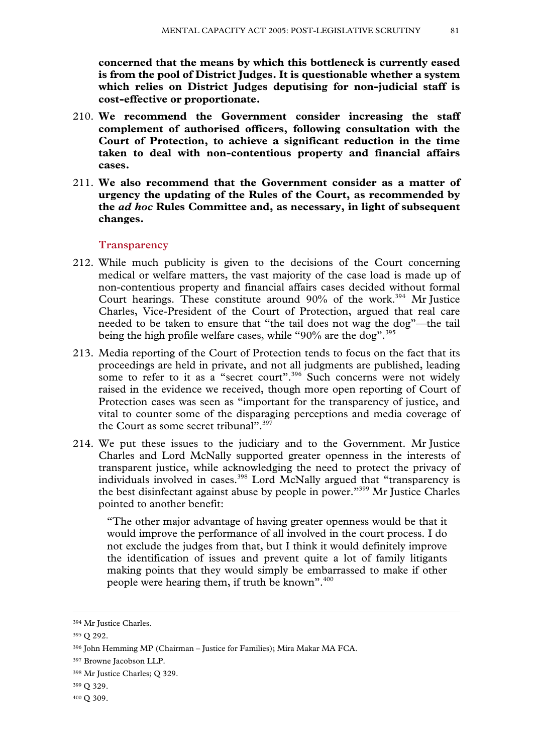**concerned that the means by which this bottleneck is currently eased is from the pool of District Judges. It is questionable whether a system which relies on District Judges deputising for non-judicial staff is cost-effective or proportionate.**

210. **We recommend the Government consider increasing the staff complement of authorised officers, following consultation with the Court of Protection, to achieve a significant reduction in the time taken to deal with non-contentious property and financial affairs cases.**

211. **We also recommend that the Government consider as a matter of urgency the updating of the Rules of the Court, as recommended by the *ad hoc* Rules Committee and, as necessary, in light of subsequent changes.**

### Transparency

212. While much publicity is given to the decisions of the Court concerning medical or welfare matters, the vast majority of the case load is made up of non-contentious property and financial affairs cases decided without formal Court hearings. These constitute around 90% of the work.[394] Mr Justice Charles, Vice-President of the Court of Protection, argued that real care needed to be taken to ensure that "the tail does not wag the dog"—the tail being the high profile welfare cases, while "90% are the dog".[395]

213. Media reporting of the Court of Protection tends to focus on the fact that its proceedings are held in private, and not all judgments are published, leading some to refer to it as a "secret court".[396] Such concerns were not widely raised in the evidence we received, though more open reporting of Court of Protection cases was seen as "important for the transparency of justice, and vital to counter some of the disparaging perceptions and media coverage of the Court as some secret tribunal".[397]

214. We put these issues to the judiciary and to the Government. Mr Justice Charles and Lord McNally supported greater openness in the interests of transparent justice, while acknowledging the need to protect the privacy of individuals involved in cases.[398] Lord McNally argued that "transparency is the best disinfectant against abuse by people in power."[399] Mr Justice Charles pointed to another benefit:

> "The other major advantage of having greater openness would be that it would improve the performance of all involved in the court process. I do not exclude the judges from that, but I think it would definitely improve the identification of issues and prevent quite a lot of family litigants making points that they would simply be embarrassed to make if other people were hearing them, if truth be known".[400]

---

[394] Mr Justice Charles.

[395] Q 292.

[396] John Hemming MP (Chairman – Justice for Families); Mira Makar MA FCA.

[397] Browne Jacobson LLP.

[398] Mr Justice Charles; Q 329.

[399] Q 329.

[400] Q 309.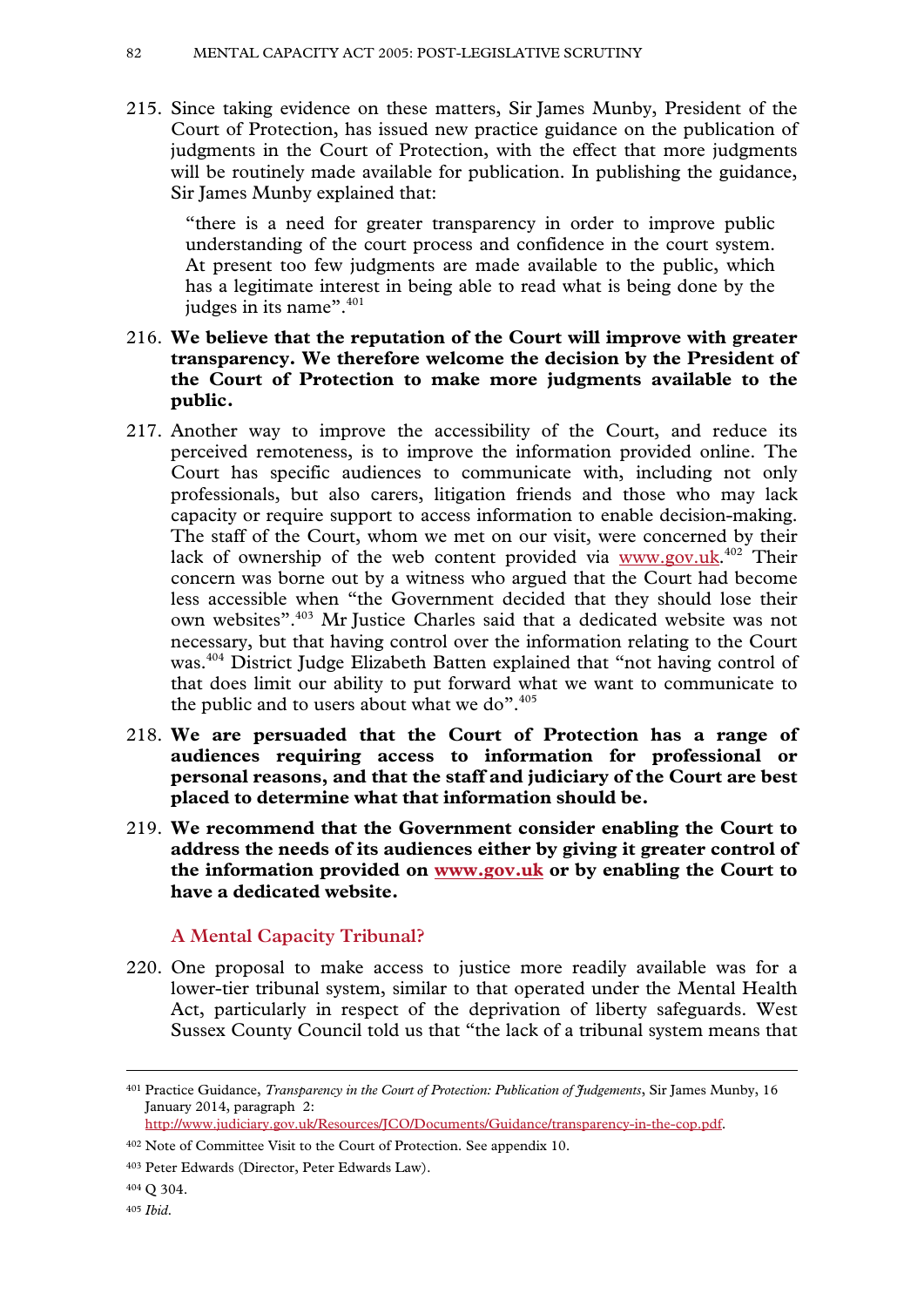215. Since taking evidence on these matters, Sir James Munby, President of the Court of Protection, has issued new practice guidance on the publication of judgments in the Court of Protection, with the effect that more judgments will be routinely made available for publication. In publishing the guidance, Sir James Munby explained that:

> "there is a need for greater transparency in order to improve public understanding of the court process and confidence in the court system. At present too few judgments are made available to the public, which has a legitimate interest in being able to read what is being done by the judges in its name".[401]

216. **We believe that the reputation of the Court will improve with greater transparency. We therefore welcome the decision by the President of the Court of Protection to make more judgments available to the public.**

217. Another way to improve the accessibility of the Court, and reduce its perceived remoteness, is to improve the information provided online. The Court has specific audiences to communicate with, including not only professionals, but also carers, litigation friends and those who may lack capacity or require support to access information to enable decision-making. The staff of the Court, whom we met on our visit, were concerned by their lack of ownership of the web content provided via www.gov.uk.[402] Their concern was borne out by a witness who argued that the Court had become less accessible when "the Government decided that they should lose their own websites".[403] Mr Justice Charles said that a dedicated website was not necessary, but that having control over the information relating to the Court was.[404] District Judge Elizabeth Batten explained that "not having control of that does limit our ability to put forward what we want to communicate to the public and to users about what we do".[405]

218. **We are persuaded that the Court of Protection has a range of audiences requiring access to information for professional or personal reasons, and that the staff and judiciary of the Court are best placed to determine what that information should be.**

219. **We recommend that the Government consider enabling the Court to address the needs of its audiences either by giving it greater control of the information provided on www.gov.uk or by enabling the Court to have a dedicated website.**

### A Mental Capacity Tribunal?

220. One proposal to make access to justice more readily available was for a lower-tier tribunal system, similar to that operated under the Mental Health Act, particularly in respect of the deprivation of liberty safeguards. West Sussex County Council told us that "the lack of a tribunal system means that

---

[401] Practice Guidance, *Transparency in the Court of Protection: Publication of Judgements*, Sir James Munby, 16 January 2014, paragraph 2: http://www.judiciary.gov.uk/Resources/JCO/Documents/Guidance/transparency-in-the-cop.pdf.

[402] Note of Committee Visit to the Court of Protection. See appendix 10.

[403] Peter Edwards (Director, Peter Edwards Law).

[404] Q 304.

[405] *Ibid*.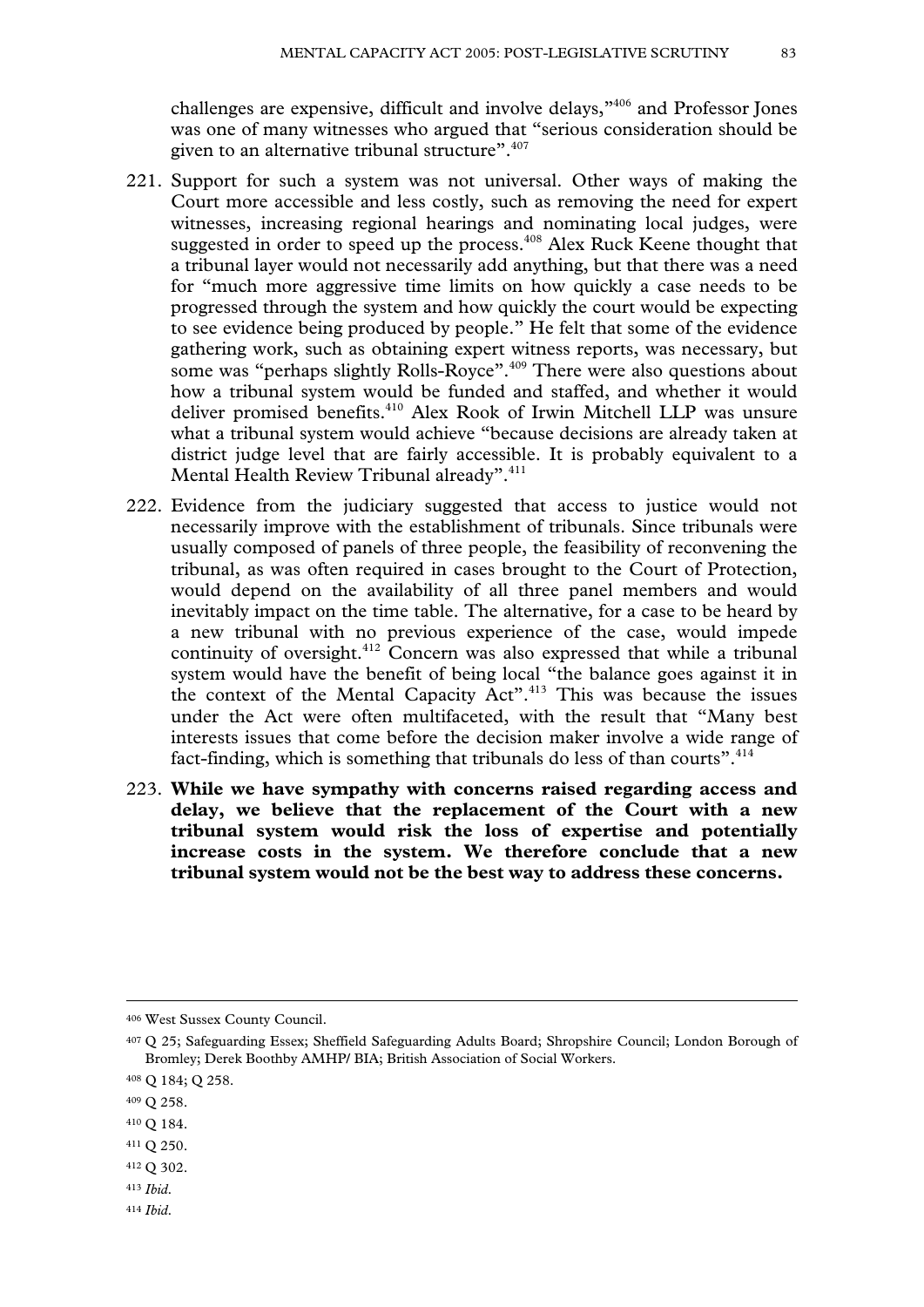challenges are expensive, difficult and involve delays,"[406] and Professor Jones was one of many witnesses who argued that "serious consideration should be given to an alternative tribunal structure".[407]

221. Support for such a system was not universal. Other ways of making the Court more accessible and less costly, such as removing the need for expert witnesses, increasing regional hearings and nominating local judges, were suggested in order to speed up the process.[408] Alex Ruck Keene thought that a tribunal layer would not necessarily add anything, but that there was a need for "much more aggressive time limits on how quickly a case needs to be progressed through the system and how quickly the court would be expecting to see evidence being produced by people." He felt that some of the evidence gathering work, such as obtaining expert witness reports, was necessary, but some was "perhaps slightly Rolls-Royce".[409] There were also questions about how a tribunal system would be funded and staffed, and whether it would deliver promised benefits.[410] Alex Rook of Irwin Mitchell LLP was unsure what a tribunal system would achieve "because decisions are already taken at district judge level that are fairly accessible. It is probably equivalent to a Mental Health Review Tribunal already".[411]

222. Evidence from the judiciary suggested that access to justice would not necessarily improve with the establishment of tribunals. Since tribunals were usually composed of panels of three people, the feasibility of reconvening the tribunal, as was often required in cases brought to the Court of Protection, would depend on the availability of all three panel members and would inevitably impact on the time table. The alternative, for a case to be heard by a new tribunal with no previous experience of the case, would impede continuity of oversight.[412] Concern was also expressed that while a tribunal system would have the benefit of being local "the balance goes against it in the context of the Mental Capacity Act".[413] This was because the issues under the Act were often multifaceted, with the result that "Many best interests issues that come before the decision maker involve a wide range of fact-finding, which is something that tribunals do less of than courts".[414]

223. **While we have sympathy with concerns raised regarding access and delay, we believe that the replacement of the Court with a new tribunal system would risk the loss of expertise and potentially increase costs in the system. We therefore conclude that a new tribunal system would not be the best way to address these concerns.**

---

[406] West Sussex County Council.

[407] Q 25; Safeguarding Essex; Sheffield Safeguarding Adults Board; Shropshire Council; London Borough of Bromley; Derek Boothby AMHP/ BIA; British Association of Social Workers.

[408] Q 184; Q 258.

[409] Q 258.

[410] Q 184.

[411] Q 250.

[412] Q 302.

[413] *Ibid*.

[414] *Ibid*.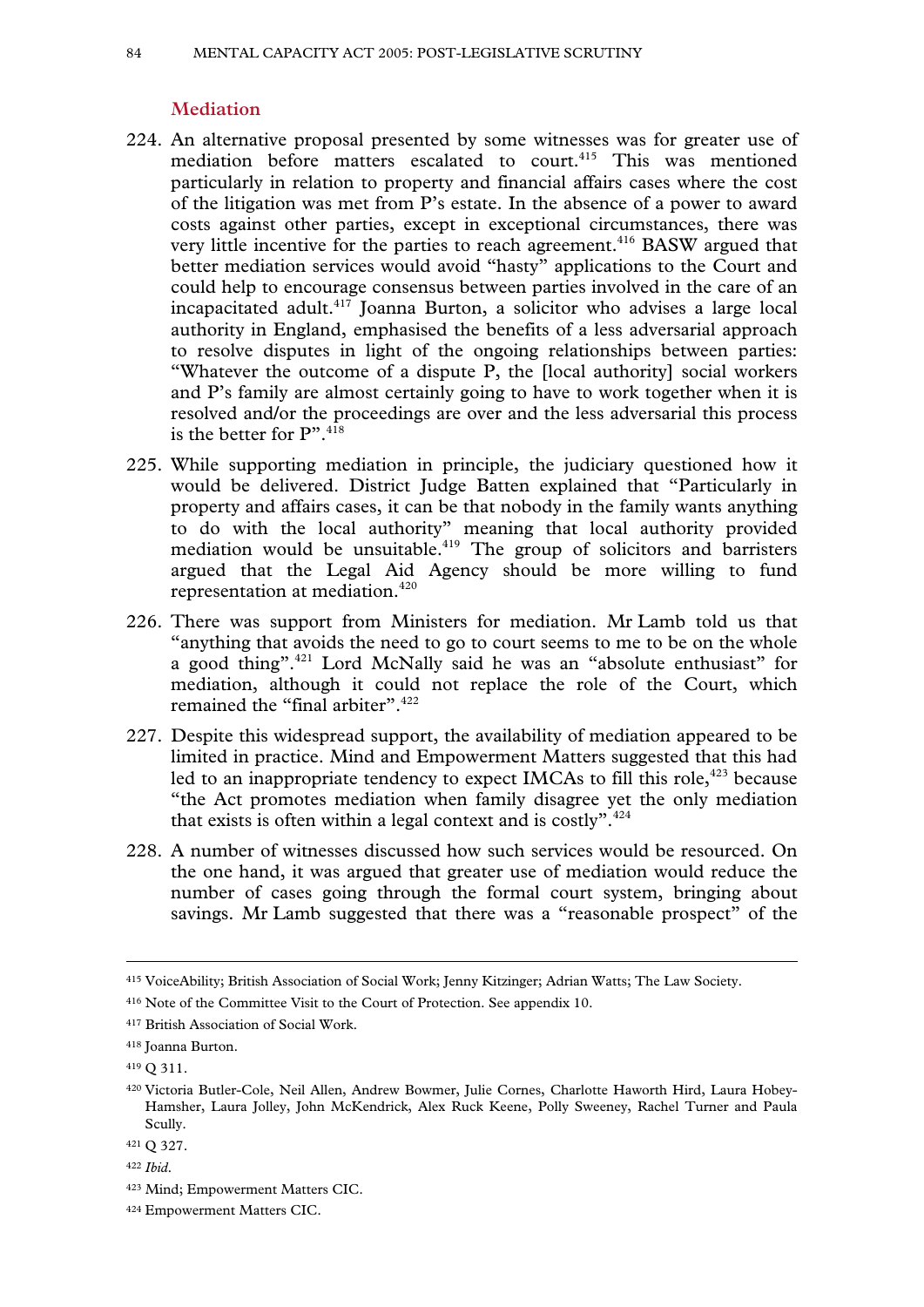### Mediation

224. An alternative proposal presented by some witnesses was for greater use of mediation before matters escalated to court.[415] This was mentioned particularly in relation to property and financial affairs cases where the cost of the litigation was met from P's estate. In the absence of a power to award costs against other parties, except in exceptional circumstances, there was very little incentive for the parties to reach agreement.[416] BASW argued that better mediation services would avoid "hasty" applications to the Court and could help to encourage consensus between parties involved in the care of an incapacitated adult.[417] Joanna Burton, a solicitor who advises a large local authority in England, emphasised the benefits of a less adversarial approach to resolve disputes in light of the ongoing relationships between parties: "Whatever the outcome of a dispute P, the [local authority] social workers and P's family are almost certainly going to have to work together when it is resolved and/or the proceedings are over and the less adversarial this process is the better for P".[418]

225. While supporting mediation in principle, the judiciary questioned how it would be delivered. District Judge Batten explained that "Particularly in property and affairs cases, it can be that nobody in the family wants anything to do with the local authority" meaning that local authority provided mediation would be unsuitable.[419] The group of solicitors and barristers argued that the Legal Aid Agency should be more willing to fund representation at mediation.[420]

226. There was support from Ministers for mediation. Mr Lamb told us that "anything that avoids the need to go to court seems to me to be on the whole a good thing".[421] Lord McNally said he was an "absolute enthusiast" for mediation, although it could not replace the role of the Court, which remained the "final arbiter".[422]

227. Despite this widespread support, the availability of mediation appeared to be limited in practice. Mind and Empowerment Matters suggested that this had led to an inappropriate tendency to expect IMCAs to fill this role,[423] because "the Act promotes mediation when family disagree yet the only mediation that exists is often within a legal context and is costly".[424]

228. A number of witnesses discussed how such services would be resourced. On the one hand, it was argued that greater use of mediation would reduce the number of cases going through the formal court system, bringing about savings. Mr Lamb suggested that there was a "reasonable prospect" of the

---

[415] VoiceAbility; British Association of Social Work; Jenny Kitzinger; Adrian Watts; The Law Society.

[416] Note of the Committee Visit to the Court of Protection. See appendix 10.

[417] British Association of Social Work.

[418] Joanna Burton.

[419] Q 311.

[420] Victoria Butler-Cole, Neil Allen, Andrew Bowmer, Julie Cornes, Charlotte Haworth Hird, Laura Hobey-Hamsher, Laura Jolley, John McKendrick, Alex Ruck Keene, Polly Sweeney, Rachel Turner and Paula Scully.

[421] Q 327.

[422] *Ibid*.

[423] Mind; Empowerment Matters CIC.

[424] Empowerment Matters CIC.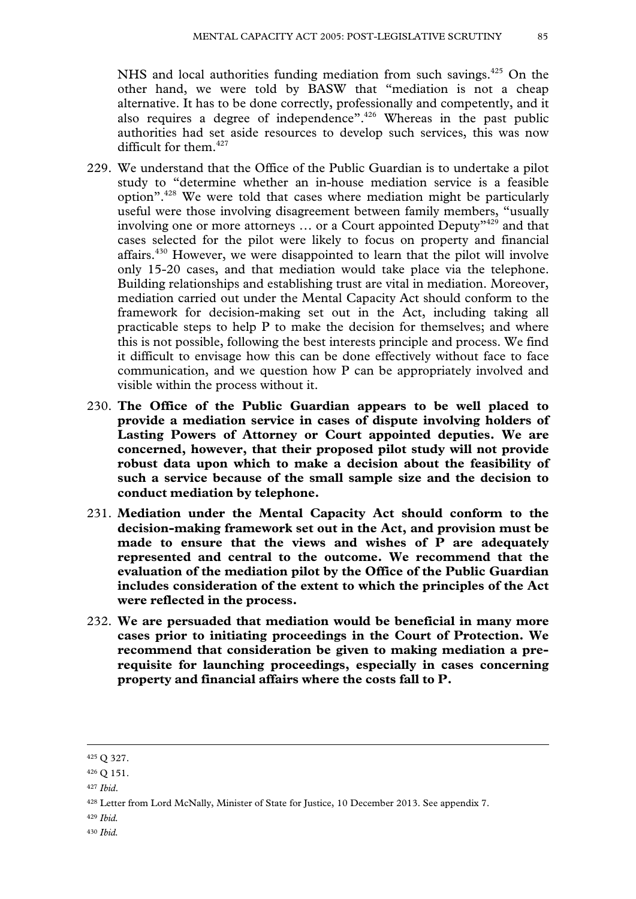NHS and local authorities funding mediation from such savings.[425] On the other hand, we were told by BASW that "mediation is not a cheap alternative. It has to be done correctly, professionally and competently, and it also requires a degree of independence".[426] Whereas in the past public authorities had set aside resources to develop such services, this was now difficult for them.[427]

229. We understand that the Office of the Public Guardian is to undertake a pilot study to "determine whether an in-house mediation service is a feasible option".[428] We were told that cases where mediation might be particularly useful were those involving disagreement between family members, "usually involving one or more attorneys … or a Court appointed Deputy"[429] and that cases selected for the pilot were likely to focus on property and financial affairs.[430] However, we were disappointed to learn that the pilot will involve only 15-20 cases, and that mediation would take place via the telephone. Building relationships and establishing trust are vital in mediation. Moreover, mediation carried out under the Mental Capacity Act should conform to the framework for decision-making set out in the Act, including taking all practicable steps to help P to make the decision for themselves; and where this is not possible, following the best interests principle and process. We find it difficult to envisage how this can be done effectively without face to face communication, and we question how P can be appropriately involved and visible within the process without it.

230. **The Office of the Public Guardian appears to be well placed to provide a mediation service in cases of dispute involving holders of Lasting Powers of Attorney or Court appointed deputies. We are concerned, however, that their proposed pilot study will not provide robust data upon which to make a decision about the feasibility of such a service because of the small sample size and the decision to conduct mediation by telephone.**

231. **Mediation under the Mental Capacity Act should conform to the decision-making framework set out in the Act, and provision must be made to ensure that the views and wishes of P are adequately represented and central to the outcome. We recommend that the evaluation of the mediation pilot by the Office of the Public Guardian includes consideration of the extent to which the principles of the Act were reflected in the process.**

232. **We are persuaded that mediation would be beneficial in many more cases prior to initiating proceedings in the Court of Protection. We recommend that consideration be given to making mediation a pre-requisite for launching proceedings, especially in cases concerning property and financial affairs where the costs fall to P.**

---

[425] Q 327.

[426] Q 151.

[427] *Ibid*.

[428] Letter from Lord McNally, Minister of State for Justice, 10 December 2013. See appendix 7.

[429] *Ibid.*

[430] *Ibid.*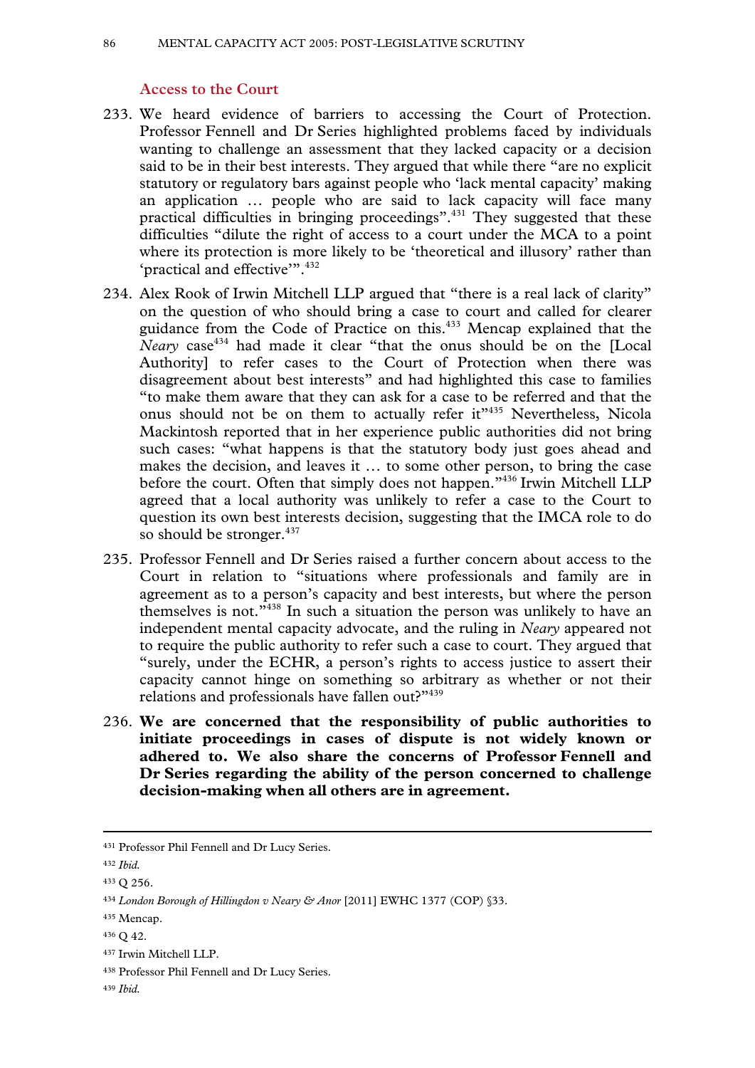### Access to the Court

233. We heard evidence of barriers to accessing the Court of Protection. Professor Fennell and Dr Series highlighted problems faced by individuals wanting to challenge an assessment that they lacked capacity or a decision said to be in their best interests. They argued that while there "are no explicit statutory or regulatory bars against people who 'lack mental capacity' making an application … people who are said to lack capacity will face many practical difficulties in bringing proceedings".[431] They suggested that these difficulties "dilute the right of access to a court under the MCA to a point where its protection is more likely to be 'theoretical and illusory' rather than 'practical and effective'".[432]

234. Alex Rook of Irwin Mitchell LLP argued that "there is a real lack of clarity" on the question of who should bring a case to court and called for clearer guidance from the Code of Practice on this.[433] Mencap explained that the *Neary* case[434] had made it clear "that the onus should be on the [Local Authority] to refer cases to the Court of Protection when there was disagreement about best interests" and had highlighted this case to families "to make them aware that they can ask for a case to be referred and that the onus should not be on them to actually refer it"[435] Nevertheless, Nicola Mackintosh reported that in her experience public authorities did not bring such cases: "what happens is that the statutory body just goes ahead and makes the decision, and leaves it … to some other person, to bring the case before the court. Often that simply does not happen."[436] Irwin Mitchell LLP agreed that a local authority was unlikely to refer a case to the Court to question its own best interests decision, suggesting that the IMCA role to do so should be stronger.[437]

235. Professor Fennell and Dr Series raised a further concern about access to the Court in relation to "situations where professionals and family are in agreement as to a person's capacity and best interests, but where the person themselves is not."[438] In such a situation the person was unlikely to have an independent mental capacity advocate, and the ruling in *Neary* appeared not to require the public authority to refer such a case to court. They argued that "surely, under the ECHR, a person's rights to access justice to assert their capacity cannot hinge on something so arbitrary as whether or not their relations and professionals have fallen out?"[439]

236. **We are concerned that the responsibility of public authorities to initiate proceedings in cases of dispute is not widely known or adhered to. We also share the concerns of Professor Fennell and Dr Series regarding the ability of the person concerned to challenge decision-making when all others are in agreement.**

---

[431] Professor Phil Fennell and Dr Lucy Series.

[432] *Ibid.*

[433] Q 256.

[434] *London Borough of Hillingdon v Neary & Anor* [2011] EWHC 1377 (COP) §33.

[435] Mencap.

[436] Q 42.

[437] Irwin Mitchell LLP.

[438] Professor Phil Fennell and Dr Lucy Series.

[439] *Ibid.*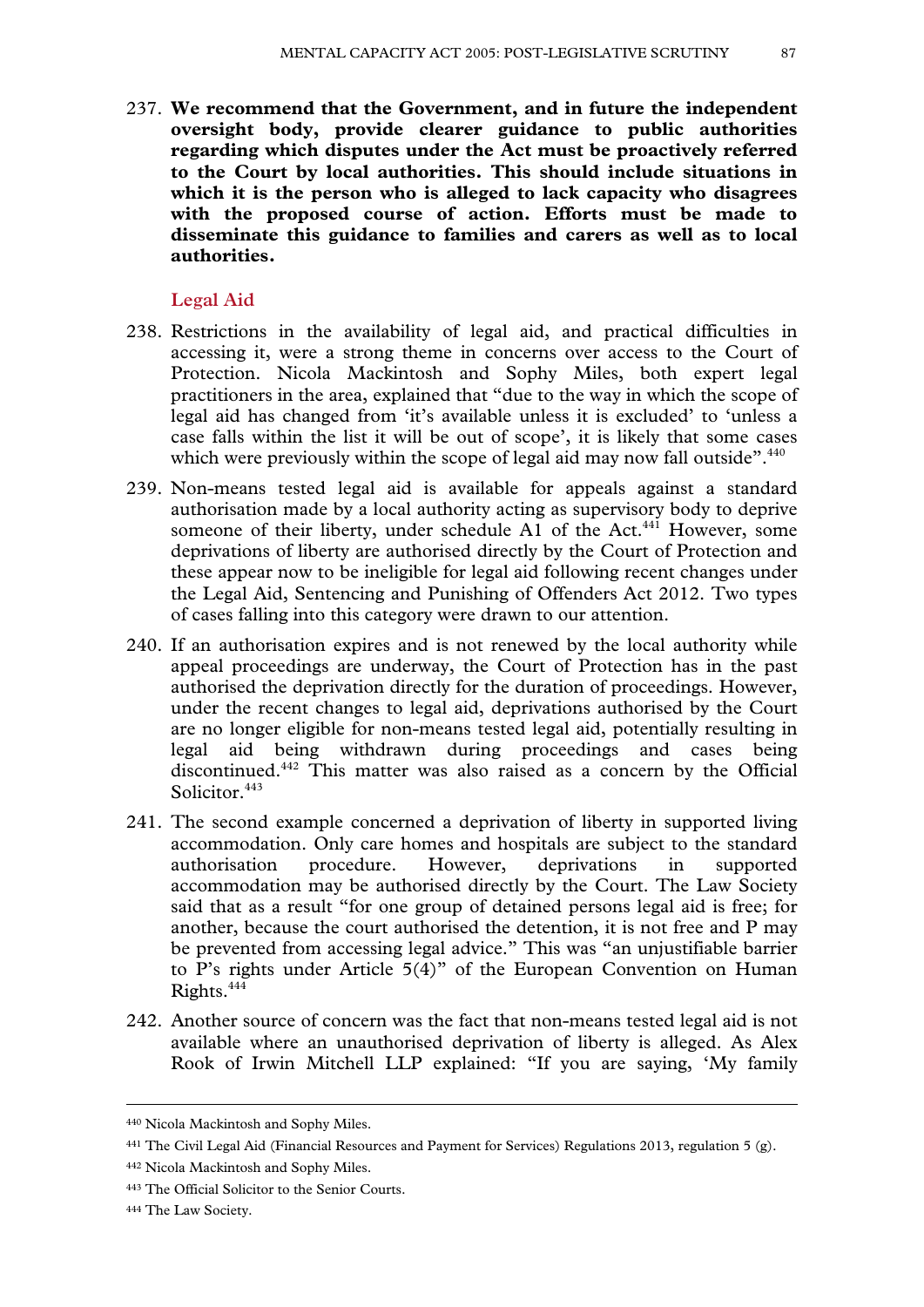237. **We recommend that the Government, and in future the independent oversight body, provide clearer guidance to public authorities regarding which disputes under the Act must be proactively referred to the Court by local authorities. This should include situations in which it is the person who is alleged to lack capacity who disagrees with the proposed course of action. Efforts must be made to disseminate this guidance to families and carers as well as to local authorities.**

### Legal Aid

238. Restrictions in the availability of legal aid, and practical difficulties in accessing it, were a strong theme in concerns over access to the Court of Protection. Nicola Mackintosh and Sophy Miles, both expert legal practitioners in the area, explained that "due to the way in which the scope of legal aid has changed from 'it's available unless it is excluded' to 'unless a case falls within the list it will be out of scope', it is likely that some cases which were previously within the scope of legal aid may now fall outside".[440]

239. Non-means tested legal aid is available for appeals against a standard authorisation made by a local authority acting as supervisory body to deprive someone of their liberty, under schedule A1 of the Act.[441] However, some deprivations of liberty are authorised directly by the Court of Protection and these appear now to be ineligible for legal aid following recent changes under the Legal Aid, Sentencing and Punishing of Offenders Act 2012. Two types of cases falling into this category were drawn to our attention.

240. If an authorisation expires and is not renewed by the local authority while appeal proceedings are underway, the Court of Protection has in the past authorised the deprivation directly for the duration of proceedings. However, under the recent changes to legal aid, deprivations authorised by the Court are no longer eligible for non-means tested legal aid, potentially resulting in legal aid being withdrawn during proceedings and cases being discontinued.[442] This matter was also raised as a concern by the Official Solicitor.[443]

241. The second example concerned a deprivation of liberty in supported living accommodation. Only care homes and hospitals are subject to the standard authorisation procedure. However, deprivations in supported accommodation may be authorised directly by the Court. The Law Society said that as a result "for one group of detained persons legal aid is free; for another, because the court authorised the detention, it is not free and P may be prevented from accessing legal advice." This was "an unjustifiable barrier to P's rights under Article 5(4)" of the European Convention on Human Rights.[444]

242. Another source of concern was the fact that non-means tested legal aid is not available where an unauthorised deprivation of liberty is alleged. As Alex Rook of Irwin Mitchell LLP explained: "If you are saying, 'My family

---

[440] Nicola Mackintosh and Sophy Miles.

[441] The Civil Legal Aid (Financial Resources and Payment for Services) Regulations 2013, regulation 5 (g).

[442] Nicola Mackintosh and Sophy Miles.

[443] The Official Solicitor to the Senior Courts.

[444] The Law Society.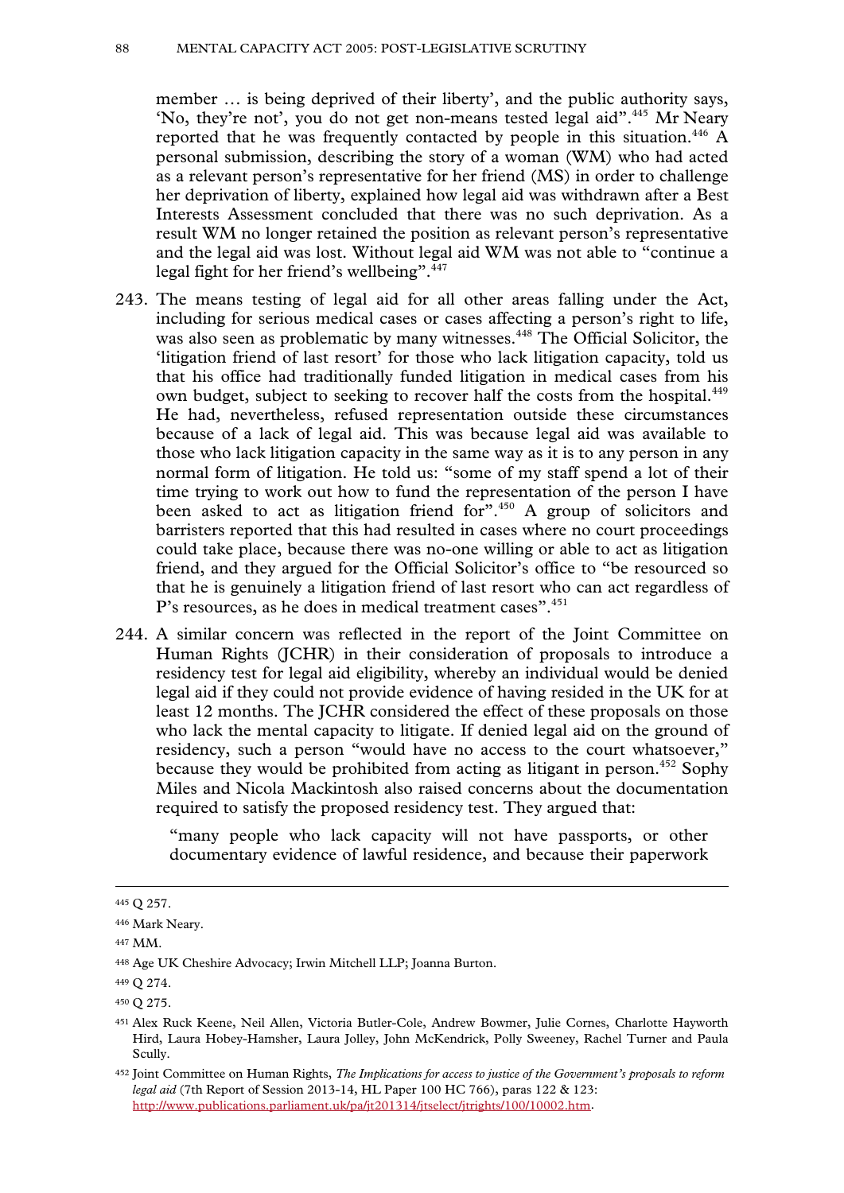member … is being deprived of their liberty', and the public authority says, 'No, they're not', you do not get non-means tested legal aid".[445] Mr Neary reported that he was frequently contacted by people in this situation.[446] A personal submission, describing the story of a woman (WM) who had acted as a relevant person's representative for her friend (MS) in order to challenge her deprivation of liberty, explained how legal aid was withdrawn after a Best Interests Assessment concluded that there was no such deprivation. As a result WM no longer retained the position as relevant person's representative and the legal aid was lost. Without legal aid WM was not able to "continue a legal fight for her friend's wellbeing".[447]

243. The means testing of legal aid for all other areas falling under the Act, including for serious medical cases or cases affecting a person's right to life, was also seen as problematic by many witnesses.[448] The Official Solicitor, the 'litigation friend of last resort' for those who lack litigation capacity, told us that his office had traditionally funded litigation in medical cases from his own budget, subject to seeking to recover half the costs from the hospital.[449] He had, nevertheless, refused representation outside these circumstances because of a lack of legal aid. This was because legal aid was available to those who lack litigation capacity in the same way as it is to any person in any normal form of litigation. He told us: "some of my staff spend a lot of their time trying to work out how to fund the representation of the person I have been asked to act as litigation friend for".[450] A group of solicitors and barristers reported that this had resulted in cases where no court proceedings could take place, because there was no-one willing or able to act as litigation friend, and they argued for the Official Solicitor's office to "be resourced so that he is genuinely a litigation friend of last resort who can act regardless of P's resources, as he does in medical treatment cases".[451]

244. A similar concern was reflected in the report of the Joint Committee on Human Rights (JCHR) in their consideration of proposals to introduce a residency test for legal aid eligibility, whereby an individual would be denied legal aid if they could not provide evidence of having resided in the UK for at least 12 months. The JCHR considered the effect of these proposals on those who lack the mental capacity to litigate. If denied legal aid on the ground of residency, such a person "would have no access to the court whatsoever," because they would be prohibited from acting as litigant in person.[452] Sophy Miles and Nicola Mackintosh also raised concerns about the documentation required to satisfy the proposed residency test. They argued that:

> "many people who lack capacity will not have passports, or other documentary evidence of lawful residence, and because their paperwork

---

[445] Q 257.

[446] Mark Neary.

[447] MM.

[448] Age UK Cheshire Advocacy; Irwin Mitchell LLP; Joanna Burton.

[449] Q 274.

[450] Q 275.

[451] Alex Ruck Keene, Neil Allen, Victoria Butler-Cole, Andrew Bowmer, Julie Cornes, Charlotte Hayworth Hird, Laura Hobey-Hamsher, Laura Jolley, John McKendrick, Polly Sweeney, Rachel Turner and Paula Scully.

[452] Joint Committee on Human Rights, *The Implications for access to justice of the Government's proposals to reform legal aid* (7th Report of Session 2013-14, HL Paper 100 HC 766), paras 122 & 123: http://www.publications.parliament.uk/pa/jt201314/jtselect/jtrights/100/10002.htm.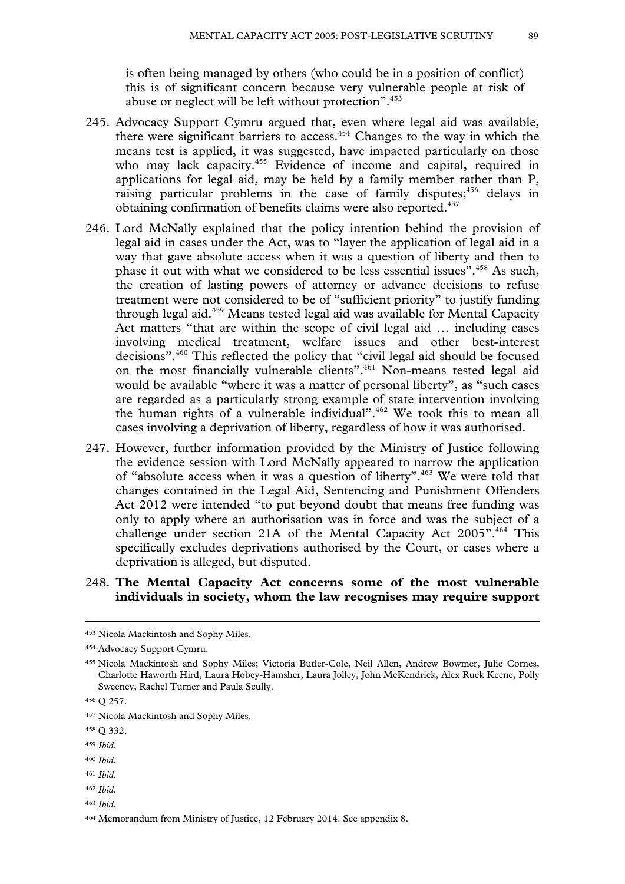is often being managed by others (who could be in a position of conflict) this is of significant concern because very vulnerable people at risk of abuse or neglect will be left without protection".[453]

245. Advocacy Support Cymru argued that, even where legal aid was available, there were significant barriers to access.[454] Changes to the way in which the means test is applied, it was suggested, have impacted particularly on those who may lack capacity.[455] Evidence of income and capital, required in applications for legal aid, may be held by a family member rather than P, raising particular problems in the case of family disputes;[456] delays in obtaining confirmation of benefits claims were also reported.[457]

246. Lord McNally explained that the policy intention behind the provision of legal aid in cases under the Act, was to "layer the application of legal aid in a way that gave absolute access when it was a question of liberty and then to phase it out with what we considered to be less essential issues".[458] As such, the creation of lasting powers of attorney or advance decisions to refuse treatment were not considered to be of "sufficient priority" to justify funding through legal aid.[459] Means tested legal aid was available for Mental Capacity Act matters "that are within the scope of civil legal aid … including cases involving medical treatment, welfare issues and other best-interest decisions".[460] This reflected the policy that "civil legal aid should be focused on the most financially vulnerable clients".[461] Non-means tested legal aid would be available "where it was a matter of personal liberty", as "such cases are regarded as a particularly strong example of state intervention involving the human rights of a vulnerable individual".[462] We took this to mean all cases involving a deprivation of liberty, regardless of how it was authorised.

247. However, further information provided by the Ministry of Justice following the evidence session with Lord McNally appeared to narrow the application of "absolute access when it was a question of liberty".[463] We were told that changes contained in the Legal Aid, Sentencing and Punishment Offenders Act 2012 were intended "to put beyond doubt that means free funding was only to apply where an authorisation was in force and was the subject of a challenge under section 21A of the Mental Capacity Act 2005".[464] This specifically excludes deprivations authorised by the Court, or cases where a deprivation is alleged, but disputed.

248. **The Mental Capacity Act concerns some of the most vulnerable individuals in society, whom the law recognises may require support**

---

[453] Nicola Mackintosh and Sophy Miles.

[454] Advocacy Support Cymru.

[455] Nicola Mackintosh and Sophy Miles; Victoria Butler-Cole, Neil Allen, Andrew Bowmer, Julie Cornes, Charlotte Haworth Hird, Laura Hobey-Hamsher, Laura Jolley, John McKendrick, Alex Ruck Keene, Polly Sweeney, Rachel Turner and Paula Scully.

[456] Q 257.

[457] Nicola Mackintosh and Sophy Miles.

[458] Q 332.

[459] *Ibid.*

[460] *Ibid.*

[461] *Ibid.*

[462] *Ibid.*

[463] *Ibid.*

[464] Memorandum from Ministry of Justice, 12 February 2014. See appendix 8.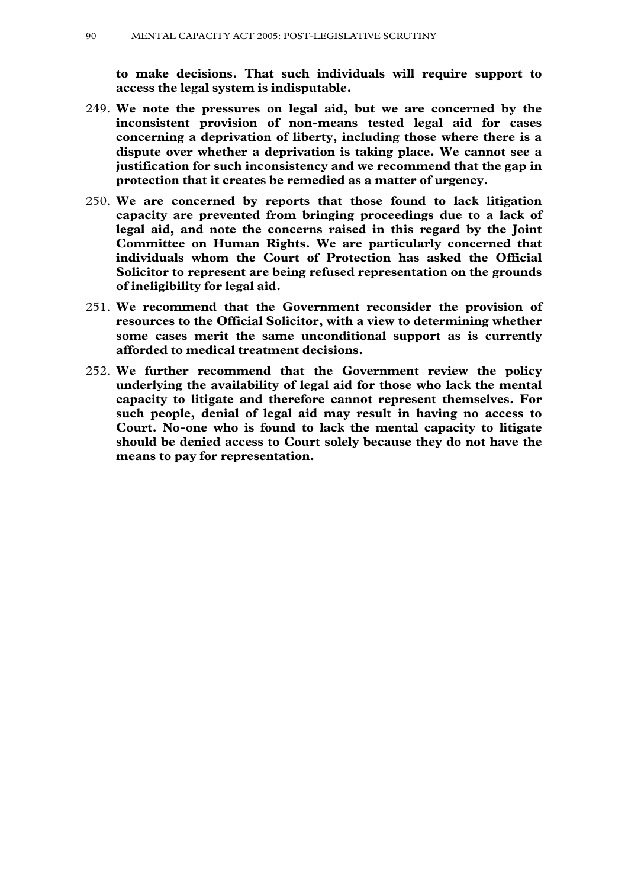**to make decisions. That such individuals will require support to access the legal system is indisputable.**

249. **We note the pressures on legal aid, but we are concerned by the inconsistent provision of non-means tested legal aid for cases concerning a deprivation of liberty, including those where there is a dispute over whether a deprivation is taking place. We cannot see a justification for such inconsistency and we recommend that the gap in protection that it creates be remedied as a matter of urgency.**

250. **We are concerned by reports that those found to lack litigation capacity are prevented from bringing proceedings due to a lack of legal aid, and note the concerns raised in this regard by the Joint Committee on Human Rights. We are particularly concerned that individuals whom the Court of Protection has asked the Official Solicitor to represent are being refused representation on the grounds of ineligibility for legal aid.**

251. **We recommend that the Government reconsider the provision of resources to the Official Solicitor, with a view to determining whether some cases merit the same unconditional support as is currently afforded to medical treatment decisions.**

252. **We further recommend that the Government review the policy underlying the availability of legal aid for those who lack the mental capacity to litigate and therefore cannot represent themselves. For such people, denial of legal aid may result in having no access to Court. No-one who is found to lack the mental capacity to litigate should be denied access to Court solely because they do not have the means to pay for representation.**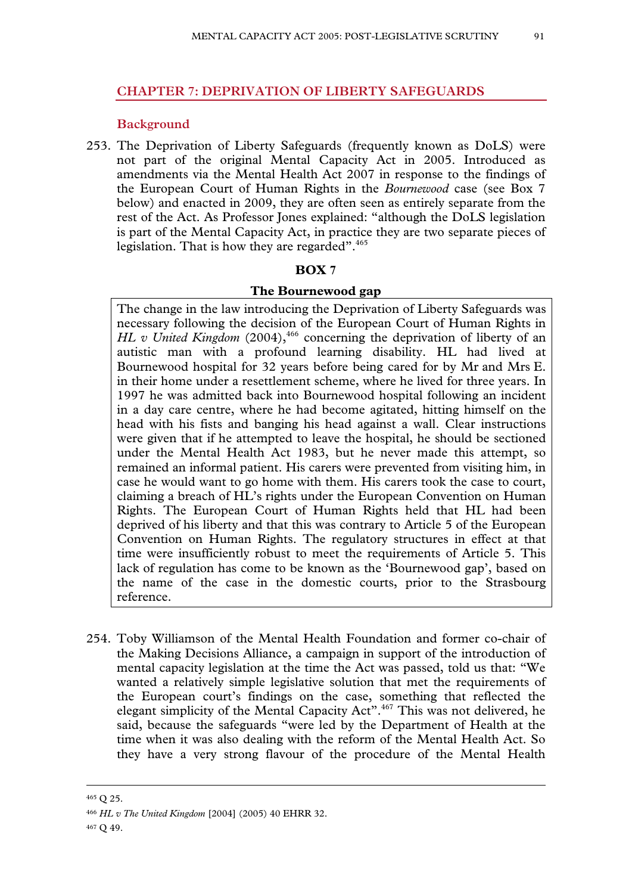## CHAPTER 7: DEPRIVATION OF LIBERTY SAFEGUARDS

### Background

253. The Deprivation of Liberty Safeguards (frequently known as DoLS) were not part of the original Mental Capacity Act in 2005. Introduced as amendments via the Mental Health Act 2007 in response to the findings of the European Court of Human Rights in the *Bournewood* case (see Box 7 below) and enacted in 2009, they are often seen as entirely separate from the rest of the Act. As Professor Jones explained: "although the DoLS legislation is part of the Mental Capacity Act, in practice they are two separate pieces of legislation. That is how they are regarded".[465]

**BOX 7**

**The Bournewood gap**

> The change in the law introducing the Deprivation of Liberty Safeguards was necessary following the decision of the European Court of Human Rights in *HL v United Kingdom* (2004),[466] concerning the deprivation of liberty of an autistic man with a profound learning disability. HL had lived at Bournewood hospital for 32 years before being cared for by Mr and Mrs E. in their home under a resettlement scheme, where he lived for three years. In 1997 he was admitted back into Bournewood hospital following an incident in a day care centre, where he had become agitated, hitting himself on the head with his fists and banging his head against a wall. Clear instructions were given that if he attempted to leave the hospital, he should be sectioned under the Mental Health Act 1983, but he never made this attempt, so remained an informal patient. His carers were prevented from visiting him, in case he would want to go home with them. His carers took the case to court, claiming a breach of HL's rights under the European Convention on Human Rights. The European Court of Human Rights held that HL had been deprived of his liberty and that this was contrary to Article 5 of the European Convention on Human Rights. The regulatory structures in effect at that time were insufficiently robust to meet the requirements of Article 5. This lack of regulation has come to be known as the 'Bournewood gap', based on the name of the case in the domestic courts, prior to the Strasbourg reference.

254. Toby Williamson of the Mental Health Foundation and former co-chair of the Making Decisions Alliance, a campaign in support of the introduction of mental capacity legislation at the time the Act was passed, told us that: "We wanted a relatively simple legislative solution that met the requirements of the European court's findings on the case, something that reflected the elegant simplicity of the Mental Capacity Act".[467] This was not delivered, he said, because the safeguards "were led by the Department of Health at the time when it was also dealing with the reform of the Mental Health Act. So they have a very strong flavour of the procedure of the Mental Health

---

[465] Q 25.

[466] *HL v The United Kingdom* [2004] (2005) 40 EHRR 32.

[467] Q 49.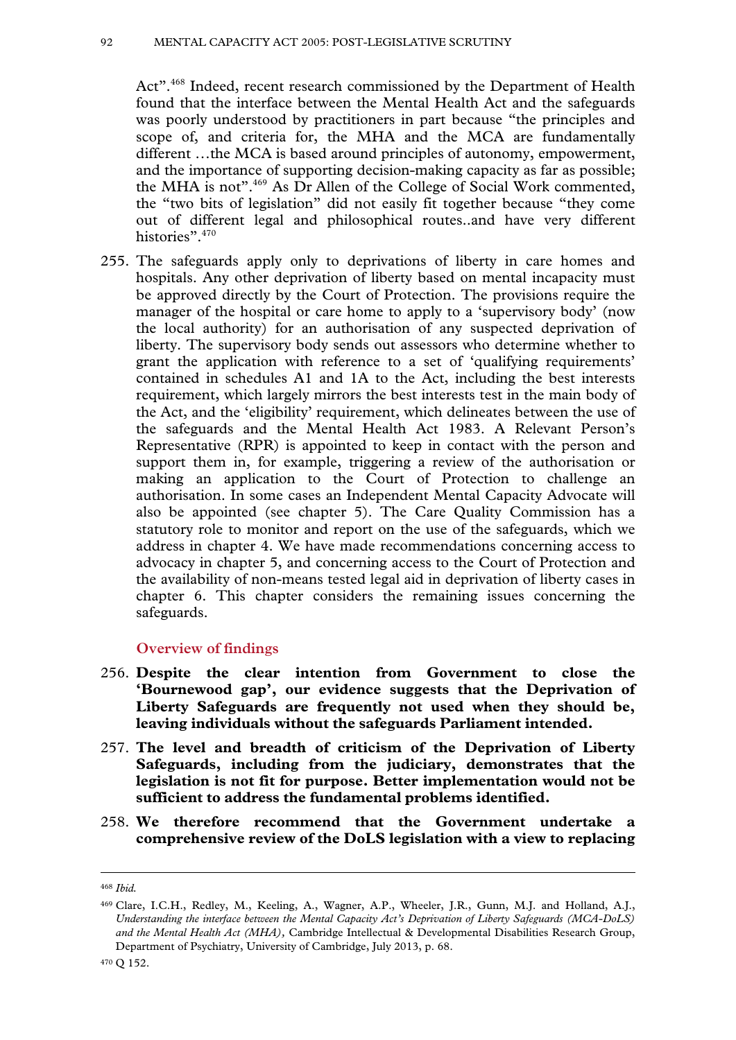Act".[468] Indeed, recent research commissioned by the Department of Health found that the interface between the Mental Health Act and the safeguards was poorly understood by practitioners in part because "the principles and scope of, and criteria for, the MHA and the MCA are fundamentally different …the MCA is based around principles of autonomy, empowerment, and the importance of supporting decision-making capacity as far as possible; the MHA is not".[469] As Dr Allen of the College of Social Work commented, the "two bits of legislation" did not easily fit together because "they come out of different legal and philosophical routes..and have very different histories".[470]

255. The safeguards apply only to deprivations of liberty in care homes and hospitals. Any other deprivation of liberty based on mental incapacity must be approved directly by the Court of Protection. The provisions require the manager of the hospital or care home to apply to a 'supervisory body' (now the local authority) for an authorisation of any suspected deprivation of liberty. The supervisory body sends out assessors who determine whether to grant the application with reference to a set of 'qualifying requirements' contained in schedules A1 and 1A to the Act, including the best interests requirement, which largely mirrors the best interests test in the main body of the Act, and the 'eligibility' requirement, which delineates between the use of the safeguards and the Mental Health Act 1983. A Relevant Person's Representative (RPR) is appointed to keep in contact with the person and support them in, for example, triggering a review of the authorisation or making an application to the Court of Protection to challenge an authorisation. In some cases an Independent Mental Capacity Advocate will also be appointed (see chapter 5). The Care Quality Commission has a statutory role to monitor and report on the use of the safeguards, which we address in chapter 4. We have made recommendations concerning access to advocacy in chapter 5, and concerning access to the Court of Protection and the availability of non-means tested legal aid in deprivation of liberty cases in chapter 6. This chapter considers the remaining issues concerning the safeguards.

### Overview of findings

256. **Despite the clear intention from Government to close the 'Bournewood gap', our evidence suggests that the Deprivation of Liberty Safeguards are frequently not used when they should be, leaving individuals without the safeguards Parliament intended.**

257. **The level and breadth of criticism of the Deprivation of Liberty Safeguards, including from the judiciary, demonstrates that the legislation is not fit for purpose. Better implementation would not be sufficient to address the fundamental problems identified.**

258. **We therefore recommend that the Government undertake a comprehensive review of the DoLS legislation with a view to replacing**

---

[468] *Ibid.*

[469] Clare, I.C.H., Redley, M., Keeling, A., Wagner, A.P., Wheeler, J.R., Gunn, M.J. and Holland, A.J., *Understanding the interface between the Mental Capacity Act's Deprivation of Liberty Safeguards (MCA-DoLS) and the Mental Health Act (MHA),* Cambridge Intellectual & Developmental Disabilities Research Group, Department of Psychiatry, University of Cambridge, July 2013, p. 68.

[470] Q 152.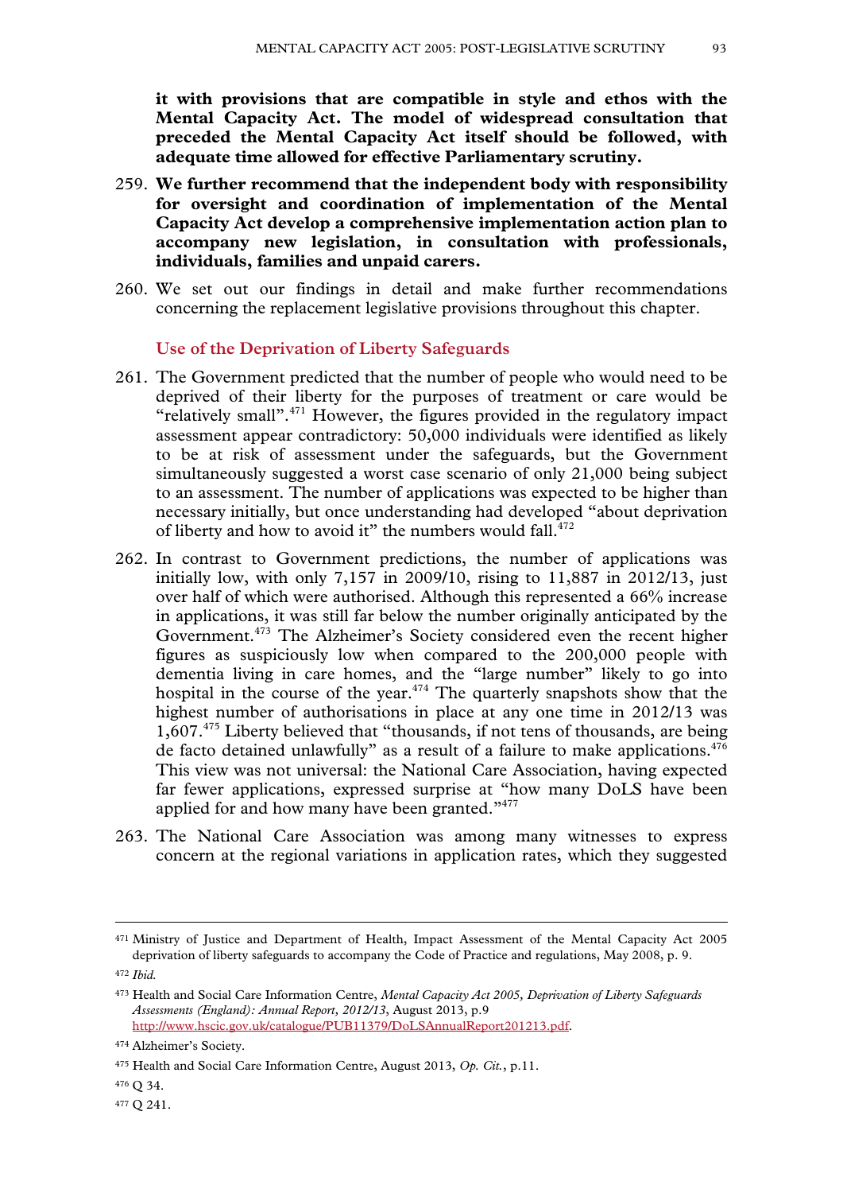**it with provisions that are compatible in style and ethos with the Mental Capacity Act. The model of widespread consultation that preceded the Mental Capacity Act itself should be followed, with adequate time allowed for effective Parliamentary scrutiny.**

259. **We further recommend that the independent body with responsibility for oversight and coordination of implementation of the Mental Capacity Act develop a comprehensive implementation action plan to accompany new legislation, in consultation with professionals, individuals, families and unpaid carers.**

260. We set out our findings in detail and make further recommendations concerning the replacement legislative provisions throughout this chapter.

### Use of the Deprivation of Liberty Safeguards

261. The Government predicted that the number of people who would need to be deprived of their liberty for the purposes of treatment or care would be "relatively small".[471] However, the figures provided in the regulatory impact assessment appear contradictory: 50,000 individuals were identified as likely to be at risk of assessment under the safeguards, but the Government simultaneously suggested a worst case scenario of only 21,000 being subject to an assessment. The number of applications was expected to be higher than necessary initially, but once understanding had developed "about deprivation of liberty and how to avoid it" the numbers would fall.[472]

262. In contrast to Government predictions, the number of applications was initially low, with only 7,157 in 2009/10, rising to 11,887 in 2012/13, just over half of which were authorised. Although this represented a 66% increase in applications, it was still far below the number originally anticipated by the Government.[473] The Alzheimer's Society considered even the recent higher figures as suspiciously low when compared to the 200,000 people with dementia living in care homes, and the "large number" likely to go into hospital in the course of the year.[474] The quarterly snapshots show that the highest number of authorisations in place at any one time in 2012/13 was 1,607.[475] Liberty believed that "thousands, if not tens of thousands, are being de facto detained unlawfully" as a result of a failure to make applications.[476] This view was not universal: the National Care Association, having expected far fewer applications, expressed surprise at "how many DoLS have been applied for and how many have been granted."[477]

263. The National Care Association was among many witnesses to express concern at the regional variations in application rates, which they suggested

---

[471] Ministry of Justice and Department of Health, Impact Assessment of the Mental Capacity Act 2005 deprivation of liberty safeguards to accompany the Code of Practice and regulations, May 2008, p. 9.

[472] *Ibid.*

[473] Health and Social Care Information Centre, *Mental Capacity Act 2005, Deprivation of Liberty Safeguards Assessments (England): Annual Report, 2012/13*, August 2013, p.9 http://www.hscic.gov.uk/catalogue/PUB11379/DoLSAnnualReport201213.pdf.

[474] Alzheimer's Society.

[475] Health and Social Care Information Centre, August 2013, *Op. Cit.*, p.11.

[476] Q 34.

[477] Q 241.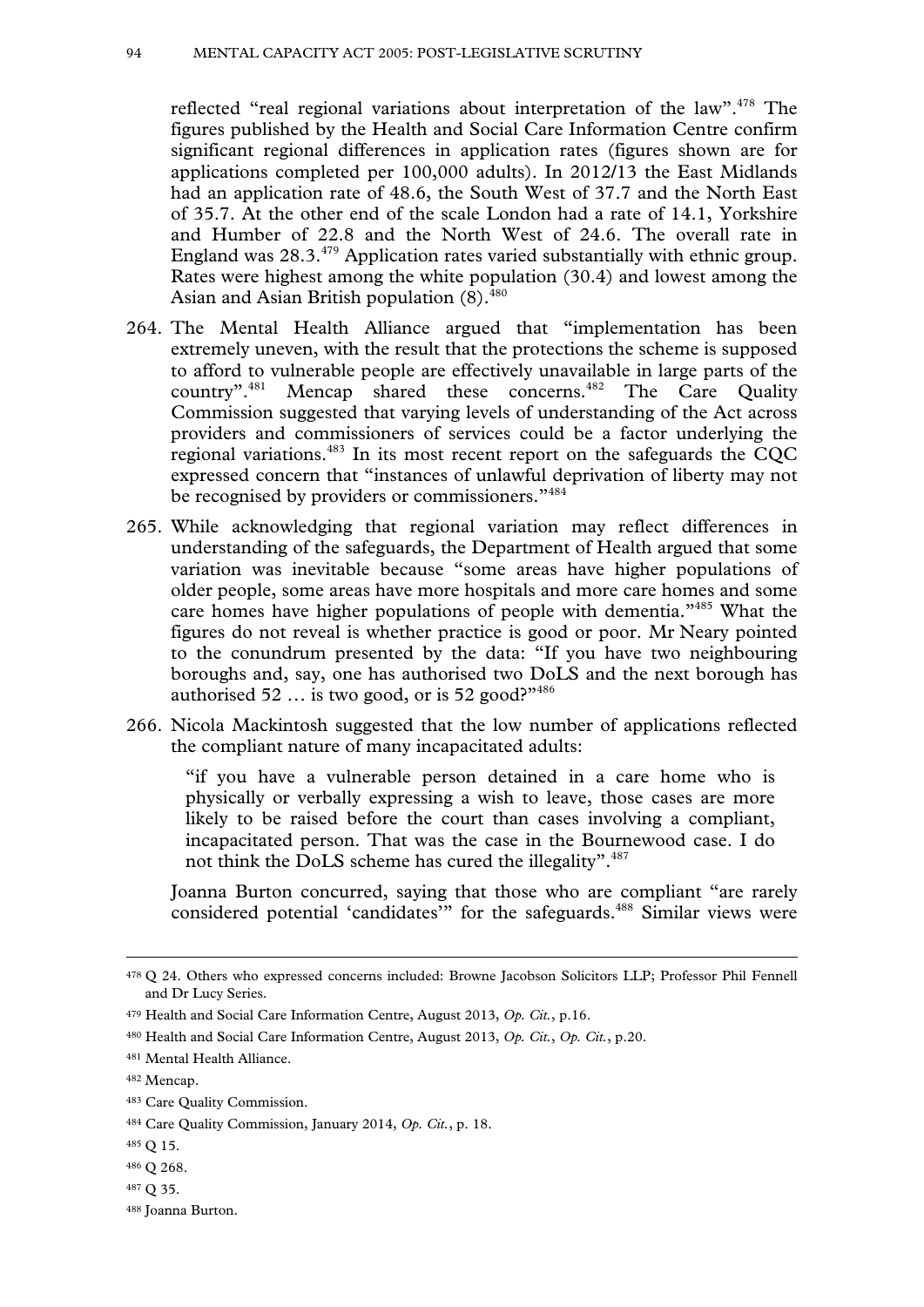reflected "real regional variations about interpretation of the law".[478] The figures published by the Health and Social Care Information Centre confirm significant regional differences in application rates (figures shown are for applications completed per 100,000 adults). In 2012/13 the East Midlands had an application rate of 48.6, the South West of 37.7 and the North East of 35.7. At the other end of the scale London had a rate of 14.1, Yorkshire and Humber of 22.8 and the North West of 24.6. The overall rate in England was 28.3.[479] Application rates varied substantially with ethnic group. Rates were highest among the white population (30.4) and lowest among the Asian and Asian British population (8).[480]

264. The Mental Health Alliance argued that "implementation has been extremely uneven, with the result that the protections the scheme is supposed to afford to vulnerable people are effectively unavailable in large parts of the country".[481] Mencap shared these concerns.[482] The Care Quality Commission suggested that varying levels of understanding of the Act across providers and commissioners of services could be a factor underlying the regional variations.[483] In its most recent report on the safeguards the CQC expressed concern that "instances of unlawful deprivation of liberty may not be recognised by providers or commissioners."[484]

265. While acknowledging that regional variation may reflect differences in understanding of the safeguards, the Department of Health argued that some variation was inevitable because "some areas have higher populations of older people, some areas have more hospitals and more care homes and some care homes have higher populations of people with dementia."[485] What the figures do not reveal is whether practice is good or poor. Mr Neary pointed to the conundrum presented by the data: "If you have two neighbouring boroughs and, say, one has authorised two DoLS and the next borough has authorised 52 … is two good, or is 52 good?"[486]

266. Nicola Mackintosh suggested that the low number of applications reflected the compliant nature of many incapacitated adults:

> "if you have a vulnerable person detained in a care home who is physically or verbally expressing a wish to leave, those cases are more likely to be raised before the court than cases involving a compliant, incapacitated person. That was the case in the Bournewood case. I do not think the DoLS scheme has cured the illegality".[487]

Joanna Burton concurred, saying that those who are compliant "are rarely considered potential 'candidates'" for the safeguards.[488] Similar views were

---

478 Q 24. Others who expressed concerns included: Browne Jacobson Solicitors LLP; Professor Phil Fennell and Dr Lucy Series.

479 Health and Social Care Information Centre, August 2013, *Op. Cit.*, p.16.

480 Health and Social Care Information Centre, August 2013, *Op. Cit.*, *Op. Cit.*, p.20.

481 Mental Health Alliance.

482 Mencap.

483 Care Quality Commission.

484 Care Quality Commission, January 2014, *Op. Cit.*, p. 18.

485 Q 15.

486 Q 268.

487 Q 35.

488 Joanna Burton.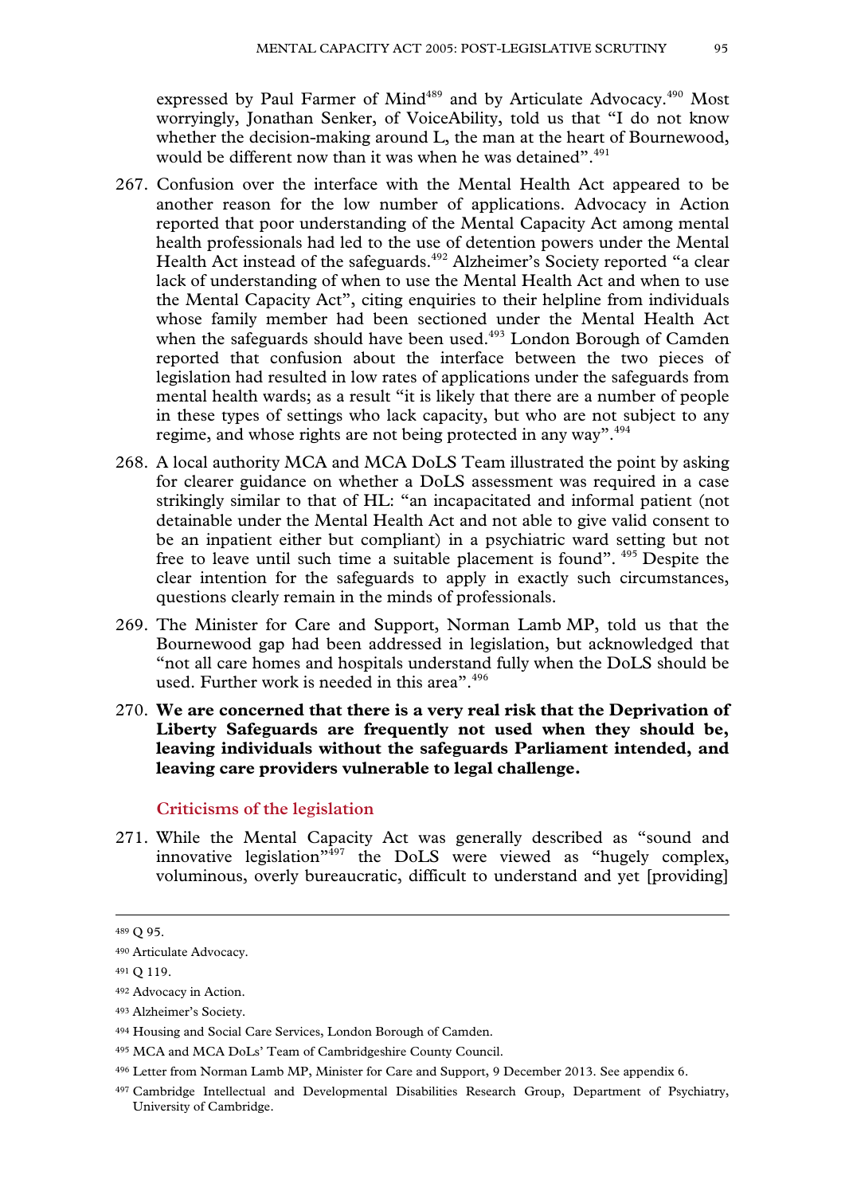expressed by Paul Farmer of Mind[489] and by Articulate Advocacy.[490] Most worryingly, Jonathan Senker, of VoiceAbility, told us that "I do not know whether the decision-making around L, the man at the heart of Bournewood, would be different now than it was when he was detained".[491]

267. Confusion over the interface with the Mental Health Act appeared to be another reason for the low number of applications. Advocacy in Action reported that poor understanding of the Mental Capacity Act among mental health professionals had led to the use of detention powers under the Mental Health Act instead of the safeguards.[492] Alzheimer's Society reported "a clear lack of understanding of when to use the Mental Health Act and when to use the Mental Capacity Act", citing enquiries to their helpline from individuals whose family member had been sectioned under the Mental Health Act when the safeguards should have been used.[493] London Borough of Camden reported that confusion about the interface between the two pieces of legislation had resulted in low rates of applications under the safeguards from mental health wards; as a result "it is likely that there are a number of people in these types of settings who lack capacity, but who are not subject to any regime, and whose rights are not being protected in any way".[494]

268. A local authority MCA and MCA DoLS Team illustrated the point by asking for clearer guidance on whether a DoLS assessment was required in a case strikingly similar to that of HL: "an incapacitated and informal patient (not detainable under the Mental Health Act and not able to give valid consent to be an inpatient either but compliant) in a psychiatric ward setting but not free to leave until such time a suitable placement is found". [495] Despite the clear intention for the safeguards to apply in exactly such circumstances, questions clearly remain in the minds of professionals.

269. The Minister for Care and Support, Norman Lamb MP, told us that the Bournewood gap had been addressed in legislation, but acknowledged that "not all care homes and hospitals understand fully when the DoLS should be used. Further work is needed in this area".[496]

270. **We are concerned that there is a very real risk that the Deprivation of Liberty Safeguards are frequently not used when they should be, leaving individuals without the safeguards Parliament intended, and leaving care providers vulnerable to legal challenge.**

### Criticisms of the legislation

271. While the Mental Capacity Act was generally described as "sound and innovative legislation"[497] the DoLS were viewed as "hugely complex, voluminous, overly bureaucratic, difficult to understand and yet [providing]

---

[489] Q 95.

[490] Articulate Advocacy.

[491] Q 119.

[492] Advocacy in Action.

[493] Alzheimer's Society.

[494] Housing and Social Care Services, London Borough of Camden.

[495] MCA and MCA DoLs' Team of Cambridgeshire County Council.

[496] Letter from Norman Lamb MP, Minister for Care and Support, 9 December 2013. See appendix 6.

[497] Cambridge Intellectual and Developmental Disabilities Research Group, Department of Psychiatry, University of Cambridge.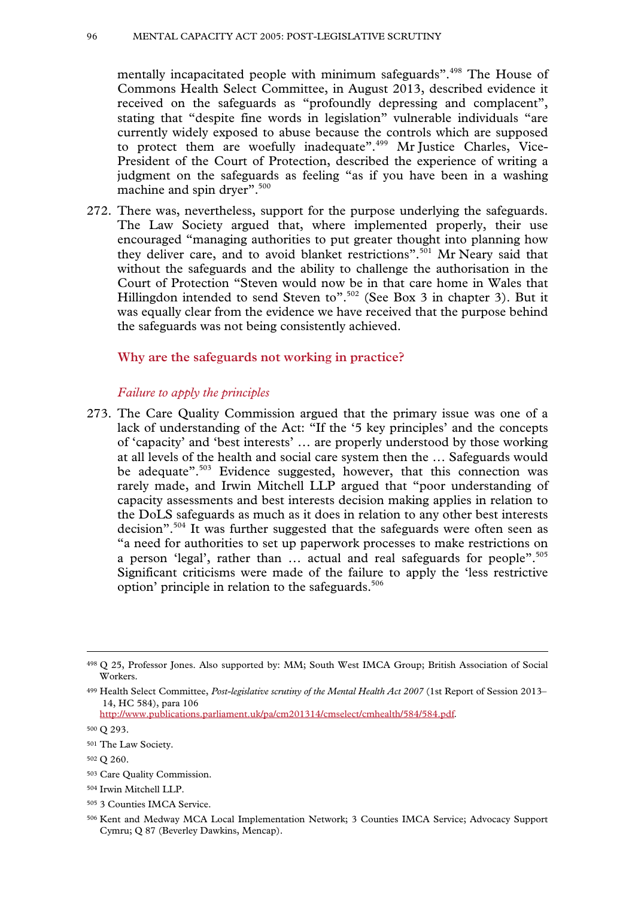mentally incapacitated people with minimum safeguards".[498] The House of Commons Health Select Committee, in August 2013, described evidence it received on the safeguards as "profoundly depressing and complacent", stating that "despite fine words in legislation" vulnerable individuals "are currently widely exposed to abuse because the controls which are supposed to protect them are woefully inadequate".[499] Mr Justice Charles, Vice-President of the Court of Protection, described the experience of writing a judgment on the safeguards as feeling "as if you have been in a washing machine and spin dryer".[500]

272. There was, nevertheless, support for the purpose underlying the safeguards. The Law Society argued that, where implemented properly, their use encouraged "managing authorities to put greater thought into planning how they deliver care, and to avoid blanket restrictions".[501] Mr Neary said that without the safeguards and the ability to challenge the authorisation in the Court of Protection "Steven would now be in that care home in Wales that Hillingdon intended to send Steven to".[502] (See Box 3 in chapter 3). But it was equally clear from the evidence we have received that the purpose behind the safeguards was not being consistently achieved.

### Why are the safeguards not working in practice?

#### *Failure to apply the principles*

273. The Care Quality Commission argued that the primary issue was one of a lack of understanding of the Act: "If the '5 key principles' and the concepts of 'capacity' and 'best interests' … are properly understood by those working at all levels of the health and social care system then the … Safeguards would be adequate".[503] Evidence suggested, however, that this connection was rarely made, and Irwin Mitchell LLP argued that "poor understanding of capacity assessments and best interests decision making applies in relation to the DoLS safeguards as much as it does in relation to any other best interests decision".[504] It was further suggested that the safeguards were often seen as "a need for authorities to set up paperwork processes to make restrictions on a person 'legal', rather than … actual and real safeguards for people".[505] Significant criticisms were made of the failure to apply the 'less restrictive option' principle in relation to the safeguards.[506]

---

498 Q 25, Professor Jones. Also supported by: MM; South West IMCA Group; British Association of Social Workers.

499 Health Select Committee, *Post-legislative scrutiny of the Mental Health Act 2007* (1st Report of Session 2013–14, HC 584), para 106 http://www.publications.parliament.uk/pa/cm201314/cmselect/cmhealth/584/584.pdf.

500 Q 293.

501 The Law Society.

502 Q 260.

503 Care Quality Commission.

504 Irwin Mitchell LLP.

505 3 Counties IMCA Service.

506 Kent and Medway MCA Local Implementation Network; 3 Counties IMCA Service; Advocacy Support Cymru; Q 87 (Beverley Dawkins, Mencap).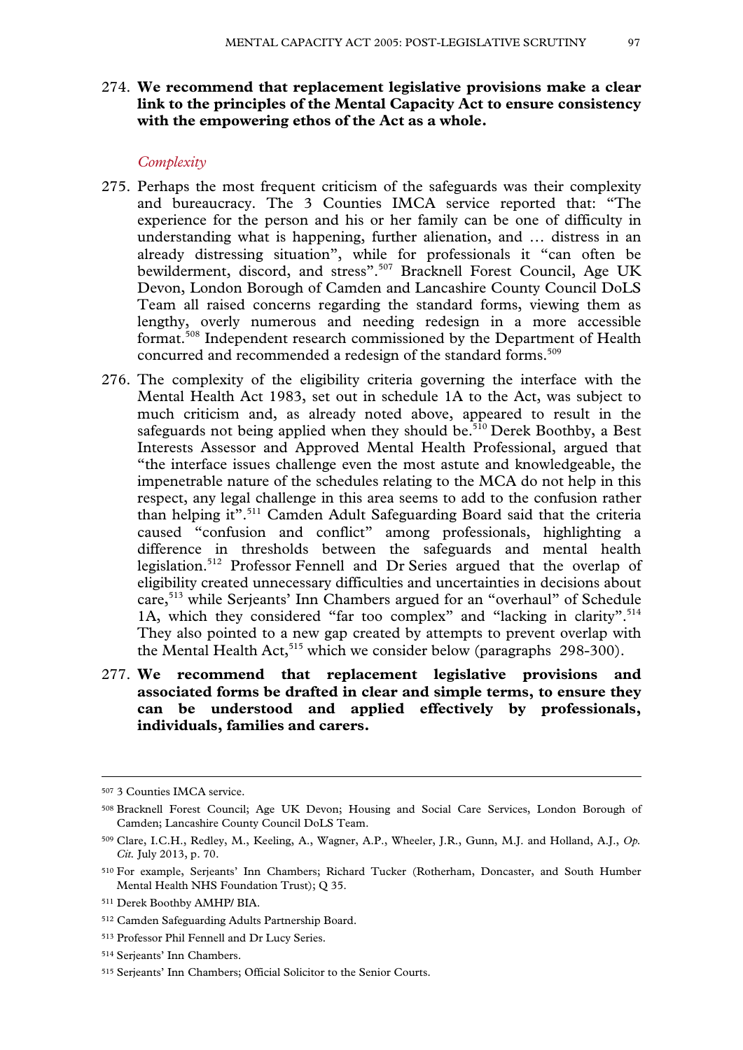274. **We recommend that replacement legislative provisions make a clear link to the principles of the Mental Capacity Act to ensure consistency with the empowering ethos of the Act as a whole.**

*Complexity*

275. Perhaps the most frequent criticism of the safeguards was their complexity and bureaucracy. The 3 Counties IMCA service reported that: "The experience for the person and his or her family can be one of difficulty in understanding what is happening, further alienation, and … distress in an already distressing situation", while for professionals it "can often be bewilderment, discord, and stress".[507] Bracknell Forest Council, Age UK Devon, London Borough of Camden and Lancashire County Council DoLS Team all raised concerns regarding the standard forms, viewing them as lengthy, overly numerous and needing redesign in a more accessible format.[508] Independent research commissioned by the Department of Health concurred and recommended a redesign of the standard forms.[509]

276. The complexity of the eligibility criteria governing the interface with the Mental Health Act 1983, set out in schedule 1A to the Act, was subject to much criticism and, as already noted above, appeared to result in the safeguards not being applied when they should be.[510] Derek Boothby, a Best Interests Assessor and Approved Mental Health Professional, argued that "the interface issues challenge even the most astute and knowledgeable, the impenetrable nature of the schedules relating to the MCA do not help in this respect, any legal challenge in this area seems to add to the confusion rather than helping it".[511] Camden Adult Safeguarding Board said that the criteria caused "confusion and conflict" among professionals, highlighting a difference in thresholds between the safeguards and mental health legislation.[512] Professor Fennell and Dr Series argued that the overlap of eligibility created unnecessary difficulties and uncertainties in decisions about care,[513] while Serjeants' Inn Chambers argued for an "overhaul" of Schedule 1A, which they considered "far too complex" and "lacking in clarity".[514] They also pointed to a new gap created by attempts to prevent overlap with the Mental Health Act,[515] which we consider below (paragraphs 298-300).

277. **We recommend that replacement legislative provisions and associated forms be drafted in clear and simple terms, to ensure they can be understood and applied effectively by professionals, individuals, families and carers.**

---

[507] 3 Counties IMCA service.

[508] Bracknell Forest Council; Age UK Devon; Housing and Social Care Services, London Borough of Camden; Lancashire County Council DoLS Team.

[509] Clare, I.C.H., Redley, M., Keeling, A., Wagner, A.P., Wheeler, J.R., Gunn, M.J. and Holland, A.J., *Op. Cit.* July 2013, p. 70.

[510] For example, Serjeants' Inn Chambers; Richard Tucker (Rotherham, Doncaster, and South Humber Mental Health NHS Foundation Trust); Q 35.

[511] Derek Boothby AMHP/ BIA.

[512] Camden Safeguarding Adults Partnership Board.

[513] Professor Phil Fennell and Dr Lucy Series.

[514] Serjeants' Inn Chambers.

[515] Serjeants' Inn Chambers; Official Solicitor to the Senior Courts.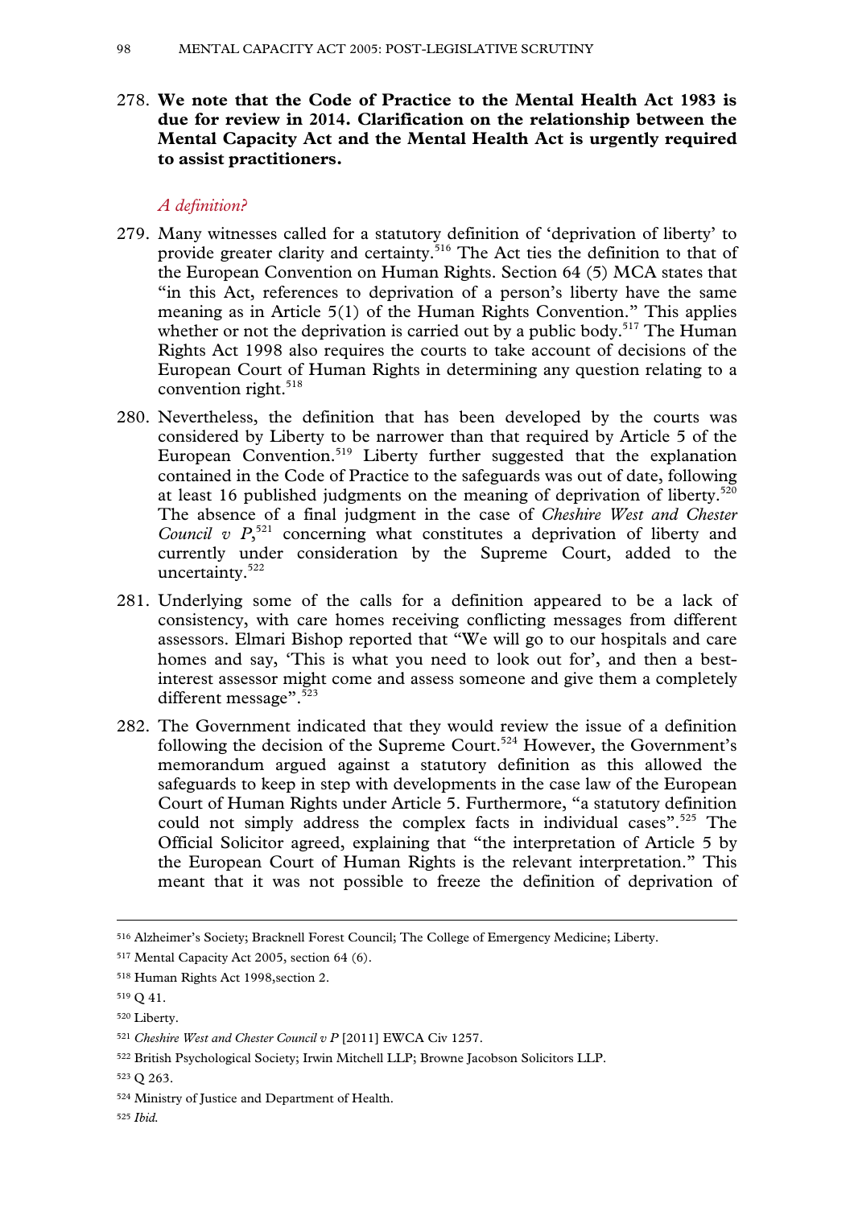278. **We note that the Code of Practice to the Mental Health Act 1983 is due for review in 2014. Clarification on the relationship between the Mental Capacity Act and the Mental Health Act is urgently required to assist practitioners.**

*A definition?*

279. Many witnesses called for a statutory definition of 'deprivation of liberty' to provide greater clarity and certainty.[516] The Act ties the definition to that of the European Convention on Human Rights. Section 64 (5) MCA states that "in this Act, references to deprivation of a person's liberty have the same meaning as in Article 5(1) of the Human Rights Convention." This applies whether or not the deprivation is carried out by a public body.[517] The Human Rights Act 1998 also requires the courts to take account of decisions of the European Court of Human Rights in determining any question relating to a convention right.[518]

280. Nevertheless, the definition that has been developed by the courts was considered by Liberty to be narrower than that required by Article 5 of the European Convention.[519] Liberty further suggested that the explanation contained in the Code of Practice to the safeguards was out of date, following at least 16 published judgments on the meaning of deprivation of liberty.[520] The absence of a final judgment in the case of *Cheshire West and Chester Council v P*,[521] concerning what constitutes a deprivation of liberty and currently under consideration by the Supreme Court, added to the uncertainty.[522]

281. Underlying some of the calls for a definition appeared to be a lack of consistency, with care homes receiving conflicting messages from different assessors. Elmari Bishop reported that "We will go to our hospitals and care homes and say, 'This is what you need to look out for', and then a best-interest assessor might come and assess someone and give them a completely different message".[523]

282. The Government indicated that they would review the issue of a definition following the decision of the Supreme Court.[524] However, the Government's memorandum argued against a statutory definition as this allowed the safeguards to keep in step with developments in the case law of the European Court of Human Rights under Article 5. Furthermore, "a statutory definition could not simply address the complex facts in individual cases".[525] The Official Solicitor agreed, explaining that "the interpretation of Article 5 by the European Court of Human Rights is the relevant interpretation." This meant that it was not possible to freeze the definition of deprivation of

---

516 Alzheimer's Society; Bracknell Forest Council; The College of Emergency Medicine; Liberty.

517 Mental Capacity Act 2005, section 64 (6).

518 Human Rights Act 1998,section 2.

519 Q 41.

520 Liberty.

521 *Cheshire West and Chester Council v P* [2011] EWCA Civ 1257.

522 British Psychological Society; Irwin Mitchell LLP; Browne Jacobson Solicitors LLP.

523 Q 263.

524 Ministry of Justice and Department of Health.

525 *Ibid.*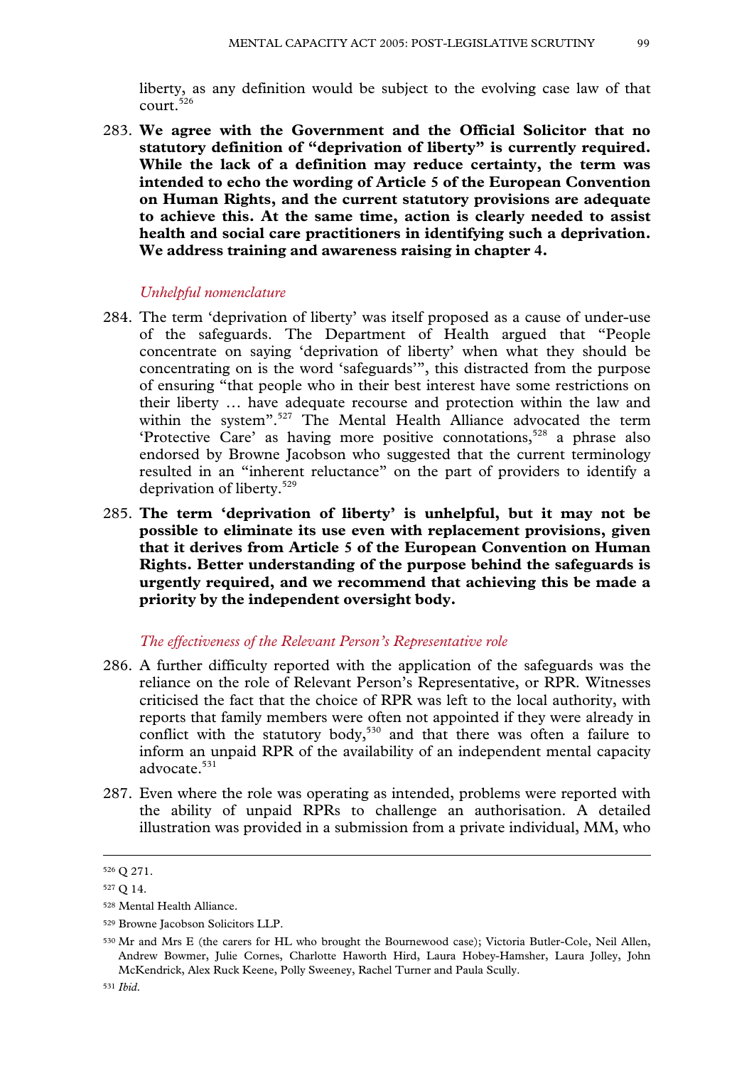liberty, as any definition would be subject to the evolving case law of that court.[526]

283. **We agree with the Government and the Official Solicitor that no statutory definition of "deprivation of liberty" is currently required. While the lack of a definition may reduce certainty, the term was intended to echo the wording of Article 5 of the European Convention on Human Rights, and the current statutory provisions are adequate to achieve this. At the same time, action is clearly needed to assist health and social care practitioners in identifying such a deprivation. We address training and awareness raising in chapter 4.**

### *Unhelpful nomenclature*

284. The term 'deprivation of liberty' was itself proposed as a cause of under-use of the safeguards. The Department of Health argued that "People concentrate on saying 'deprivation of liberty' when what they should be concentrating on is the word 'safeguards'", this distracted from the purpose of ensuring "that people who in their best interest have some restrictions on their liberty … have adequate recourse and protection within the law and within the system".[527] The Mental Health Alliance advocated the term 'Protective Care' as having more positive connotations,[528] a phrase also endorsed by Browne Jacobson who suggested that the current terminology resulted in an "inherent reluctance" on the part of providers to identify a deprivation of liberty.[529]

285. **The term 'deprivation of liberty' is unhelpful, but it may not be possible to eliminate its use even with replacement provisions, given that it derives from Article 5 of the European Convention on Human Rights. Better understanding of the purpose behind the safeguards is urgently required, and we recommend that achieving this be made a priority by the independent oversight body.**

### *The effectiveness of the Relevant Person's Representative role*

286. A further difficulty reported with the application of the safeguards was the reliance on the role of Relevant Person's Representative, or RPR. Witnesses criticised the fact that the choice of RPR was left to the local authority, with reports that family members were often not appointed if they were already in conflict with the statutory body,[530] and that there was often a failure to inform an unpaid RPR of the availability of an independent mental capacity advocate.[531]

287. Even where the role was operating as intended, problems were reported with the ability of unpaid RPRs to challenge an authorisation. A detailed illustration was provided in a submission from a private individual, MM, who

---

[526] Q 271.

[527] Q 14.

[528] Mental Health Alliance.

[529] Browne Jacobson Solicitors LLP.

[530] Mr and Mrs E (the carers for HL who brought the Bournewood case); Victoria Butler-Cole, Neil Allen, Andrew Bowmer, Julie Cornes, Charlotte Haworth Hird, Laura Hobey-Hamsher, Laura Jolley, John McKendrick, Alex Ruck Keene, Polly Sweeney, Rachel Turner and Paula Scully.

[531] *Ibid*.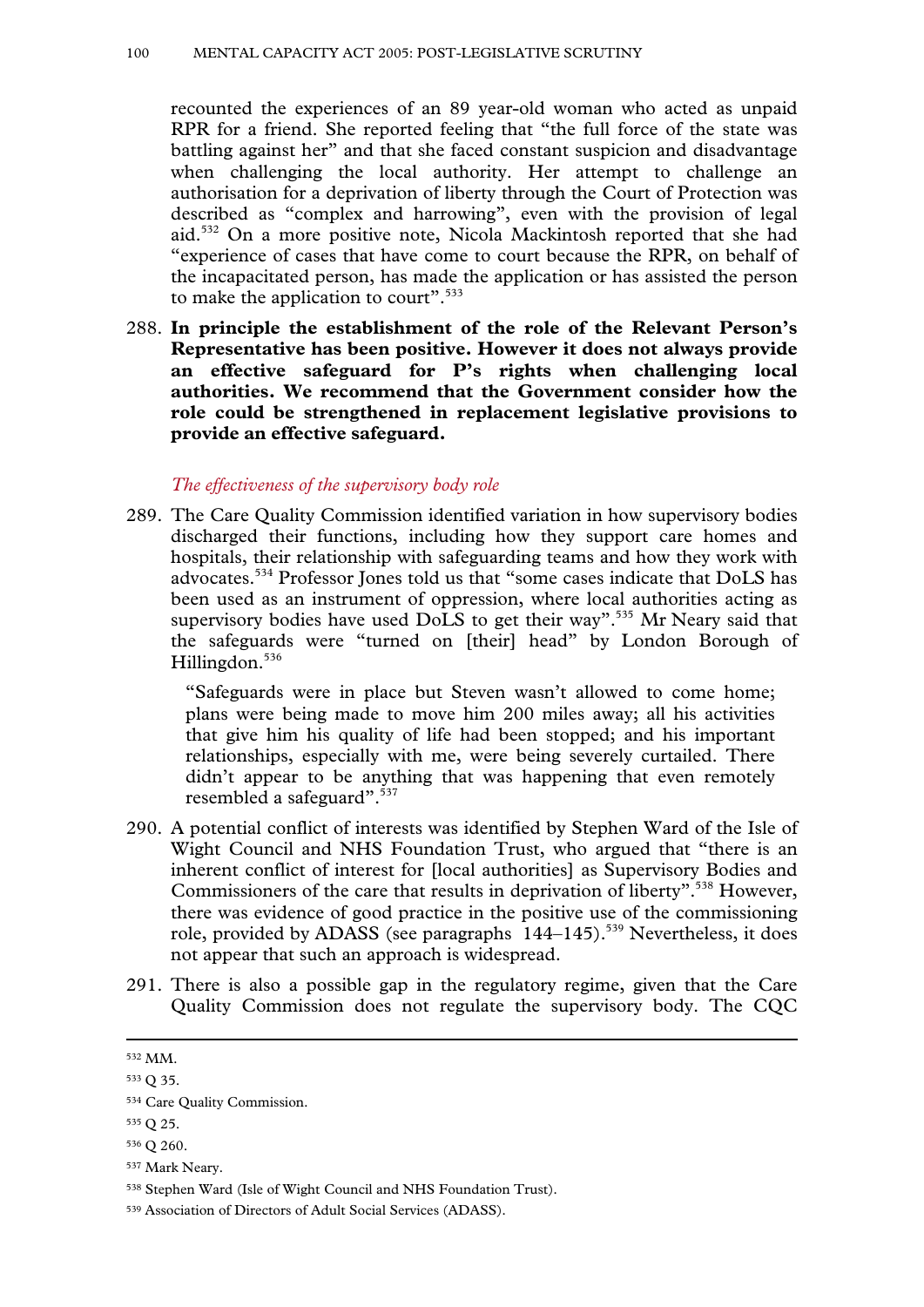recounted the experiences of an 89 year-old woman who acted as unpaid RPR for a friend. She reported feeling that "the full force of the state was battling against her" and that she faced constant suspicion and disadvantage when challenging the local authority. Her attempt to challenge an authorisation for a deprivation of liberty through the Court of Protection was described as "complex and harrowing", even with the provision of legal aid.[532] On a more positive note, Nicola Mackintosh reported that she had "experience of cases that have come to court because the RPR, on behalf of the incapacitated person, has made the application or has assisted the person to make the application to court".[533]

288. **In principle the establishment of the role of the Relevant Person's Representative has been positive. However it does not always provide an effective safeguard for P's rights when challenging local authorities. We recommend that the Government consider how the role could be strengthened in replacement legislative provisions to provide an effective safeguard.**

### *The effectiveness of the supervisory body role*

289. The Care Quality Commission identified variation in how supervisory bodies discharged their functions, including how they support care homes and hospitals, their relationship with safeguarding teams and how they work with advocates.[534] Professor Jones told us that "some cases indicate that DoLS has been used as an instrument of oppression, where local authorities acting as supervisory bodies have used DoLS to get their way".[535] Mr Neary said that the safeguards were "turned on [their] head" by London Borough of Hillingdon.[536]

> "Safeguards were in place but Steven wasn't allowed to come home; plans were being made to move him 200 miles away; all his activities that give him his quality of life had been stopped; and his important relationships, especially with me, were being severely curtailed. There didn't appear to be anything that was happening that even remotely resembled a safeguard".[537]

290. A potential conflict of interests was identified by Stephen Ward of the Isle of Wight Council and NHS Foundation Trust, who argued that "there is an inherent conflict of interest for [local authorities] as Supervisory Bodies and Commissioners of the care that results in deprivation of liberty".[538] However, there was evidence of good practice in the positive use of the commissioning role, provided by ADASS (see paragraphs 144–145).[539] Nevertheless, it does not appear that such an approach is widespread.

291. There is also a possible gap in the regulatory regime, given that the Care Quality Commission does not regulate the supervisory body. The CQC

---

[532] MM.

[533] Q 35.

[534] Care Quality Commission.

[535] Q 25.

[536] Q 260.

[537] Mark Neary.

[538] Stephen Ward (Isle of Wight Council and NHS Foundation Trust).

[539] Association of Directors of Adult Social Services (ADASS).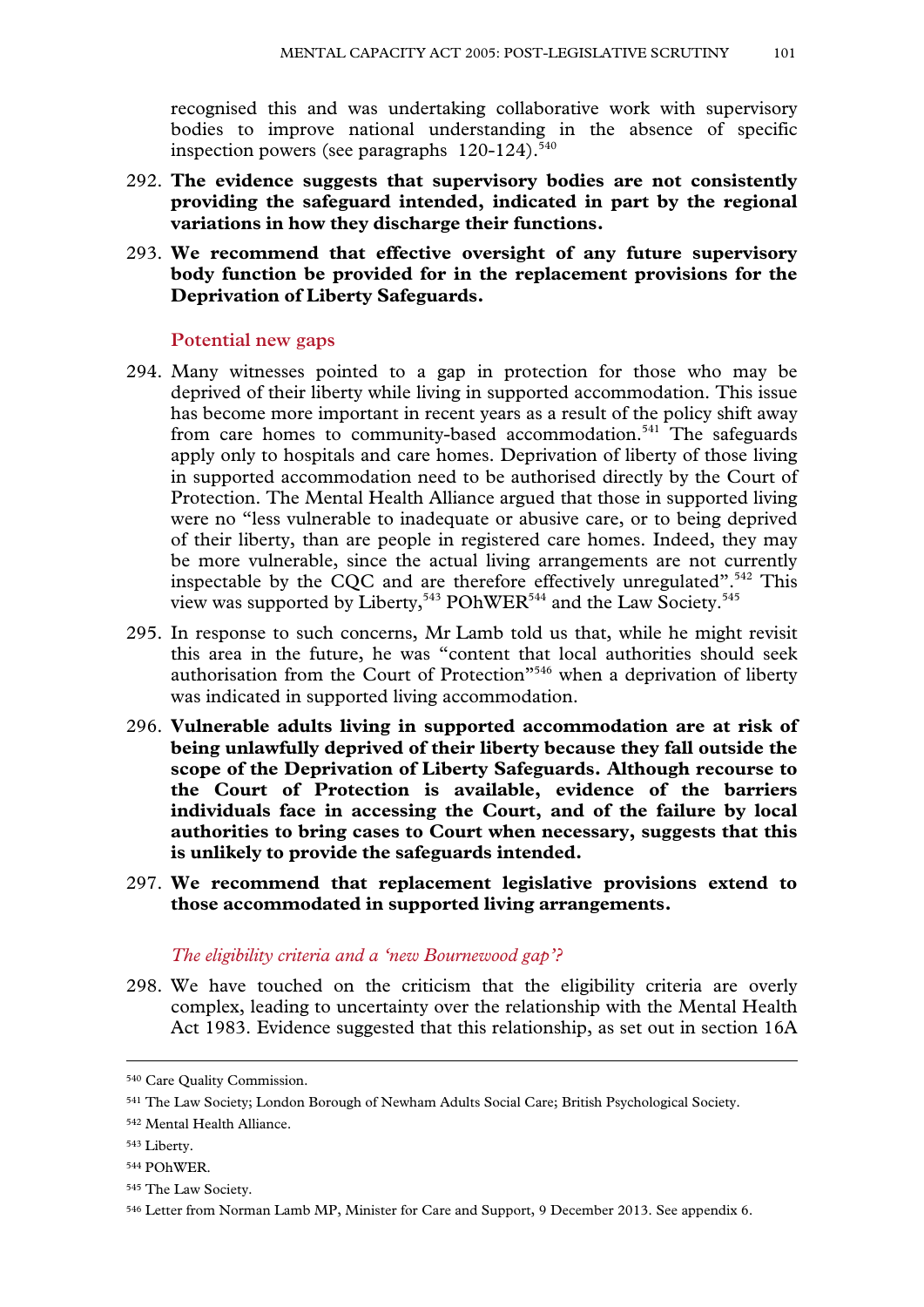recognised this and was undertaking collaborative work with supervisory bodies to improve national understanding in the absence of specific inspection powers (see paragraphs 120-124).[540]

292. **The evidence suggests that supervisory bodies are not consistently providing the safeguard intended, indicated in part by the regional variations in how they discharge their functions.**

293. **We recommend that effective oversight of any future supervisory body function be provided for in the replacement provisions for the Deprivation of Liberty Safeguards.**

### Potential new gaps

294. Many witnesses pointed to a gap in protection for those who may be deprived of their liberty while living in supported accommodation. This issue has become more important in recent years as a result of the policy shift away from care homes to community-based accommodation.[541] The safeguards apply only to hospitals and care homes. Deprivation of liberty of those living in supported accommodation need to be authorised directly by the Court of Protection. The Mental Health Alliance argued that those in supported living were no "less vulnerable to inadequate or abusive care, or to being deprived of their liberty, than are people in registered care homes. Indeed, they may be more vulnerable, since the actual living arrangements are not currently inspectable by the CQC and are therefore effectively unregulated".[542] This view was supported by Liberty,[543] POhWER[544] and the Law Society.[545]

295. In response to such concerns, Mr Lamb told us that, while he might revisit this area in the future, he was "content that local authorities should seek authorisation from the Court of Protection"[546] when a deprivation of liberty was indicated in supported living accommodation.

296. **Vulnerable adults living in supported accommodation are at risk of being unlawfully deprived of their liberty because they fall outside the scope of the Deprivation of Liberty Safeguards. Although recourse to the Court of Protection is available, evidence of the barriers individuals face in accessing the Court, and of the failure by local authorities to bring cases to Court when necessary, suggests that this is unlikely to provide the safeguards intended.**

297. **We recommend that replacement legislative provisions extend to those accommodated in supported living arrangements.**

#### *The eligibility criteria and a 'new Bournewood gap'?*

298. We have touched on the criticism that the eligibility criteria are overly complex, leading to uncertainty over the relationship with the Mental Health Act 1983. Evidence suggested that this relationship, as set out in section 16A

---

[540] Care Quality Commission.

[541] The Law Society; London Borough of Newham Adults Social Care; British Psychological Society.

[542] Mental Health Alliance.

[543] Liberty.

[544] POhWER.

[545] The Law Society.

[546] Letter from Norman Lamb MP, Minister for Care and Support, 9 December 2013. See appendix 6.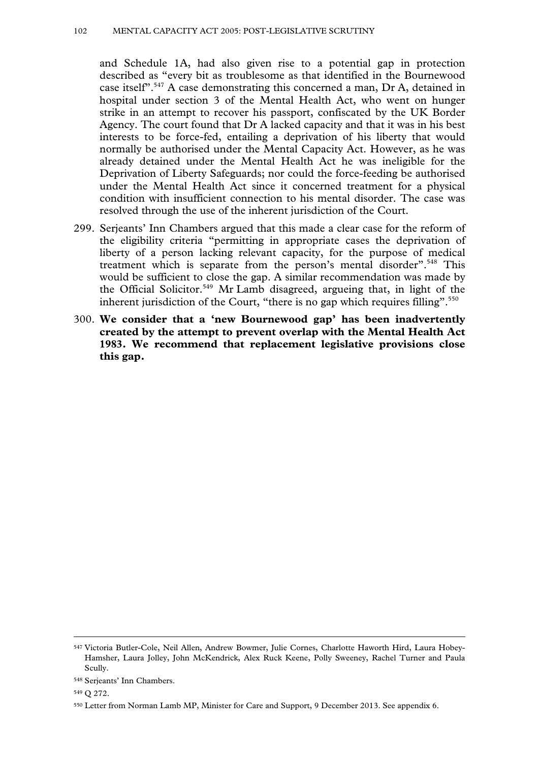and Schedule 1A, had also given rise to a potential gap in protection described as "every bit as troublesome as that identified in the Bournewood case itself".[547] A case demonstrating this concerned a man, Dr A, detained in hospital under section 3 of the Mental Health Act, who went on hunger strike in an attempt to recover his passport, confiscated by the UK Border Agency. The court found that Dr A lacked capacity and that it was in his best interests to be force-fed, entailing a deprivation of his liberty that would normally be authorised under the Mental Capacity Act. However, as he was already detained under the Mental Health Act he was ineligible for the Deprivation of Liberty Safeguards; nor could the force-feeding be authorised under the Mental Health Act since it concerned treatment for a physical condition with insufficient connection to his mental disorder. The case was resolved through the use of the inherent jurisdiction of the Court.

299. Serjeants' Inn Chambers argued that this made a clear case for the reform of the eligibility criteria "permitting in appropriate cases the deprivation of liberty of a person lacking relevant capacity, for the purpose of medical treatment which is separate from the person's mental disorder".[548] This would be sufficient to close the gap. A similar recommendation was made by the Official Solicitor.[549] Mr Lamb disagreed, argueing that, in light of the inherent jurisdiction of the Court, "there is no gap which requires filling".[550]

300. **We consider that a 'new Bournewood gap' has been inadvertently created by the attempt to prevent overlap with the Mental Health Act 1983. We recommend that replacement legislative provisions close this gap.**

---

[547] Victoria Butler-Cole, Neil Allen, Andrew Bowmer, Julie Cornes, Charlotte Haworth Hird, Laura Hobey-Hamsher, Laura Jolley, John McKendrick, Alex Ruck Keene, Polly Sweeney, Rachel Turner and Paula Scully.

[548] Serjeants' Inn Chambers.

[549] Q 272.

[550] Letter from Norman Lamb MP, Minister for Care and Support, 9 December 2013. See appendix 6.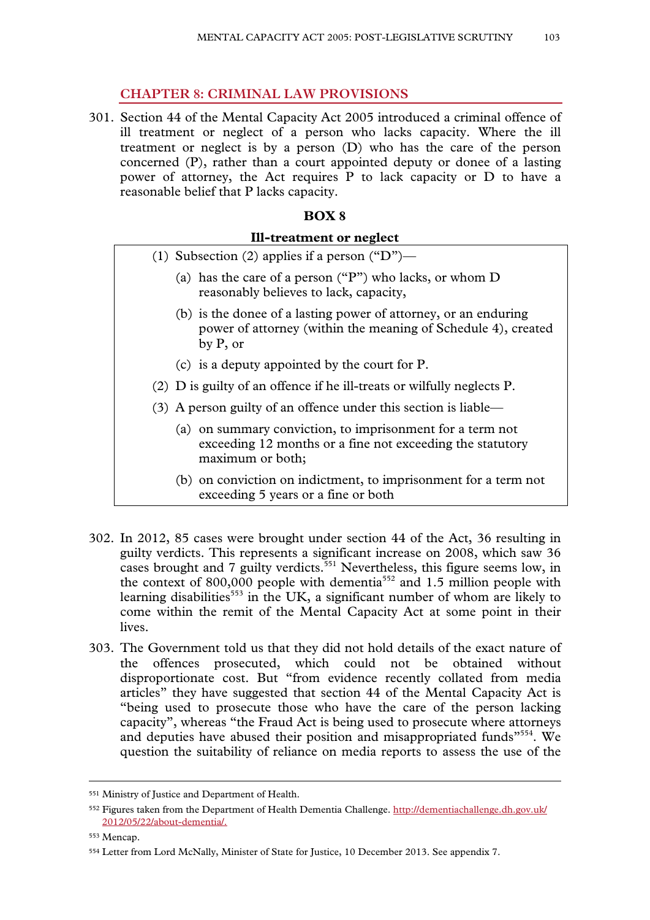## CHAPTER 8: CRIMINAL LAW PROVISIONS

301. Section 44 of the Mental Capacity Act 2005 introduced a criminal offence of ill treatment or neglect of a person who lacks capacity. Where the ill treatment or neglect is by a person (D) who has the care of the person concerned (P), rather than a court appointed deputy or donee of a lasting power of attorney, the Act requires P to lack capacity or D to have a reasonable belief that P lacks capacity.

**BOX 8**

**Ill-treatment or neglect**

(1) Subsection (2) applies if a person ("D")—

(a) has the care of a person ("P") who lacks, or whom D reasonably believes to lack, capacity,

(b) is the donee of a lasting power of attorney, or an enduring power of attorney (within the meaning of Schedule 4), created by P, or

(c) is a deputy appointed by the court for P.

(2) D is guilty of an offence if he ill-treats or wilfully neglects P.

(3) A person guilty of an offence under this section is liable—

(a) on summary conviction, to imprisonment for a term not exceeding 12 months or a fine not exceeding the statutory maximum or both;

(b) on conviction on indictment, to imprisonment for a term not exceeding 5 years or a fine or both

302. In 2012, 85 cases were brought under section 44 of the Act, 36 resulting in guilty verdicts. This represents a significant increase on 2008, which saw 36 cases brought and 7 guilty verdicts.[551] Nevertheless, this figure seems low, in the context of 800,000 people with dementia[552] and 1.5 million people with learning disabilities[553] in the UK, a significant number of whom are likely to come within the remit of the Mental Capacity Act at some point in their lives.

303. The Government told us that they did not hold details of the exact nature of the offences prosecuted, which could not be obtained without disproportionate cost. But "from evidence recently collated from media articles" they have suggested that section 44 of the Mental Capacity Act is "being used to prosecute those who have the care of the person lacking capacity", whereas "the Fraud Act is being used to prosecute where attorneys and deputies have abused their position and misappropriated funds"[554]. We question the suitability of reliance on media reports to assess the use of the

---

[551] Ministry of Justice and Department of Health.

[552] Figures taken from the Department of Health Dementia Challenge. http://dementiachallenge.dh.gov.uk/2012/05/22/about-dementia/.

[553] Mencap.

[554] Letter from Lord McNally, Minister of State for Justice, 10 December 2013. See appendix 7.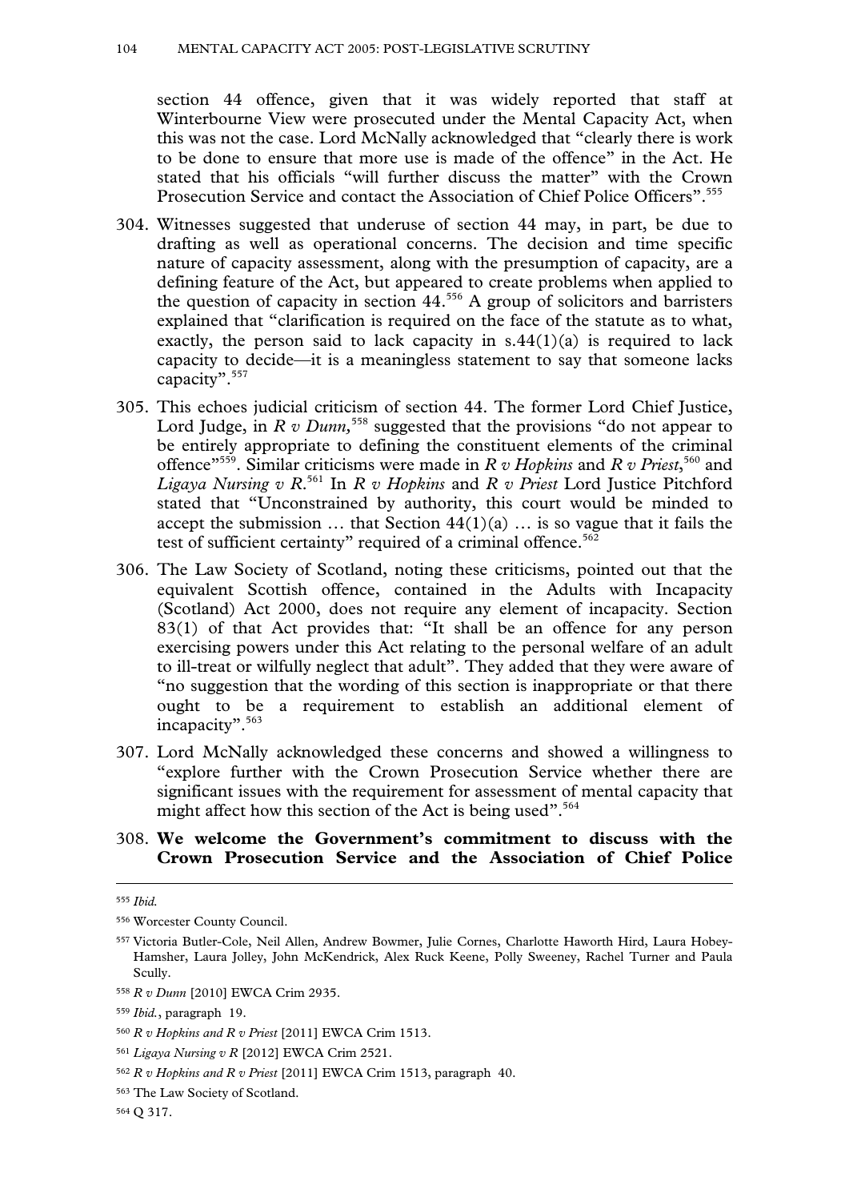section 44 offence, given that it was widely reported that staff at Winterbourne View were prosecuted under the Mental Capacity Act, when this was not the case. Lord McNally acknowledged that "clearly there is work to be done to ensure that more use is made of the offence" in the Act. He stated that his officials "will further discuss the matter" with the Crown Prosecution Service and contact the Association of Chief Police Officers".[555]

304. Witnesses suggested that underuse of section 44 may, in part, be due to drafting as well as operational concerns. The decision and time specific nature of capacity assessment, along with the presumption of capacity, are a defining feature of the Act, but appeared to create problems when applied to the question of capacity in section 44.[556] A group of solicitors and barristers explained that "clarification is required on the face of the statute as to what, exactly, the person said to lack capacity in s.44(1)(a) is required to lack capacity to decide—it is a meaningless statement to say that someone lacks capacity".[557]

305. This echoes judicial criticism of section 44. The former Lord Chief Justice, Lord Judge, in *R v Dunn*,[558] suggested that the provisions "do not appear to be entirely appropriate to defining the constituent elements of the criminal offence"[559]. Similar criticisms were made in *R v Hopkins* and *R v Priest*,[560] and *Ligaya Nursing v R*.[561] In *R v Hopkins* and *R v Priest* Lord Justice Pitchford stated that "Unconstrained by authority, this court would be minded to accept the submission … that Section 44(1)(a) … is so vague that it fails the test of sufficient certainty" required of a criminal offence.[562]

306. The Law Society of Scotland, noting these criticisms, pointed out that the equivalent Scottish offence, contained in the Adults with Incapacity (Scotland) Act 2000, does not require any element of incapacity. Section 83(1) of that Act provides that: "It shall be an offence for any person exercising powers under this Act relating to the personal welfare of an adult to ill-treat or wilfully neglect that adult". They added that they were aware of "no suggestion that the wording of this section is inappropriate or that there ought to be a requirement to establish an additional element of incapacity".[563]

307. Lord McNally acknowledged these concerns and showed a willingness to "explore further with the Crown Prosecution Service whether there are significant issues with the requirement for assessment of mental capacity that might affect how this section of the Act is being used".[564]

308. **We welcome the Government's commitment to discuss with the Crown Prosecution Service and the Association of Chief Police**

---

[555] *Ibid.*

[556] Worcester County Council.

[557] Victoria Butler-Cole, Neil Allen, Andrew Bowmer, Julie Cornes, Charlotte Haworth Hird, Laura Hobey-Hamsher, Laura Jolley, John McKendrick, Alex Ruck Keene, Polly Sweeney, Rachel Turner and Paula Scully.

[558] *R v Dunn* [2010] EWCA Crim 2935.

[559] *Ibid.*, paragraph 19.

[560] *R v Hopkins and R v Priest* [2011] EWCA Crim 1513.

[561] *Ligaya Nursing v R* [2012] EWCA Crim 2521.

[562] *R v Hopkins and R v Priest* [2011] EWCA Crim 1513, paragraph 40.

[563] The Law Society of Scotland.

[564] Q 317.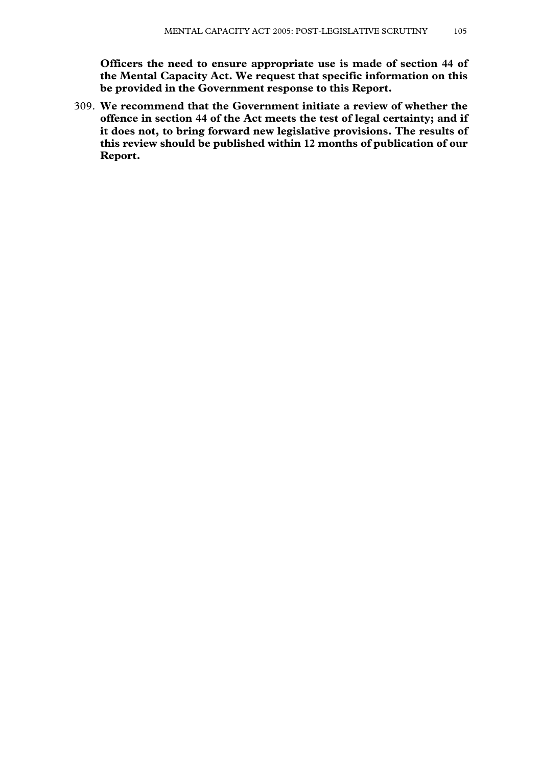**Officers the need to ensure appropriate use is made of section 44 of the Mental Capacity Act. We request that specific information on this be provided in the Government response to this Report.**

309. **We recommend that the Government initiate a review of whether the offence in section 44 of the Act meets the test of legal certainty; and if it does not, to bring forward new legislative provisions. The results of this review should be published within 12 months of publication of our Report.**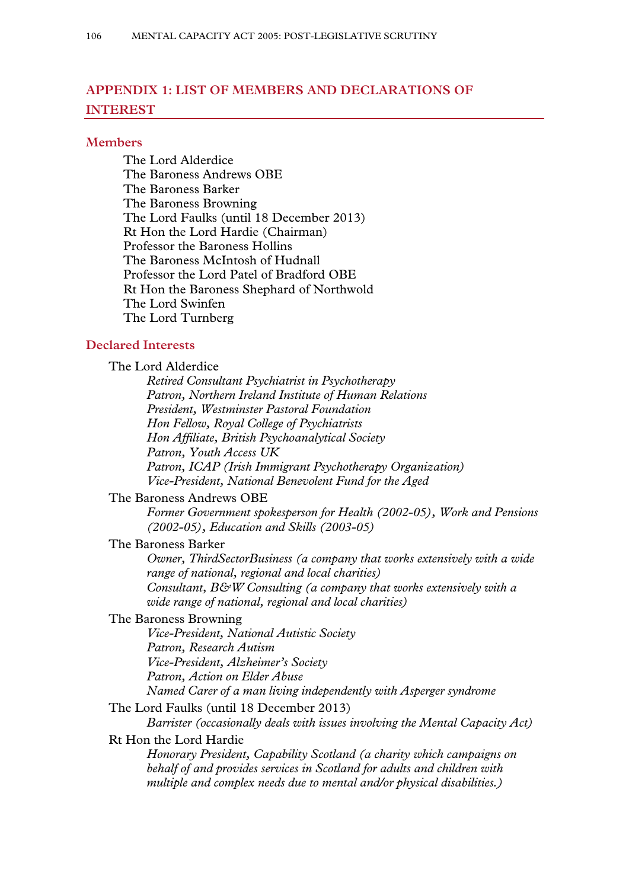## APPENDIX 1: LIST OF MEMBERS AND DECLARATIONS OF INTEREST

### Members

The Lord Alderdice  
The Baroness Andrews OBE  
The Baroness Barker  
The Baroness Browning  
The Lord Faulks (until 18 December 2013)  
Rt Hon the Lord Hardie (Chairman)  
Professor the Baroness Hollins  
The Baroness McIntosh of Hudnall  
Professor the Lord Patel of Bradford OBE  
Rt Hon the Baroness Shephard of Northwold  
The Lord Swinfen  
The Lord Turnberg

### Declared Interests

The Lord Alderdice  
*Retired Consultant Psychiatrist in Psychotherapy*  
*Patron, Northern Ireland Institute of Human Relations*  
*President, Westminster Pastoral Foundation*  
*Hon Fellow, Royal College of Psychiatrists*  
*Hon Affiliate, British Psychoanalytical Society*  
*Patron, Youth Access UK*  
*Patron, ICAP (Irish Immigrant Psychotherapy Organization)*  
*Vice-President, National Benevolent Fund for the Aged*

The Baroness Andrews OBE  
*Former Government spokesperson for Health (2002-05), Work and Pensions (2002-05), Education and Skills (2003-05)*

The Baroness Barker  
*Owner, ThirdSectorBusiness (a company that works extensively with a wide range of national, regional and local charities)*  
*Consultant, B&W Consulting (a company that works extensively with a wide range of national, regional and local charities)*

The Baroness Browning  
*Vice-President, National Autistic Society*  
*Patron, Research Autism*  
*Vice-President, Alzheimer's Society*  
*Patron, Action on Elder Abuse*  
*Named Carer of a man living independently with Asperger syndrome*

The Lord Faulks (until 18 December 2013)  
*Barrister (occasionally deals with issues involving the Mental Capacity Act)*

Rt Hon the Lord Hardie  
*Honorary President, Capability Scotland (a charity which campaigns on behalf of and provides services in Scotland for adults and children with multiple and complex needs due to mental and/or physical disabilities.)*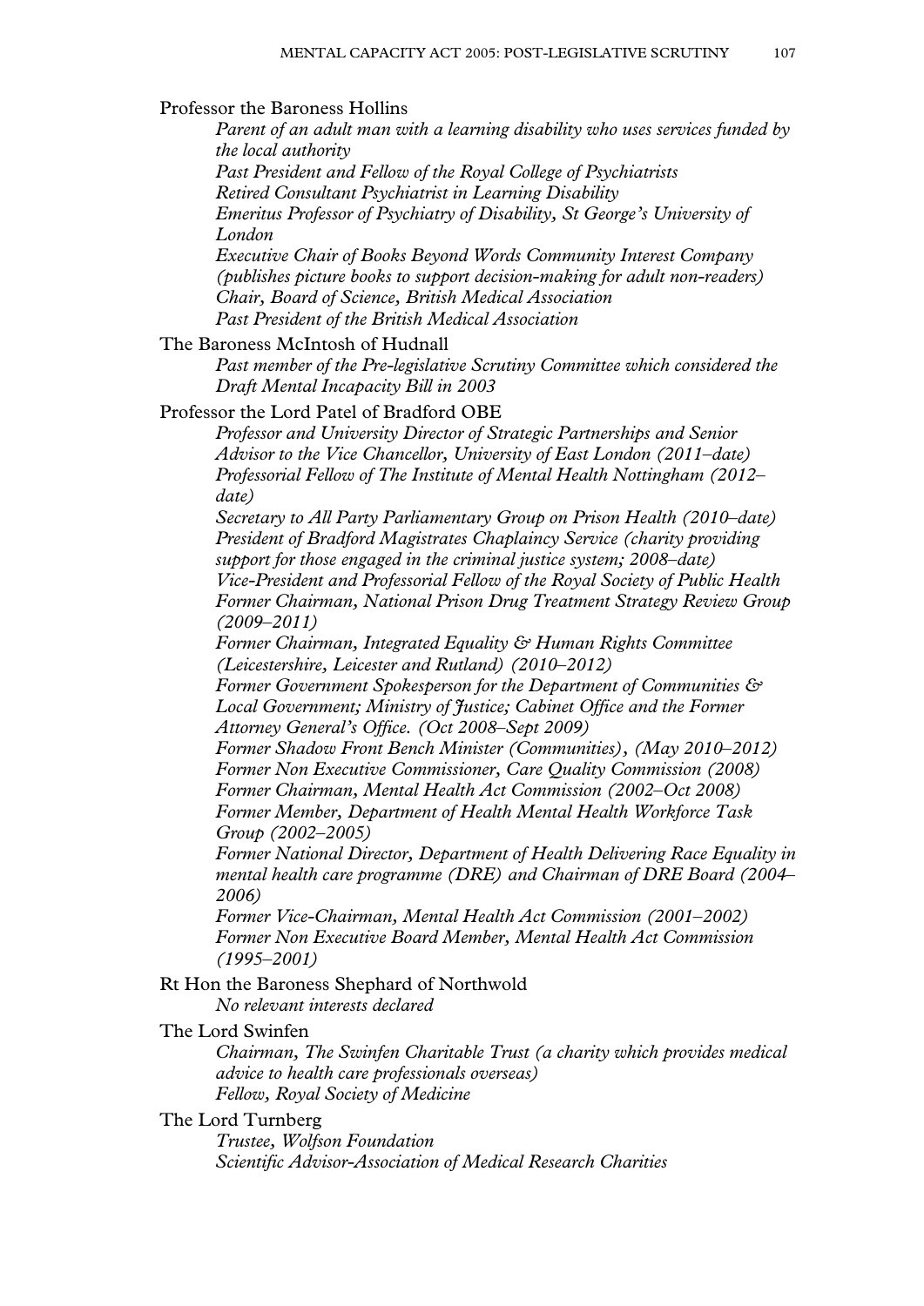Professor the Baroness Hollins

*Parent of an adult man with a learning disability who uses services funded by the local authority*
*Past President and Fellow of the Royal College of Psychiatrists*
*Retired Consultant Psychiatrist in Learning Disability*
*Emeritus Professor of Psychiatry of Disability, St George's University of London*
*Executive Chair of Books Beyond Words Community Interest Company (publishes picture books to support decision-making for adult non-readers)*
*Chair, Board of Science, British Medical Association*
*Past President of the British Medical Association*

The Baroness McIntosh of Hudnall

*Past member of the Pre-legislative Scrutiny Committee which considered the Draft Mental Incapacity Bill in 2003*

Professor the Lord Patel of Bradford OBE

*Professor and University Director of Strategic Partnerships and Senior Advisor to the Vice Chancellor, University of East London (2011–date)*
*Professorial Fellow of The Institute of Mental Health Nottingham (2012–date)*
*Secretary to All Party Parliamentary Group on Prison Health (2010–date)*
*President of Bradford Magistrates Chaplaincy Service (charity providing support for those engaged in the criminal justice system; 2008–date)*
*Vice-President and Professorial Fellow of the Royal Society of Public Health*
*Former Chairman, National Prison Drug Treatment Strategy Review Group (2009–2011)*
*Former Chairman, Integrated Equality & Human Rights Committee (Leicestershire, Leicester and Rutland) (2010–2012)*
*Former Government Spokesperson for the Department of Communities & Local Government; Ministry of Justice; Cabinet Office and the Former Attorney General's Office. (Oct 2008–Sept 2009)*
*Former Shadow Front Bench Minister (Communities), (May 2010–2012)*
*Former Non Executive Commissioner, Care Quality Commission (2008)*
*Former Chairman, Mental Health Act Commission (2002–Oct 2008)*
*Former Member, Department of Health Mental Health Workforce Task Group (2002–2005)*
*Former National Director, Department of Health Delivering Race Equality in mental health care programme (DRE) and Chairman of DRE Board (2004–2006)*
*Former Vice-Chairman, Mental Health Act Commission (2001–2002)*
*Former Non Executive Board Member, Mental Health Act Commission (1995–2001)*

Rt Hon the Baroness Shephard of Northwold

*No relevant interests declared*

The Lord Swinfen

*Chairman, The Swinfen Charitable Trust (a charity which provides medical advice to health care professionals overseas)*
*Fellow, Royal Society of Medicine*

The Lord Turnberg

*Trustee, Wolfson Foundation*
*Scientific Advisor-Association of Medical Research Charities*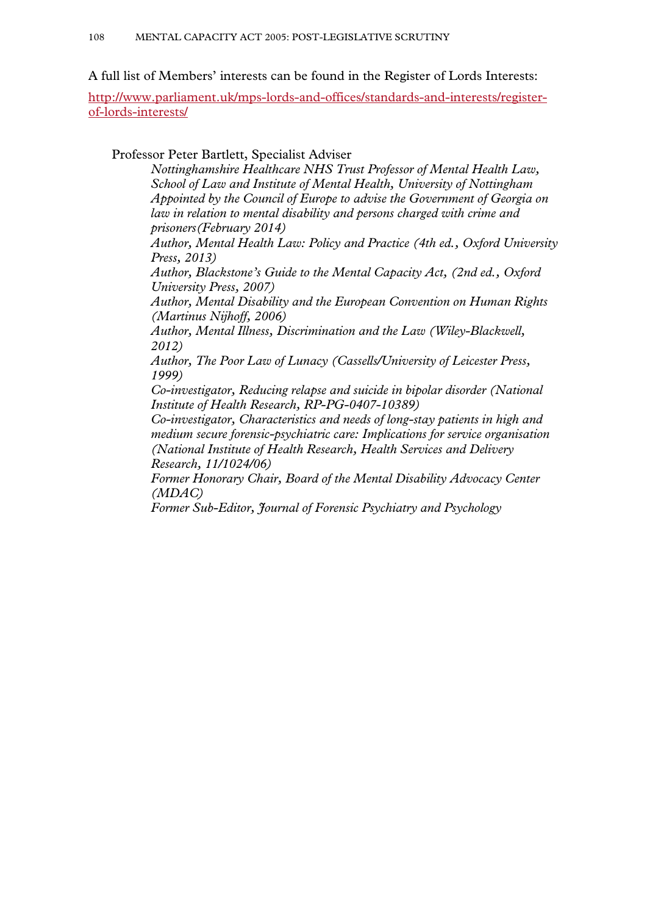A full list of Members' interests can be found in the Register of Lords Interests:

http://www.parliament.uk/mps-lords-and-offices/standards-and-interests/register-of-lords-interests/

Professor Peter Bartlett, Specialist Adviser

*Nottinghamshire Healthcare NHS Trust Professor of Mental Health Law, School of Law and Institute of Mental Health, University of Nottingham*
*Appointed by the Council of Europe to advise the Government of Georgia on law in relation to mental disability and persons charged with crime and prisoners(February 2014)*
*Author, Mental Health Law: Policy and Practice (4th ed., Oxford University Press, 2013)*
*Author, Blackstone's Guide to the Mental Capacity Act, (2nd ed., Oxford University Press, 2007)*
*Author, Mental Disability and the European Convention on Human Rights (Martinus Nijhoff, 2006)*
*Author, Mental Illness, Discrimination and the Law (Wiley-Blackwell, 2012)*
*Author, The Poor Law of Lunacy (Cassells/University of Leicester Press, 1999)*
*Co-investigator, Reducing relapse and suicide in bipolar disorder (National Institute of Health Research, RP-PG-0407-10389)*
*Co-investigator, Characteristics and needs of long-stay patients in high and medium secure forensic-psychiatric care: Implications for service organisation (National Institute of Health Research, Health Services and Delivery Research, 11/1024/06)*
*Former Honorary Chair, Board of the Mental Disability Advocacy Center (MDAC)*
*Former Sub-Editor, Journal of Forensic Psychiatry and Psychology*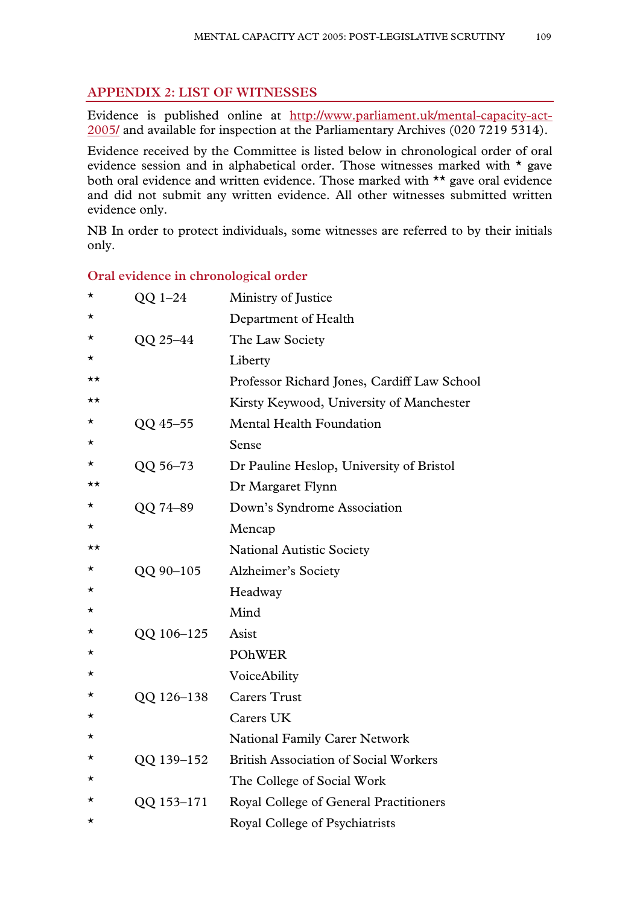## APPENDIX 2: LIST OF WITNESSES

Evidence is published online at http://www.parliament.uk/mental-capacity-act-2005/ and available for inspection at the Parliamentary Archives (020 7219 5314).

Evidence received by the Committee is listed below in chronological order of oral evidence session and in alphabetical order. Those witnesses marked with * gave both oral evidence and written evidence. Those marked with ** gave oral evidence and did not submit any written evidence. All other witnesses submitted written evidence only.

NB In order to protect individuals, some witnesses are referred to by their initials only.

### Oral evidence in chronological order

| | | |
|---|---|---|
| * | QQ 1–24 | Ministry of Justice |
| * | | Department of Health |
| * | QQ 25–44 | The Law Society |
| * | | Liberty |
| ** | | Professor Richard Jones, Cardiff Law School |
| ** | | Kirsty Keywood, University of Manchester |
| * | QQ 45–55 | Mental Health Foundation |
| * | | Sense |
| * | QQ 56–73 | Dr Pauline Heslop, University of Bristol |
| ** | | Dr Margaret Flynn |
| * | QQ 74–89 | Down's Syndrome Association |
| * | | Mencap |
| ** | | National Autistic Society |
| * | QQ 90–105 | Alzheimer's Society |
| * | | Headway |
| * | | Mind |
| * | QQ 106–125 | Asist |
| * | | POhWER |
| * | | VoiceAbility |
| * | QQ 126–138 | Carers Trust |
| * | | Carers UK |
| * | | National Family Carer Network |
| * | QQ 139–152 | British Association of Social Workers |
| * | | The College of Social Work |
| * | QQ 153–171 | Royal College of General Practitioners |
| * | | Royal College of Psychiatrists |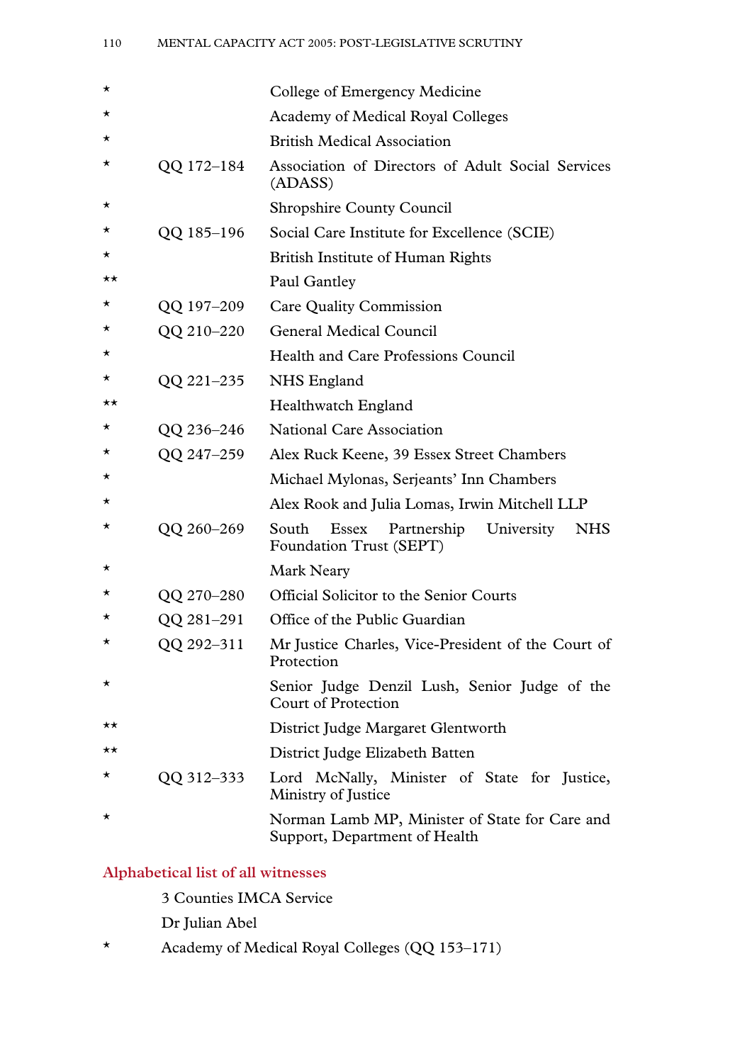| | | |
|---|---|---|
| * | | College of Emergency Medicine |
| * | | Academy of Medical Royal Colleges |
| * | | British Medical Association |
| * | QQ 172–184 | Association of Directors of Adult Social Services (ADASS) |
| * | | Shropshire County Council |
| * | QQ 185–196 | Social Care Institute for Excellence (SCIE) |
| * | | British Institute of Human Rights |
| ** | | Paul Gantley |
| * | QQ 197–209 | Care Quality Commission |
| * | QQ 210–220 | General Medical Council |
| * | | Health and Care Professions Council |
| * | QQ 221–235 | NHS England |
| ** | | Healthwatch England |
| * | QQ 236–246 | National Care Association |
| * | QQ 247–259 | Alex Ruck Keene, 39 Essex Street Chambers |
| * | | Michael Mylonas, Serjeants' Inn Chambers |
| * | | Alex Rook and Julia Lomas, Irwin Mitchell LLP |
| * | QQ 260–269 | South Essex Partnership University NHS Foundation Trust (SEPT) |
| * | | Mark Neary |
| * | QQ 270–280 | Official Solicitor to the Senior Courts |
| * | QQ 281–291 | Office of the Public Guardian |
| * | QQ 292–311 | Mr Justice Charles, Vice-President of the Court of Protection |
| * | | Senior Judge Denzil Lush, Senior Judge of the Court of Protection |
| ** | | District Judge Margaret Glentworth |
| ** | | District Judge Elizabeth Batten |
| * | QQ 312–333 | Lord McNally, Minister of State for Justice, Ministry of Justice |
| * | | Norman Lamb MP, Minister of State for Care and Support, Department of Health |

## Alphabetical list of all witnesses

| | |
|---|---|
| | 3 Counties IMCA Service |
| | Dr Julian Abel |
| * | Academy of Medical Royal Colleges (QQ 153–171) |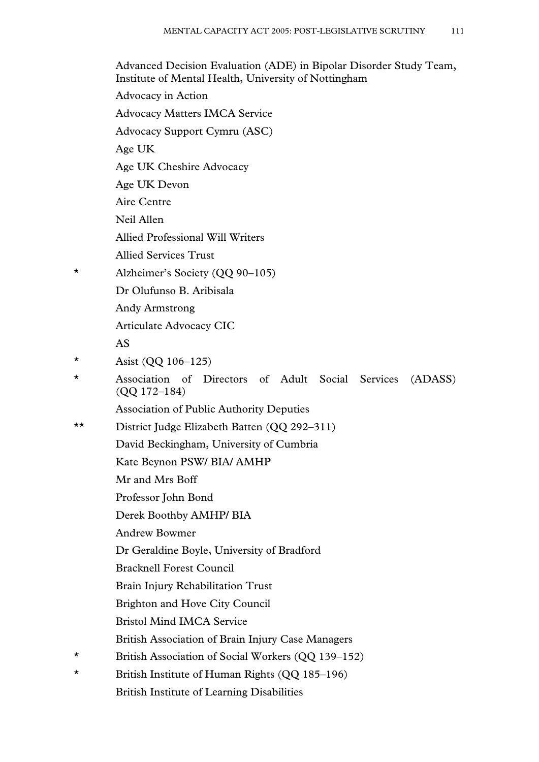Advanced Decision Evaluation (ADE) in Bipolar Disorder Study Team, Institute of Mental Health, University of Nottingham

Advocacy in Action

Advocacy Matters IMCA Service

Advocacy Support Cymru (ASC)

Age UK

Age UK Cheshire Advocacy

Age UK Devon

Aire Centre

Neil Allen

Allied Professional Will Writers

Allied Services Trust

\* Alzheimer's Society (QQ 90–105)

Dr Olufunso B. Aribisala

Andy Armstrong

Articulate Advocacy CIC

AS

\* Asist (QQ 106–125)

\* Association of Directors of Adult Social Services (ADASS) (QQ 172–184)

Association of Public Authority Deputies

\*\* District Judge Elizabeth Batten (QQ 292–311)

David Beckingham, University of Cumbria

Kate Beynon PSW/ BIA/ AMHP

Mr and Mrs Boff

Professor John Bond

Derek Boothby AMHP/ BIA

Andrew Bowmer

Dr Geraldine Boyle, University of Bradford

Bracknell Forest Council

Brain Injury Rehabilitation Trust

Brighton and Hove City Council

Bristol Mind IMCA Service

British Association of Brain Injury Case Managers

\* British Association of Social Workers (QQ 139–152)

\* British Institute of Human Rights (QQ 185–196)

British Institute of Learning Disabilities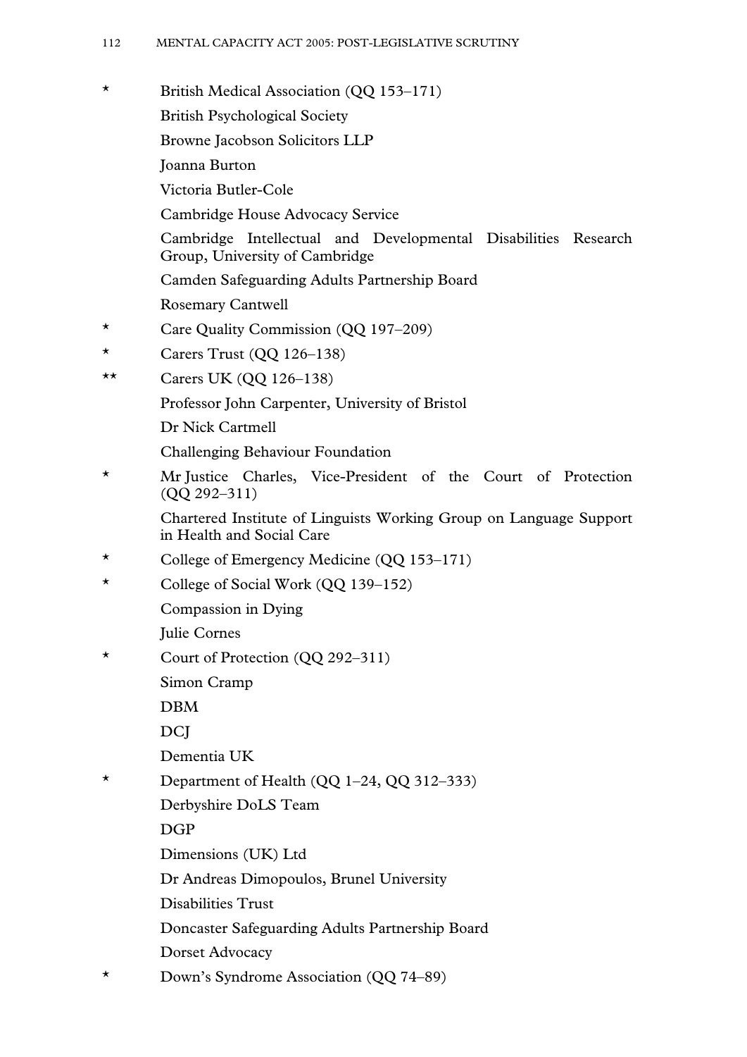- \* British Medical Association (QQ 153–171)
- British Psychological Society
- Browne Jacobson Solicitors LLP
- Joanna Burton
- Victoria Butler-Cole
- Cambridge House Advocacy Service
- Cambridge Intellectual and Developmental Disabilities Research Group, University of Cambridge
- Camden Safeguarding Adults Partnership Board
- Rosemary Cantwell
- \* Care Quality Commission (QQ 197–209)
- \* Carers Trust (QQ 126–138)
- \*\* Carers UK (QQ 126–138)
- Professor John Carpenter, University of Bristol
- Dr Nick Cartmell
- Challenging Behaviour Foundation
- \* Mr Justice Charles, Vice-President of the Court of Protection (QQ 292–311)
- Chartered Institute of Linguists Working Group on Language Support in Health and Social Care
- \* College of Emergency Medicine (QQ 153–171)
- \* College of Social Work (QQ 139–152)
- Compassion in Dying
- Julie Cornes
- \* Court of Protection (QQ 292–311)
- Simon Cramp
- DBM
- DCJ
- Dementia UK
- \* Department of Health (QQ 1–24, QQ 312–333)
- Derbyshire DoLS Team
- DGP
- Dimensions (UK) Ltd
- Dr Andreas Dimopoulos, Brunel University
- Disabilities Trust
- Doncaster Safeguarding Adults Partnership Board
- Dorset Advocacy
- \* Down's Syndrome Association (QQ 74–89)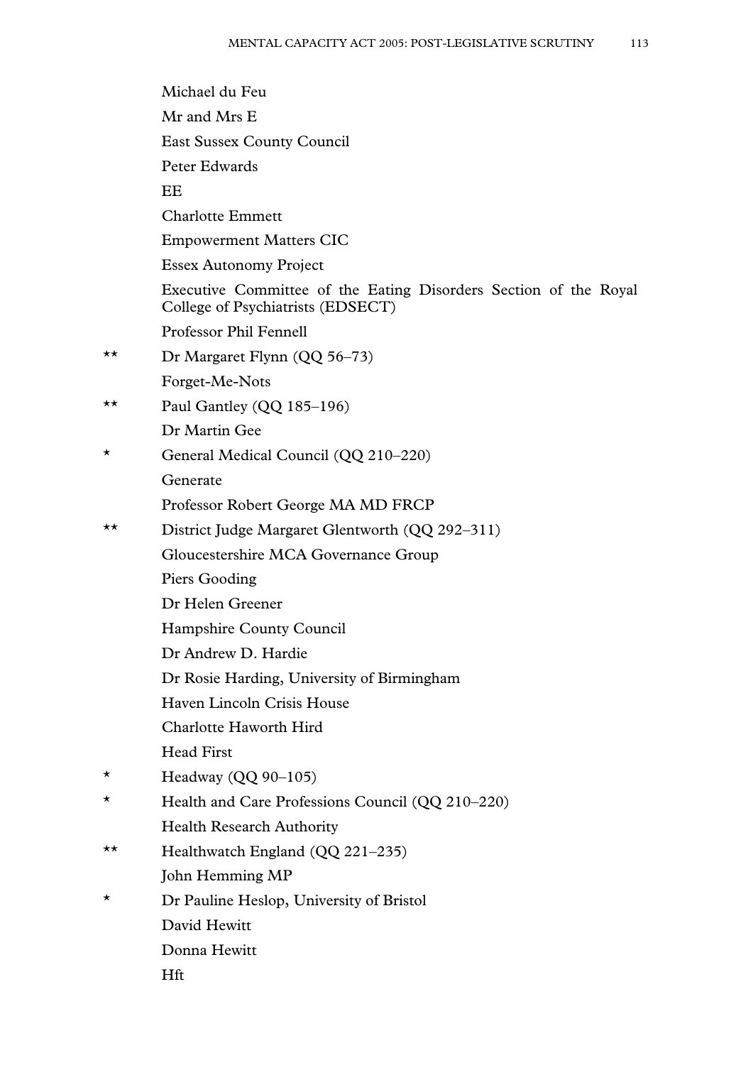Michael du Feu

Mr and Mrs E

East Sussex County Council

Peter Edwards

EE

Charlotte Emmett

Empowerment Matters CIC

Essex Autonomy Project

Executive Committee of the Eating Disorders Section of the Royal College of Psychiatrists (EDSECT)

Professor Phil Fennell

** Dr Margaret Flynn (QQ 56–73)

Forget-Me-Nots

** Paul Gantley (QQ 185–196)

Dr Martin Gee

* General Medical Council (QQ 210–220)

Generate

Professor Robert George MA MD FRCP

** District Judge Margaret Glentworth (QQ 292–311)

Gloucestershire MCA Governance Group

Piers Gooding

Dr Helen Greener

Hampshire County Council

Dr Andrew D. Hardie

Dr Rosie Harding, University of Birmingham

Haven Lincoln Crisis House

Charlotte Haworth Hird

Head First

* Headway (QQ 90–105)

* Health and Care Professions Council (QQ 210–220)

Health Research Authority

** Healthwatch England (QQ 221–235)

John Hemming MP

* Dr Pauline Heslop, University of Bristol

David Hewitt

Donna Hewitt

Hft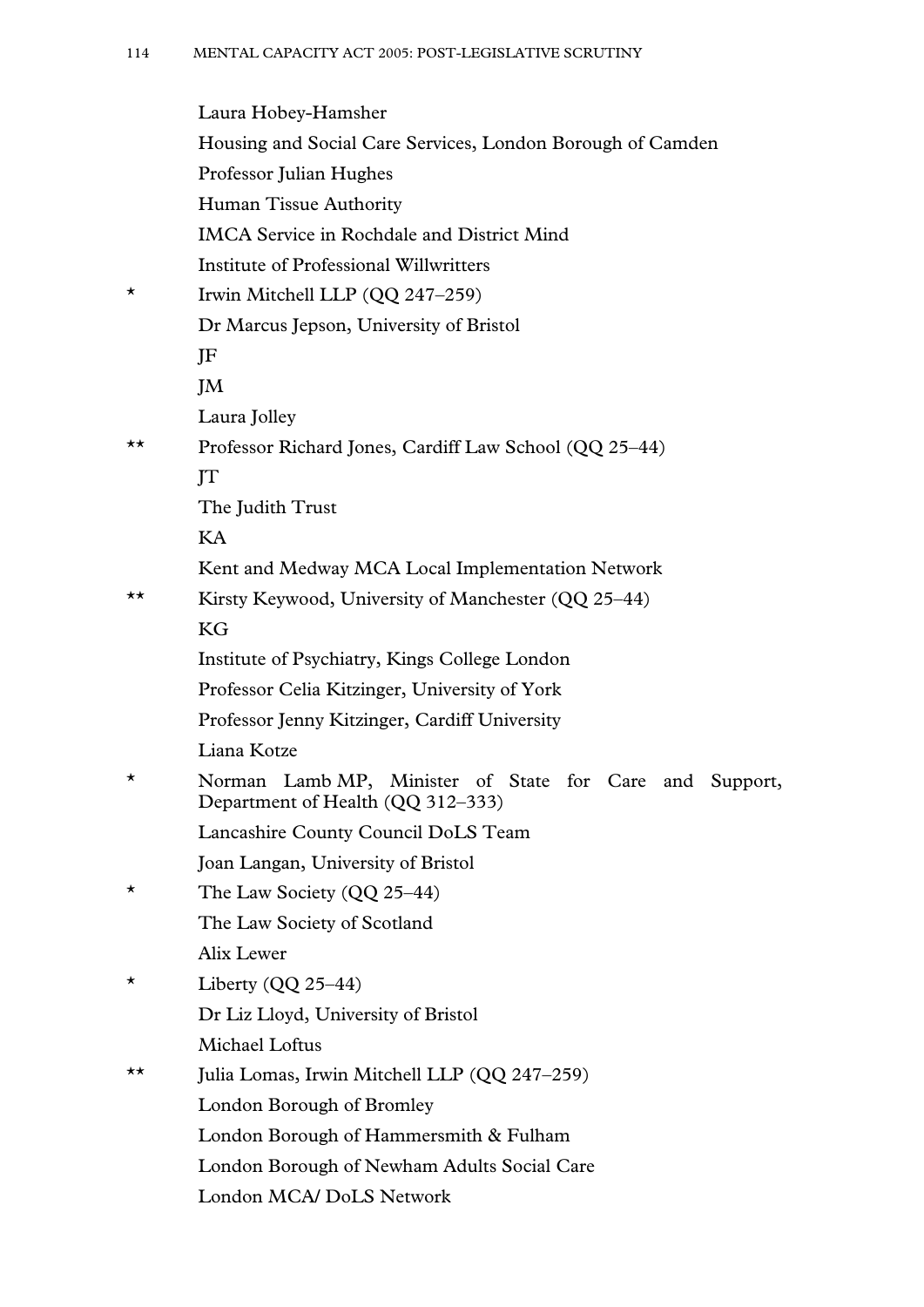Laura Hobey-Hamsher

Housing and Social Care Services, London Borough of Camden

Professor Julian Hughes

Human Tissue Authority

IMCA Service in Rochdale and District Mind

Institute of Professional Willwritters

\* Irwin Mitchell LLP (QQ 247–259)

Dr Marcus Jepson, University of Bristol

JF

JM

Laura Jolley

\*\* Professor Richard Jones, Cardiff Law School (QQ 25–44)

JT

The Judith Trust

KA

Kent and Medway MCA Local Implementation Network

\*\* Kirsty Keywood, University of Manchester (QQ 25–44)

KG

Institute of Psychiatry, Kings College London

Professor Celia Kitzinger, University of York

Professor Jenny Kitzinger, Cardiff University

Liana Kotze

\* Norman Lamb MP, Minister of State for Care and Support, Department of Health (QQ 312–333)

Lancashire County Council DoLS Team

Joan Langan, University of Bristol

\* The Law Society (QQ 25–44)

The Law Society of Scotland

Alix Lewer

\* Liberty (QQ 25–44)

Dr Liz Lloyd, University of Bristol

Michael Loftus

\*\* Julia Lomas, Irwin Mitchell LLP (QQ 247–259)

London Borough of Bromley

London Borough of Hammersmith & Fulham

London Borough of Newham Adults Social Care

London MCA/ DoLS Network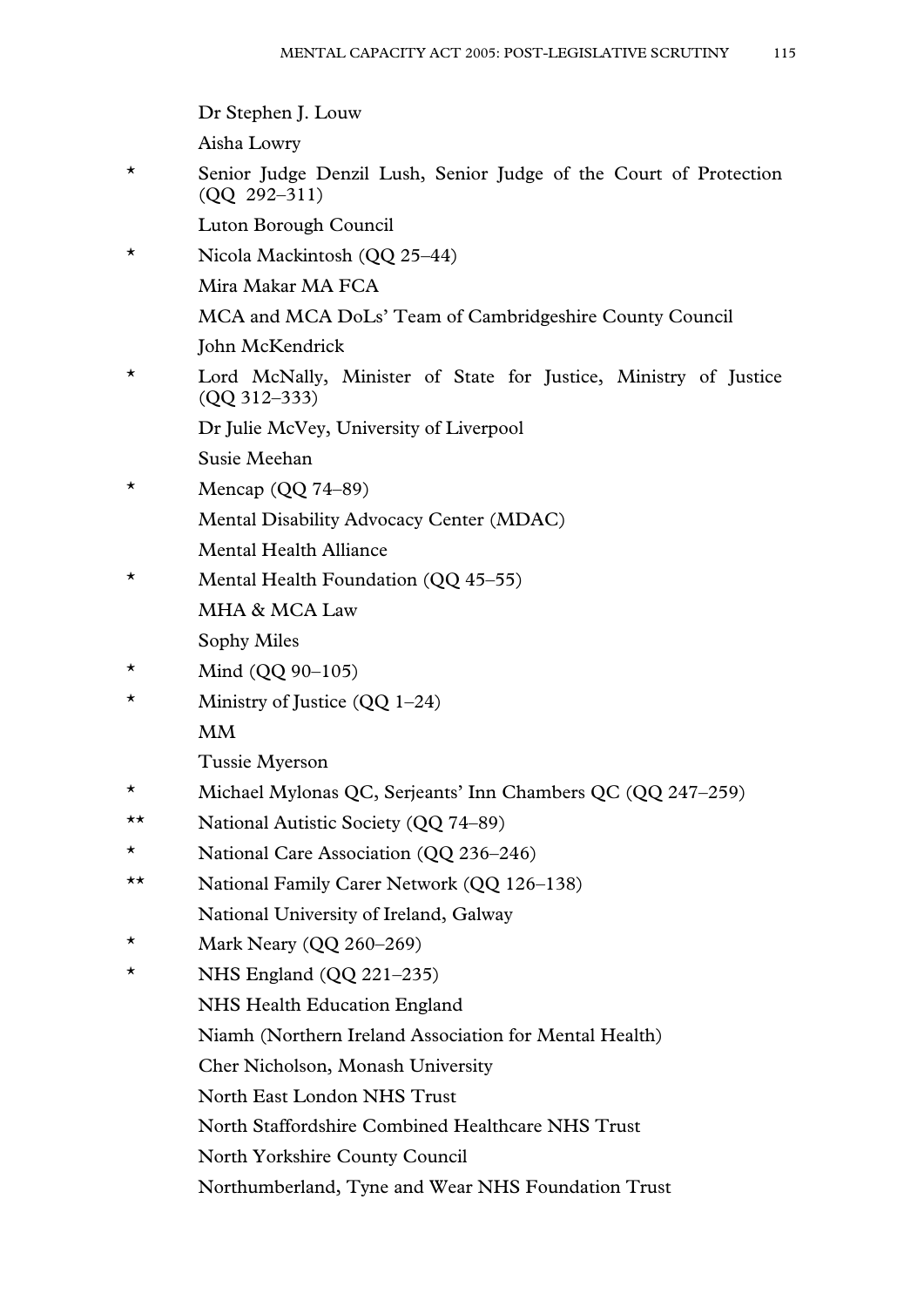Dr Stephen J. Louw

Aisha Lowry

\* Senior Judge Denzil Lush, Senior Judge of the Court of Protection (QQ 292–311)

Luton Borough Council

\* Nicola Mackintosh (QQ 25–44)

Mira Makar MA FCA

MCA and MCA DoLs' Team of Cambridgeshire County Council

John McKendrick

\* Lord McNally, Minister of State for Justice, Ministry of Justice (QQ 312–333)

Dr Julie McVey, University of Liverpool

Susie Meehan

\* Mencap (QQ 74–89)

Mental Disability Advocacy Center (MDAC)

Mental Health Alliance

\* Mental Health Foundation (QQ 45–55)

MHA & MCA Law

Sophy Miles

\* Mind (QQ 90–105)

\* Ministry of Justice (QQ 1–24)

MM

Tussie Myerson

\* Michael Mylonas QC, Serjeants' Inn Chambers QC (QQ 247–259)

\*\* National Autistic Society (QQ 74–89)

\* National Care Association (QQ 236–246)

\*\* National Family Carer Network (QQ 126–138)

National University of Ireland, Galway

\* Mark Neary (QQ 260–269)

\* NHS England (QQ 221–235)

NHS Health Education England

Niamh (Northern Ireland Association for Mental Health)

Cher Nicholson, Monash University

North East London NHS Trust

North Staffordshire Combined Healthcare NHS Trust

North Yorkshire County Council

Northumberland, Tyne and Wear NHS Foundation Trust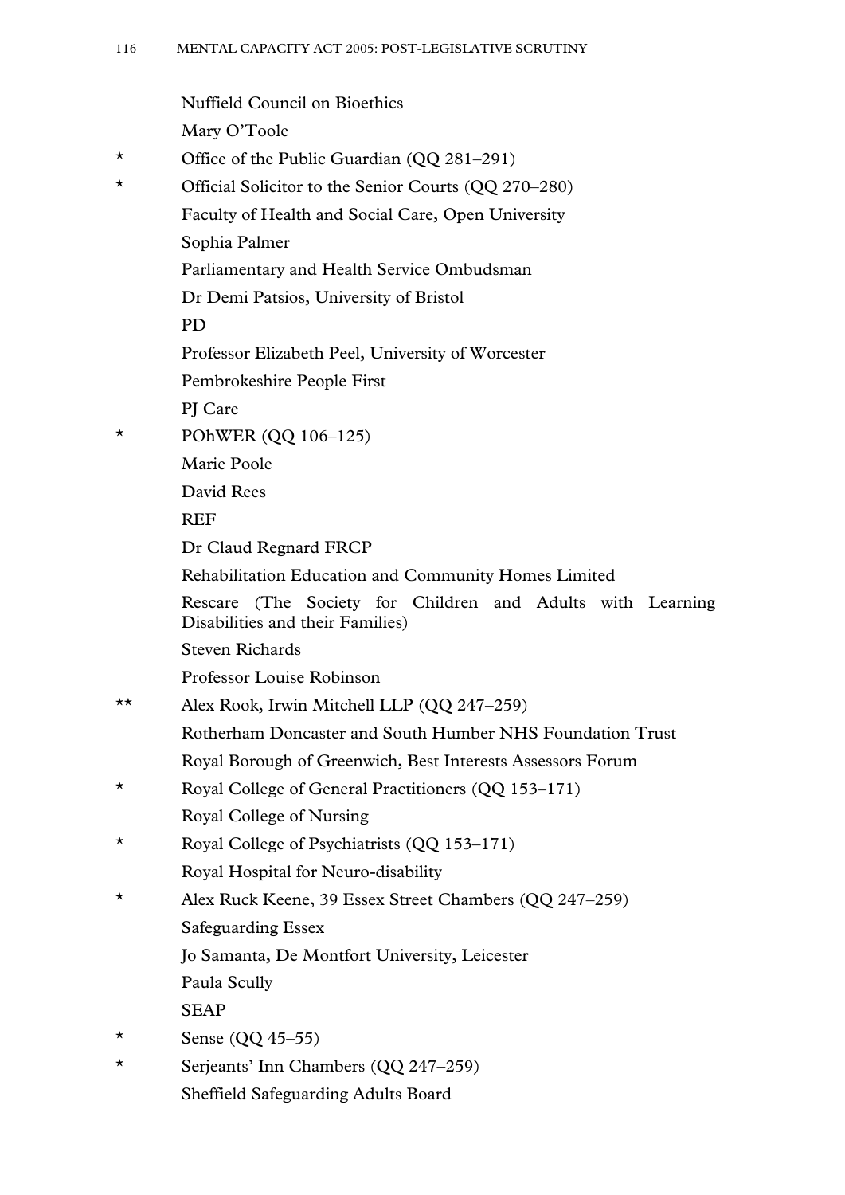Nuffield Council on Bioethics

Mary O'Toole

\* Office of the Public Guardian (QQ 281–291)

\* Official Solicitor to the Senior Courts (QQ 270–280)

Faculty of Health and Social Care, Open University

Sophia Palmer

Parliamentary and Health Service Ombudsman

Dr Demi Patsios, University of Bristol

PD

Professor Elizabeth Peel, University of Worcester

Pembrokeshire People First

PJ Care

\* POhWER (QQ 106–125)

Marie Poole

David Rees

REF

Dr Claud Regnard FRCP

Rehabilitation Education and Community Homes Limited

Rescare (The Society for Children and Adults with Learning Disabilities and their Families)

Steven Richards

Professor Louise Robinson

\*\* Alex Rook, Irwin Mitchell LLP (QQ 247–259)

Rotherham Doncaster and South Humber NHS Foundation Trust

Royal Borough of Greenwich, Best Interests Assessors Forum

\* Royal College of General Practitioners (QQ 153–171)

Royal College of Nursing

\* Royal College of Psychiatrists (QQ 153–171)

Royal Hospital for Neuro-disability

\* Alex Ruck Keene, 39 Essex Street Chambers (QQ 247–259)

Safeguarding Essex

Jo Samanta, De Montfort University, Leicester

Paula Scully

SEAP

\* Sense (QQ 45–55)

\* Serjeants' Inn Chambers (QQ 247–259)

Sheffield Safeguarding Adults Board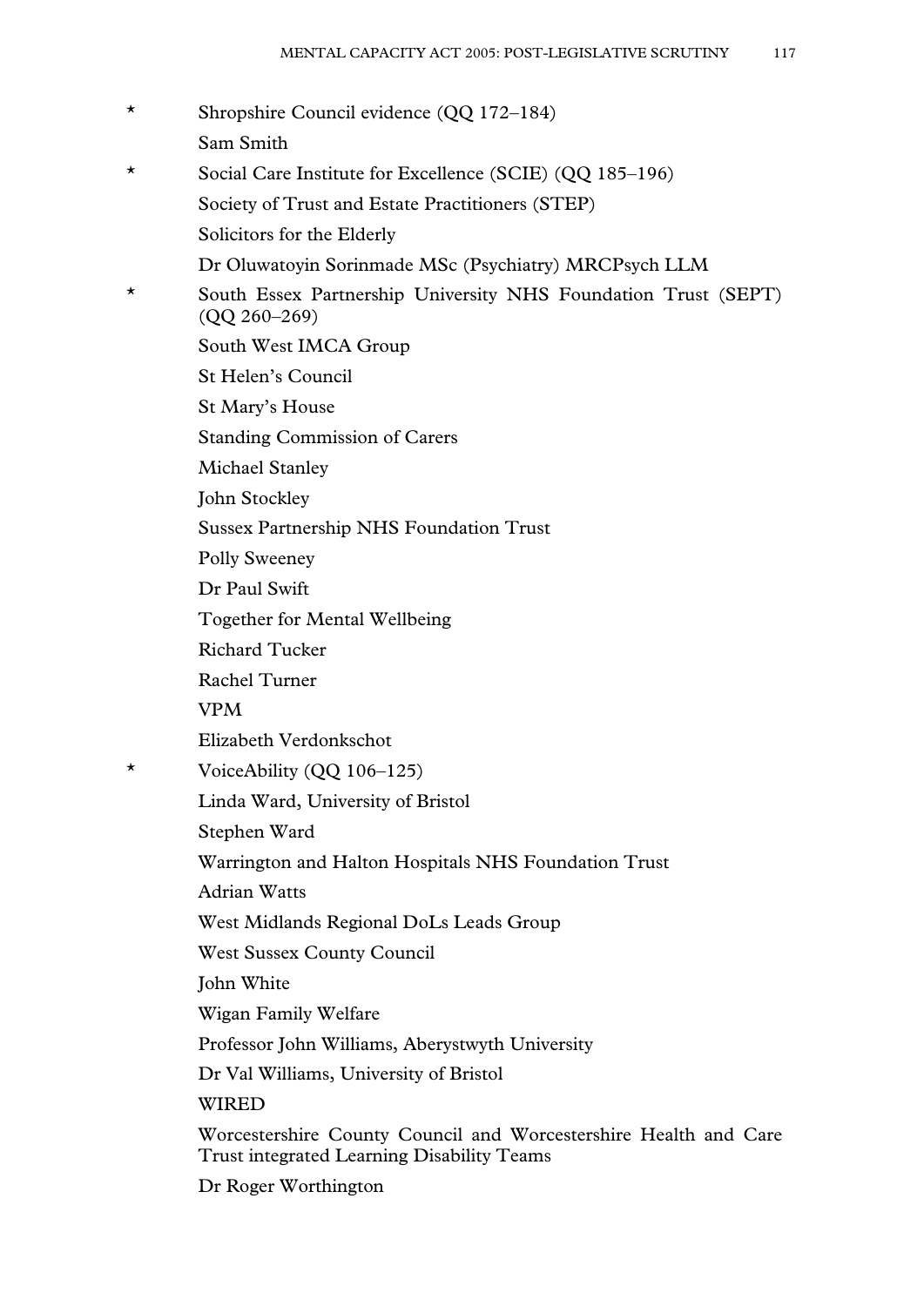\* Shropshire Council evidence (QQ 172–184)

Sam Smith

\* Social Care Institute for Excellence (SCIE) (QQ 185–196)

Society of Trust and Estate Practitioners (STEP)

Solicitors for the Elderly

Dr Oluwatoyin Sorinmade MSc (Psychiatry) MRCPsych LLM

\* South Essex Partnership University NHS Foundation Trust (SEPT) (QQ 260–269)

South West IMCA Group

St Helen's Council

St Mary's House

Standing Commission of Carers

Michael Stanley

John Stockley

Sussex Partnership NHS Foundation Trust

Polly Sweeney

Dr Paul Swift

Together for Mental Wellbeing

Richard Tucker

Rachel Turner

VPM

Elizabeth Verdonkschot

\* VoiceAbility (QQ 106–125)

Linda Ward, University of Bristol

Stephen Ward

Warrington and Halton Hospitals NHS Foundation Trust

Adrian Watts

West Midlands Regional DoLs Leads Group

West Sussex County Council

John White

Wigan Family Welfare

Professor John Williams, Aberystwyth University

Dr Val Williams, University of Bristol

WIRED

Worcestershire County Council and Worcestershire Health and Care Trust integrated Learning Disability Teams

Dr Roger Worthington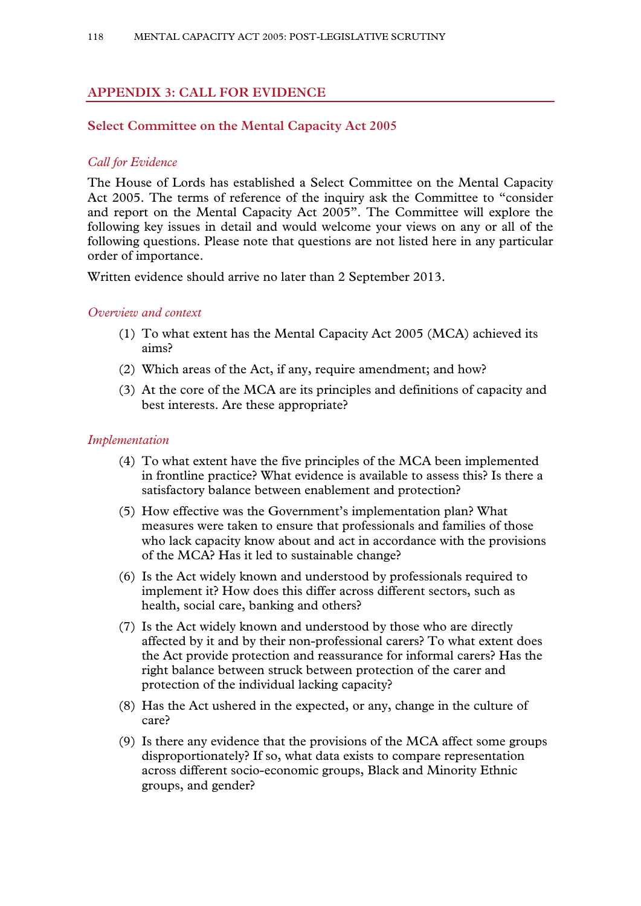## APPENDIX 3: CALL FOR EVIDENCE

### Select Committee on the Mental Capacity Act 2005

*Call for Evidence*

The House of Lords has established a Select Committee on the Mental Capacity Act 2005. The terms of reference of the inquiry ask the Committee to "consider and report on the Mental Capacity Act 2005". The Committee will explore the following key issues in detail and would welcome your views on any or all of the following questions. Please note that questions are not listed here in any particular order of importance.

Written evidence should arrive no later than 2 September 2013.

*Overview and context*

(1) To what extent has the Mental Capacity Act 2005 (MCA) achieved its aims?

(2) Which areas of the Act, if any, require amendment; and how?

(3) At the core of the MCA are its principles and definitions of capacity and best interests. Are these appropriate?

*Implementation*

(4) To what extent have the five principles of the MCA been implemented in frontline practice? What evidence is available to assess this? Is there a satisfactory balance between enablement and protection?

(5) How effective was the Government's implementation plan? What measures were taken to ensure that professionals and families of those who lack capacity know about and act in accordance with the provisions of the MCA? Has it led to sustainable change?

(6) Is the Act widely known and understood by professionals required to implement it? How does this differ across different sectors, such as health, social care, banking and others?

(7) Is the Act widely known and understood by those who are directly affected by it and by their non-professional carers? To what extent does the Act provide protection and reassurance for informal carers? Has the right balance between struck between protection of the carer and protection of the individual lacking capacity?

(8) Has the Act ushered in the expected, or any, change in the culture of care?

(9) Is there any evidence that the provisions of the MCA affect some groups disproportionately? If so, what data exists to compare representation across different socio-economic groups, Black and Minority Ethnic groups, and gender?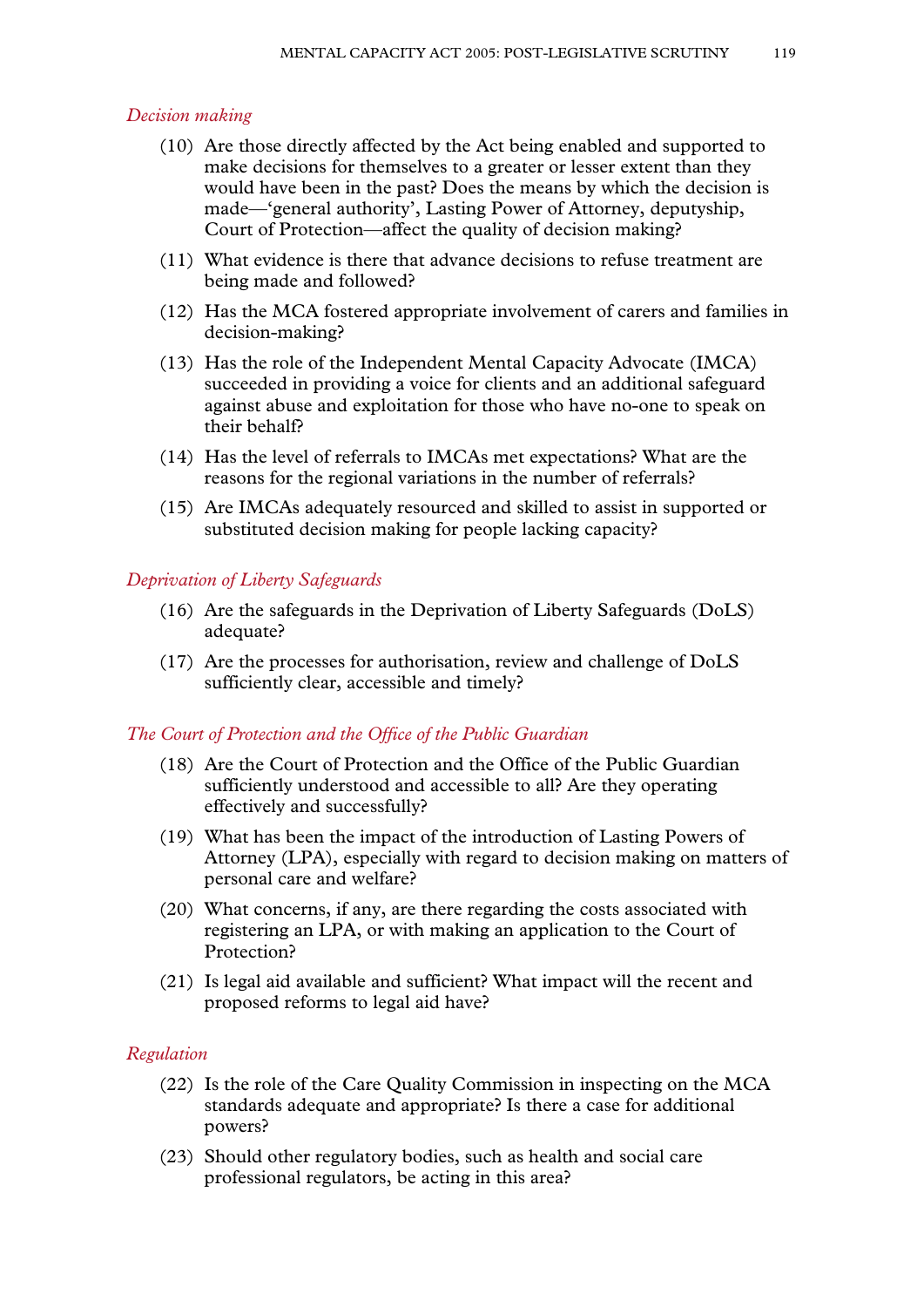*Decision making*

(10) Are those directly affected by the Act being enabled and supported to make decisions for themselves to a greater or lesser extent than they would have been in the past? Does the means by which the decision is made—'general authority', Lasting Power of Attorney, deputyship, Court of Protection—affect the quality of decision making?

(11) What evidence is there that advance decisions to refuse treatment are being made and followed?

(12) Has the MCA fostered appropriate involvement of carers and families in decision-making?

(13) Has the role of the Independent Mental Capacity Advocate (IMCA) succeeded in providing a voice for clients and an additional safeguard against abuse and exploitation for those who have no-one to speak on their behalf?

(14) Has the level of referrals to IMCAs met expectations? What are the reasons for the regional variations in the number of referrals?

(15) Are IMCAs adequately resourced and skilled to assist in supported or substituted decision making for people lacking capacity?

*Deprivation of Liberty Safeguards*

(16) Are the safeguards in the Deprivation of Liberty Safeguards (DoLS) adequate?

(17) Are the processes for authorisation, review and challenge of DoLS sufficiently clear, accessible and timely?

*The Court of Protection and the Office of the Public Guardian*

(18) Are the Court of Protection and the Office of the Public Guardian sufficiently understood and accessible to all? Are they operating effectively and successfully?

(19) What has been the impact of the introduction of Lasting Powers of Attorney (LPA), especially with regard to decision making on matters of personal care and welfare?

(20) What concerns, if any, are there regarding the costs associated with registering an LPA, or with making an application to the Court of Protection?

(21) Is legal aid available and sufficient? What impact will the recent and proposed reforms to legal aid have?

*Regulation*

(22) Is the role of the Care Quality Commission in inspecting on the MCA standards adequate and appropriate? Is there a case for additional powers?

(23) Should other regulatory bodies, such as health and social care professional regulators, be acting in this area?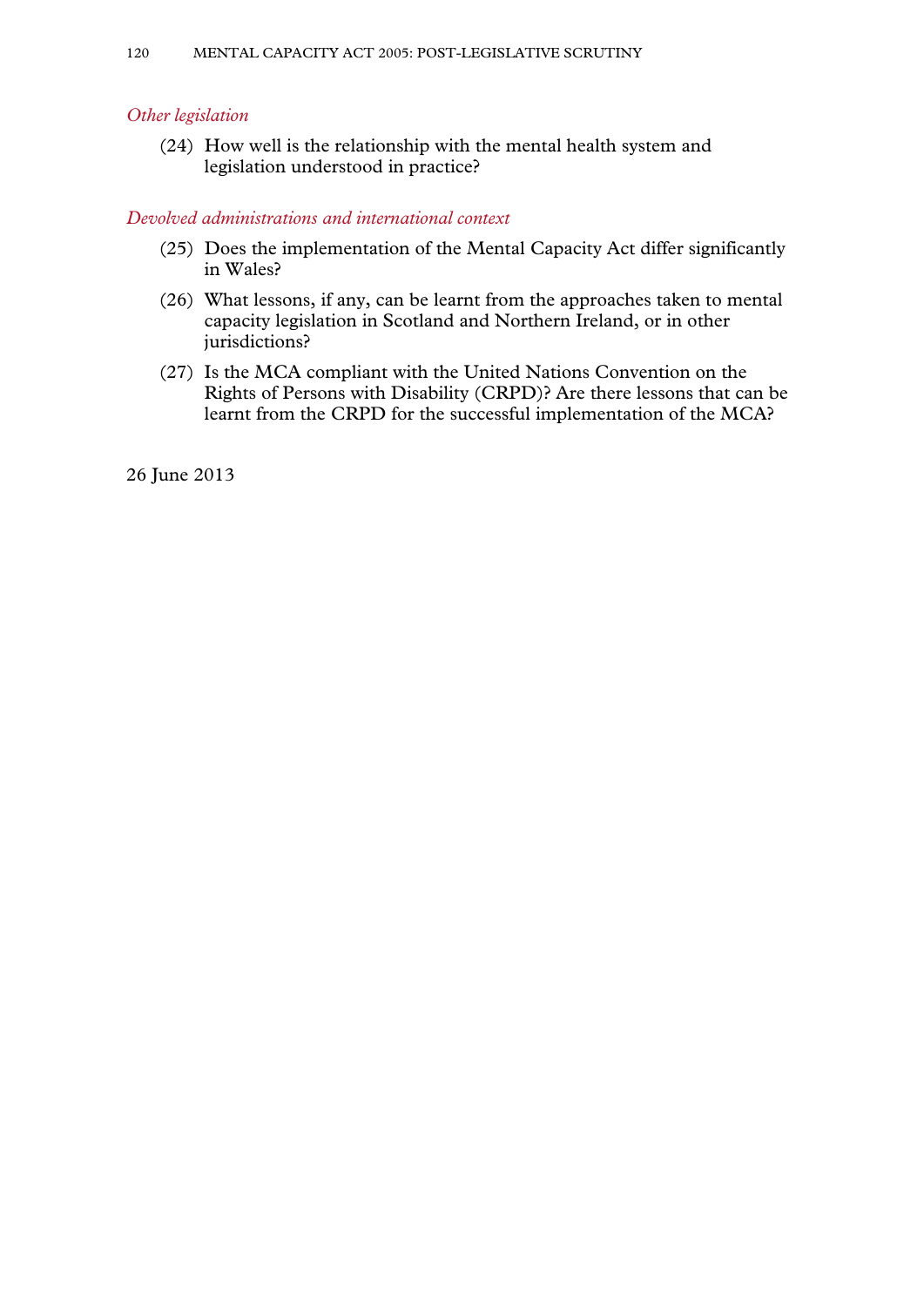*Other legislation*

(24) How well is the relationship with the mental health system and legislation understood in practice?

*Devolved administrations and international context*

(25) Does the implementation of the Mental Capacity Act differ significantly in Wales?

(26) What lessons, if any, can be learnt from the approaches taken to mental capacity legislation in Scotland and Northern Ireland, or in other jurisdictions?

(27) Is the MCA compliant with the United Nations Convention on the Rights of Persons with Disability (CRPD)? Are there lessons that can be learnt from the CRPD for the successful implementation of the MCA?

26 June 2013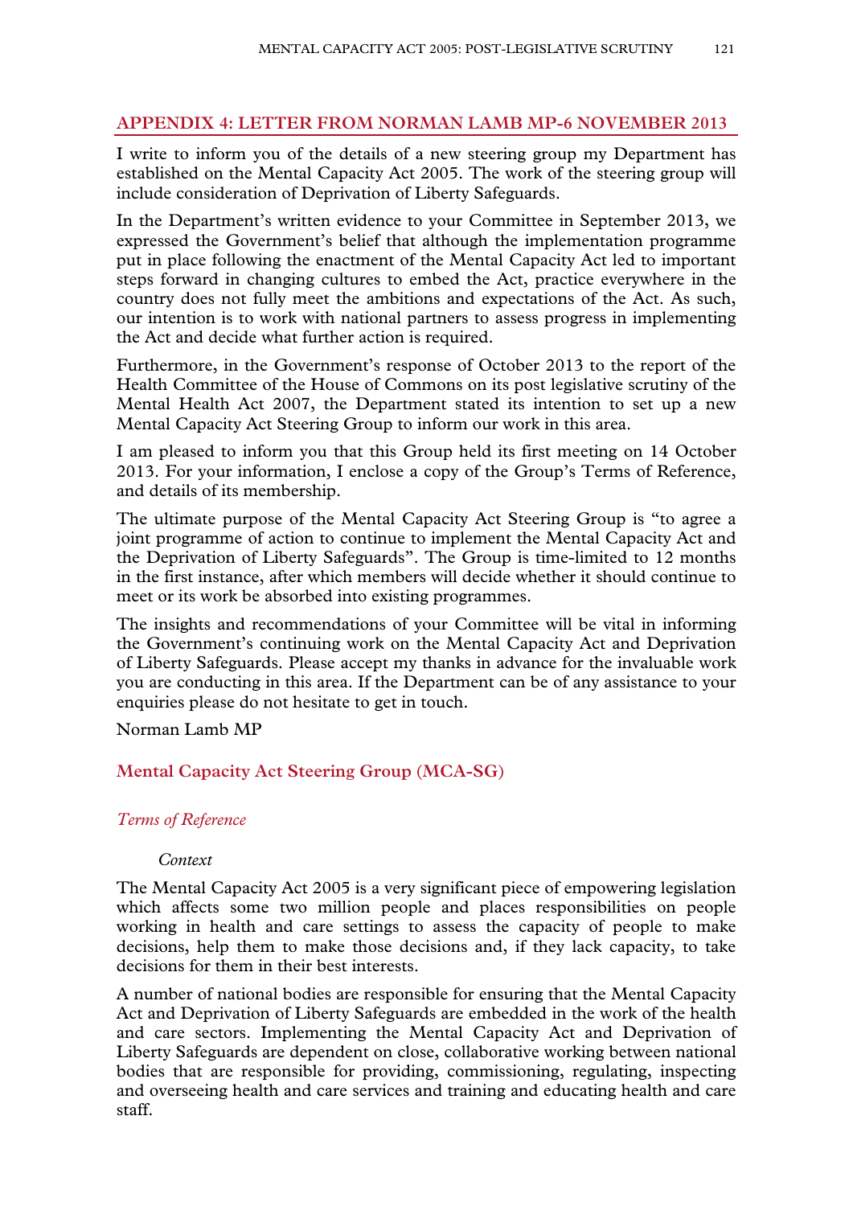## APPENDIX 4: LETTER FROM NORMAN LAMB MP-6 NOVEMBER 2013

I write to inform you of the details of a new steering group my Department has established on the Mental Capacity Act 2005. The work of the steering group will include consideration of Deprivation of Liberty Safeguards.

In the Department's written evidence to your Committee in September 2013, we expressed the Government's belief that although the implementation programme put in place following the enactment of the Mental Capacity Act led to important steps forward in changing cultures to embed the Act, practice everywhere in the country does not fully meet the ambitions and expectations of the Act. As such, our intention is to work with national partners to assess progress in implementing the Act and decide what further action is required.

Furthermore, in the Government's response of October 2013 to the report of the Health Committee of the House of Commons on its post legislative scrutiny of the Mental Health Act 2007, the Department stated its intention to set up a new Mental Capacity Act Steering Group to inform our work in this area.

I am pleased to inform you that this Group held its first meeting on 14 October 2013. For your information, I enclose a copy of the Group's Terms of Reference, and details of its membership.

The ultimate purpose of the Mental Capacity Act Steering Group is "to agree a joint programme of action to continue to implement the Mental Capacity Act and the Deprivation of Liberty Safeguards". The Group is time-limited to 12 months in the first instance, after which members will decide whether it should continue to meet or its work be absorbed into existing programmes.

The insights and recommendations of your Committee will be vital in informing the Government's continuing work on the Mental Capacity Act and Deprivation of Liberty Safeguards. Please accept my thanks in advance for the invaluable work you are conducting in this area. If the Department can be of any assistance to your enquiries please do not hesitate to get in touch.

Norman Lamb MP

### Mental Capacity Act Steering Group (MCA-SG)

#### *Terms of Reference*

*Context*

The Mental Capacity Act 2005 is a very significant piece of empowering legislation which affects some two million people and places responsibilities on people working in health and care settings to assess the capacity of people to make decisions, help them to make those decisions and, if they lack capacity, to take decisions for them in their best interests.

A number of national bodies are responsible for ensuring that the Mental Capacity Act and Deprivation of Liberty Safeguards are embedded in the work of the health and care sectors. Implementing the Mental Capacity Act and Deprivation of Liberty Safeguards are dependent on close, collaborative working between national bodies that are responsible for providing, commissioning, regulating, inspecting and overseeing health and care services and training and educating health and care staff.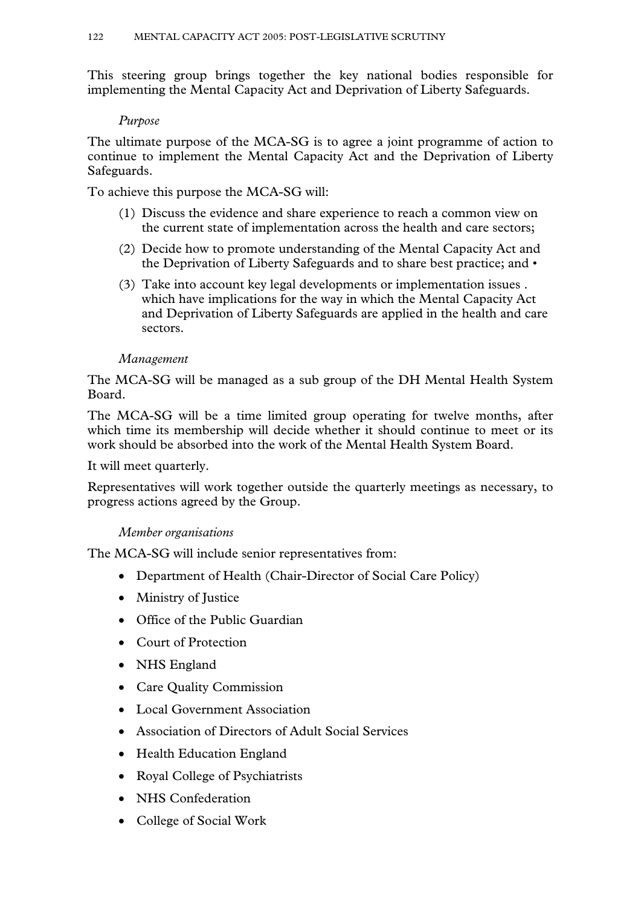This steering group brings together the key national bodies responsible for implementing the Mental Capacity Act and Deprivation of Liberty Safeguards.

*Purpose*

The ultimate purpose of the MCA-SG is to agree a joint programme of action to continue to implement the Mental Capacity Act and the Deprivation of Liberty Safeguards.

To achieve this purpose the MCA-SG will:

(1) Discuss the evidence and share experience to reach a common view on the current state of implementation across the health and care sectors;

(2) Decide how to promote understanding of the Mental Capacity Act and the Deprivation of Liberty Safeguards and to share best practice; and •

(3) Take into account key legal developments or implementation issues . which have implications for the way in which the Mental Capacity Act and Deprivation of Liberty Safeguards are applied in the health and care sectors.

*Management*

The MCA-SG will be managed as a sub group of the DH Mental Health System Board.

The MCA-SG will be a time limited group operating for twelve months, after which time its membership will decide whether it should continue to meet or its work should be absorbed into the work of the Mental Health System Board.

It will meet quarterly.

Representatives will work together outside the quarterly meetings as necessary, to progress actions agreed by the Group.

*Member organisations*

The MCA-SG will include senior representatives from:

- Department of Health (Chair-Director of Social Care Policy)
- Ministry of Justice
- Office of the Public Guardian
- Court of Protection
- NHS England
- Care Quality Commission
- Local Government Association
- Association of Directors of Adult Social Services
- Health Education England
- Royal College of Psychiatrists
- NHS Confederation
- College of Social Work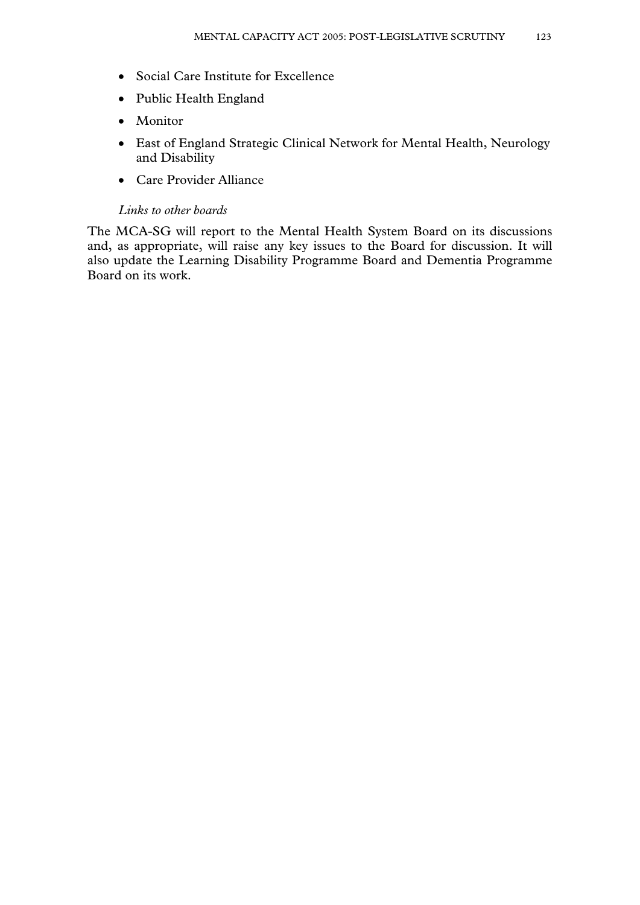- Social Care Institute for Excellence
- Public Health England
- Monitor
- East of England Strategic Clinical Network for Mental Health, Neurology and Disability
- Care Provider Alliance

*Links to other boards*

The MCA-SG will report to the Mental Health System Board on its discussions and, as appropriate, will raise any key issues to the Board for discussion. It will also update the Learning Disability Programme Board and Dementia Programme Board on its work.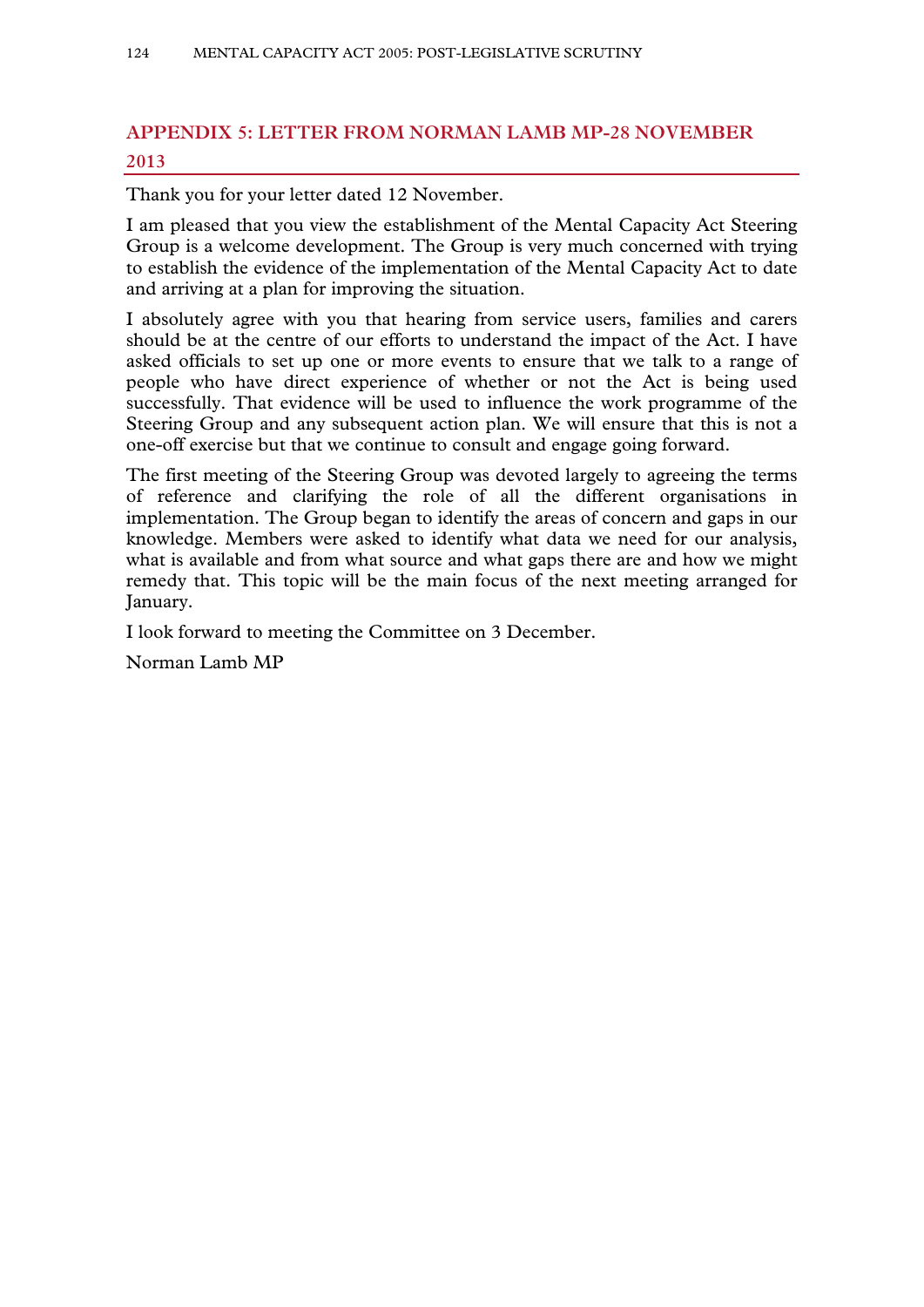## APPENDIX 5: LETTER FROM NORMAN LAMB MP-28 NOVEMBER 2013

Thank you for your letter dated 12 November.

I am pleased that you view the establishment of the Mental Capacity Act Steering Group is a welcome development. The Group is very much concerned with trying to establish the evidence of the implementation of the Mental Capacity Act to date and arriving at a plan for improving the situation.

I absolutely agree with you that hearing from service users, families and carers should be at the centre of our efforts to understand the impact of the Act. I have asked officials to set up one or more events to ensure that we talk to a range of people who have direct experience of whether or not the Act is being used successfully. That evidence will be used to influence the work programme of the Steering Group and any subsequent action plan. We will ensure that this is not a one-off exercise but that we continue to consult and engage going forward.

The first meeting of the Steering Group was devoted largely to agreeing the terms of reference and clarifying the role of all the different organisations in implementation. The Group began to identify the areas of concern and gaps in our knowledge. Members were asked to identify what data we need for our analysis, what is available and from what source and what gaps there are and how we might remedy that. This topic will be the main focus of the next meeting arranged for January.

I look forward to meeting the Committee on 3 December.

Norman Lamb MP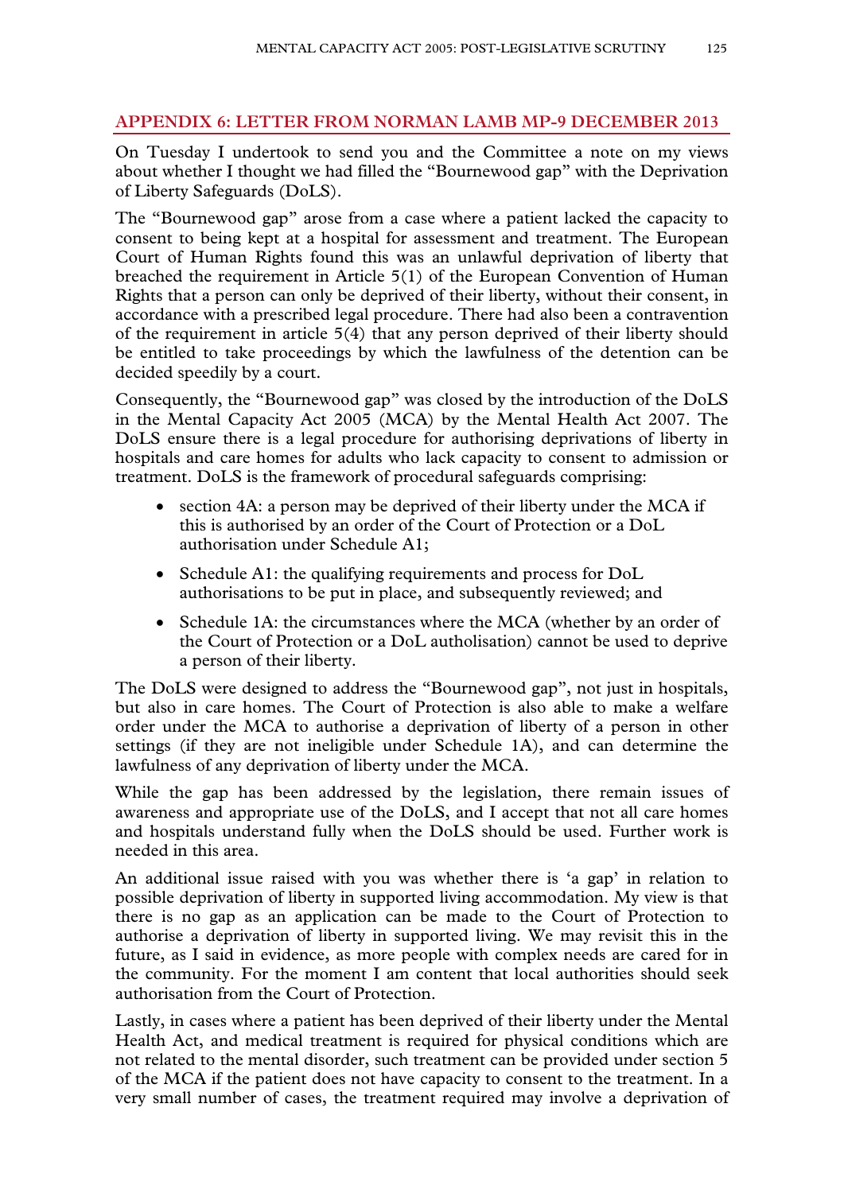## APPENDIX 6: LETTER FROM NORMAN LAMB MP-9 DECEMBER 2013

On Tuesday I undertook to send you and the Committee a note on my views about whether I thought we had filled the "Bournewood gap" with the Deprivation of Liberty Safeguards (DoLS).

The "Bournewood gap" arose from a case where a patient lacked the capacity to consent to being kept at a hospital for assessment and treatment. The European Court of Human Rights found this was an unlawful deprivation of liberty that breached the requirement in Article 5(1) of the European Convention of Human Rights that a person can only be deprived of their liberty, without their consent, in accordance with a prescribed legal procedure. There had also been a contravention of the requirement in article 5(4) that any person deprived of their liberty should be entitled to take proceedings by which the lawfulness of the detention can be decided speedily by a court.

Consequently, the "Bournewood gap" was closed by the introduction of the DoLS in the Mental Capacity Act 2005 (MCA) by the Mental Health Act 2007. The DoLS ensure there is a legal procedure for authorising deprivations of liberty in hospitals and care homes for adults who lack capacity to consent to admission or treatment. DoLS is the framework of procedural safeguards comprising:

- section 4A: a person may be deprived of their liberty under the MCA if this is authorised by an order of the Court of Protection or a DoL authorisation under Schedule A1;
- Schedule A1: the qualifying requirements and process for DoL authorisations to be put in place, and subsequently reviewed; and
- Schedule 1A: the circumstances where the MCA (whether by an order of the Court of Protection or a DoL autholisation) cannot be used to deprive a person of their liberty.

The DoLS were designed to address the "Bournewood gap", not just in hospitals, but also in care homes. The Court of Protection is also able to make a welfare order under the MCA to authorise a deprivation of liberty of a person in other settings (if they are not ineligible under Schedule 1A), and can determine the lawfulness of any deprivation of liberty under the MCA.

While the gap has been addressed by the legislation, there remain issues of awareness and appropriate use of the DoLS, and I accept that not all care homes and hospitals understand fully when the DoLS should be used. Further work is needed in this area.

An additional issue raised with you was whether there is 'a gap' in relation to possible deprivation of liberty in supported living accommodation. My view is that there is no gap as an application can be made to the Court of Protection to authorise a deprivation of liberty in supported living. We may revisit this in the future, as I said in evidence, as more people with complex needs are cared for in the community. For the moment I am content that local authorities should seek authorisation from the Court of Protection.

Lastly, in cases where a patient has been deprived of their liberty under the Mental Health Act, and medical treatment is required for physical conditions which are not related to the mental disorder, such treatment can be provided under section 5 of the MCA if the patient does not have capacity to consent to the treatment. In a very small number of cases, the treatment required may involve a deprivation of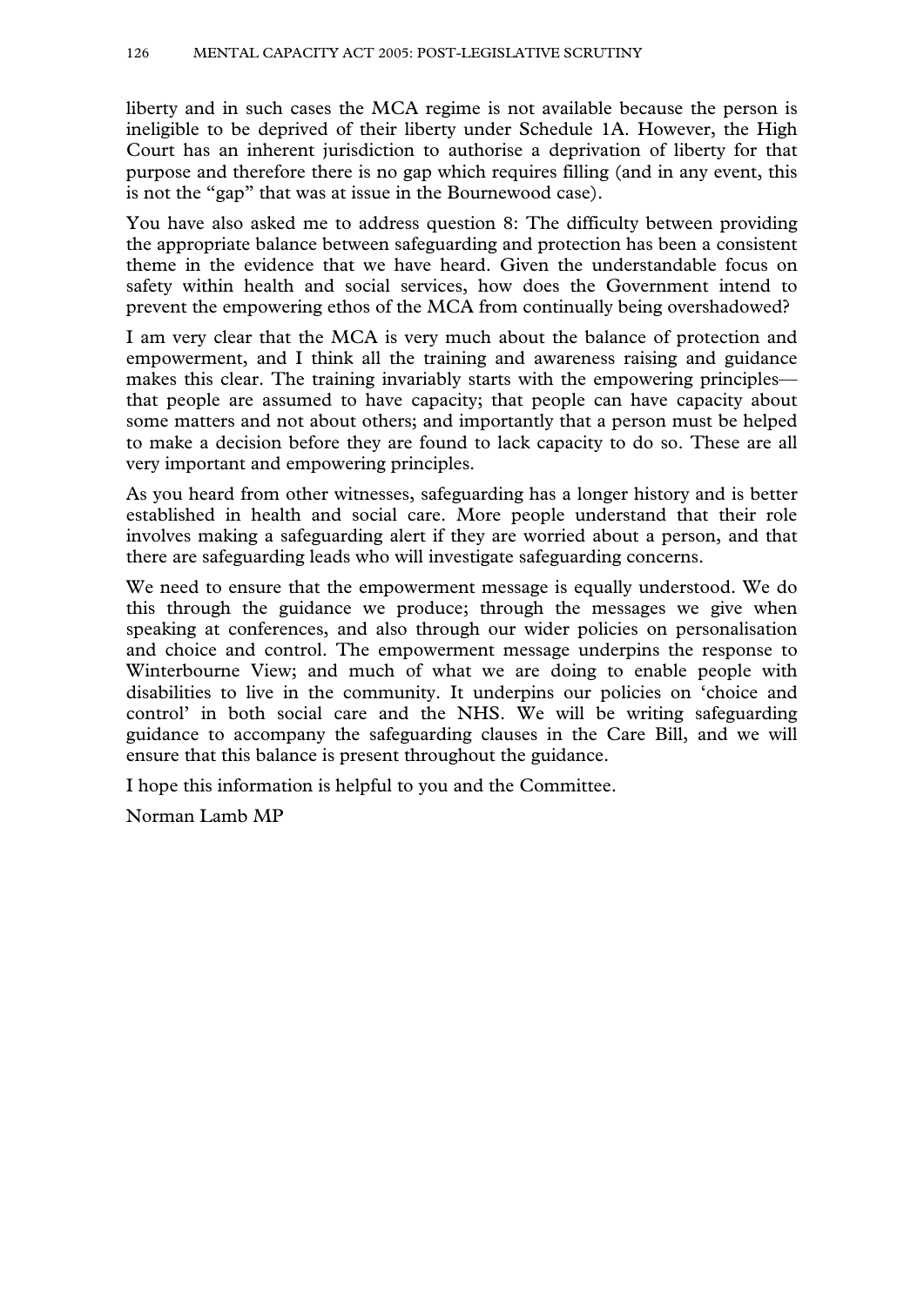liberty and in such cases the MCA regime is not available because the person is ineligible to be deprived of their liberty under Schedule 1A. However, the High Court has an inherent jurisdiction to authorise a deprivation of liberty for that purpose and therefore there is no gap which requires filling (and in any event, this is not the "gap" that was at issue in the Bournewood case).

You have also asked me to address question 8: The difficulty between providing the appropriate balance between safeguarding and protection has been a consistent theme in the evidence that we have heard. Given the understandable focus on safety within health and social services, how does the Government intend to prevent the empowering ethos of the MCA from continually being overshadowed?

I am very clear that the MCA is very much about the balance of protection and empowerment, and I think all the training and awareness raising and guidance makes this clear. The training invariably starts with the empowering principles—that people are assumed to have capacity; that people can have capacity about some matters and not about others; and importantly that a person must be helped to make a decision before they are found to lack capacity to do so. These are all very important and empowering principles.

As you heard from other witnesses, safeguarding has a longer history and is better established in health and social care. More people understand that their role involves making a safeguarding alert if they are worried about a person, and that there are safeguarding leads who will investigate safeguarding concerns.

We need to ensure that the empowerment message is equally understood. We do this through the guidance we produce; through the messages we give when speaking at conferences, and also through our wider policies on personalisation and choice and control. The empowerment message underpins the response to Winterbourne View; and much of what we are doing to enable people with disabilities to live in the community. It underpins our policies on 'choice and control' in both social care and the NHS. We will be writing safeguarding guidance to accompany the safeguarding clauses in the Care Bill, and we will ensure that this balance is present throughout the guidance.

I hope this information is helpful to you and the Committee.

Norman Lamb MP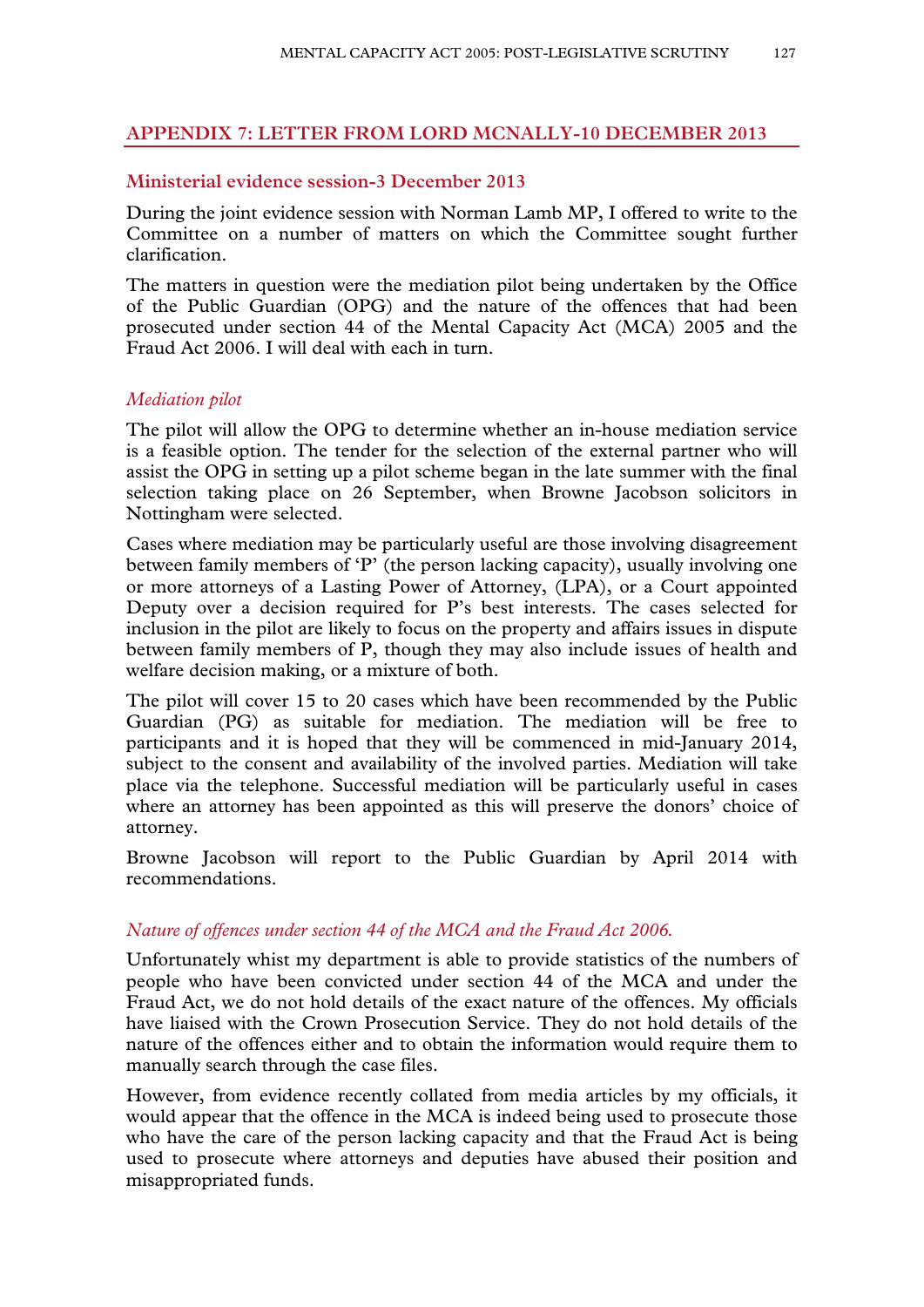## APPENDIX 7: LETTER FROM LORD MCNALLY-10 DECEMBER 2013

### Ministerial evidence session-3 December 2013

During the joint evidence session with Norman Lamb MP, I offered to write to the Committee on a number of matters on which the Committee sought further clarification.

The matters in question were the mediation pilot being undertaken by the Office of the Public Guardian (OPG) and the nature of the offences that had been prosecuted under section 44 of the Mental Capacity Act (MCA) 2005 and the Fraud Act 2006. I will deal with each in turn.

*Mediation pilot*

The pilot will allow the OPG to determine whether an in-house mediation service is a feasible option. The tender for the selection of the external partner who will assist the OPG in setting up a pilot scheme began in the late summer with the final selection taking place on 26 September, when Browne Jacobson solicitors in Nottingham were selected.

Cases where mediation may be particularly useful are those involving disagreement between family members of 'P' (the person lacking capacity), usually involving one or more attorneys of a Lasting Power of Attorney, (LPA), or a Court appointed Deputy over a decision required for P's best interests. The cases selected for inclusion in the pilot are likely to focus on the property and affairs issues in dispute between family members of P, though they may also include issues of health and welfare decision making, or a mixture of both.

The pilot will cover 15 to 20 cases which have been recommended by the Public Guardian (PG) as suitable for mediation. The mediation will be free to participants and it is hoped that they will be commenced in mid-January 2014, subject to the consent and availability of the involved parties. Mediation will take place via the telephone. Successful mediation will be particularly useful in cases where an attorney has been appointed as this will preserve the donors' choice of attorney.

Browne Jacobson will report to the Public Guardian by April 2014 with recommendations.

*Nature of offences under section 44 of the MCA and the Fraud Act 2006.*

Unfortunately whist my department is able to provide statistics of the numbers of people who have been convicted under section 44 of the MCA and under the Fraud Act, we do not hold details of the exact nature of the offences. My officials have liaised with the Crown Prosecution Service. They do not hold details of the nature of the offences either and to obtain the information would require them to manually search through the case files.

However, from evidence recently collated from media articles by my officials, it would appear that the offence in the MCA is indeed being used to prosecute those who have the care of the person lacking capacity and that the Fraud Act is being used to prosecute where attorneys and deputies have abused their position and misappropriated funds.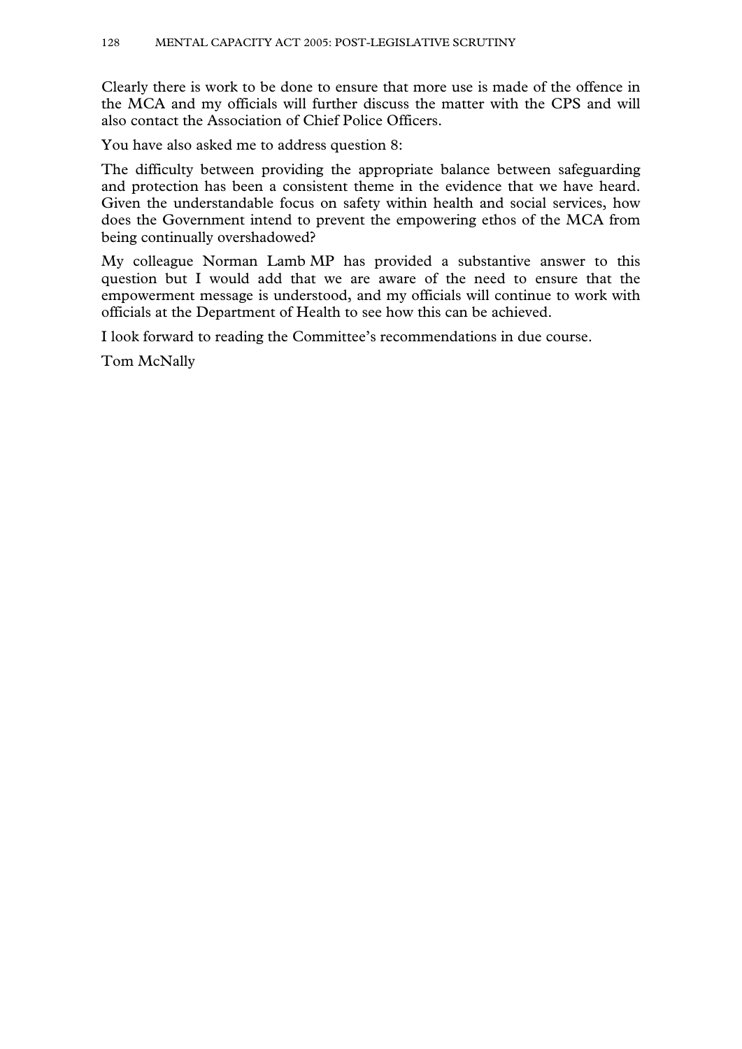Clearly there is work to be done to ensure that more use is made of the offence in the MCA and my officials will further discuss the matter with the CPS and will also contact the Association of Chief Police Officers.

You have also asked me to address question 8:

The difficulty between providing the appropriate balance between safeguarding and protection has been a consistent theme in the evidence that we have heard. Given the understandable focus on safety within health and social services, how does the Government intend to prevent the empowering ethos of the MCA from being continually overshadowed?

My colleague Norman Lamb MP has provided a substantive answer to this question but I would add that we are aware of the need to ensure that the empowerment message is understood, and my officials will continue to work with officials at the Department of Health to see how this can be achieved.

I look forward to reading the Committee's recommendations in due course.

Tom McNally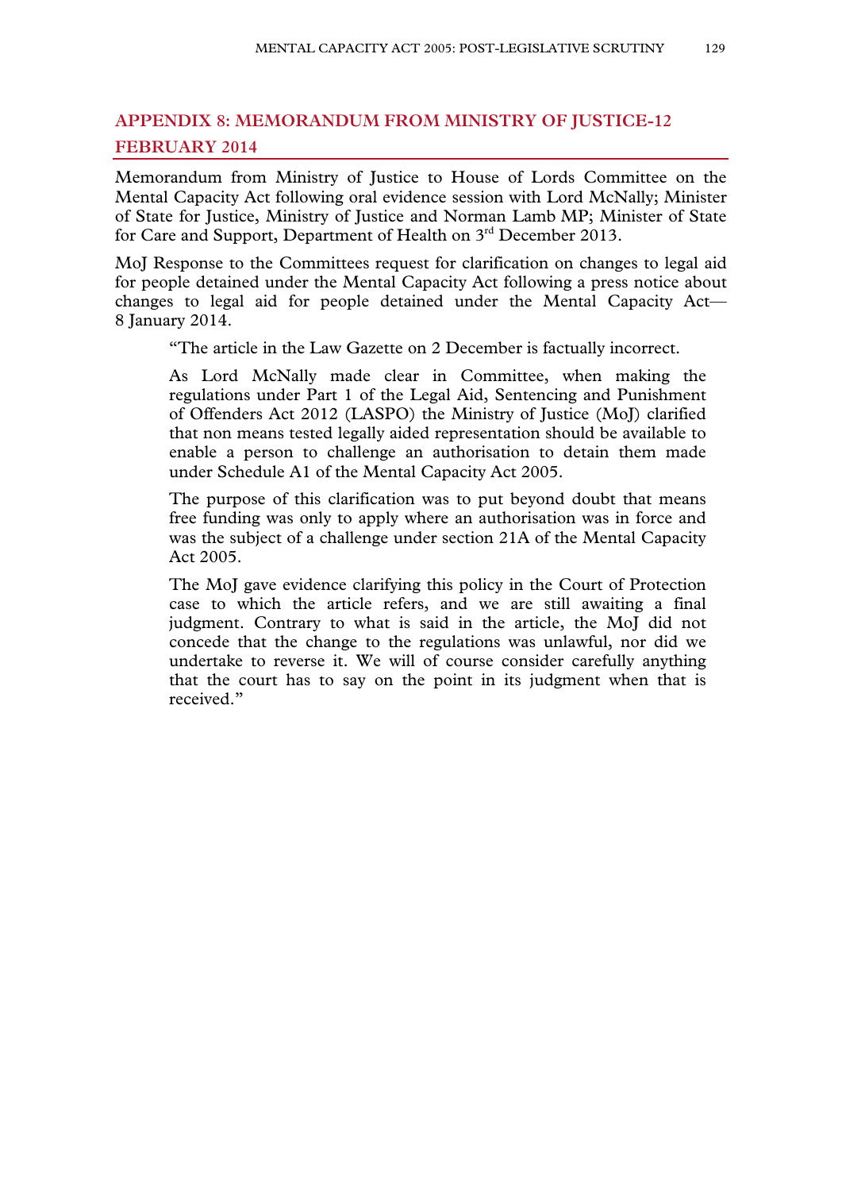## APPENDIX 8: MEMORANDUM FROM MINISTRY OF JUSTICE-12 FEBRUARY 2014

Memorandum from Ministry of Justice to House of Lords Committee on the Mental Capacity Act following oral evidence session with Lord McNally; Minister of State for Justice, Ministry of Justice and Norman Lamb MP; Minister of State for Care and Support, Department of Health on 3rd December 2013.

MoJ Response to the Committees request for clarification on changes to legal aid for people detained under the Mental Capacity Act following a press notice about changes to legal aid for people detained under the Mental Capacity Act— 8 January 2014.

> "The article in the Law Gazette on 2 December is factually incorrect.
>
> As Lord McNally made clear in Committee, when making the regulations under Part 1 of the Legal Aid, Sentencing and Punishment of Offenders Act 2012 (LASPO) the Ministry of Justice (MoJ) clarified that non means tested legally aided representation should be available to enable a person to challenge an authorisation to detain them made under Schedule A1 of the Mental Capacity Act 2005.
>
> The purpose of this clarification was to put beyond doubt that means free funding was only to apply where an authorisation was in force and was the subject of a challenge under section 21A of the Mental Capacity Act 2005.
>
> The MoJ gave evidence clarifying this policy in the Court of Protection case to which the article refers, and we are still awaiting a final judgment. Contrary to what is said in the article, the MoJ did not concede that the change to the regulations was unlawful, nor did we undertake to reverse it. We will of course consider carefully anything that the court has to say on the point in its judgment when that is received."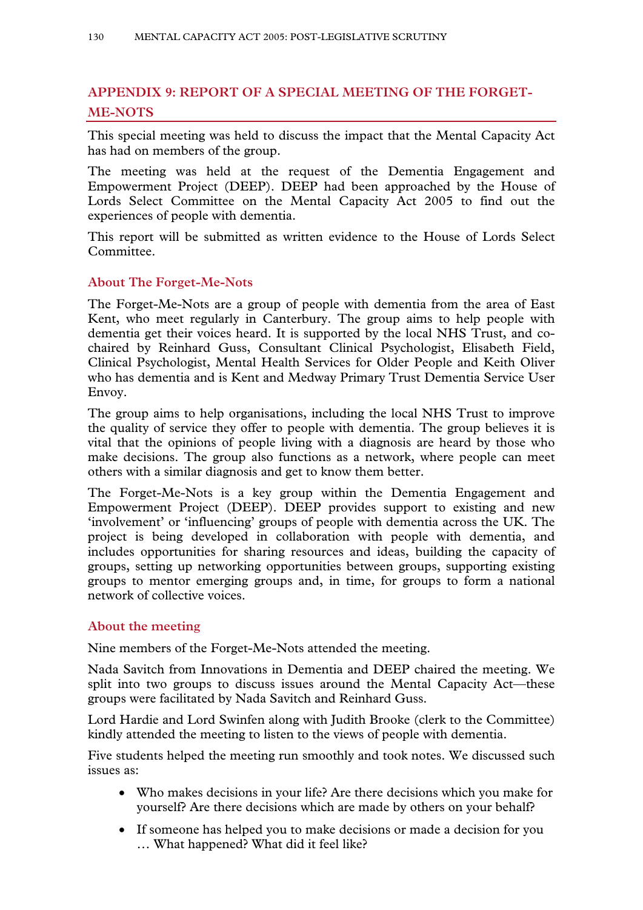## APPENDIX 9: REPORT OF A SPECIAL MEETING OF THE FORGET-ME-NOTS

This special meeting was held to discuss the impact that the Mental Capacity Act has had on members of the group.

The meeting was held at the request of the Dementia Engagement and Empowerment Project (DEEP). DEEP had been approached by the House of Lords Select Committee on the Mental Capacity Act 2005 to find out the experiences of people with dementia.

This report will be submitted as written evidence to the House of Lords Select Committee.

### About The Forget-Me-Nots

The Forget-Me-Nots are a group of people with dementia from the area of East Kent, who meet regularly in Canterbury. The group aims to help people with dementia get their voices heard. It is supported by the local NHS Trust, and co-chaired by Reinhard Guss, Consultant Clinical Psychologist, Elisabeth Field, Clinical Psychologist, Mental Health Services for Older People and Keith Oliver who has dementia and is Kent and Medway Primary Trust Dementia Service User Envoy.

The group aims to help organisations, including the local NHS Trust to improve the quality of service they offer to people with dementia. The group believes it is vital that the opinions of people living with a diagnosis are heard by those who make decisions. The group also functions as a network, where people can meet others with a similar diagnosis and get to know them better.

The Forget-Me-Nots is a key group within the Dementia Engagement and Empowerment Project (DEEP). DEEP provides support to existing and new 'involvement' or 'influencing' groups of people with dementia across the UK. The project is being developed in collaboration with people with dementia, and includes opportunities for sharing resources and ideas, building the capacity of groups, setting up networking opportunities between groups, supporting existing groups to mentor emerging groups and, in time, for groups to form a national network of collective voices.

### About the meeting

Nine members of the Forget-Me-Nots attended the meeting.

Nada Savitch from Innovations in Dementia and DEEP chaired the meeting. We split into two groups to discuss issues around the Mental Capacity Act—these groups were facilitated by Nada Savitch and Reinhard Guss.

Lord Hardie and Lord Swinfen along with Judith Brooke (clerk to the Committee) kindly attended the meeting to listen to the views of people with dementia.

Five students helped the meeting run smoothly and took notes. We discussed such issues as:

- Who makes decisions in your life? Are there decisions which you make for yourself? Are there decisions which are made by others on your behalf?
- If someone has helped you to make decisions or made a decision for you … What happened? What did it feel like?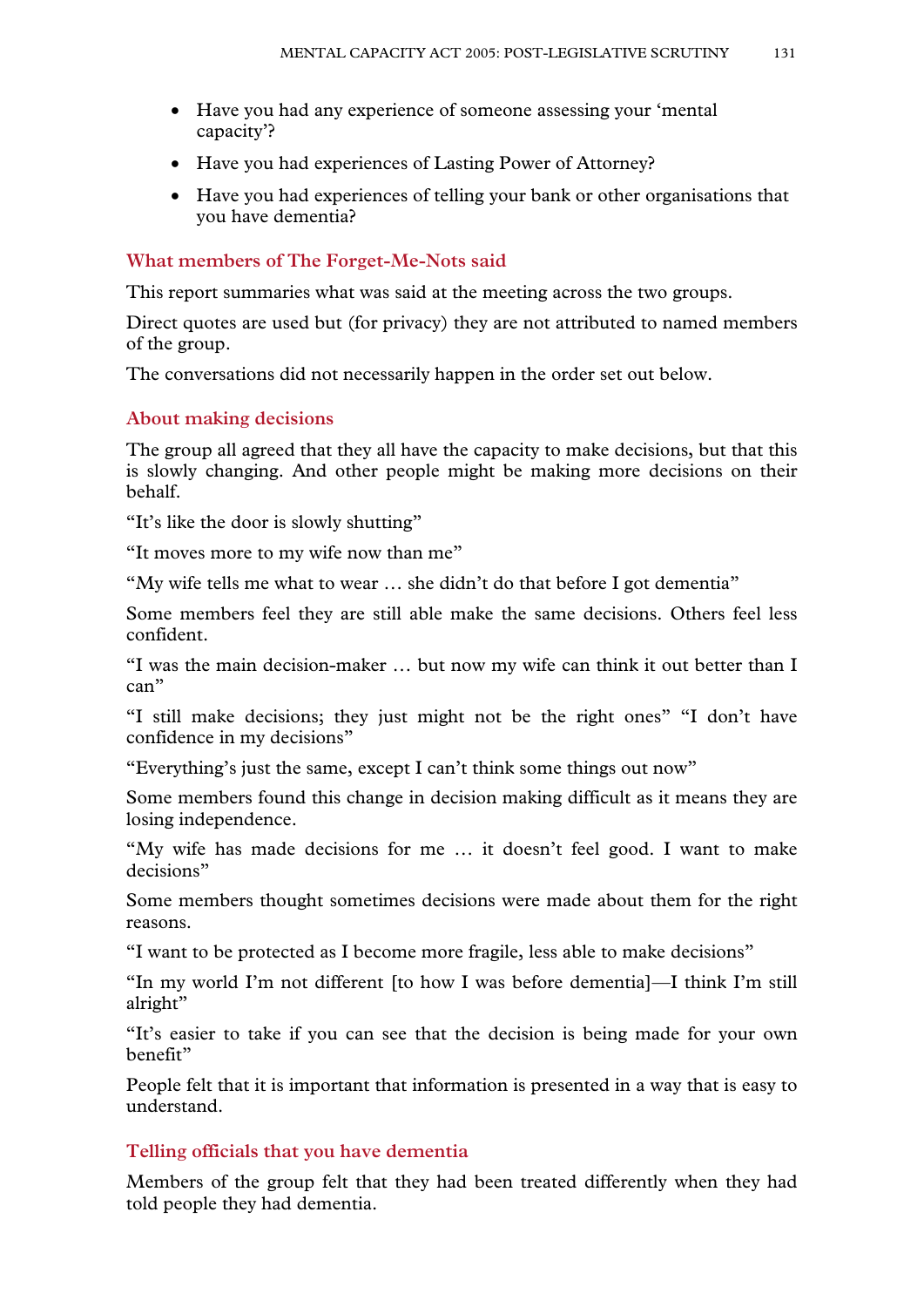- Have you had any experience of someone assessing your 'mental capacity'?
- Have you had experiences of Lasting Power of Attorney?
- Have you had experiences of telling your bank or other organisations that you have dementia?

### What members of The Forget-Me-Nots said

This report summaries what was said at the meeting across the two groups.

Direct quotes are used but (for privacy) they are not attributed to named members of the group.

The conversations did not necessarily happen in the order set out below.

### About making decisions

The group all agreed that they all have the capacity to make decisions, but that this is slowly changing. And other people might be making more decisions on their behalf.

"It's like the door is slowly shutting"

"It moves more to my wife now than me"

"My wife tells me what to wear … she didn't do that before I got dementia"

Some members feel they are still able make the same decisions. Others feel less confident.

"I was the main decision-maker … but now my wife can think it out better than I can"

"I still make decisions; they just might not be the right ones" "I don't have confidence in my decisions"

"Everything's just the same, except I can't think some things out now"

Some members found this change in decision making difficult as it means they are losing independence.

"My wife has made decisions for me … it doesn't feel good. I want to make decisions"

Some members thought sometimes decisions were made about them for the right reasons.

"I want to be protected as I become more fragile, less able to make decisions"

"In my world I'm not different [to how I was before dementia]—I think I'm still alright"

"It's easier to take if you can see that the decision is being made for your own benefit"

People felt that it is important that information is presented in a way that is easy to understand.

### Telling officials that you have dementia

Members of the group felt that they had been treated differently when they had told people they had dementia.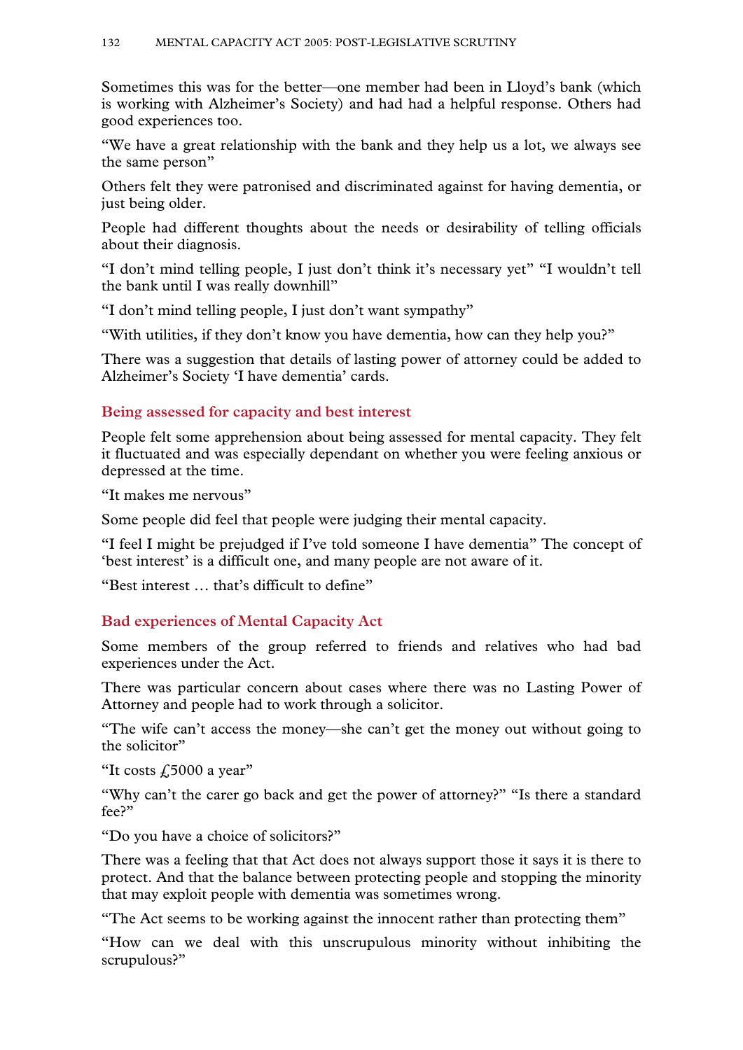Sometimes this was for the better—one member had been in Lloyd's bank (which is working with Alzheimer's Society) and had had a helpful response. Others had good experiences too.

"We have a great relationship with the bank and they help us a lot, we always see the same person"

Others felt they were patronised and discriminated against for having dementia, or just being older.

People had different thoughts about the needs or desirability of telling officials about their diagnosis.

"I don't mind telling people, I just don't think it's necessary yet" "I wouldn't tell the bank until I was really downhill"

"I don't mind telling people, I just don't want sympathy"

"With utilities, if they don't know you have dementia, how can they help you?"

There was a suggestion that details of lasting power of attorney could be added to Alzheimer's Society 'I have dementia' cards.

### Being assessed for capacity and best interest

People felt some apprehension about being assessed for mental capacity. They felt it fluctuated and was especially dependant on whether you were feeling anxious or depressed at the time.

"It makes me nervous"

Some people did feel that people were judging their mental capacity.

"I feel I might be prejudged if I've told someone I have dementia" The concept of 'best interest' is a difficult one, and many people are not aware of it.

"Best interest … that's difficult to define"

### Bad experiences of Mental Capacity Act

Some members of the group referred to friends and relatives who had bad experiences under the Act.

There was particular concern about cases where there was no Lasting Power of Attorney and people had to work through a solicitor.

"The wife can't access the money—she can't get the money out without going to the solicitor"

"It costs £5000 a year"

"Why can't the carer go back and get the power of attorney?" "Is there a standard fee?"

"Do you have a choice of solicitors?"

There was a feeling that that Act does not always support those it says it is there to protect. And that the balance between protecting people and stopping the minority that may exploit people with dementia was sometimes wrong.

"The Act seems to be working against the innocent rather than protecting them"

"How can we deal with this unscrupulous minority without inhibiting the scrupulous?"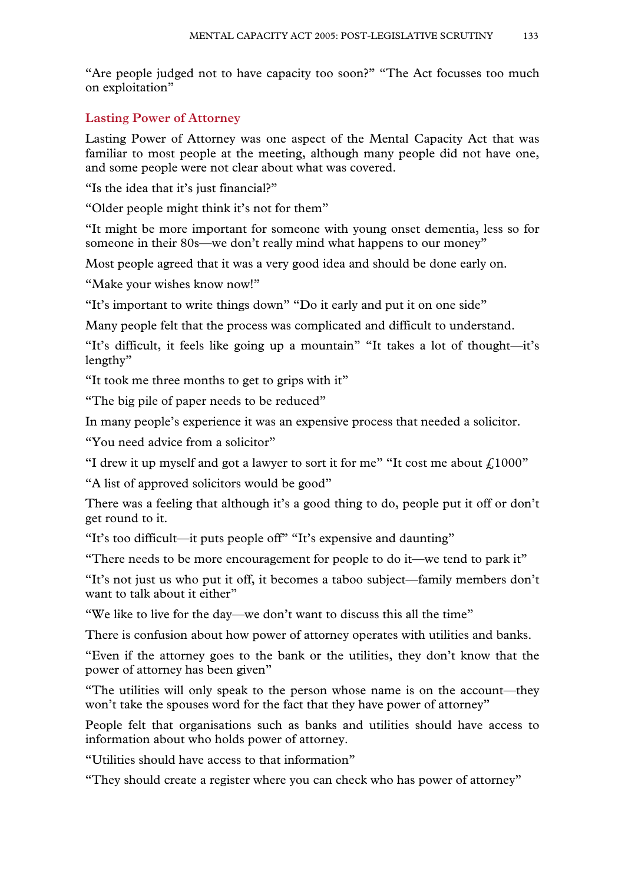"Are people judged not to have capacity too soon?" "The Act focusses too much on exploitation"

### Lasting Power of Attorney

Lasting Power of Attorney was one aspect of the Mental Capacity Act that was familiar to most people at the meeting, although many people did not have one, and some people were not clear about what was covered.

"Is the idea that it's just financial?"

"Older people might think it's not for them"

"It might be more important for someone with young onset dementia, less so for someone in their 80s—we don't really mind what happens to our money"

Most people agreed that it was a very good idea and should be done early on.

"Make your wishes know now!"

"It's important to write things down" "Do it early and put it on one side"

Many people felt that the process was complicated and difficult to understand.

"It's difficult, it feels like going up a mountain" "It takes a lot of thought—it's lengthy"

"It took me three months to get to grips with it"

"The big pile of paper needs to be reduced"

In many people's experience it was an expensive process that needed a solicitor.

"You need advice from a solicitor"

"I drew it up myself and got a lawyer to sort it for me" "It cost me about £1000"

"A list of approved solicitors would be good"

There was a feeling that although it's a good thing to do, people put it off or don't get round to it.

"It's too difficult—it puts people off" "It's expensive and daunting"

"There needs to be more encouragement for people to do it—we tend to park it"

"It's not just us who put it off, it becomes a taboo subject—family members don't want to talk about it either"

"We like to live for the day—we don't want to discuss this all the time"

There is confusion about how power of attorney operates with utilities and banks.

"Even if the attorney goes to the bank or the utilities, they don't know that the power of attorney has been given"

"The utilities will only speak to the person whose name is on the account—they won't take the spouses word for the fact that they have power of attorney"

People felt that organisations such as banks and utilities should have access to information about who holds power of attorney.

"Utilities should have access to that information"

"They should create a register where you can check who has power of attorney"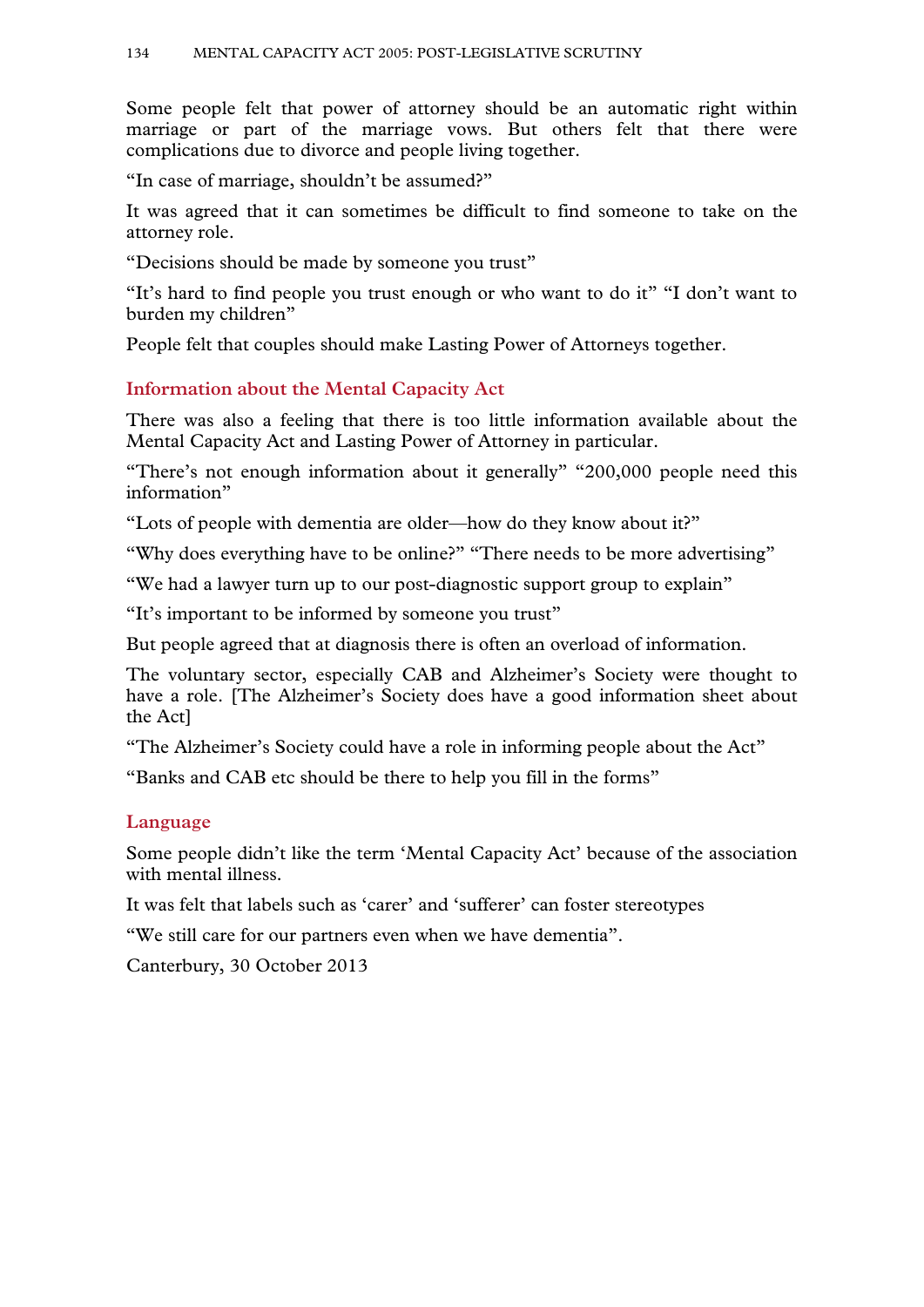Some people felt that power of attorney should be an automatic right within marriage or part of the marriage vows. But others felt that there were complications due to divorce and people living together.

"In case of marriage, shouldn't be assumed?"

It was agreed that it can sometimes be difficult to find someone to take on the attorney role.

"Decisions should be made by someone you trust"

"It's hard to find people you trust enough or who want to do it" "I don't want to burden my children"

People felt that couples should make Lasting Power of Attorneys together.

### Information about the Mental Capacity Act

There was also a feeling that there is too little information available about the Mental Capacity Act and Lasting Power of Attorney in particular.

"There's not enough information about it generally" "200,000 people need this information"

"Lots of people with dementia are older—how do they know about it?"

"Why does everything have to be online?" "There needs to be more advertising"

"We had a lawyer turn up to our post-diagnostic support group to explain"

"It's important to be informed by someone you trust"

But people agreed that at diagnosis there is often an overload of information.

The voluntary sector, especially CAB and Alzheimer's Society were thought to have a role. [The Alzheimer's Society does have a good information sheet about the Act]

"The Alzheimer's Society could have a role in informing people about the Act"

"Banks and CAB etc should be there to help you fill in the forms"

### Language

Some people didn't like the term 'Mental Capacity Act' because of the association with mental illness.

It was felt that labels such as 'carer' and 'sufferer' can foster stereotypes

"We still care for our partners even when we have dementia".

Canterbury, 30 October 2013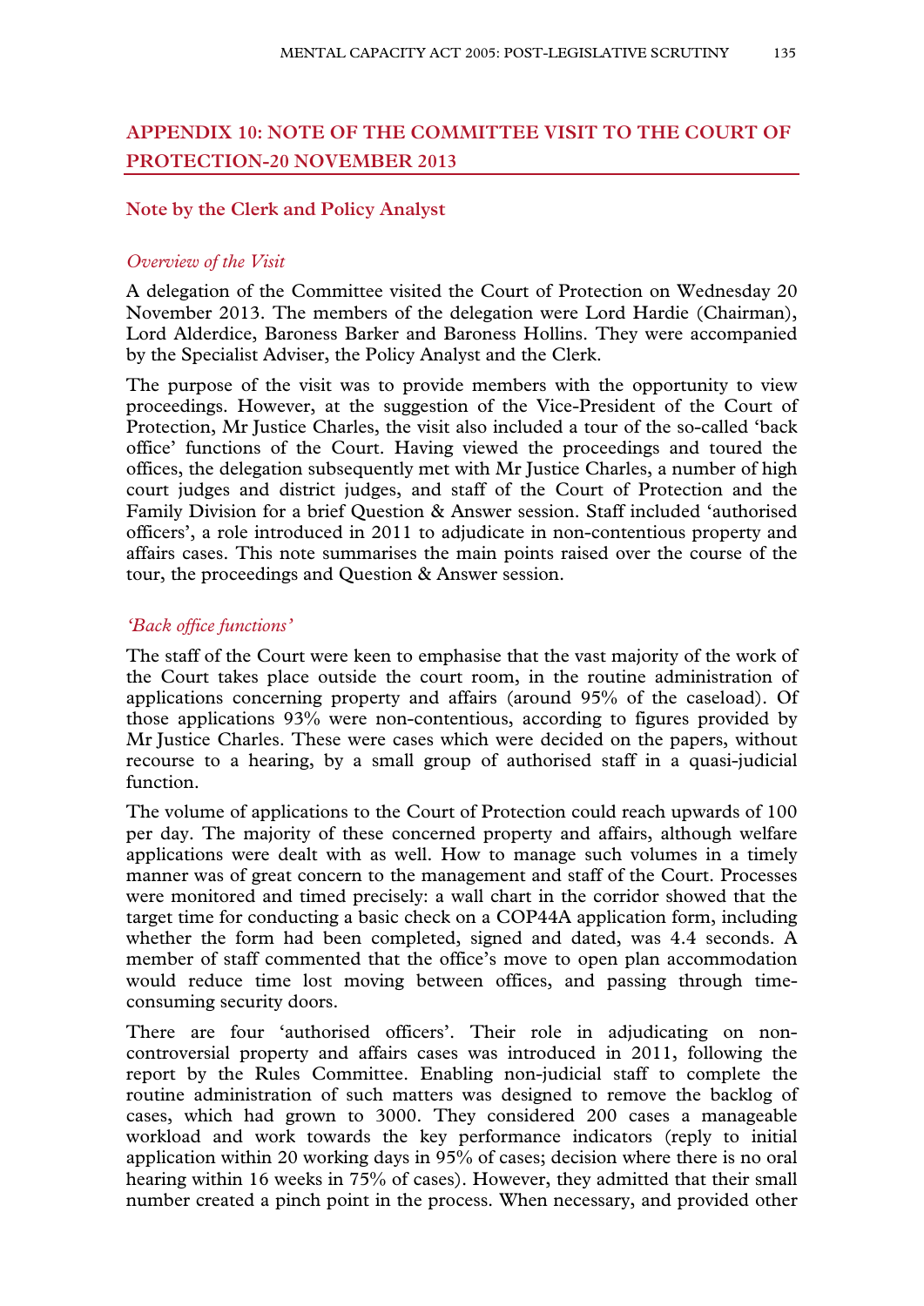## APPENDIX 10: NOTE OF THE COMMITTEE VISIT TO THE COURT OF PROTECTION-20 NOVEMBER 2013

### Note by the Clerk and Policy Analyst

*Overview of the Visit*

A delegation of the Committee visited the Court of Protection on Wednesday 20 November 2013. The members of the delegation were Lord Hardie (Chairman), Lord Alderdice, Baroness Barker and Baroness Hollins. They were accompanied by the Specialist Adviser, the Policy Analyst and the Clerk.

The purpose of the visit was to provide members with the opportunity to view proceedings. However, at the suggestion of the Vice-President of the Court of Protection, Mr Justice Charles, the visit also included a tour of the so-called 'back office' functions of the Court. Having viewed the proceedings and toured the offices, the delegation subsequently met with Mr Justice Charles, a number of high court judges and district judges, and staff of the Court of Protection and the Family Division for a brief Question & Answer session. Staff included 'authorised officers', a role introduced in 2011 to adjudicate in non-contentious property and affairs cases. This note summarises the main points raised over the course of the tour, the proceedings and Question & Answer session.

*'Back office functions'*

The staff of the Court were keen to emphasise that the vast majority of the work of the Court takes place outside the court room, in the routine administration of applications concerning property and affairs (around 95% of the caseload). Of those applications 93% were non-contentious, according to figures provided by Mr Justice Charles. These were cases which were decided on the papers, without recourse to a hearing, by a small group of authorised staff in a quasi-judicial function.

The volume of applications to the Court of Protection could reach upwards of 100 per day. The majority of these concerned property and affairs, although welfare applications were dealt with as well. How to manage such volumes in a timely manner was of great concern to the management and staff of the Court. Processes were monitored and timed precisely: a wall chart in the corridor showed that the target time for conducting a basic check on a COP44A application form, including whether the form had been completed, signed and dated, was 4.4 seconds. A member of staff commented that the office's move to open plan accommodation would reduce time lost moving between offices, and passing through time-consuming security doors.

There are four 'authorised officers'. Their role in adjudicating on non-controversial property and affairs cases was introduced in 2011, following the report by the Rules Committee. Enabling non-judicial staff to complete the routine administration of such matters was designed to remove the backlog of cases, which had grown to 3000. They considered 200 cases a manageable workload and work towards the key performance indicators (reply to initial application within 20 working days in 95% of cases; decision where there is no oral hearing within 16 weeks in 75% of cases). However, they admitted that their small number created a pinch point in the process. When necessary, and provided other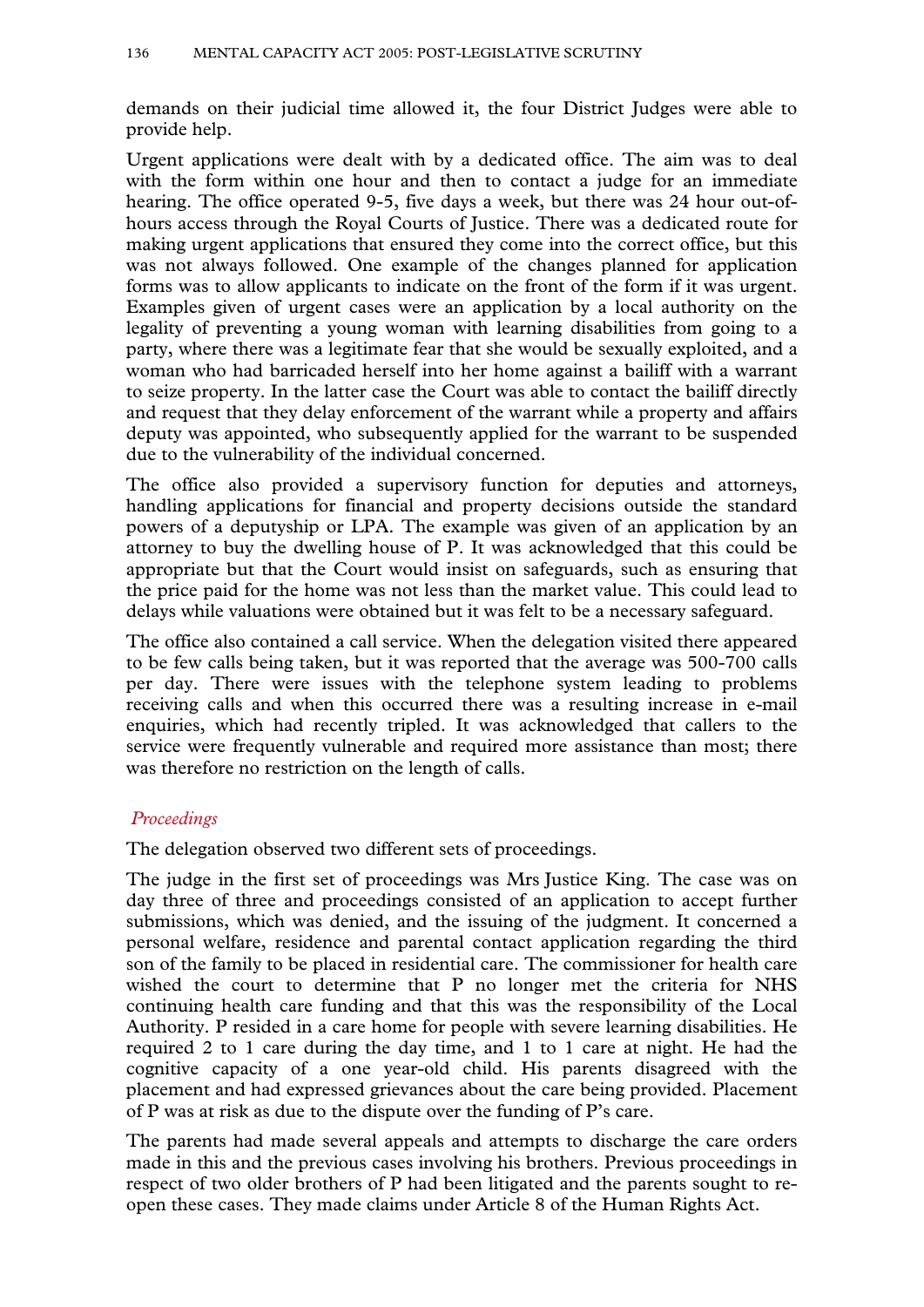demands on their judicial time allowed it, the four District Judges were able to provide help.

Urgent applications were dealt with by a dedicated office. The aim was to deal with the form within one hour and then to contact a judge for an immediate hearing. The office operated 9-5, five days a week, but there was 24 hour out-of-hours access through the Royal Courts of Justice. There was a dedicated route for making urgent applications that ensured they come into the correct office, but this was not always followed. One example of the changes planned for application forms was to allow applicants to indicate on the front of the form if it was urgent. Examples given of urgent cases were an application by a local authority on the legality of preventing a young woman with learning disabilities from going to a party, where there was a legitimate fear that she would be sexually exploited, and a woman who had barricaded herself into her home against a bailiff with a warrant to seize property. In the latter case the Court was able to contact the bailiff directly and request that they delay enforcement of the warrant while a property and affairs deputy was appointed, who subsequently applied for the warrant to be suspended due to the vulnerability of the individual concerned.

The office also provided a supervisory function for deputies and attorneys, handling applications for financial and property decisions outside the standard powers of a deputyship or LPA. The example was given of an application by an attorney to buy the dwelling house of P. It was acknowledged that this could be appropriate but that the Court would insist on safeguards, such as ensuring that the price paid for the home was not less than the market value. This could lead to delays while valuations were obtained but it was felt to be a necessary safeguard.

The office also contained a call service. When the delegation visited there appeared to be few calls being taken, but it was reported that the average was 500-700 calls per day. There were issues with the telephone system leading to problems receiving calls and when this occurred there was a resulting increase in e-mail enquiries, which had recently tripled. It was acknowledged that callers to the service were frequently vulnerable and required more assistance than most; there was therefore no restriction on the length of calls.

### *Proceedings*

The delegation observed two different sets of proceedings.

The judge in the first set of proceedings was Mrs Justice King. The case was on day three of three and proceedings consisted of an application to accept further submissions, which was denied, and the issuing of the judgment. It concerned a personal welfare, residence and parental contact application regarding the third son of the family to be placed in residential care. The commissioner for health care wished the court to determine that P no longer met the criteria for NHS continuing health care funding and that this was the responsibility of the Local Authority. P resided in a care home for people with severe learning disabilities. He required 2 to 1 care during the day time, and 1 to 1 care at night. He had the cognitive capacity of a one year-old child. His parents disagreed with the placement and had expressed grievances about the care being provided. Placement of P was at risk as due to the dispute over the funding of P's care.

The parents had made several appeals and attempts to discharge the care orders made in this and the previous cases involving his brothers. Previous proceedings in respect of two older brothers of P had been litigated and the parents sought to re-open these cases. They made claims under Article 8 of the Human Rights Act.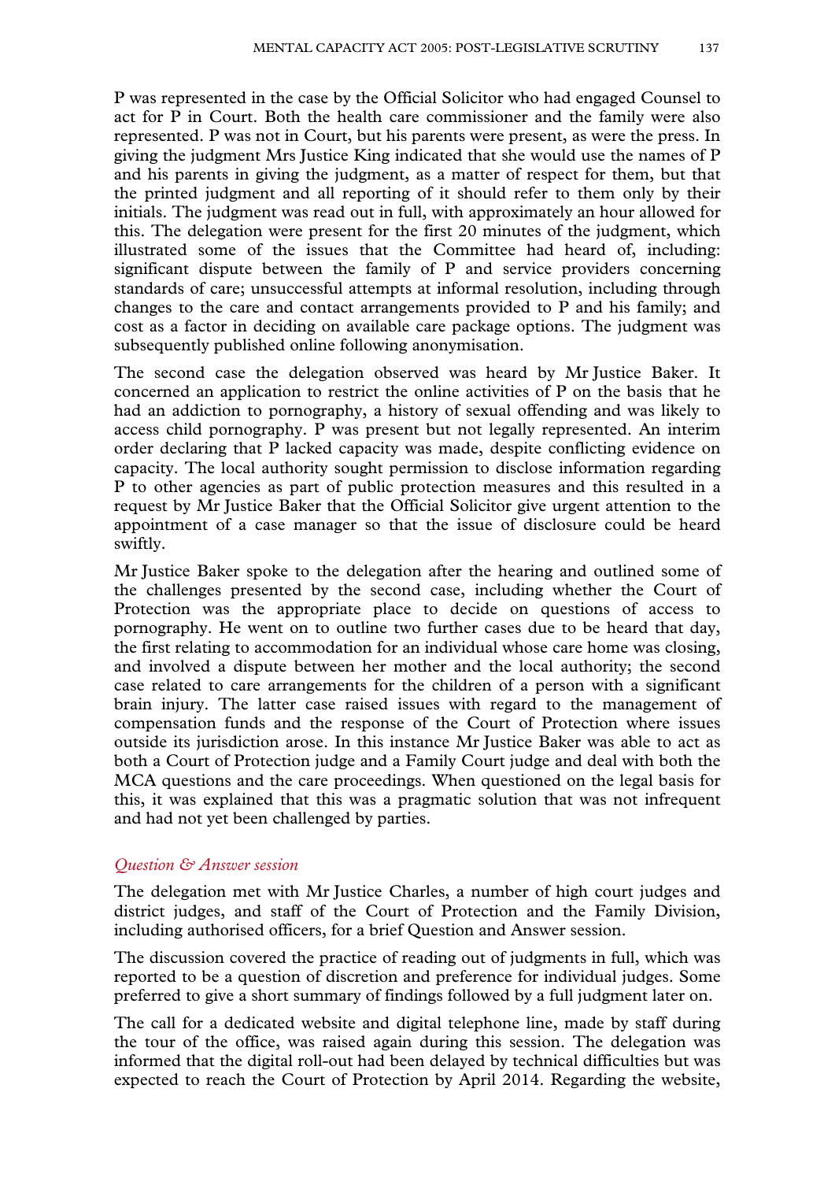P was represented in the case by the Official Solicitor who had engaged Counsel to act for P in Court. Both the health care commissioner and the family were also represented. P was not in Court, but his parents were present, as were the press. In giving the judgment Mrs Justice King indicated that she would use the names of P and his parents in giving the judgment, as a matter of respect for them, but that the printed judgment and all reporting of it should refer to them only by their initials. The judgment was read out in full, with approximately an hour allowed for this. The delegation were present for the first 20 minutes of the judgment, which illustrated some of the issues that the Committee had heard of, including: significant dispute between the family of P and service providers concerning standards of care; unsuccessful attempts at informal resolution, including through changes to the care and contact arrangements provided to P and his family; and cost as a factor in deciding on available care package options. The judgment was subsequently published online following anonymisation.

The second case the delegation observed was heard by Mr Justice Baker. It concerned an application to restrict the online activities of P on the basis that he had an addiction to pornography, a history of sexual offending and was likely to access child pornography. P was present but not legally represented. An interim order declaring that P lacked capacity was made, despite conflicting evidence on capacity. The local authority sought permission to disclose information regarding P to other agencies as part of public protection measures and this resulted in a request by Mr Justice Baker that the Official Solicitor give urgent attention to the appointment of a case manager so that the issue of disclosure could be heard swiftly.

Mr Justice Baker spoke to the delegation after the hearing and outlined some of the challenges presented by the second case, including whether the Court of Protection was the appropriate place to decide on questions of access to pornography. He went on to outline two further cases due to be heard that day, the first relating to accommodation for an individual whose care home was closing, and involved a dispute between her mother and the local authority; the second case related to care arrangements for the children of a person with a significant brain injury. The latter case raised issues with regard to the management of compensation funds and the response of the Court of Protection where issues outside its jurisdiction arose. In this instance Mr Justice Baker was able to act as both a Court of Protection judge and a Family Court judge and deal with both the MCA questions and the care proceedings. When questioned on the legal basis for this, it was explained that this was a pragmatic solution that was not infrequent and had not yet been challenged by parties.

*Question & Answer session*

The delegation met with Mr Justice Charles, a number of high court judges and district judges, and staff of the Court of Protection and the Family Division, including authorised officers, for a brief Question and Answer session.

The discussion covered the practice of reading out of judgments in full, which was reported to be a question of discretion and preference for individual judges. Some preferred to give a short summary of findings followed by a full judgment later on.

The call for a dedicated website and digital telephone line, made by staff during the tour of the office, was raised again during this session. The delegation was informed that the digital roll-out had been delayed by technical difficulties but was expected to reach the Court of Protection by April 2014. Regarding the website,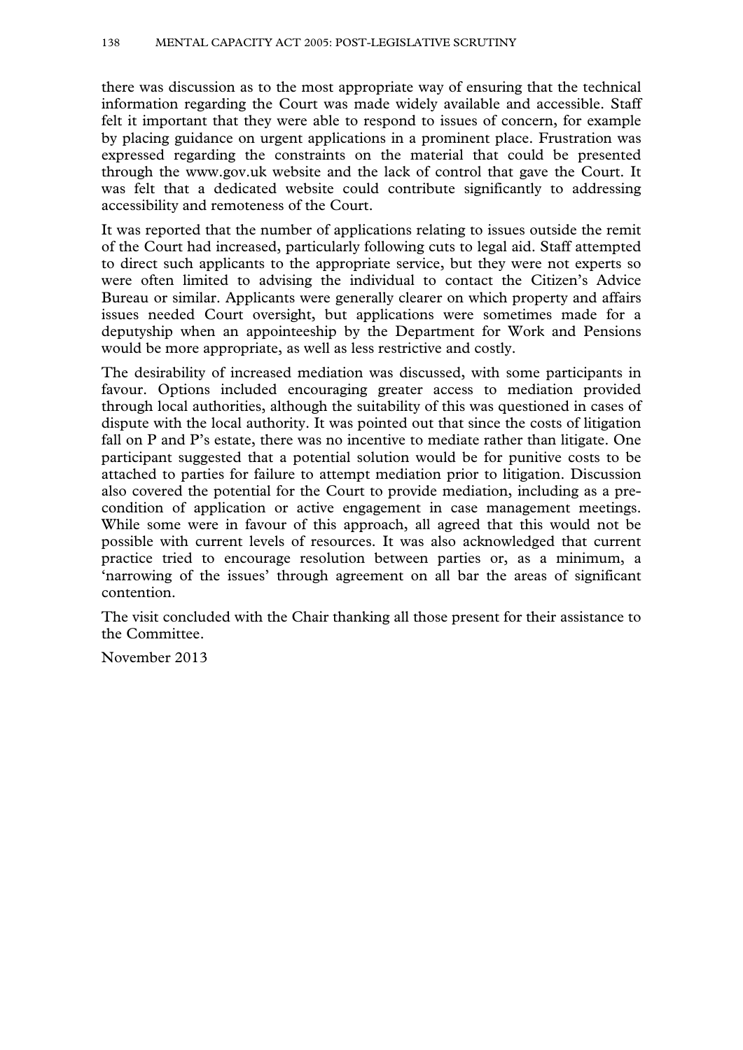there was discussion as to the most appropriate way of ensuring that the technical information regarding the Court was made widely available and accessible. Staff felt it important that they were able to respond to issues of concern, for example by placing guidance on urgent applications in a prominent place. Frustration was expressed regarding the constraints on the material that could be presented through the www.gov.uk website and the lack of control that gave the Court. It was felt that a dedicated website could contribute significantly to addressing accessibility and remoteness of the Court.

It was reported that the number of applications relating to issues outside the remit of the Court had increased, particularly following cuts to legal aid. Staff attempted to direct such applicants to the appropriate service, but they were not experts so were often limited to advising the individual to contact the Citizen's Advice Bureau or similar. Applicants were generally clearer on which property and affairs issues needed Court oversight, but applications were sometimes made for a deputyship when an appointeeship by the Department for Work and Pensions would be more appropriate, as well as less restrictive and costly.

The desirability of increased mediation was discussed, with some participants in favour. Options included encouraging greater access to mediation provided through local authorities, although the suitability of this was questioned in cases of dispute with the local authority. It was pointed out that since the costs of litigation fall on P and P's estate, there was no incentive to mediate rather than litigate. One participant suggested that a potential solution would be for punitive costs to be attached to parties for failure to attempt mediation prior to litigation. Discussion also covered the potential for the Court to provide mediation, including as a pre-condition of application or active engagement in case management meetings. While some were in favour of this approach, all agreed that this would not be possible with current levels of resources. It was also acknowledged that current practice tried to encourage resolution between parties or, as a minimum, a 'narrowing of the issues' through agreement on all bar the areas of significant contention.

The visit concluded with the Chair thanking all those present for their assistance to the Committee.

November 2013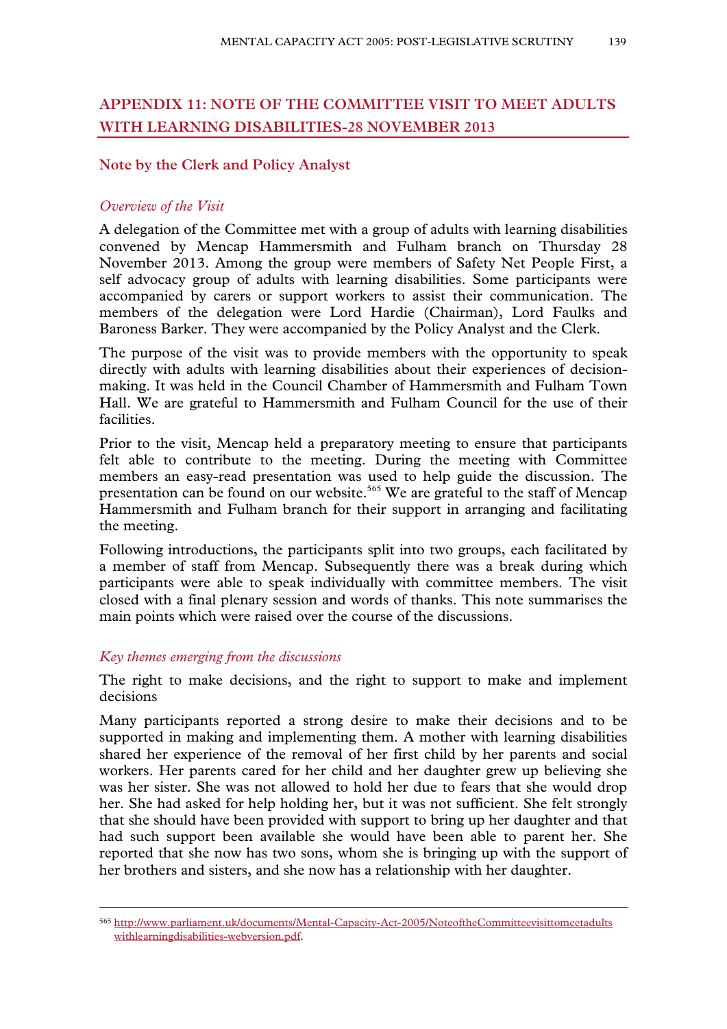## APPENDIX 11: NOTE OF THE COMMITTEE VISIT TO MEET ADULTS WITH LEARNING DISABILITIES-28 NOVEMBER 2013

### Note by the Clerk and Policy Analyst

*Overview of the Visit*

A delegation of the Committee met with a group of adults with learning disabilities convened by Mencap Hammersmith and Fulham branch on Thursday 28 November 2013. Among the group were members of Safety Net People First, a self advocacy group of adults with learning disabilities. Some participants were accompanied by carers or support workers to assist their communication. The members of the delegation were Lord Hardie (Chairman), Lord Faulks and Baroness Barker. They were accompanied by the Policy Analyst and the Clerk.

The purpose of the visit was to provide members with the opportunity to speak directly with adults with learning disabilities about their experiences of decision-making. It was held in the Council Chamber of Hammersmith and Fulham Town Hall. We are grateful to Hammersmith and Fulham Council for the use of their facilities.

Prior to the visit, Mencap held a preparatory meeting to ensure that participants felt able to contribute to the meeting. During the meeting with Committee members an easy-read presentation was used to help guide the discussion. The presentation can be found on our website.[565] We are grateful to the staff of Mencap Hammersmith and Fulham branch for their support in arranging and facilitating the meeting.

Following introductions, the participants split into two groups, each facilitated by a member of staff from Mencap. Subsequently there was a break during which participants were able to speak individually with committee members. The visit closed with a final plenary session and words of thanks. This note summarises the main points which were raised over the course of the discussions.

*Key themes emerging from the discussions*

The right to make decisions, and the right to support to make and implement decisions

Many participants reported a strong desire to make their decisions and to be supported in making and implementing them. A mother with learning disabilities shared her experience of the removal of her first child by her parents and social workers. Her parents cared for her child and her daughter grew up believing she was her sister. She was not allowed to hold her due to fears that she would drop her. She had asked for help holding her, but it was not sufficient. She felt strongly that she should have been provided with support to bring up her daughter and that had such support been available she would have been able to parent her. She reported that she now has two sons, whom she is bringing up with the support of her brothers and sisters, and she now has a relationship with her daughter.

---

[565] http://www.parliament.uk/documents/Mental-Capacity-Act-2005/NoteoftheCommitteevisittomeetadultswithlearningdisabilities-webversion.pdf.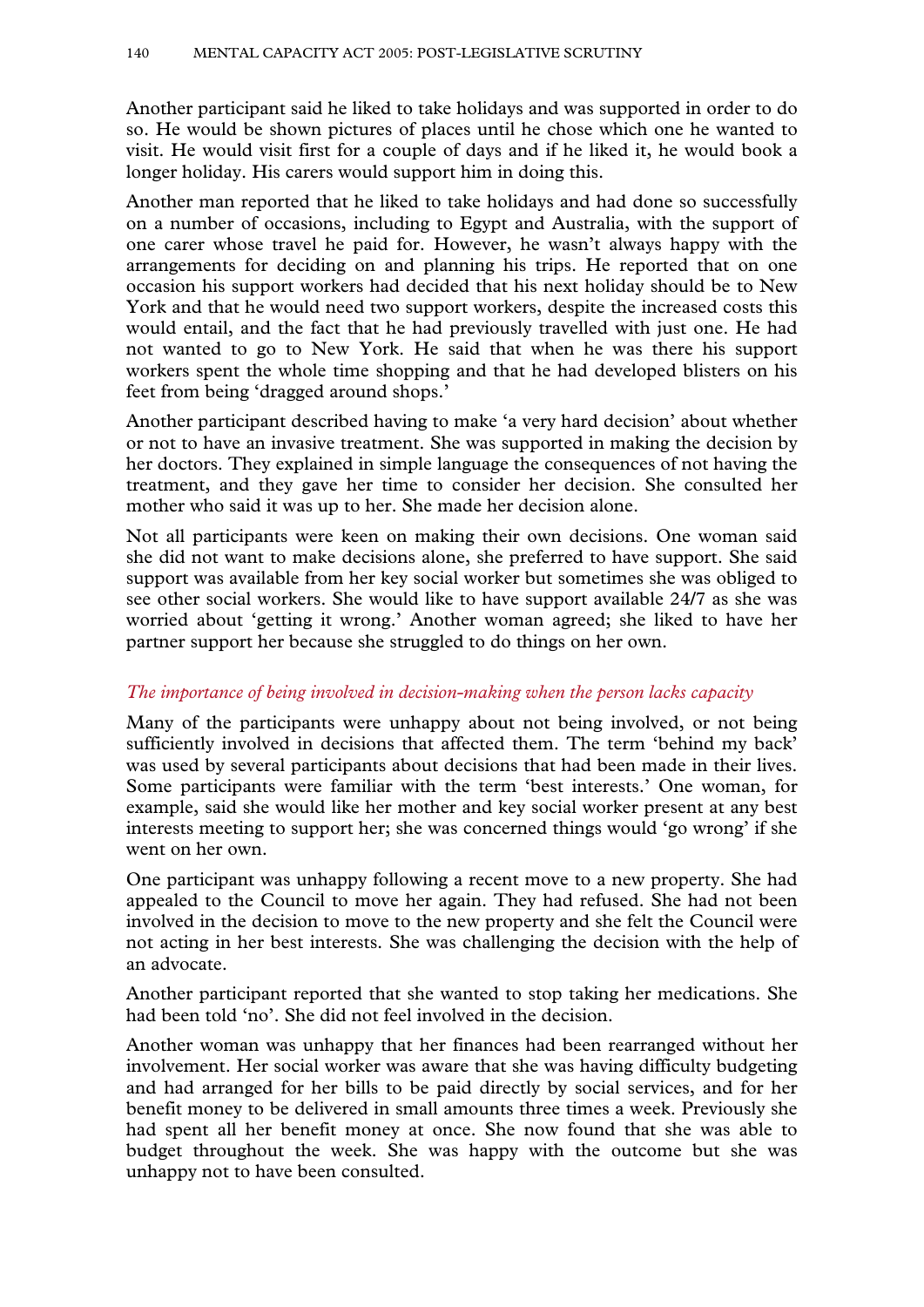Another participant said he liked to take holidays and was supported in order to do so. He would be shown pictures of places until he chose which one he wanted to visit. He would visit first for a couple of days and if he liked it, he would book a longer holiday. His carers would support him in doing this.

Another man reported that he liked to take holidays and had done so successfully on a number of occasions, including to Egypt and Australia, with the support of one carer whose travel he paid for. However, he wasn't always happy with the arrangements for deciding on and planning his trips. He reported that on one occasion his support workers had decided that his next holiday should be to New York and that he would need two support workers, despite the increased costs this would entail, and the fact that he had previously travelled with just one. He had not wanted to go to New York. He said that when he was there his support workers spent the whole time shopping and that he had developed blisters on his feet from being 'dragged around shops.'

Another participant described having to make 'a very hard decision' about whether or not to have an invasive treatment. She was supported in making the decision by her doctors. They explained in simple language the consequences of not having the treatment, and they gave her time to consider her decision. She consulted her mother who said it was up to her. She made her decision alone.

Not all participants were keen on making their own decisions. One woman said she did not want to make decisions alone, she preferred to have support. She said support was available from her key social worker but sometimes she was obliged to see other social workers. She would like to have support available 24/7 as she was worried about 'getting it wrong.' Another woman agreed; she liked to have her partner support her because she struggled to do things on her own.

### *The importance of being involved in decision-making when the person lacks capacity*

Many of the participants were unhappy about not being involved, or not being sufficiently involved in decisions that affected them. The term 'behind my back' was used by several participants about decisions that had been made in their lives. Some participants were familiar with the term 'best interests.' One woman, for example, said she would like her mother and key social worker present at any best interests meeting to support her; she was concerned things would 'go wrong' if she went on her own.

One participant was unhappy following a recent move to a new property. She had appealed to the Council to move her again. They had refused. She had not been involved in the decision to move to the new property and she felt the Council were not acting in her best interests. She was challenging the decision with the help of an advocate.

Another participant reported that she wanted to stop taking her medications. She had been told 'no'. She did not feel involved in the decision.

Another woman was unhappy that her finances had been rearranged without her involvement. Her social worker was aware that she was having difficulty budgeting and had arranged for her bills to be paid directly by social services, and for her benefit money to be delivered in small amounts three times a week. Previously she had spent all her benefit money at once. She now found that she was able to budget throughout the week. She was happy with the outcome but she was unhappy not to have been consulted.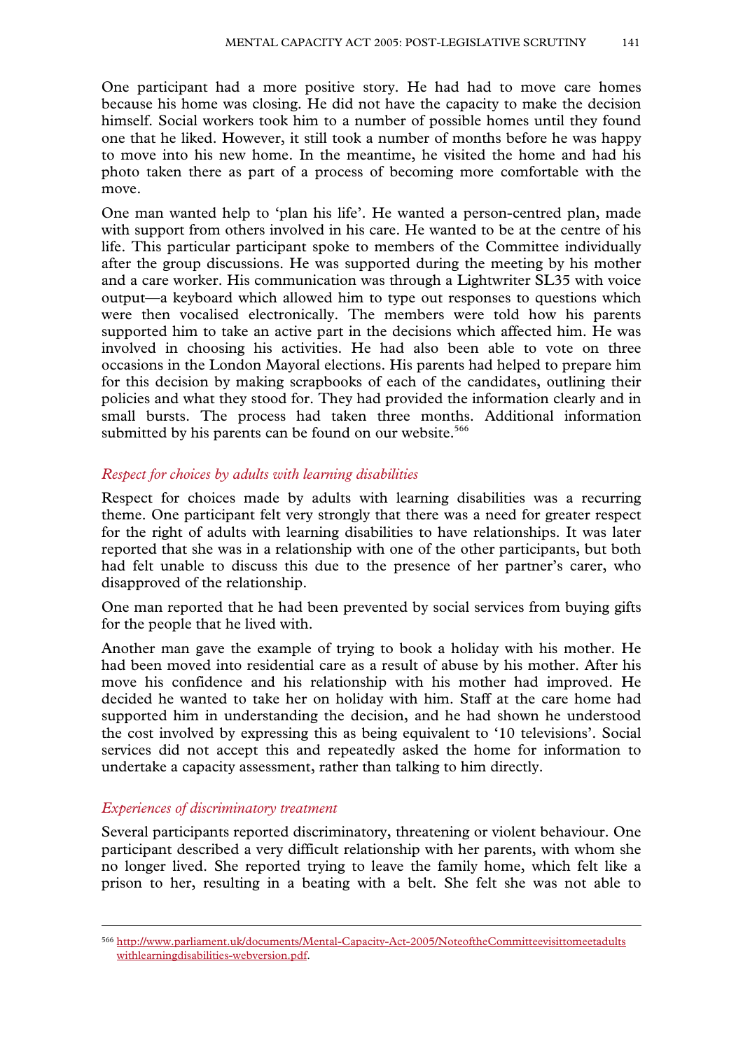One participant had a more positive story. He had had to move care homes because his home was closing. He did not have the capacity to make the decision himself. Social workers took him to a number of possible homes until they found one that he liked. However, it still took a number of months before he was happy to move into his new home. In the meantime, he visited the home and had his photo taken there as part of a process of becoming more comfortable with the move.

One man wanted help to 'plan his life'. He wanted a person-centred plan, made with support from others involved in his care. He wanted to be at the centre of his life. This particular participant spoke to members of the Committee individually after the group discussions. He was supported during the meeting by his mother and a care worker. His communication was through a Lightwriter SL35 with voice output—a keyboard which allowed him to type out responses to questions which were then vocalised electronically. The members were told how his parents supported him to take an active part in the decisions which affected him. He was involved in choosing his activities. He had also been able to vote on three occasions in the London Mayoral elections. His parents had helped to prepare him for this decision by making scrapbooks of each of the candidates, outlining their policies and what they stood for. They had provided the information clearly and in small bursts. The process had taken three months. Additional information submitted by his parents can be found on our website.[566]

*Respect for choices by adults with learning disabilities*

Respect for choices made by adults with learning disabilities was a recurring theme. One participant felt very strongly that there was a need for greater respect for the right of adults with learning disabilities to have relationships. It was later reported that she was in a relationship with one of the other participants, but both had felt unable to discuss this due to the presence of her partner's carer, who disapproved of the relationship.

One man reported that he had been prevented by social services from buying gifts for the people that he lived with.

Another man gave the example of trying to book a holiday with his mother. He had been moved into residential care as a result of abuse by his mother. After his move his confidence and his relationship with his mother had improved. He decided he wanted to take her on holiday with him. Staff at the care home had supported him in understanding the decision, and he had shown he understood the cost involved by expressing this as being equivalent to '10 televisions'. Social services did not accept this and repeatedly asked the home for information to undertake a capacity assessment, rather than talking to him directly.

*Experiences of discriminatory treatment*

Several participants reported discriminatory, threatening or violent behaviour. One participant described a very difficult relationship with her parents, with whom she no longer lived. She reported trying to leave the family home, which felt like a prison to her, resulting in a beating with a belt. She felt she was not able to

---

566 http://www.parliament.uk/documents/Mental-Capacity-Act-2005/NoteoftheCommitteevisittomeetadults withlearningdisabilities-webversion.pdf.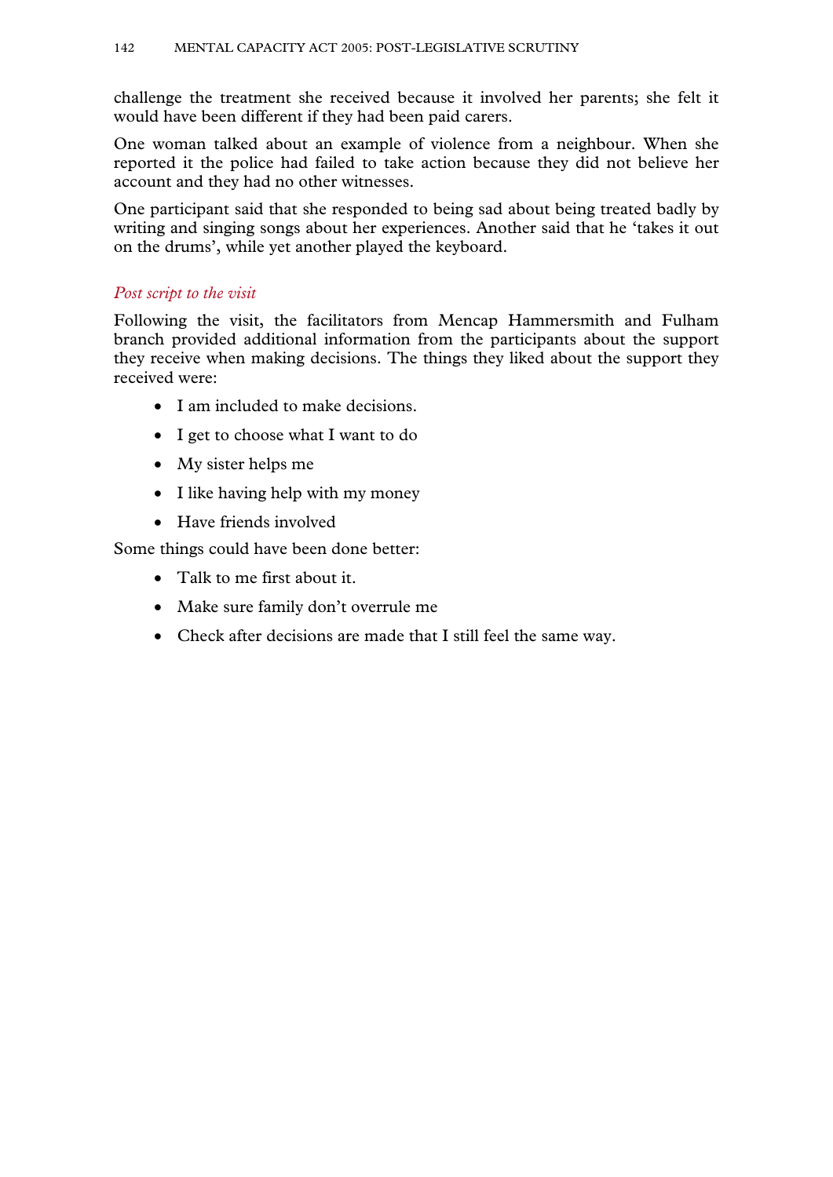challenge the treatment she received because it involved her parents; she felt it would have been different if they had been paid carers.

One woman talked about an example of violence from a neighbour. When she reported it the police had failed to take action because they did not believe her account and they had no other witnesses.

One participant said that she responded to being sad about being treated badly by writing and singing songs about her experiences. Another said that he 'takes it out on the drums', while yet another played the keyboard.

### *Post script to the visit*

Following the visit, the facilitators from Mencap Hammersmith and Fulham branch provided additional information from the participants about the support they receive when making decisions. The things they liked about the support they received were:

- I am included to make decisions.
- I get to choose what I want to do
- My sister helps me
- I like having help with my money
- Have friends involved

Some things could have been done better:

- Talk to me first about it.
- Make sure family don't overrule me
- Check after decisions are made that I still feel the same way.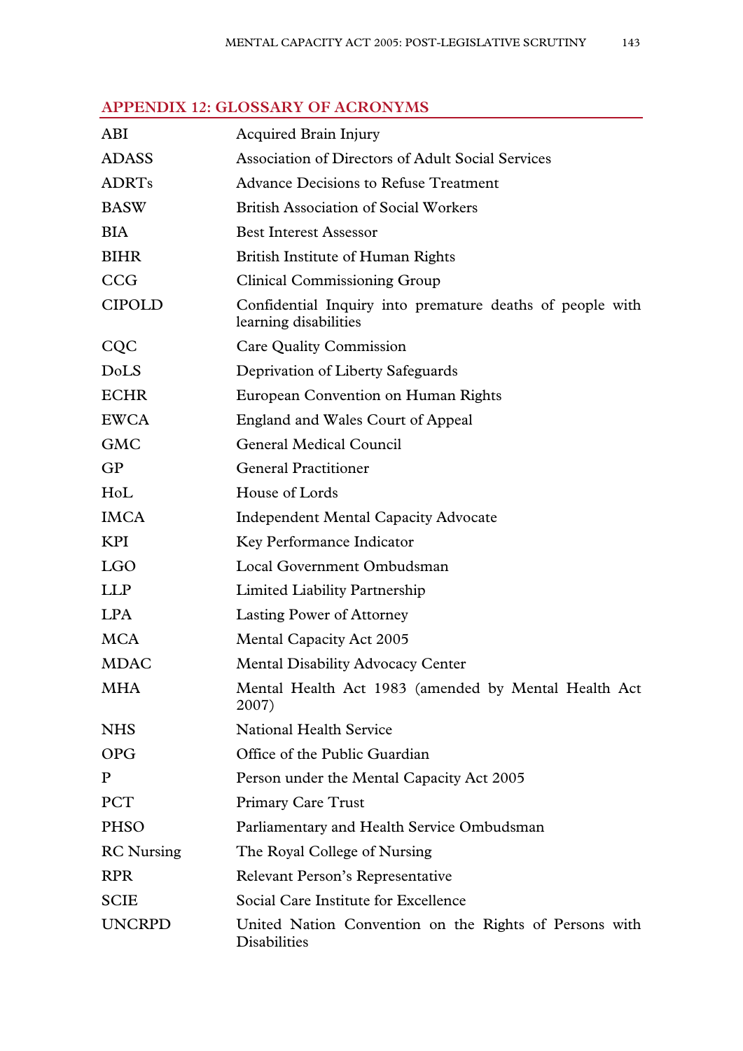## APPENDIX 12: GLOSSARY OF ACRONYMS

| | |
|---|---|
| ABI | Acquired Brain Injury |
| ADASS | Association of Directors of Adult Social Services |
| ADRTs | Advance Decisions to Refuse Treatment |
| BASW | British Association of Social Workers |
| BIA | Best Interest Assessor |
| BIHR | British Institute of Human Rights |
| CCG | Clinical Commissioning Group |
| CIPOLD | Confidential Inquiry into premature deaths of people with learning disabilities |
| CQC | Care Quality Commission |
| DoLS | Deprivation of Liberty Safeguards |
| ECHR | European Convention on Human Rights |
| EWCA | England and Wales Court of Appeal |
| GMC | General Medical Council |
| GP | General Practitioner |
| HoL | House of Lords |
| IMCA | Independent Mental Capacity Advocate |
| KPI | Key Performance Indicator |
| LGO | Local Government Ombudsman |
| LLP | Limited Liability Partnership |
| LPA | Lasting Power of Attorney |
| MCA | Mental Capacity Act 2005 |
| MDAC | Mental Disability Advocacy Center |
| MHA | Mental Health Act 1983 (amended by Mental Health Act 2007) |
| NHS | National Health Service |
| OPG | Office of the Public Guardian |
| P | Person under the Mental Capacity Act 2005 |
| PCT | Primary Care Trust |
| PHSO | Parliamentary and Health Service Ombudsman |
| RC Nursing | The Royal College of Nursing |
| RPR | Relevant Person's Representative |
| SCIE | Social Care Institute for Excellence |
| UNCRPD | United Nation Convention on the Rights of Persons with Disabilities |